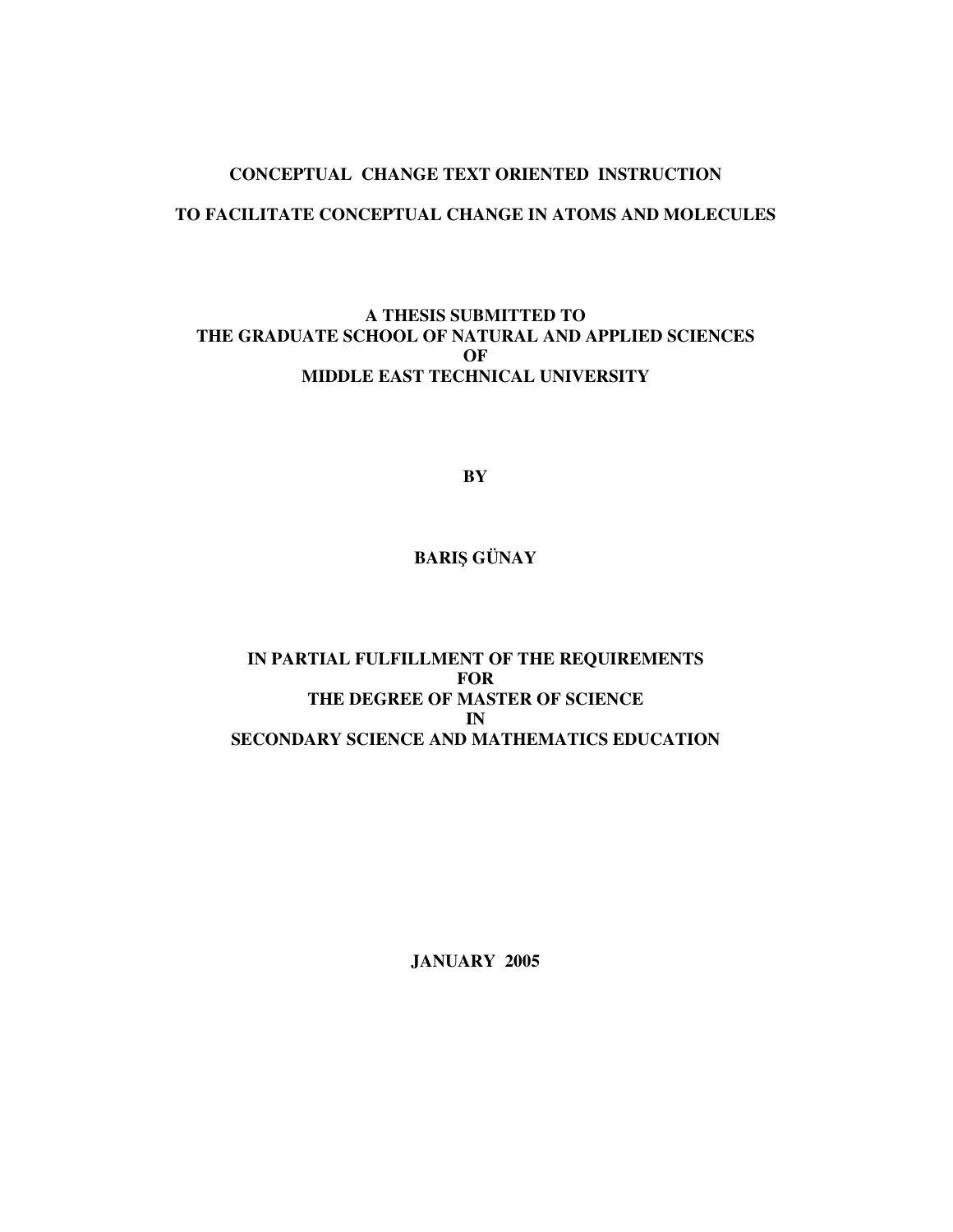# CONCEPTUAL CHANGE TEXT ORIENTED INSTRUCTION

# TO FACILITATE CONCEPTUAL CHANGE IN ATOMS AND MOLECULES

**A THESIS SUBMITTED TO**
**THE GRADUATE SCHOOL OF NATURAL AND APPLIED SCIENCES**
**OF**
**MIDDLE EAST TECHNICAL UNIVERSITY**

**BY**

**BARIŞ GÜNAY**

**IN PARTIAL FULFILLMENT OF THE REQUIREMENTS**
**FOR**
**THE DEGREE OF MASTER OF SCIENCE**
**IN**
**SECONDARY SCIENCE AND MATHEMATICS EDUCATION**

**JANUARY 2005**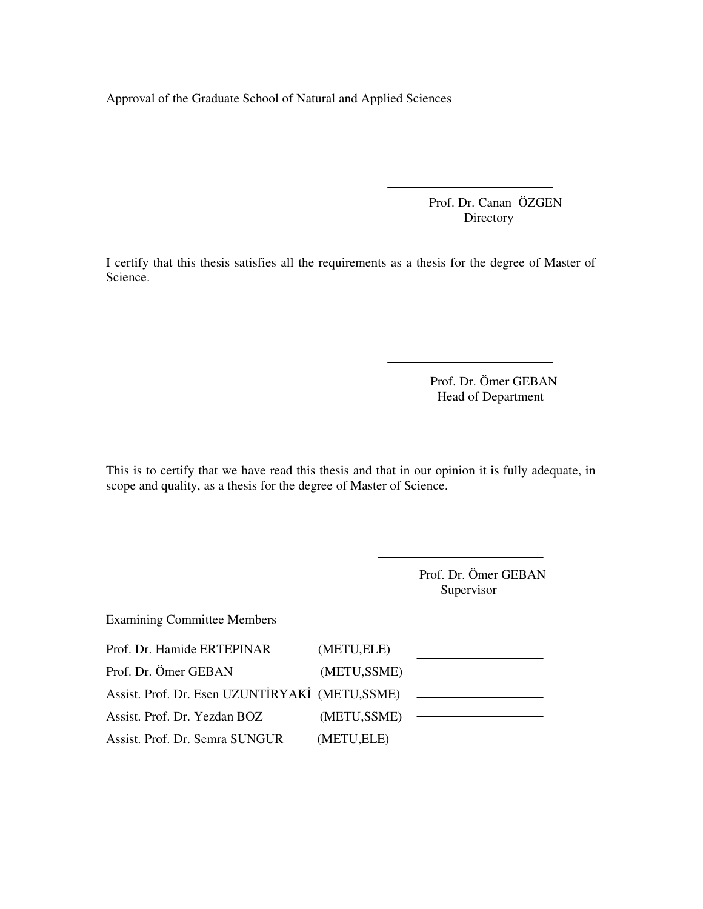Approval of the Graduate School of Natural and Applied Sciences

Prof. Dr. Canan ÖZGEN
Directory

I certify that this thesis satisfies all the requirements as a thesis for the degree of Master of Science.

Prof. Dr. Ömer GEBAN
Head of Department

This is to certify that we have read this thesis and that in our opinion it is fully adequate, in scope and quality, as a thesis for the degree of Master of Science.

Prof. Dr. Ömer GEBAN
Supervisor

Examining Committee Members

| | | |
|---|---|---|
| Prof. Dr. Hamide ERTEPINAR | (METU,ELE) | |
| Prof. Dr. Ömer GEBAN | (METU,SSME) | |
| Assist. Prof. Dr. Esen UZUNTİRYAKİ | (METU,SSME) | |
| Assist. Prof. Dr. Yezdan BOZ | (METU,SSME) | |
| Assist. Prof. Dr. Semra SUNGUR | (METU,ELE) | |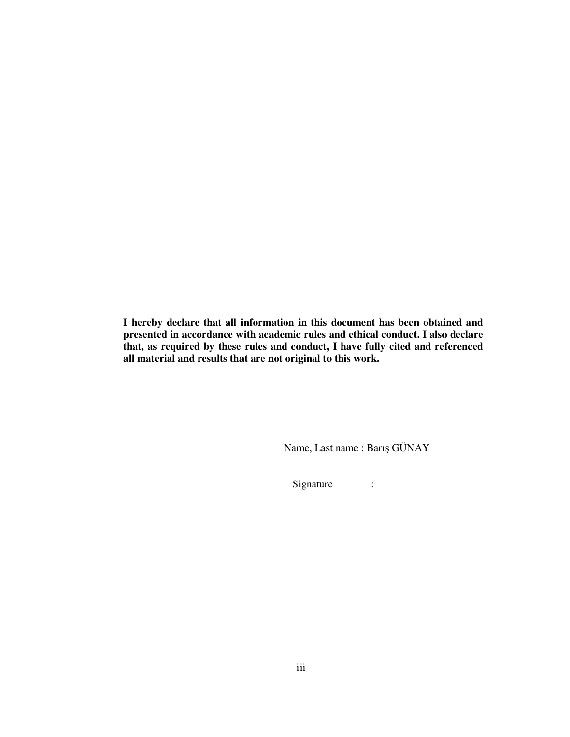**I hereby declare that all information in this document has been obtained and presented in accordance with academic rules and ethical conduct. I also declare that, as required by these rules and conduct, I have fully cited and referenced all material and results that are not original to this work.**

Name, Last name : Barış GÜNAY

Signature :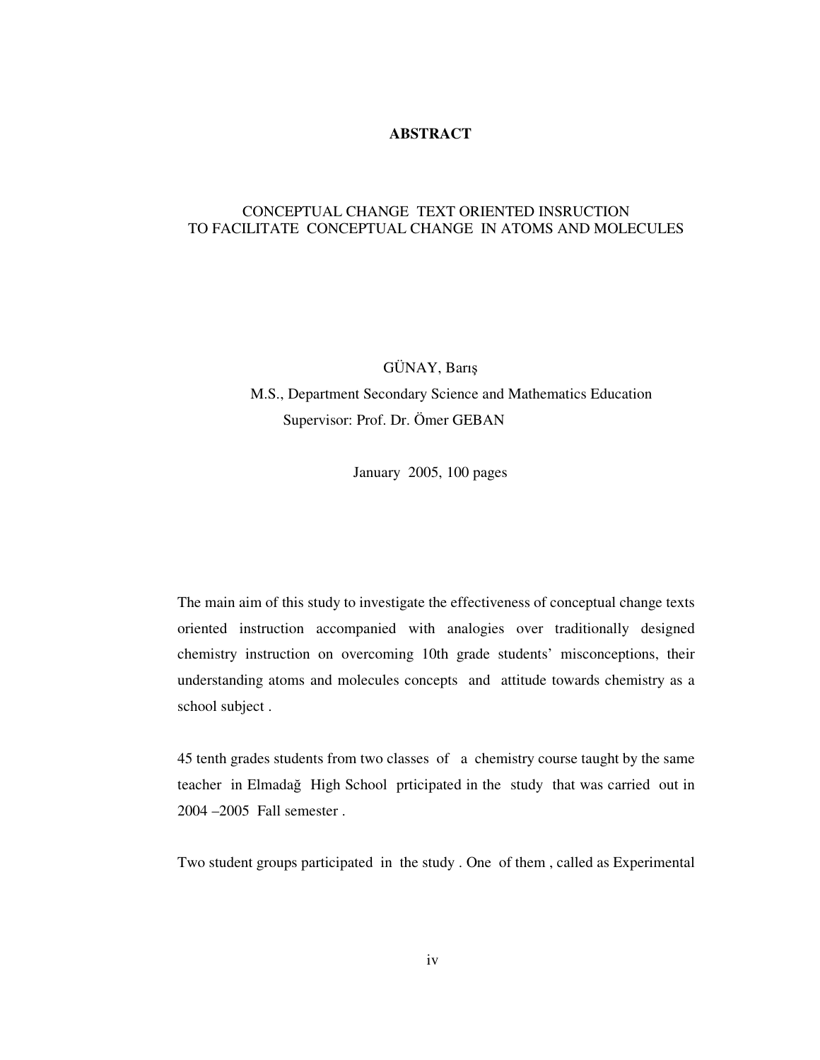# ABSTRACT

CONCEPTUAL CHANGE TEXT ORIENTED INSRUCTION
TO FACILITATE CONCEPTUAL CHANGE IN ATOMS AND MOLECULES

GÜNAY, Barış

M.S., Department Secondary Science and Mathematics Education

Supervisor: Prof. Dr. Ömer GEBAN

January 2005, 100 pages

The main aim of this study to investigate the effectiveness of conceptual change texts oriented instruction accompanied with analogies over traditionally designed chemistry instruction on overcoming 10th grade students' misconceptions, their understanding atoms and molecules concepts and attitude towards chemistry as a school subject .

45 tenth grades students from two classes of a chemistry course taught by the same teacher in Elmadağ High School prticipated in the study that was carried out in 2004 –2005 Fall semester .

Two student groups participated in the study . One of them , called as Experimental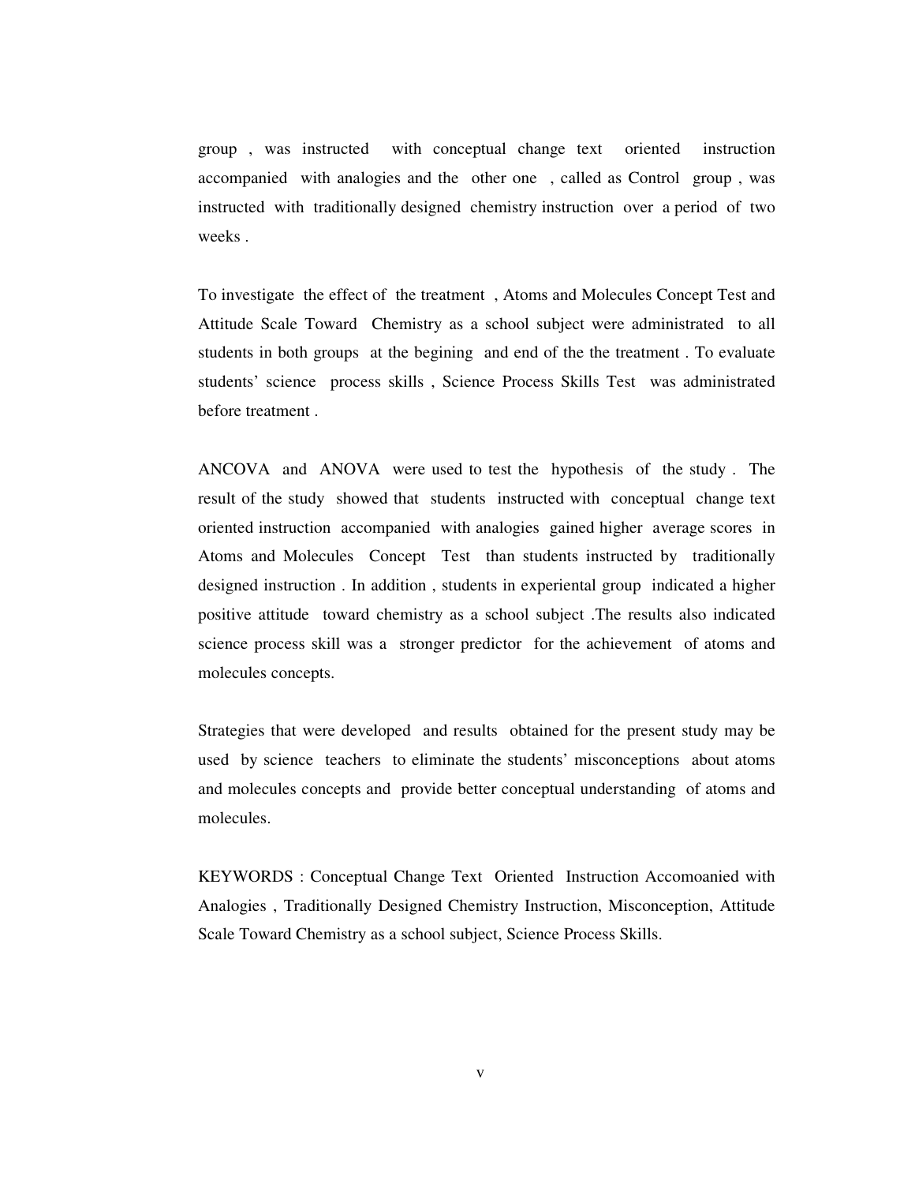group , was instructed with conceptual change text oriented instruction accompanied with analogies and the other one , called as Control group , was instructed with traditionally designed chemistry instruction over a period of two weeks .

To investigate the effect of the treatment , Atoms and Molecules Concept Test and Attitude Scale Toward Chemistry as a school subject were administrated to all students in both groups at the begining and end of the the treatment . To evaluate students' science process skills , Science Process Skills Test was administrated before treatment .

ANCOVA and ANOVA were used to test the hypothesis of the study . The result of the study showed that students instructed with conceptual change text oriented instruction accompanied with analogies gained higher average scores in Atoms and Molecules Concept Test than students instructed by traditionally designed instruction . In addition , students in experiental group indicated a higher positive attitude toward chemistry as a school subject .The results also indicated science process skill was a stronger predictor for the achievement of atoms and molecules concepts.

Strategies that were developed and results obtained for the present study may be used by science teachers to eliminate the students' misconceptions about atoms and molecules concepts and provide better conceptual understanding of atoms and molecules.

KEYWORDS : Conceptual Change Text Oriented Instruction Accomoanied with Analogies , Traditionally Designed Chemistry Instruction, Misconception, Attitude Scale Toward Chemistry as a school subject, Science Process Skills.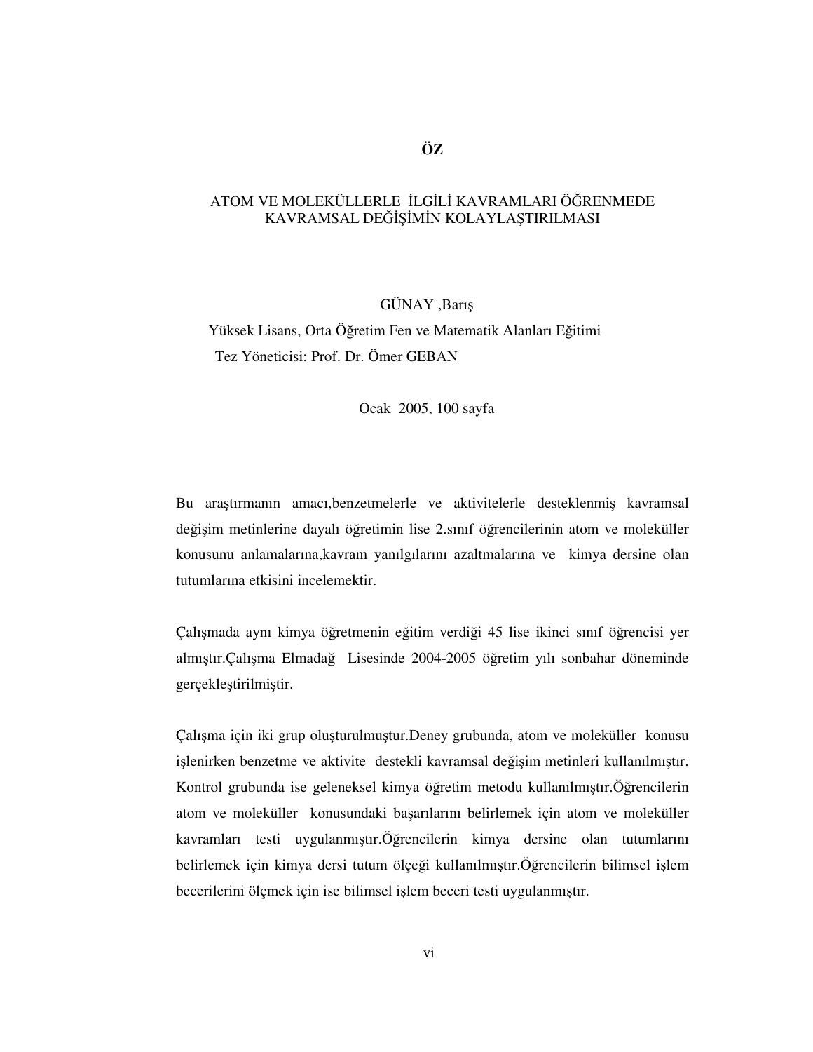# ÖZ

## ATOM VE MOLEKÜLLERLE İLGİLİ KAVRAMLARI ÖĞRENMEDE KAVRAMSAL DEĞİŞİMİN KOLAYLAŞTIRILMASI

GÜNAY ,Barış

Yüksek Lisans, Orta Öğretim Fen ve Matematik Alanları Eğitimi

Tez Yöneticisi: Prof. Dr. Ömer GEBAN

Ocak 2005, 100 sayfa

Bu araştırmanın amacı,benzetmelerle ve aktivitelerle desteklenmiş kavramsal değişim metinlerine dayalı öğretimin lise 2.sınıf öğrencilerinin atom ve moleküller konusunu anlamalarına,kavram yanılgılarını azaltmalarına ve kimya dersine olan tutumlarına etkisini incelemektir.

Çalışmada aynı kimya öğretmenin eğitim verdiği 45 lise ikinci sınıf öğrencisi yer almıştır.Çalışma Elmadağ Lisesinde 2004-2005 öğretim yılı sonbahar döneminde gerçekleştirilmiştir.

Çalışma için iki grup oluşturulmuştur.Deney grubunda, atom ve moleküller konusu işlenirken benzetme ve aktivite destekli kavramsal değişim metinleri kullanılmıştır. Kontrol grubunda ise geleneksel kimya öğretim metodu kullanılmıştır.Öğrencilerin atom ve moleküller konusundaki başarılarını belirlemek için atom ve moleküller kavramları testi uygulanmıştır.Öğrencilerin kimya dersine olan tutumlarını belirlemek için kimya dersi tutum ölçeği kullanılmıştır.Öğrencilerin bilimsel işlem becerilerini ölçmek için ise bilimsel işlem beceri testi uygulanmıştır.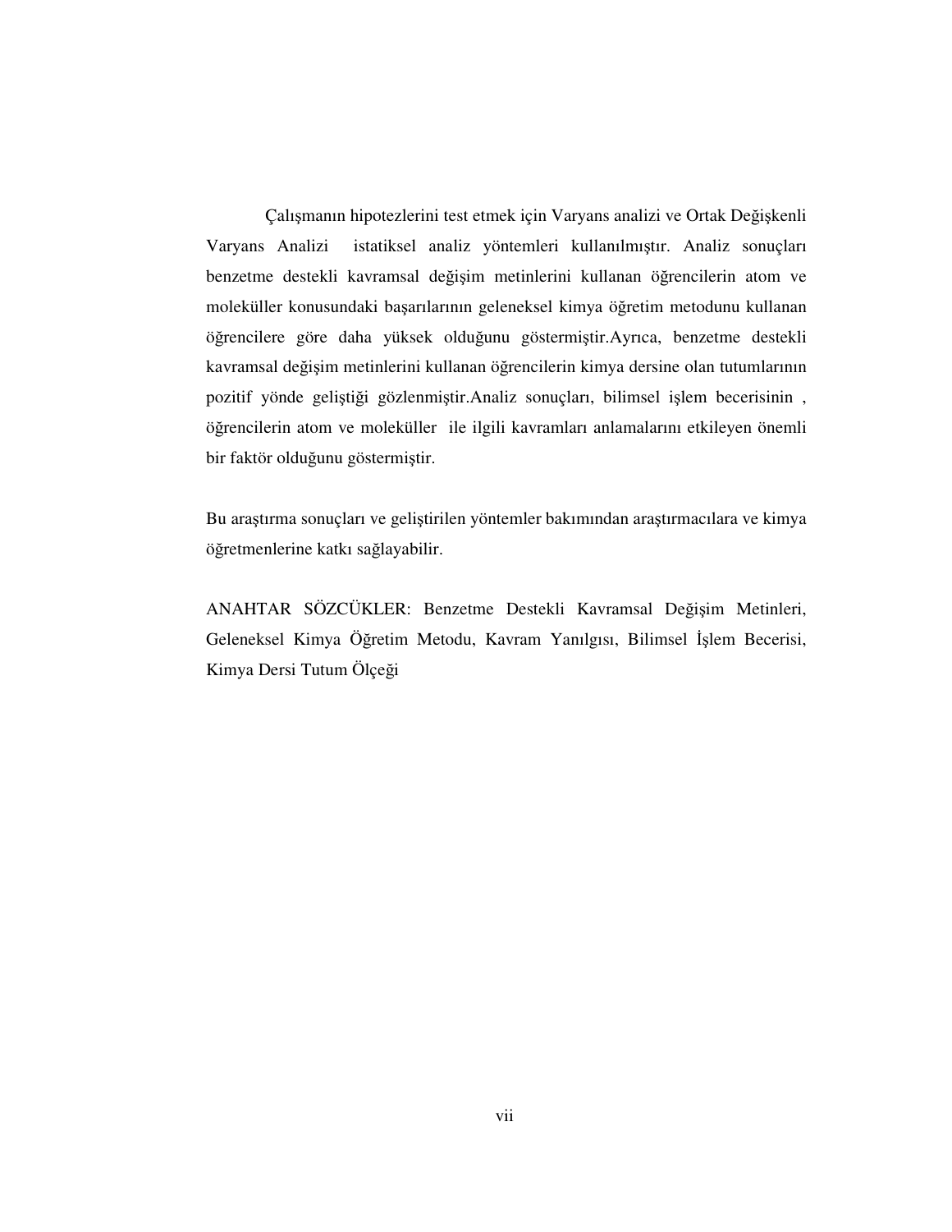Çalışmanın hipotezlerini test etmek için Varyans analizi ve Ortak Değişkenli Varyans Analizi istatiksel analiz yöntemleri kullanılmıştır. Analiz sonuçları benzetme destekli kavramsal değişim metinlerini kullanan öğrencilerin atom ve moleküller konusundaki başarılarının geleneksel kimya öğretim metodunu kullanan öğrencilere göre daha yüksek olduğunu göstermiştir.Ayrıca, benzetme destekli kavramsal değişim metinlerini kullanan öğrencilerin kimya dersine olan tutumlarının pozitif yönde geliştiği gözlenmiştir.Analiz sonuçları, bilimsel işlem becerisinin , öğrencilerin atom ve moleküller ile ilgili kavramları anlamalarını etkileyen önemli bir faktör olduğunu göstermiştir.

Bu araştırma sonuçları ve geliştirilen yöntemler bakımından araştırmacılara ve kimya öğretmenlerine katkı sağlayabilir.

ANAHTAR SÖZCÜKLER: Benzetme Destekli Kavramsal Değişim Metinleri, Geleneksel Kimya Öğretim Metodu, Kavram Yanılgısı, Bilimsel İşlem Becerisi, Kimya Dersi Tutum Ölçeği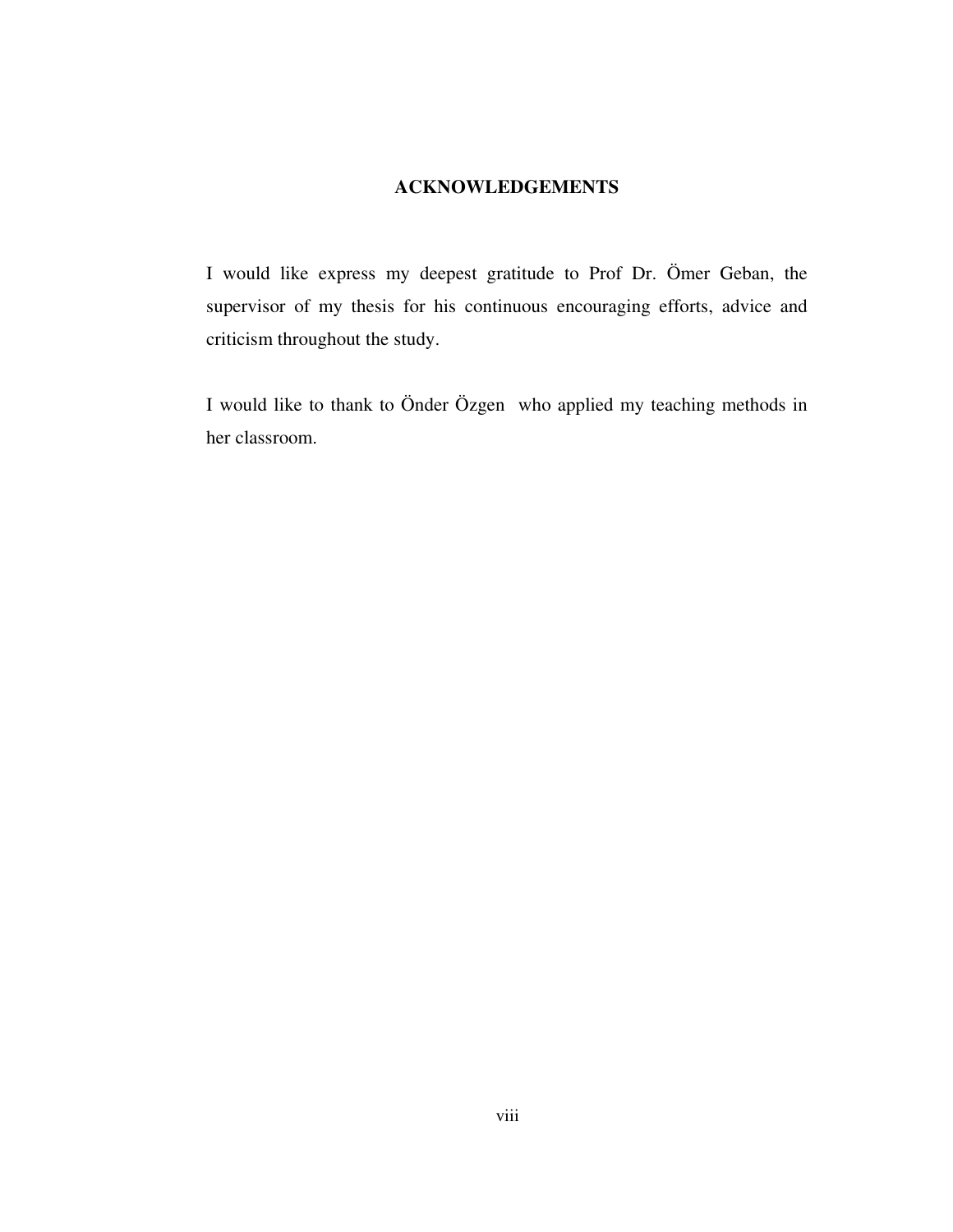# ACKNOWLEDGEMENTS

I would like express my deepest gratitude to Prof Dr. Ömer Geban, the supervisor of my thesis for his continuous encouraging efforts, advice and criticism throughout the study.

I would like to thank to Önder Özgen who applied my teaching methods in her classroom.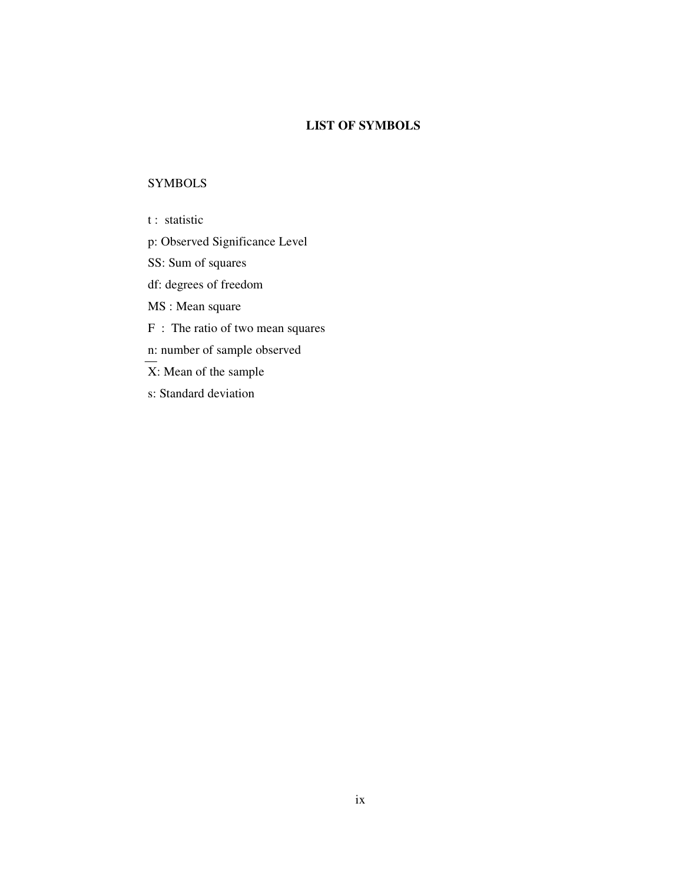# LIST OF SYMBOLS

SYMBOLS

t : statistic

p: Observed Significance Level

SS: Sum of squares

df: degrees of freedom

MS : Mean square

F : The ratio of two mean squares

n: number of sample observed

$\overline{X}$: Mean of the sample

s: Standard deviation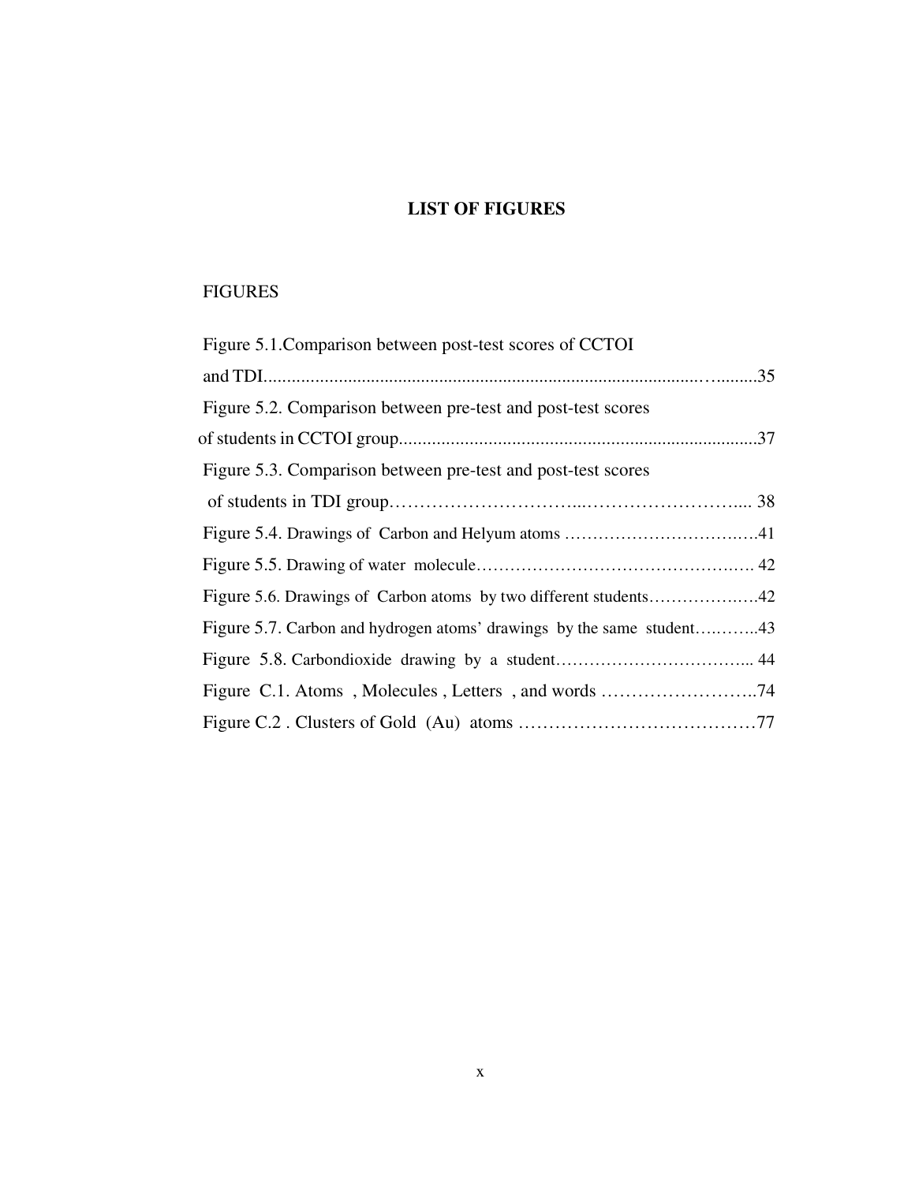# LIST OF FIGURES

FIGURES

Figure 5.1.Comparison between post-test scores of CCTOI and TDI......................................................................................................35

Figure 5.2. Comparison between pre-test and post-test scores of students in CCTOI group............................................................................37

Figure 5.3. Comparison between pre-test and post-test scores of students in TDI group………………………...……………………..... 38

Figure 5.4. Drawings of Carbon and Helyum atoms …………………………..….41

Figure 5.5. Drawing of water molecule…………………………………………. 42

Figure 5.6. Drawings of Carbon atoms by two different students…………….….42

Figure 5.7. Carbon and hydrogen atoms' drawings by the same student…..……..43

Figure 5.8. Carbondioxide drawing by a student…………………………….... 44

Figure C.1. Atoms , Molecules , Letters , and words ……………………..74

Figure C.2 . Clusters of Gold (Au) atoms …………………………………77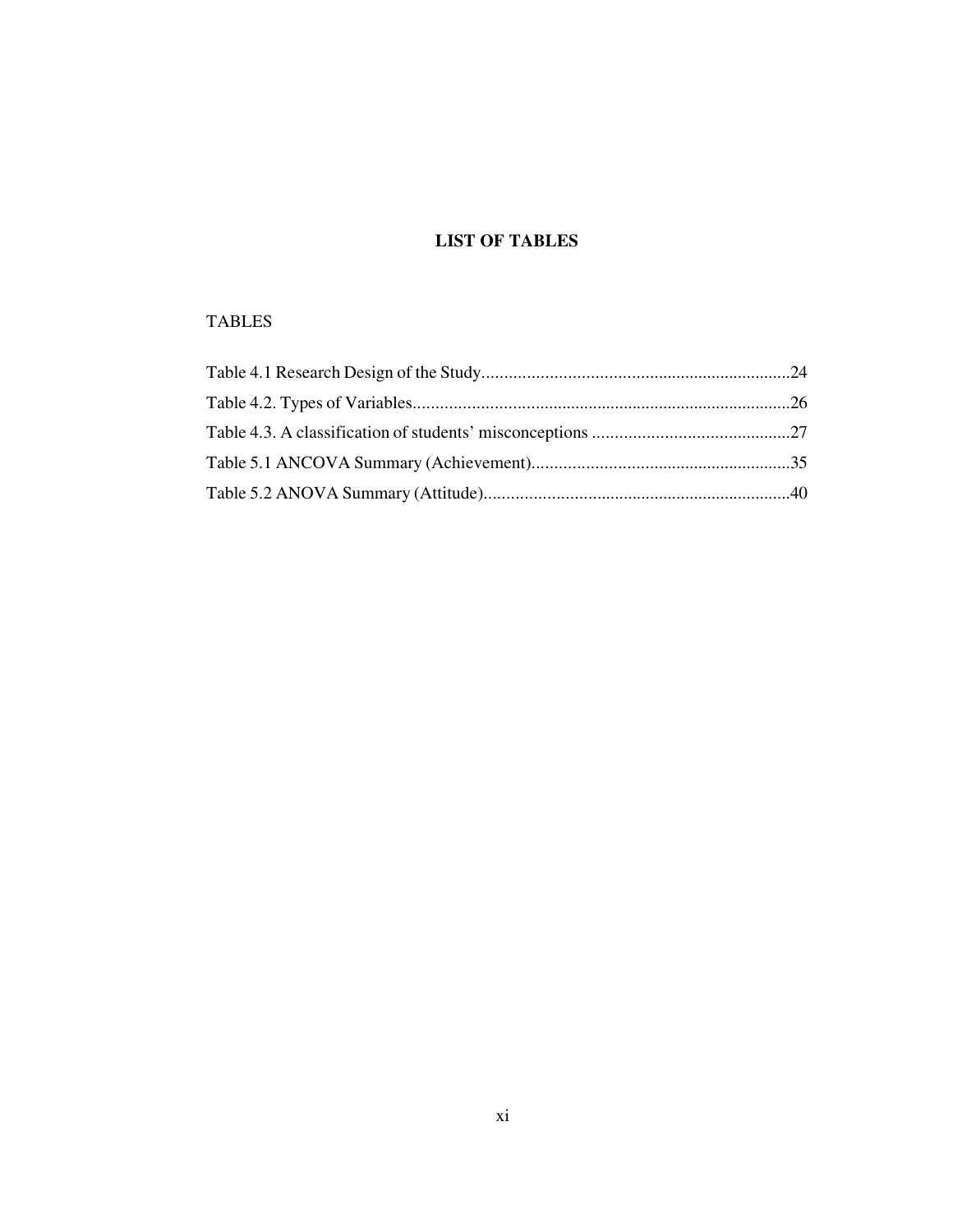# LIST OF TABLES

TABLES

Table 4.1 Research Design of the Study.....................................................................24

Table 4.2. Types of Variables....................................................................................26

Table 4.3. A classification of students' misconceptions ............................................27

Table 5.1 ANCOVA Summary (Achievement)..........................................................35

Table 5.2 ANOVA Summary (Attitude).....................................................................40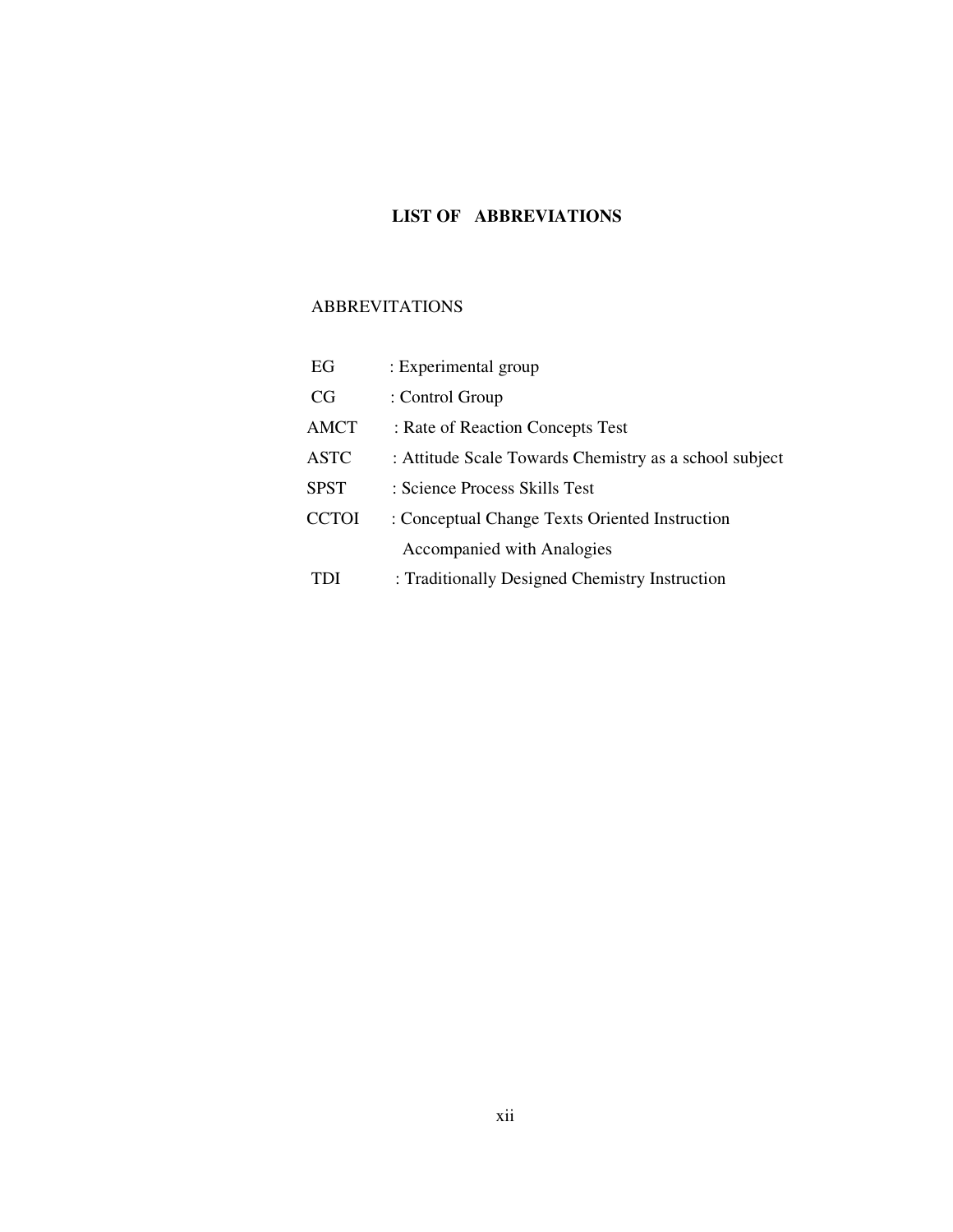# LIST OF ABBREVIATIONS

ABBREVITATIONS

| | |
|---|---|
| EG | : Experimental group |
| CG | : Control Group |
| AMCT | : Rate of Reaction Concepts Test |
| ASTC | : Attitude Scale Towards Chemistry as a school subject |
| SPST | : Science Process Skills Test |
| CCTOI | : Conceptual Change Texts Oriented Instruction Accompanied with Analogies |
| TDI | : Traditionally Designed Chemistry Instruction |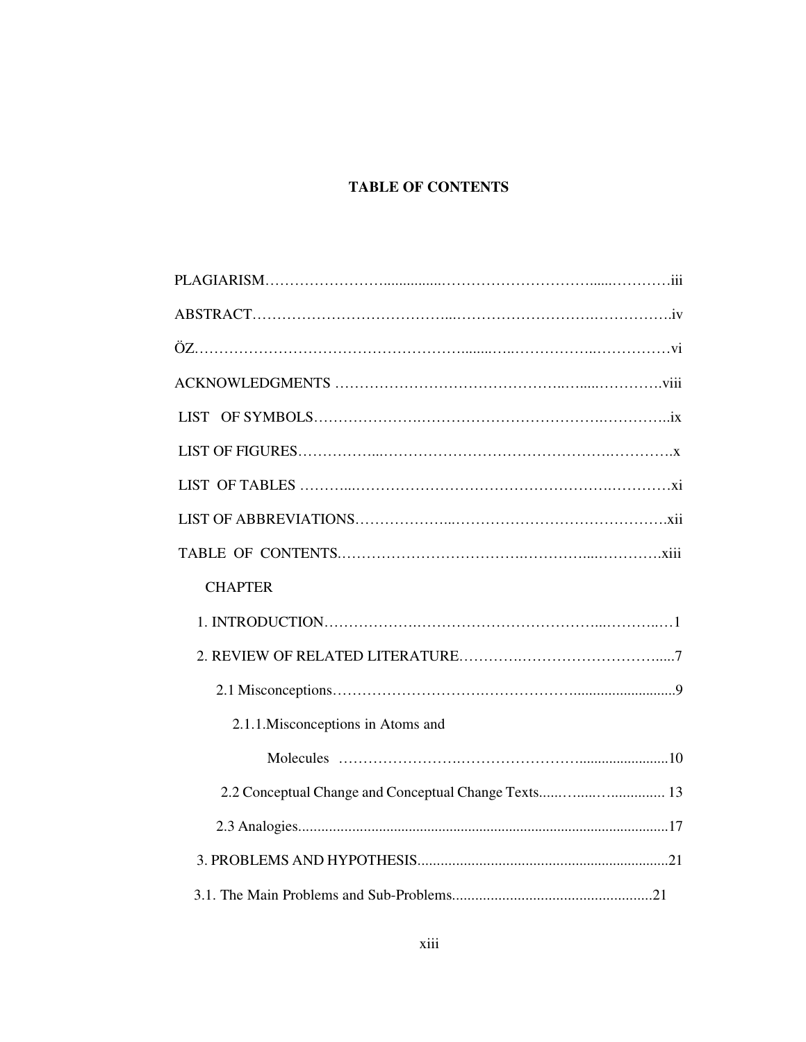## TABLE OF CONTENTS

PLAGIARISM……………………...............…………………………......…………iii

ABSTRACT…………………………………...……………………….…………….iv

ÖZ………………………………………………........…..……………..……………vi

ACKNOWLEDGMENTS ……………………………………..…....………….viii

LIST OF SYMBOLS………………….…………………………….………….ix

LIST OF FIGURES……………...……………………………………….………….x

LIST OF TABLES ………..…………………………………………….…………xi

LIST OF ABBREVIATIONS………………...…………………………………….xii

TABLE OF CONTENTS.……………………………….…………....………….xiii

CHAPTER

1. INTRODUCTION……………….…………………………...……….…1

2. REVIEW OF RELATED LITERATURE……….…………………………......7

2.1 Misconceptions……………………….……………….........................9

2.1.1. Misconceptions in Atoms and Molecules ……………………….……………….......................10

2.2 Conceptual Change and Conceptual Change Texts......…....…............. 13

2.3 Analogies..................................................................................................17

3. PROBLEMS AND HYPOTHESIS..................................................................21

3.1. The Main Problems and Sub-Problems....................................................21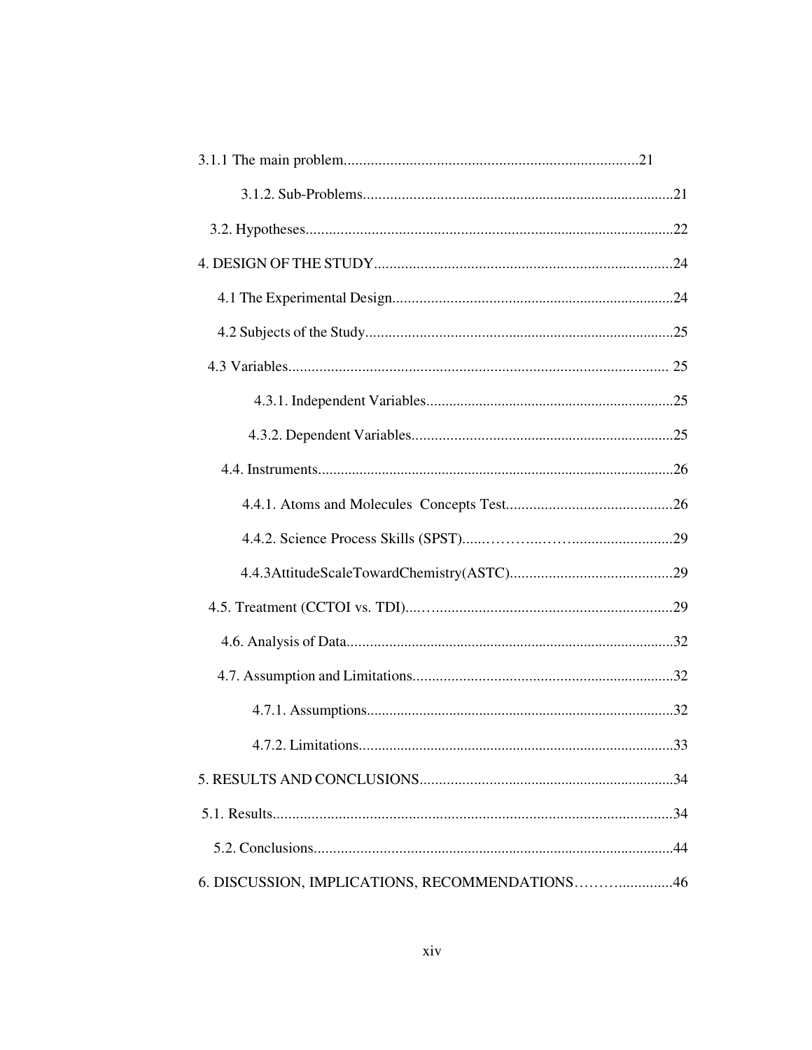3.1.1 The main problem............................................................................21

3.1.2. Sub-Problems..................................................................................21

3.2. Hypotheses................................................................................................22

4. DESIGN OF THE STUDY..............................................................................24

4.1 The Experimental Design..........................................................................24

4.2 Subjects of the Study.................................................................................25

4.3 Variables................................................................................................... 25

4.3.1. Independent Variables..................................................................25

4.3.2. Dependent Variables.....................................................................25

4.4. Instruments..............................................................................................26

4.4.1. Atoms and Molecules Concepts Test............................................26

4.4.2. Science Process Skills (SPST)......………...…..........................29

4.4.3AttitudeScaleTowardChemistry(ASTC)...........................................29

4.5. Treatment (CCTOI vs. TDI)...….................................................................29

4.6. Analysis of Data.......................................................................................32

4.7. Assumption and Limitations.....................................................................32

4.7.1. Assumptions.................................................................................32

4.7.2. Limitations....................................................................................33

5. RESULTS AND CONCLUSIONS...................................................................34

5.1. Results........................................................................................................34

5.2. Conclusions...............................................................................................44

6. DISCUSSION, IMPLICATIONS, RECOMMENDATIONS………...............46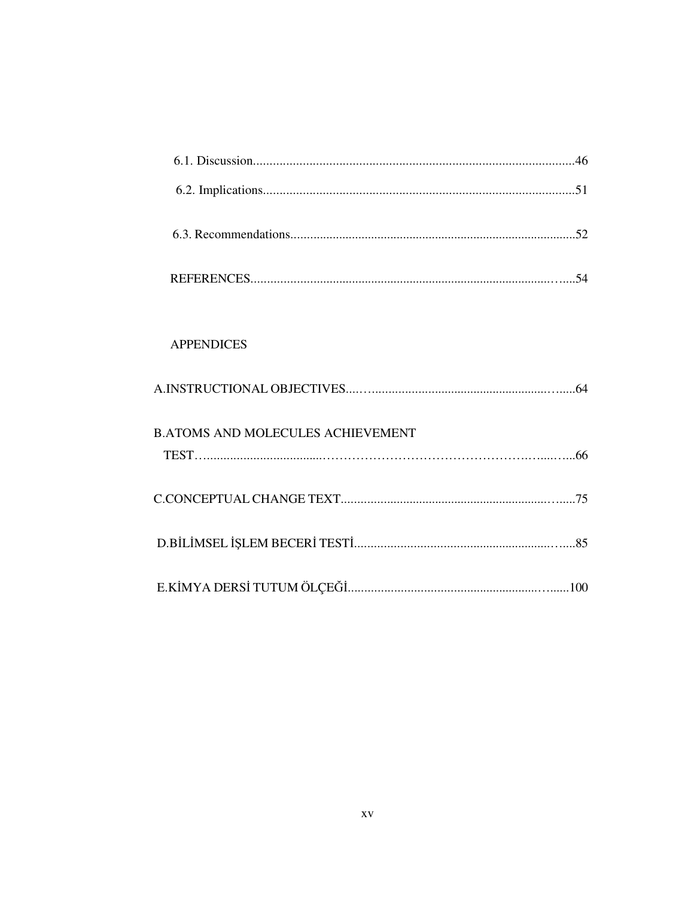6.1. Discussion.................................................................................................46

6.2. Implications..............................................................................................51

6.3. Recommendations.......................................................................................52

REFERENCES...................................................................................................54

APPENDICES

A.INSTRUCTIONAL OBJECTIVES.........................................................................64

B.ATOMS AND MOLECULES ACHIEVEMENT TEST...................................................................................................66

C.CONCEPTUAL CHANGE TEXT.........................................................................75

D.BİLİMSEL İŞLEM BECERİ TESTİ.....................................................................85

E.KİMYA DERSİ TUTUM ÖLÇEĞİ.......................................................................100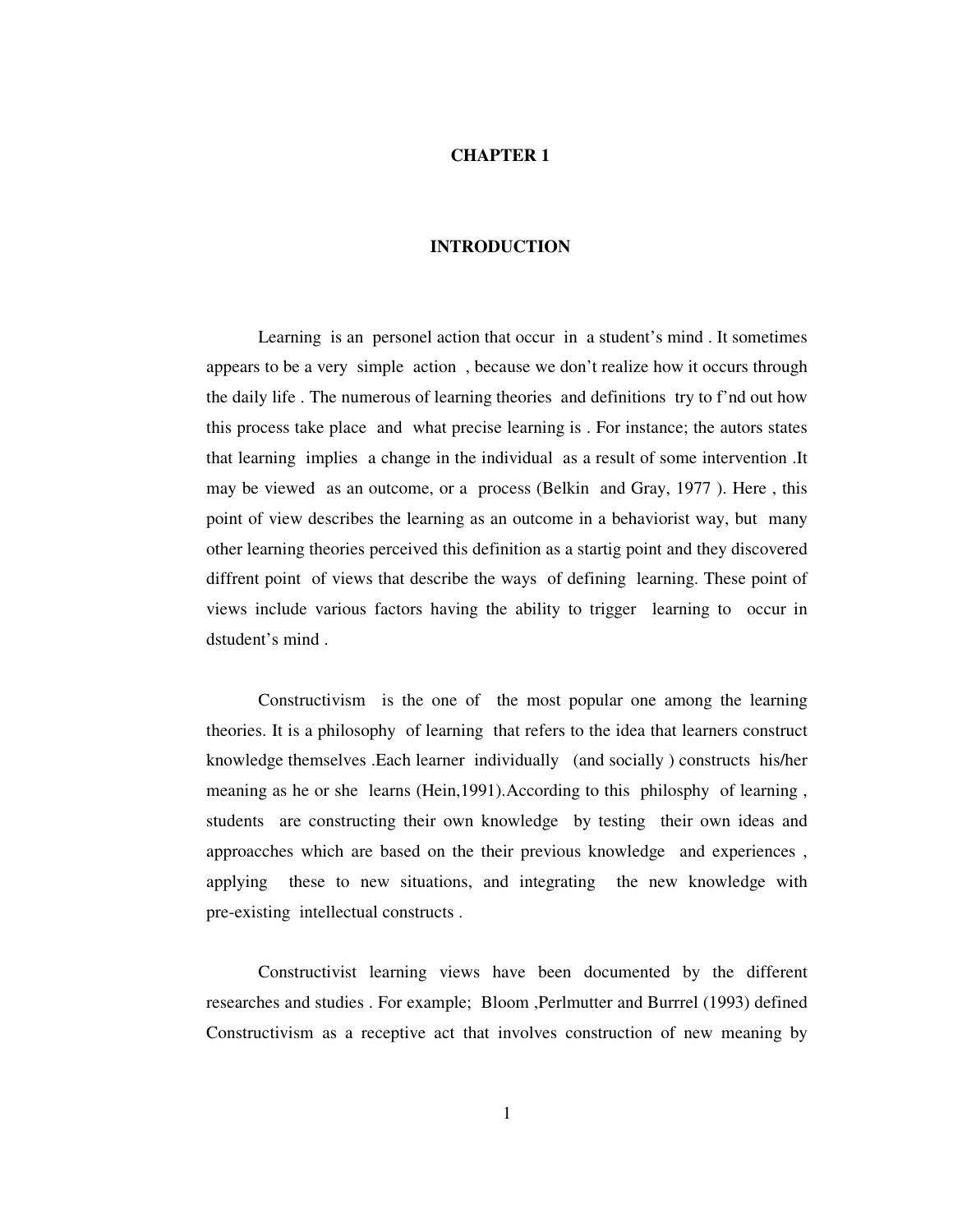# CHAPTER 1

## INTRODUCTION

Learning is an personel action that occur in a student's mind . It sometimes appears to be a very simple action , because we don't realize how it occurs through the daily life . The numerous of learning theories and definitions try to f'nd out how this process take place and what precise learning is . For instance; the autors states that learning implies a change in the individual as a result of some intervention .It may be viewed as an outcome, or a process (Belkin and Gray, 1977 ). Here , this point of view describes the learning as an outcome in a behaviorist way, but many other learning theories perceived this definition as a startig point and they discovered diffrent point of views that describe the ways of defining learning. These point of views include various factors having the ability to trigger learning to occur in dstudent's mind .

Constructivism is the one of the most popular one among the learning theories. It is a philosophy of learning that refers to the idea that learners construct knowledge themselves .Each learner individually (and socially ) constructs his/her meaning as he or she learns (Hein,1991).According to this philosphy of learning , students are constructing their own knowledge by testing their own ideas and approacches which are based on the their previous knowledge and experiences , applying these to new situations, and integrating the new knowledge with pre-existing intellectual constructs .

Constructivist learning views have been documented by the different researches and studies . For example; Bloom ,Perlmutter and Burrel (1993) defined Constructivism as a receptive act that involves construction of new meaning by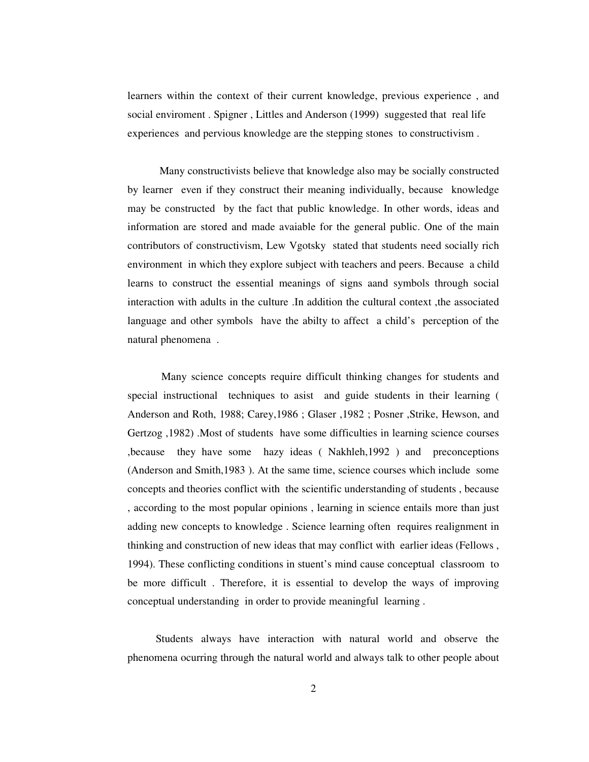learners within the context of their current knowledge, previous experience , and social enviroment . Spigner , Littles and Anderson (1999) suggested that real life experiences and pervious knowledge are the stepping stones to constructivism .

Many constructivists believe that knowledge also may be socially constructed by learner even if they construct their meaning individually, because knowledge may be constructed by the fact that public knowledge. In other words, ideas and information are stored and made avaiable for the general public. One of the main contributors of constructivism, Lew Vgotsky stated that students need socially rich environment in which they explore subject with teachers and peers. Because a child learns to construct the essential meanings of signs aand symbols through social interaction with adults in the culture .In addition the cultural context ,the associated language and other symbols have the abilty to affect a child's perception of the natural phenomena .

Many science concepts require difficult thinking changes for students and special instructional techniques to asist and guide students in their learning ( Anderson and Roth, 1988; Carey,1986 ; Glaser ,1982 ; Posner ,Strike, Hewson, and Gertzog ,1982) .Most of students have some difficulties in learning science courses ,because they have some hazy ideas ( Nakhleh,1992 ) and preconceptions (Anderson and Smith,1983 ). At the same time, science courses which include some concepts and theories conflict with the scientific understanding of students , because , according to the most popular opinions , learning in science entails more than just adding new concepts to knowledge . Science learning often requires realignment in thinking and construction of new ideas that may conflict with earlier ideas (Fellows , 1994). These conflicting conditions in stuent's mind cause conceptual classroom to be more difficult . Therefore, it is essential to develop the ways of improving conceptual understanding in order to provide meaningful learning .

Students always have interaction with natural world and observe the phenomena ocurring through the natural world and always talk to other people about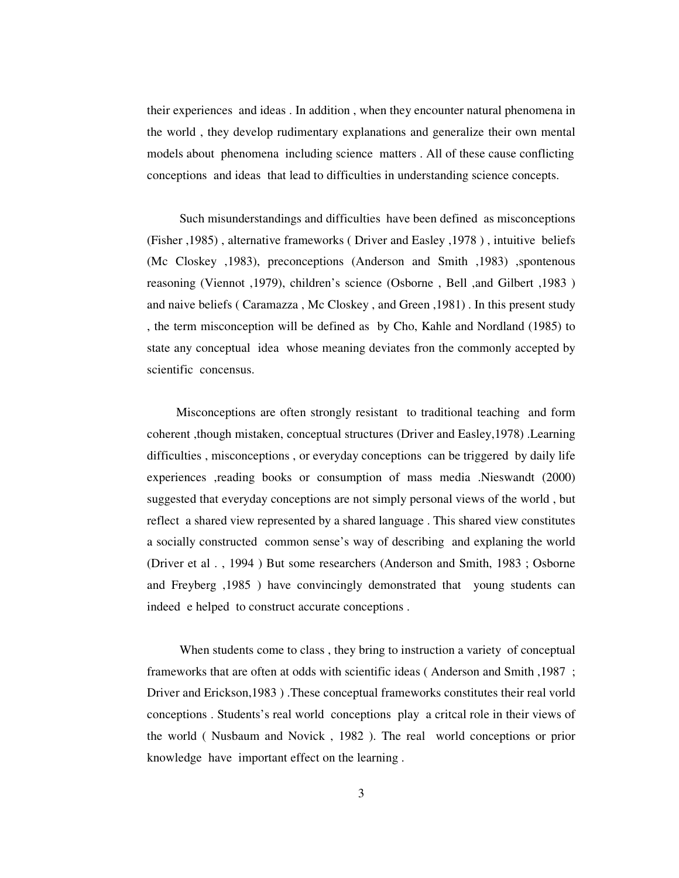their experiences and ideas . In addition , when they encounter natural phenomena in the world , they develop rudimentary explanations and generalize their own mental models about phenomena including science matters . All of these cause conflicting conceptions and ideas that lead to difficulties in understanding science concepts.

Such misunderstandings and difficulties have been defined as misconceptions (Fisher ,1985) , alternative frameworks ( Driver and Easley ,1978 ) , intuitive beliefs (Mc Closkey ,1983), preconceptions (Anderson and Smith ,1983) ,spontenous reasoning (Viennot ,1979), children's science (Osborne , Bell ,and Gilbert ,1983 ) and naive beliefs ( Caramazza , Mc Closkey , and Green ,1981) . In this present study , the term misconception will be defined as by Cho, Kahle and Nordland (1985) to state any conceptual idea whose meaning deviates fron the commonly accepted by scientific concensus.

Misconceptions are often strongly resistant to traditional teaching and form coherent ,though mistaken, conceptual structures (Driver and Easley,1978) .Learning difficulties , misconceptions , or everyday conceptions can be triggered by daily life experiences ,reading books or consumption of mass media .Nieswandt (2000) suggested that everyday conceptions are not simply personal views of the world , but reflect a shared view represented by a shared language . This shared view constitutes a socially constructed common sense's way of describing and explaning the world (Driver et al . , 1994 ) But some researchers (Anderson and Smith, 1983 ; Osborne and Freyberg ,1985 ) have convincingly demonstrated that young students can indeed e helped to construct accurate conceptions .

When students come to class , they bring to instruction a variety of conceptual frameworks that are often at odds with scientific ideas ( Anderson and Smith ,1987 ; Driver and Erickson,1983 ) .These conceptual frameworks constitutes their real vorld conceptions . Students's real world conceptions play a critcal role in their views of the world ( Nusbaum and Novick , 1982 ). The real world conceptions or prior knowledge have important effect on the learning .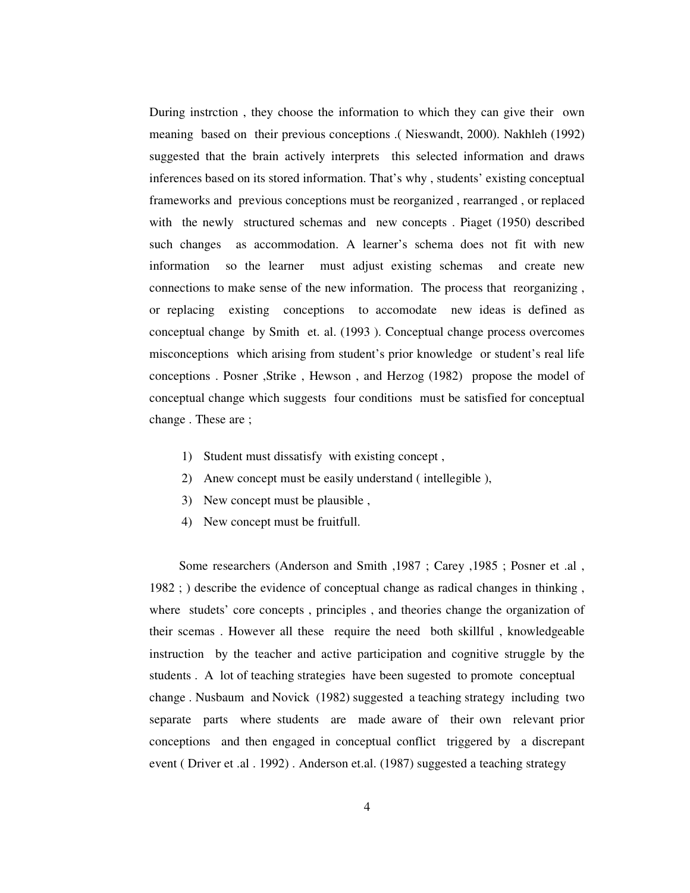During instrction , they choose the information to which they can give their own meaning based on their previous conceptions .( Nieswandt, 2000). Nakhleh (1992) suggested that the brain actively interprets this selected information and draws inferences based on its stored information. That's why , students' existing conceptual frameworks and previous conceptions must be reorganized , rearranged , or replaced with the newly structured schemas and new concepts . Piaget (1950) described such changes as accommodation. A learner's schema does not fit with new information so the learner must adjust existing schemas and create new connections to make sense of the new information. The process that reorganizing , or replacing existing conceptions to accomodate new ideas is defined as conceptual change by Smith et. al. (1993 ). Conceptual change process overcomes misconceptions which arising from student's prior knowledge or student's real life conceptions . Posner ,Strike , Hewson , and Herzog (1982) propose the model of conceptual change which suggests four conditions must be satisfied for conceptual change . These are ;

1) Student must dissatisfy with existing concept ,
2) Anew concept must be easily understand ( intellegible ),
3) New concept must be plausible ,
4) New concept must be fruitfull.

Some researchers (Anderson and Smith ,1987 ; Carey ,1985 ; Posner et .al , 1982 ; ) describe the evidence of conceptual change as radical changes in thinking , where studets' core concepts , principles , and theories change the organization of their scemas . However all these require the need both skillful , knowledgeable instruction by the teacher and active participation and cognitive struggle by the students . A lot of teaching strategies have been sugested to promote conceptual change . Nusbaum and Novick (1982) suggested a teaching strategy including two separate parts where students are made aware of their own relevant prior conceptions and then engaged in conceptual conflict triggered by a discrepant event ( Driver et .al . 1992) . Anderson et.al. (1987) suggested a teaching strategy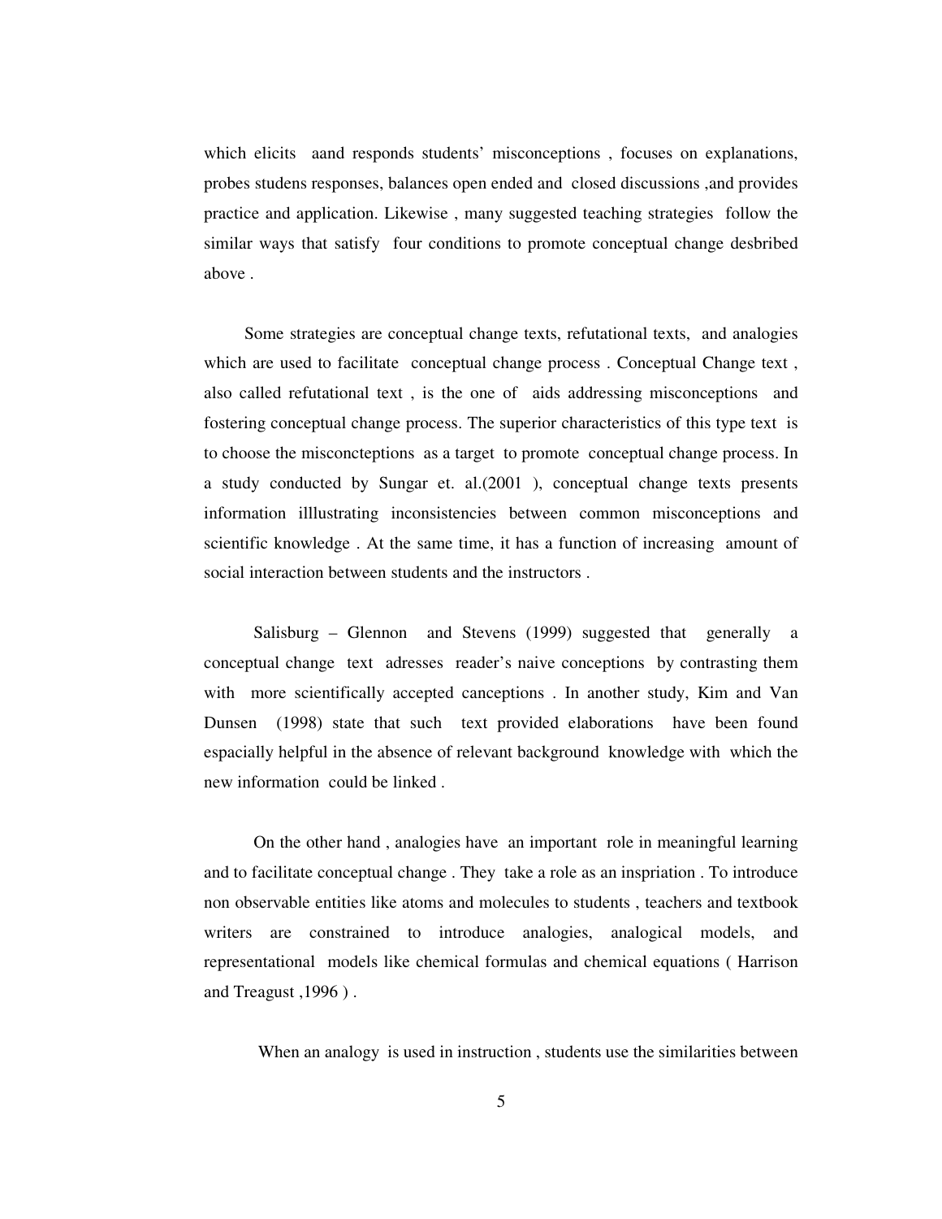which elicits aand responds students' misconceptions , focuses on explanations, probes studens responses, balances open ended and closed discussions ,and provides practice and application. Likewise , many suggested teaching strategies follow the similar ways that satisfy four conditions to promote conceptual change desbribed above .

Some strategies are conceptual change texts, refutational texts, and analogies which are used to facilitate conceptual change process . Conceptual Change text , also called refutational text , is the one of aids addressing misconceptions and fostering conceptual change process. The superior characteristics of this type text is to choose the misconcteptions as a target to promote conceptual change process. In a study conducted by Sungar et. al.(2001 ), conceptual change texts presents information illlustrating inconsistencies between common misconceptions and scientific knowledge . At the same time, it has a function of increasing amount of social interaction between students and the instructors .

Salisburg – Glennon and Stevens (1999) suggested that generally a conceptual change text adresses reader's naive conceptions by contrasting them with more scientifically accepted canceptions . In another study, Kim and Van Dunsen (1998) state that such text provided elaborations have been found espacially helpful in the absence of relevant background knowledge with which the new information could be linked .

On the other hand , analogies have an important role in meaningful learning and to facilitate conceptual change . They take a role as an inspriation . To introduce non observable entities like atoms and molecules to students , teachers and textbook writers are constrained to introduce analogies, analogical models, and representational models like chemical formulas and chemical equations ( Harrison and Treagust ,1996 ) .

When an analogy is used in instruction , students use the similarities between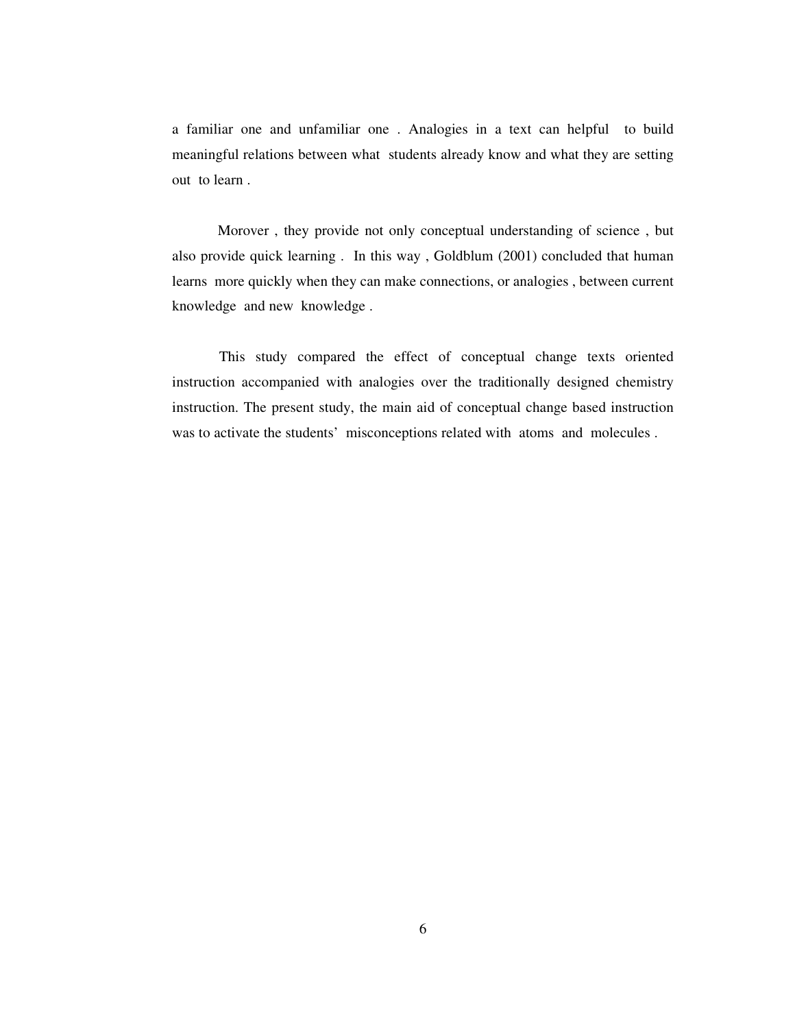a familiar one and unfamiliar one . Analogies in a text can helpful to build meaningful relations between what students already know and what they are setting out to learn .

Morover , they provide not only conceptual understanding of science , but also provide quick learning . In this way , Goldblum (2001) concluded that human learns more quickly when they can make connections, or analogies , between current knowledge and new knowledge .

This study compared the effect of conceptual change texts oriented instruction accompanied with analogies over the traditionally designed chemistry instruction. The present study, the main aid of conceptual change based instruction was to activate the students' misconceptions related with atoms and molecules .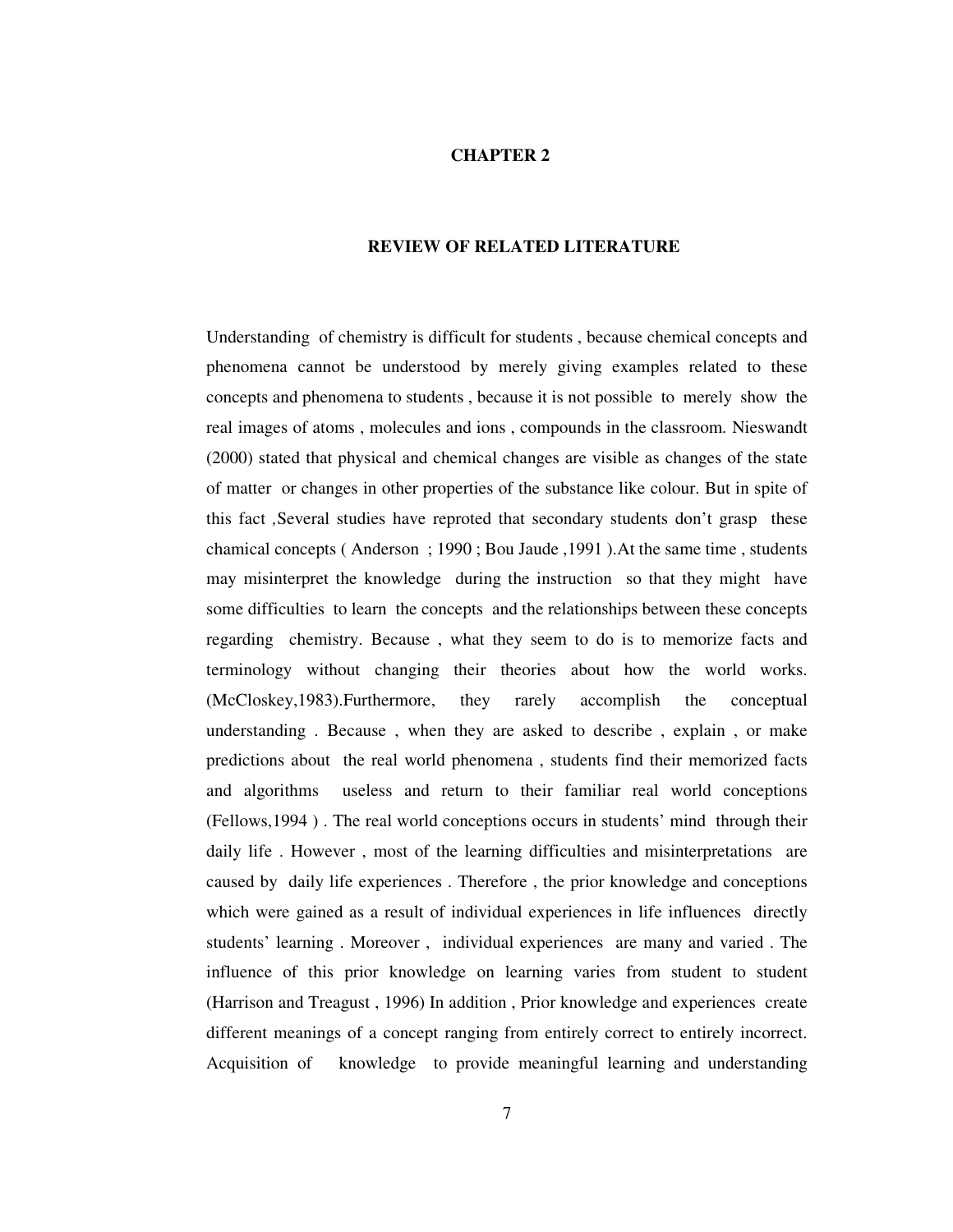# CHAPTER 2

## REVIEW OF RELATED LITERATURE

Understanding of chemistry is difficult for students , because chemical concepts and phenomena cannot be understood by merely giving examples related to these concepts and phenomena to students , because it is not possible to merely show the real images of atoms , molecules and ions , compounds in the classroom. Nieswandt (2000) stated that physical and chemical changes are visible as changes of the state of matter or changes in other properties of the substance like colour. But in spite of this fact ,Several studies have reproted that secondary students don't grasp these chamical concepts ( Anderson ; 1990 ; Bou Jaude ,1991 ).At the same time , students may misinterpret the knowledge during the instruction so that they might have some difficulties to learn the concepts and the relationships between these concepts regarding chemistry. Because , what they seem to do is to memorize facts and terminology without changing their theories about how the world works. (McCloskey,1983).Furthermore, they rarely accomplish the conceptual understanding . Because , when they are asked to describe , explain , or make predictions about the real world phenomena , students find their memorized facts and algorithms useless and return to their familiar real world conceptions (Fellows,1994 ) . The real world conceptions occurs in students' mind through their daily life . However , most of the learning difficulties and misinterpretations are caused by daily life experiences . Therefore , the prior knowledge and conceptions which were gained as a result of individual experiences in life influences directly students' learning . Moreover , individual experiences are many and varied . The influence of this prior knowledge on learning varies from student to student (Harrison and Treagust , 1996) In addition , Prior knowledge and experiences create different meanings of a concept ranging from entirely correct to entirely incorrect. Acquisition of knowledge to provide meaningful learning and understanding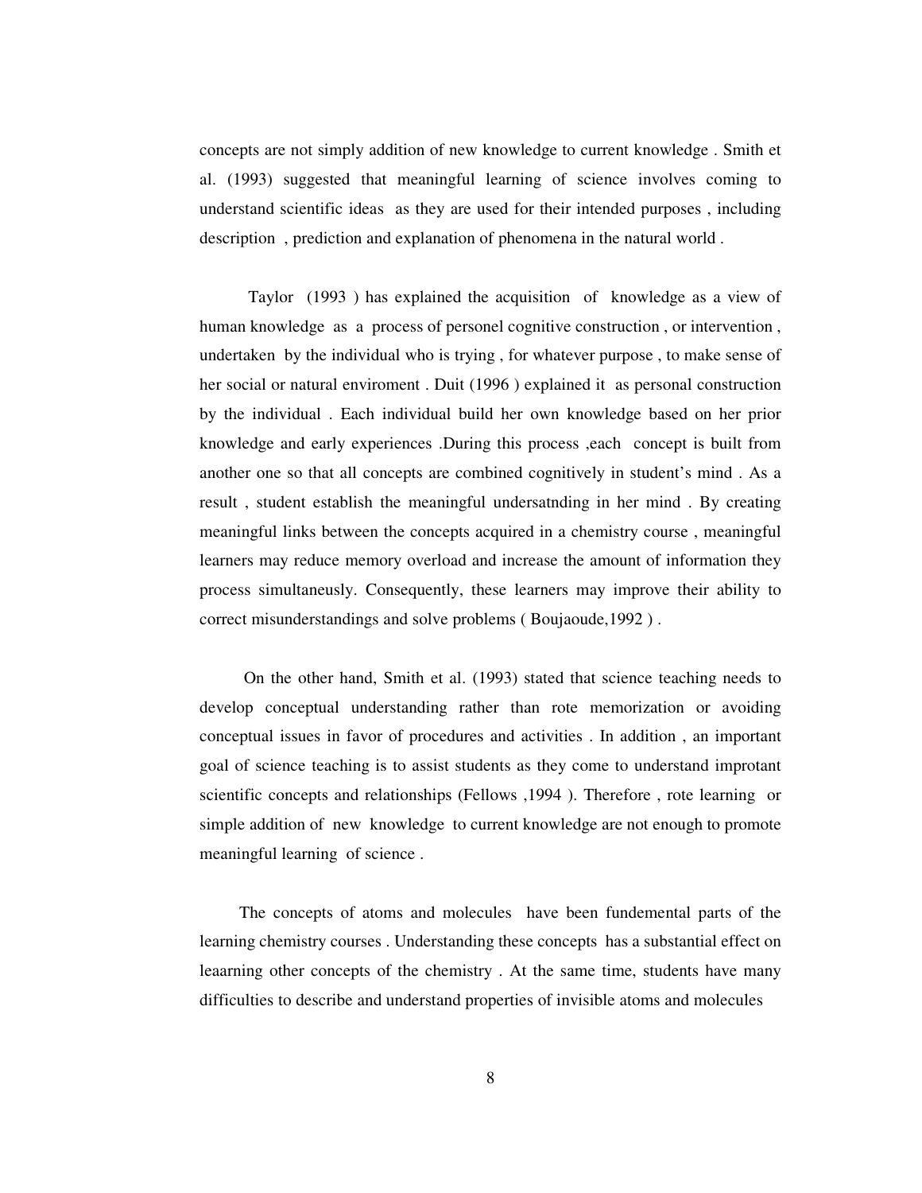concepts are not simply addition of new knowledge to current knowledge . Smith et al. (1993) suggested that meaningful learning of science involves coming to understand scientific ideas as they are used for their intended purposes , including description , prediction and explanation of phenomena in the natural world .

Taylor (1993 ) has explained the acquisition of knowledge as a view of human knowledge as a process of personel cognitive construction , or intervention , undertaken by the individual who is trying , for whatever purpose , to make sense of her social or natural enviroment . Duit (1996 ) explained it as personal construction by the individual . Each individual build her own knowledge based on her prior knowledge and early experiences .During this process ,each concept is built from another one so that all concepts are combined cognitively in student's mind . As a result , student establish the meaningful undersatnding in her mind . By creating meaningful links between the concepts acquired in a chemistry course , meaningful learners may reduce memory overload and increase the amount of information they process simultaneusly. Consequently, these learners may improve their ability to correct misunderstandings and solve problems ( Boujaoude,1992 ) .

On the other hand, Smith et al. (1993) stated that science teaching needs to develop conceptual understanding rather than rote memorization or avoiding conceptual issues in favor of procedures and activities . In addition , an important goal of science teaching is to assist students as they come to understand improtant scientific concepts and relationships (Fellows ,1994 ). Therefore , rote learning or simple addition of new knowledge to current knowledge are not enough to promote meaningful learning of science .

The concepts of atoms and molecules have been fundemental parts of the learning chemistry courses . Understanding these concepts has a substantial effect on leaarning other concepts of the chemistry . At the same time, students have many difficulties to describe and understand properties of invisible atoms and molecules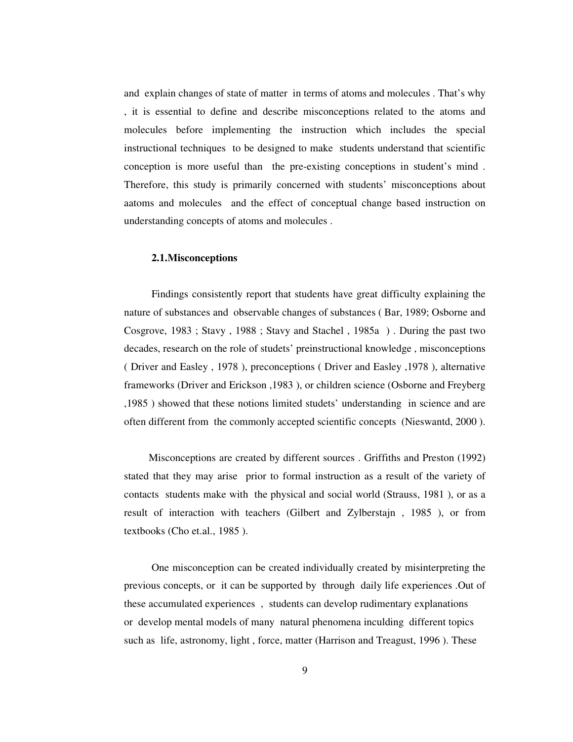and explain changes of state of matter in terms of atoms and molecules . That's why , it is essential to define and describe misconceptions related to the atoms and molecules before implementing the instruction which includes the special instructional techniques to be designed to make students understand that scientific conception is more useful than the pre-existing conceptions in student's mind . Therefore, this study is primarily concerned with students' misconceptions about aatoms and molecules and the effect of conceptual change based instruction on understanding concepts of atoms and molecules .

## 2.1.Misconceptions

Findings consistently report that students have great difficulty explaining the nature of substances and observable changes of substances ( Bar, 1989; Osborne and Cosgrove, 1983 ; Stavy , 1988 ; Stavy and Stachel , 1985a ) . During the past two decades, research on the role of studets' preinstructional knowledge , misconceptions ( Driver and Easley , 1978 ), preconceptions ( Driver and Easley ,1978 ), alternative frameworks (Driver and Erickson ,1983 ), or children science (Osborne and Freyberg ,1985 ) showed that these notions limited studets' understanding in science and are often different from the commonly accepted scientific concepts (Nieswantd, 2000 ).

Misconceptions are created by different sources . Griffiths and Preston (1992) stated that they may arise prior to formal instruction as a result of the variety of contacts students make with the physical and social world (Strauss, 1981 ), or as a result of interaction with teachers (Gilbert and Zylberstajn , 1985 ), or from textbooks (Cho et.al., 1985 ).

One misconception can be created individually created by misinterpreting the previous concepts, or it can be supported by through daily life experiences .Out of these accumulated experiences , students can develop rudimentary explanations or develop mental models of many natural phenomena inculding different topics such as life, astronomy, light , force, matter (Harrison and Treagust, 1996 ). These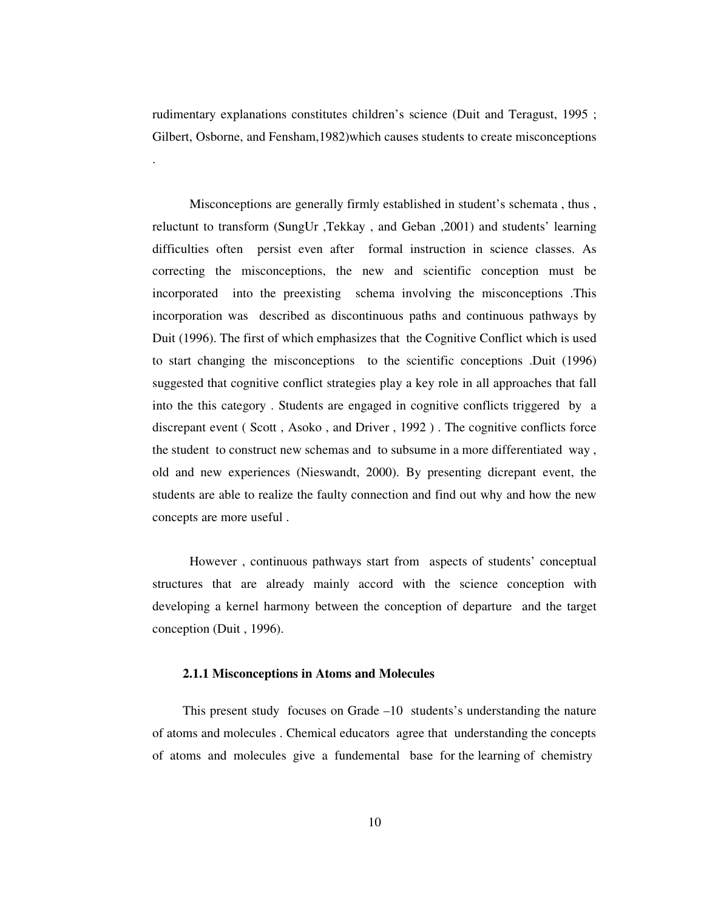rudimentary explanations constitutes children's science (Duit and Teragust, 1995 ; Gilbert, Osborne, and Fensham,1982)which causes students to create misconceptions .

Misconceptions are generally firmly established in student's schemata , thus , reluctunt to transform (SungUr ,Tekkay , and Geban ,2001) and students' learning difficulties often persist even after formal instruction in science classes. As correcting the misconceptions, the new and scientific conception must be incorporated into the preexisting schema involving the misconceptions .This incorporation was described as discontinuous paths and continuous pathways by Duit (1996). The first of which emphasizes that the Cognitive Conflict which is used to start changing the misconceptions to the scientific conceptions .Duit (1996) suggested that cognitive conflict strategies play a key role in all approaches that fall into the this category . Students are engaged in cognitive conflicts triggered by a discrepant event ( Scott , Asoko , and Driver , 1992 ) . The cognitive conflicts force the student to construct new schemas and to subsume in a more differentiated way , old and new experiences (Nieswandt, 2000). By presenting dicrepant event, the students are able to realize the faulty connection and find out why and how the new concepts are more useful .

However , continuous pathways start from aspects of students' conceptual structures that are already mainly accord with the science conception with developing a kernel harmony between the conception of departure and the target conception (Duit , 1996).

### 2.1.1 Misconceptions in Atoms and Molecules

This present study focuses on Grade –10 students's understanding the nature of atoms and molecules . Chemical educators agree that understanding the concepts of atoms and molecules give a fundemental base for the learning of chemistry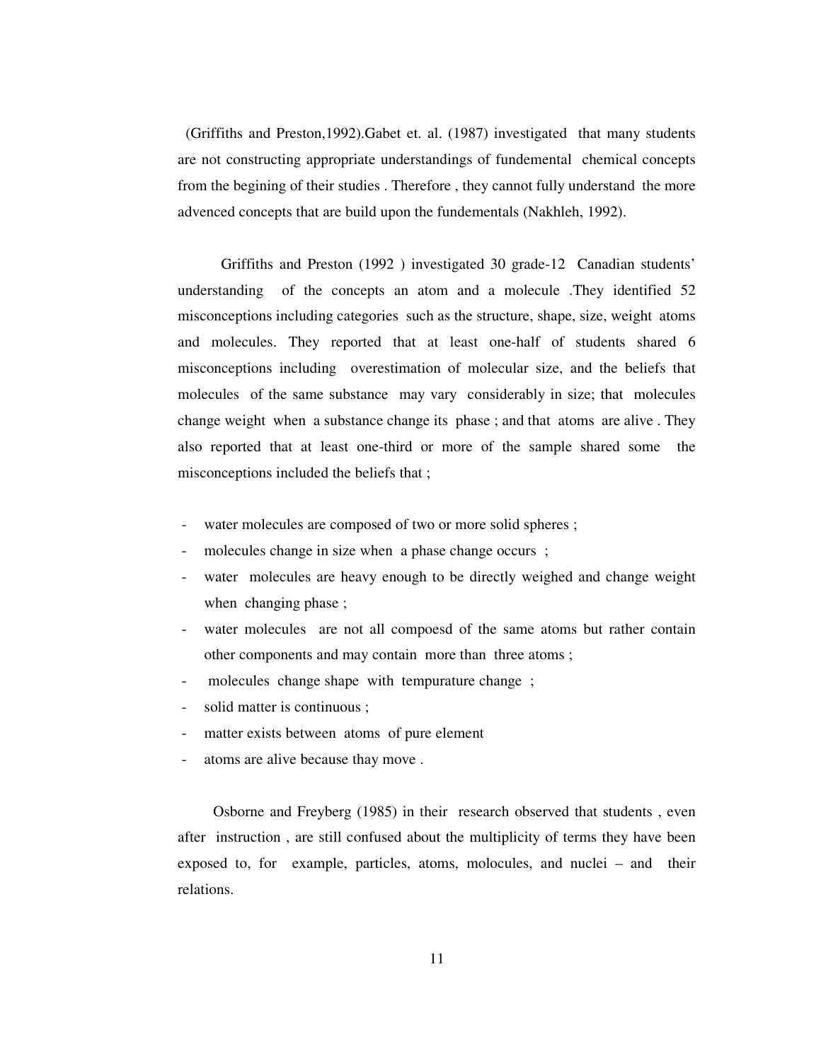(Griffiths and Preston,1992).Gabet et. al. (1987) investigated that many students are not constructing appropriate understandings of fundemental chemical concepts from the begining of their studies . Therefore , they cannot fully understand the more advenced concepts that are build upon the fundementals (Nakhleh, 1992).

Griffiths and Preston (1992 ) investigated 30 grade-12 Canadian students' understanding of the concepts an atom and a molecule .They identified 52 misconceptions including categories such as the structure, shape, size, weight atoms and molecules. They reported that at least one-half of students shared 6 misconceptions including overestimation of molecular size, and the beliefs that molecules of the same substance may vary considerably in size; that molecules change weight when a substance change its phase ; and that atoms are alive . They also reported that at least one-third or more of the sample shared some the misconceptions included the beliefs that ;

- water molecules are composed of two or more solid spheres ;
- molecules change in size when a phase change occurs ;
- water molecules are heavy enough to be directly weighed and change weight when changing phase ;
- water molecules are not all compoesd of the same atoms but rather contain other components and may contain more than three atoms ;
- molecules change shape with tempurature change ;
- solid matter is continuous ;
- matter exists between atoms of pure element
- atoms are alive because thay move .

Osborne and Freyberg (1985) in their research observed that students , even after instruction , are still confused about the multiplicity of terms they have been exposed to, for example, particles, atoms, molocules, and nuclei – and their relations.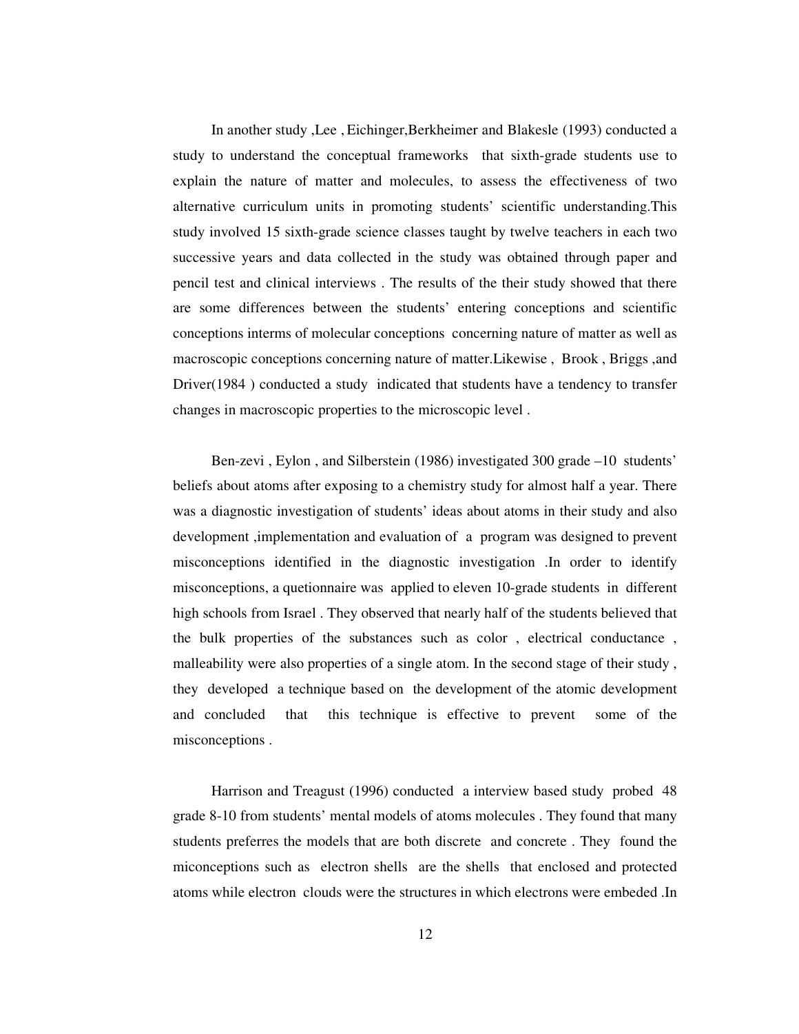In another study ,Lee , Eichinger,Berkheimer and Blakesle (1993) conducted a study to understand the conceptual frameworks that sixth-grade students use to explain the nature of matter and molecules, to assess the effectiveness of two alternative curriculum units in promoting students' scientific understanding.This study involved 15 sixth-grade science classes taught by twelve teachers in each two successive years and data collected in the study was obtained through paper and pencil test and clinical interviews . The results of the their study showed that there are some differences between the students' entering conceptions and scientific conceptions interms of molecular conceptions concerning nature of matter as well as macroscopic conceptions concerning nature of matter.Likewise , Brook , Briggs ,and Driver(1984 ) conducted a study indicated that students have a tendency to transfer changes in macroscopic properties to the microscopic level .

Ben-zevi , Eylon , and Silberstein (1986) investigated 300 grade –10 students' beliefs about atoms after exposing to a chemistry study for almost half a year. There was a diagnostic investigation of students' ideas about atoms in their study and also development ,implementation and evaluation of a program was designed to prevent misconceptions identified in the diagnostic investigation .In order to identify misconceptions, a quetionnaire was applied to eleven 10-grade students in different high schools from Israel . They observed that nearly half of the students believed that the bulk properties of the substances such as color , electrical conductance , malleability were also properties of a single atom. In the second stage of their study , they developed a technique based on the development of the atomic development and concluded that this technique is effective to prevent some of the misconceptions .

Harrison and Treagust (1996) conducted a interview based study probed 48 grade 8-10 from students' mental models of atoms molecules . They found that many students preferres the models that are both discrete and concrete . They found the miconceptions such as electron shells are the shells that enclosed and protected atoms while electron clouds were the structures in which electrons were embeded .In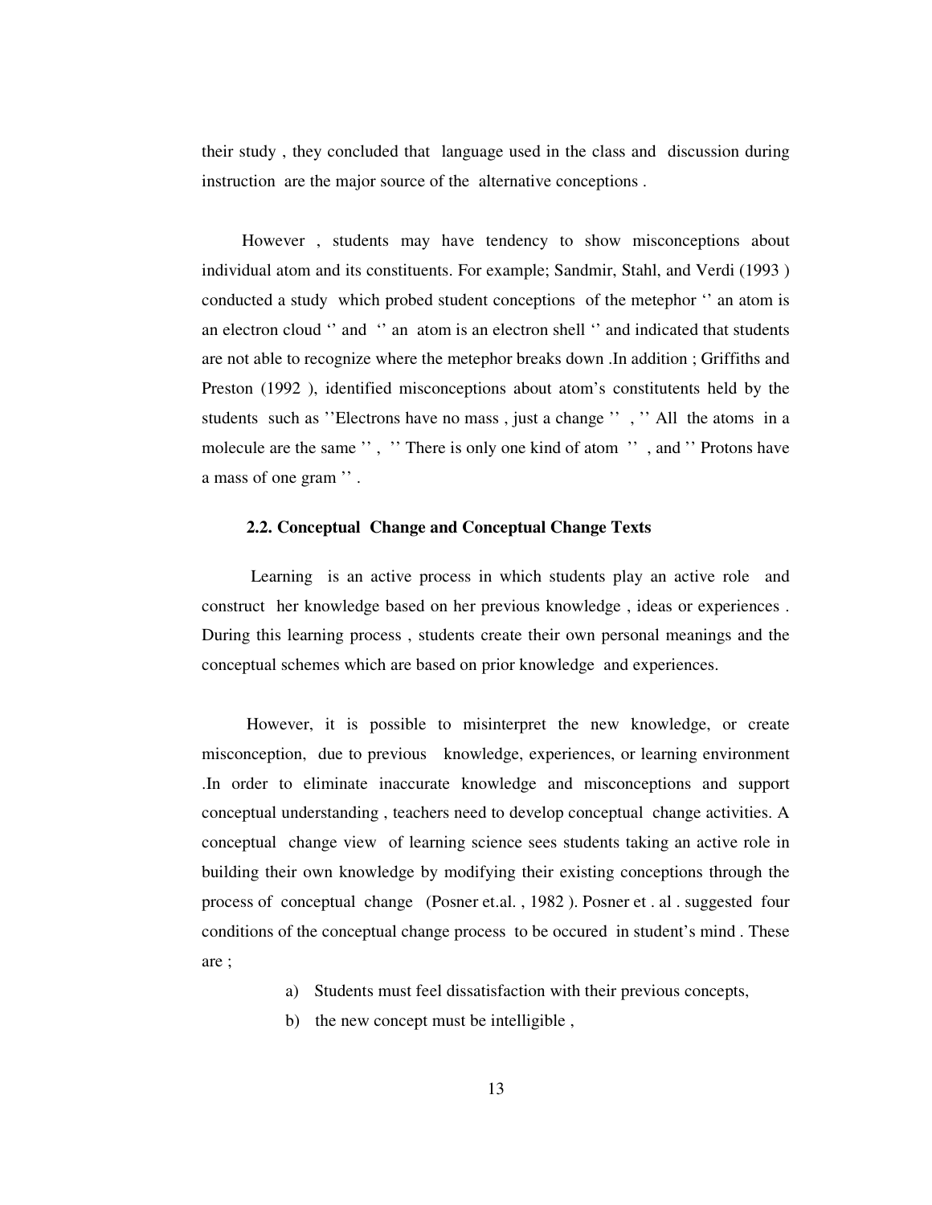their study , they concluded that language used in the class and discussion during instruction are the major source of the alternative conceptions .

However , students may have tendency to show misconceptions about individual atom and its constituents. For example; Sandmir, Stahl, and Verdi (1993 ) conducted a study which probed student conceptions of the metephor '' an atom is an electron cloud '' and '' an atom is an electron shell '' and indicated that students are not able to recognize where the metephor breaks down .In addition ; Griffiths and Preston (1992 ), identified misconceptions about atom's constitutents held by the students such as ''Electrons have no mass , just a change '' , '' All the atoms in a molecule are the same '' , '' There is only one kind of atom '' , and '' Protons have a mass of one gram '' .

### 2.2. Conceptual Change and Conceptual Change Texts

Learning is an active process in which students play an active role and construct her knowledge based on her previous knowledge , ideas or experiences . During this learning process , students create their own personal meanings and the conceptual schemes which are based on prior knowledge and experiences.

However, it is possible to misinterpret the new knowledge, or create misconception, due to previous knowledge, experiences, or learning environment .In order to eliminate inaccurate knowledge and misconceptions and support conceptual understanding , teachers need to develop conceptual change activities. A conceptual change view of learning science sees students taking an active role in building their own knowledge by modifying their existing conceptions through the process of conceptual change (Posner et.al. , 1982 ). Posner et . al . suggested four conditions of the conceptual change process to be occured in student's mind . These are ;

a) Students must feel dissatisfaction with their previous concepts,
b) the new concept must be intelligible ,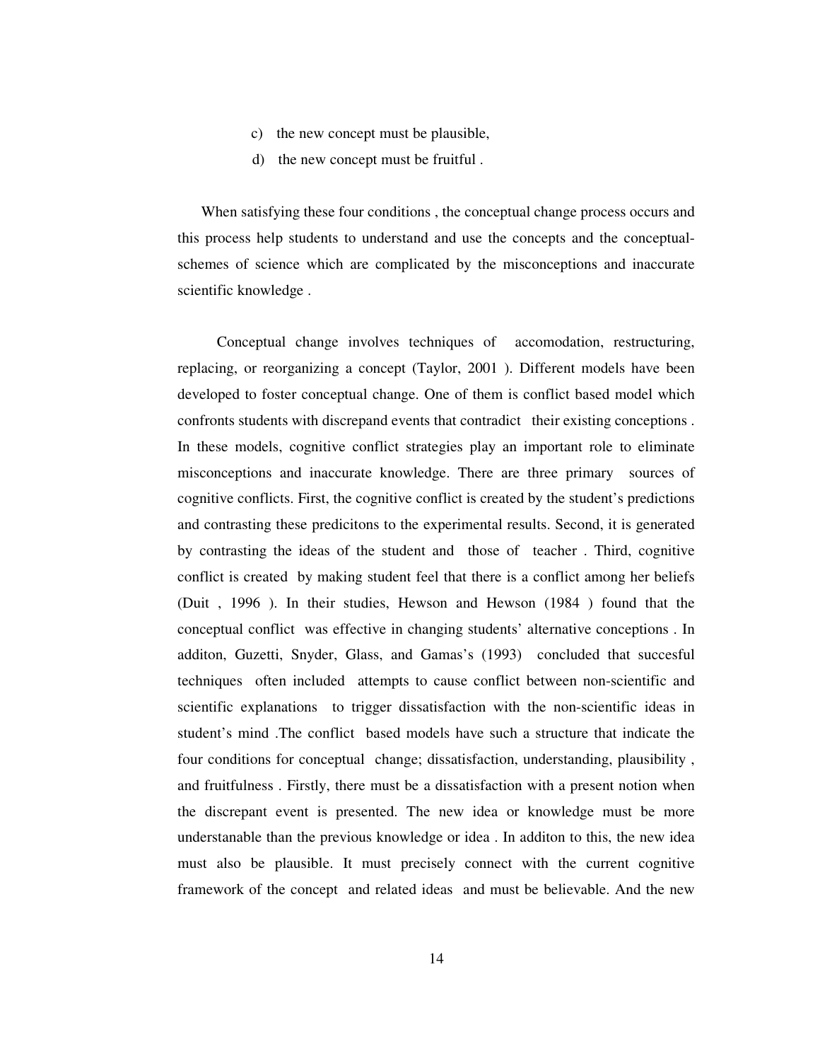c) the new concept must be plausible,

d) the new concept must be fruitful .

When satisfying these four conditions , the conceptual change process occurs and this process help students to understand and use the concepts and the conceptual-schemes of science which are complicated by the misconceptions and inaccurate scientific knowledge .

Conceptual change involves techniques of accomodation, restructuring, replacing, or reorganizing a concept (Taylor, 2001 ). Different models have been developed to foster conceptual change. One of them is conflict based model which confronts students with discrepand events that contradict their existing conceptions . In these models, cognitive conflict strategies play an important role to eliminate misconceptions and inaccurate knowledge. There are three primary sources of cognitive conflicts. First, the cognitive conflict is created by the student's predictions and contrasting these predicitons to the experimental results. Second, it is generated by contrasting the ideas of the student and those of teacher . Third, cognitive conflict is created by making student feel that there is a conflict among her beliefs (Duit , 1996 ). In their studies, Hewson and Hewson (1984 ) found that the conceptual conflict was effective in changing students' alternative conceptions . In additon, Guzetti, Snyder, Glass, and Gamas's (1993) concluded that succesful techniques often included attempts to cause conflict between non-scientific and scientific explanations to trigger dissatisfaction with the non-scientific ideas in student's mind .The conflict based models have such a structure that indicate the four conditions for conceptual change; dissatisfaction, understanding, plausibility , and fruitfulness . Firstly, there must be a dissatisfaction with a present notion when the discrepant event is presented. The new idea or knowledge must be more understanable than the previous knowledge or idea . In additon to this, the new idea must also be plausible. It must precisely connect with the current cognitive framework of the concept and related ideas and must be believable. And the new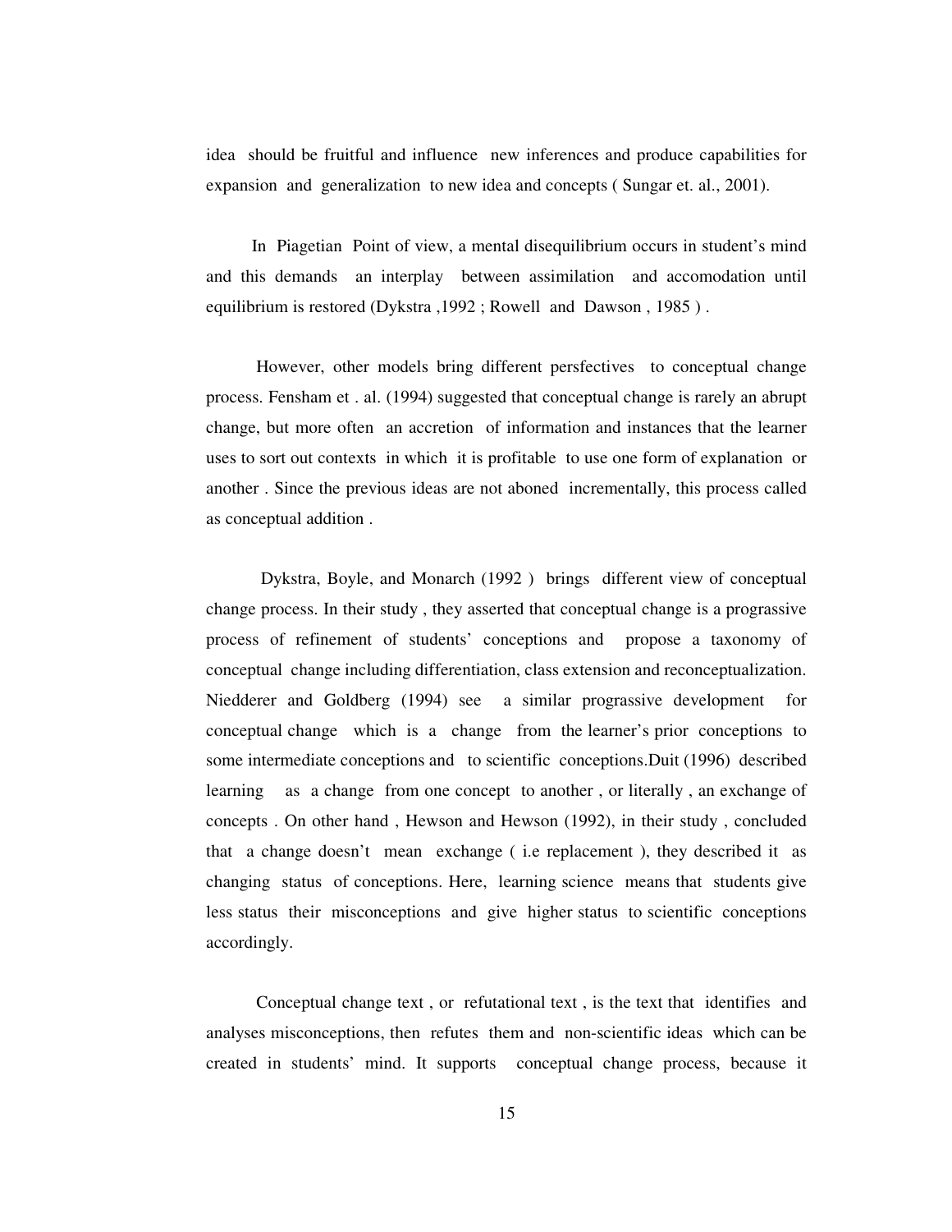idea should be fruitful and influence new inferences and produce capabilities for expansion and generalization to new idea and concepts ( Sungar et. al., 2001).

In Piagetian Point of view, a mental disequilibrium occurs in student's mind and this demands an interplay between assimilation and accomodation until equilibrium is restored (Dykstra ,1992 ; Rowell and Dawson , 1985 ) .

However, other models bring different persfectives to conceptual change process. Fensham et . al. (1994) suggested that conceptual change is rarely an abrupt change, but more often an accretion of information and instances that the learner uses to sort out contexts in which it is profitable to use one form of explanation or another . Since the previous ideas are not aboned incrementally, this process called as conceptual addition .

Dykstra, Boyle, and Monarch (1992 ) brings different view of conceptual change process. In their study , they asserted that conceptual change is a prograssive process of refinement of students' conceptions and propose a taxonomy of conceptual change including differentiation, class extension and reconceptualization. Niedderer and Goldberg (1994) see a similar prograssive development for conceptual change which is a change from the learner's prior conceptions to some intermediate conceptions and to scientific conceptions.Duit (1996) described learning as a change from one concept to another , or literally , an exchange of concepts . On other hand , Hewson and Hewson (1992), in their study , concluded that a change doesn't mean exchange ( i.e replacement ), they described it as changing status of conceptions. Here, learning science means that students give less status their misconceptions and give higher status to scientific conceptions accordingly.

Conceptual change text , or refutational text , is the text that identifies and analyses misconceptions, then refutes them and non-scientific ideas which can be created in students' mind. It supports conceptual change process, because it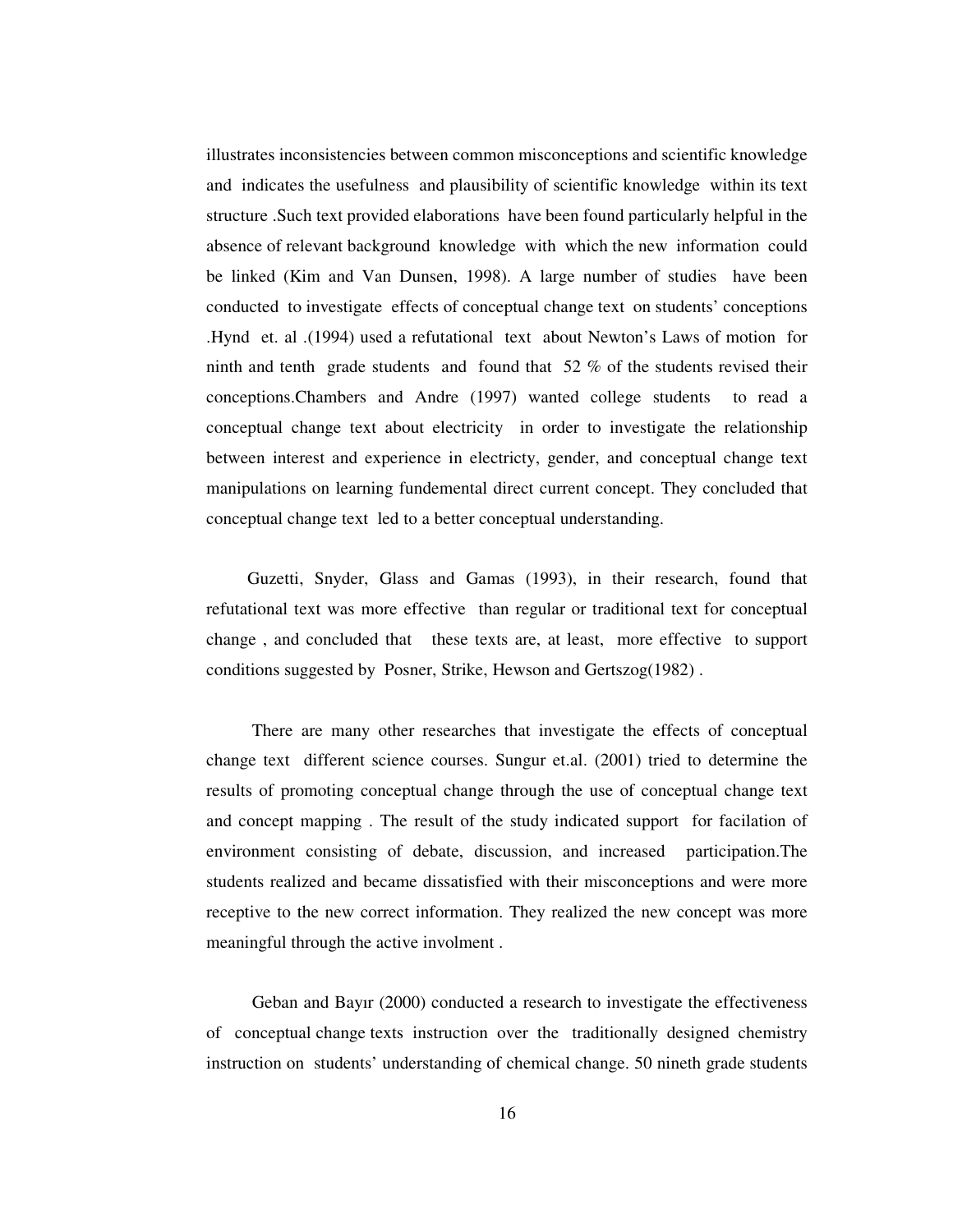illustrates inconsistencies between common misconceptions and scientific knowledge and indicates the usefulness and plausibility of scientific knowledge within its text structure .Such text provided elaborations have been found particularly helpful in the absence of relevant background knowledge with which the new information could be linked (Kim and Van Dunsen, 1998). A large number of studies have been conducted to investigate effects of conceptual change text on students' conceptions .Hynd et. al .(1994) used a refutational text about Newton's Laws of motion for ninth and tenth grade students and found that 52 % of the students revised their conceptions.Chambers and Andre (1997) wanted college students to read a conceptual change text about electricity in order to investigate the relationship between interest and experience in electricty, gender, and conceptual change text manipulations on learning fundemental direct current concept. They concluded that conceptual change text led to a better conceptual understanding.

Guzetti, Snyder, Glass and Gamas (1993), in their research, found that refutational text was more effective than regular or traditional text for conceptual change , and concluded that these texts are, at least, more effective to support conditions suggested by Posner, Strike, Hewson and Gertszog(1982) .

There are many other researches that investigate the effects of conceptual change text different science courses. Sungur et.al. (2001) tried to determine the results of promoting conceptual change through the use of conceptual change text and concept mapping . The result of the study indicated support for facilation of environment consisting of debate, discussion, and increased participation.The students realized and became dissatisfied with their misconceptions and were more receptive to the new correct information. They realized the new concept was more meaningful through the active involment .

Geban and Bayır (2000) conducted a research to investigate the effectiveness of conceptual change texts instruction over the traditionally designed chemistry instruction on students' understanding of chemical change. 50 nineth grade students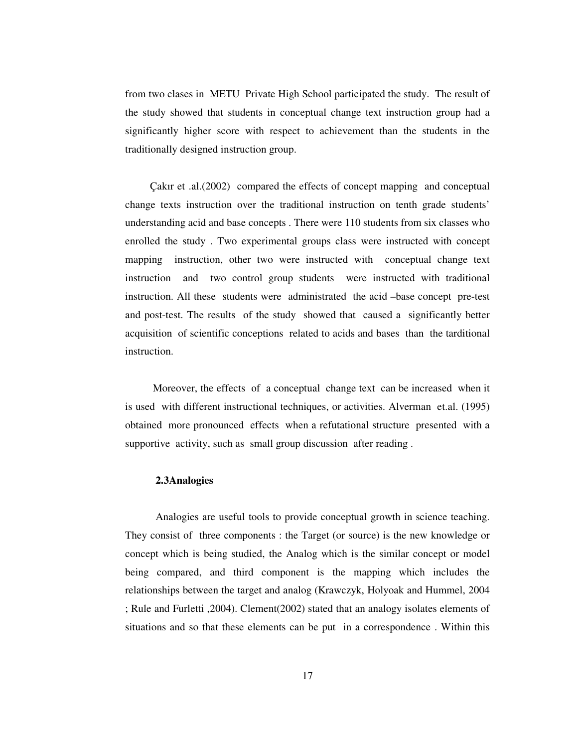from two clases in METU Private High School participated the study. The result of the study showed that students in conceptual change text instruction group had a significantly higher score with respect to achievement than the students in the traditionally designed instruction group.

Çakır et .al.(2002) compared the effects of concept mapping and conceptual change texts instruction over the traditional instruction on tenth grade students' understanding acid and base concepts . There were 110 students from six classes who enrolled the study . Two experimental groups class were instructed with concept mapping instruction, other two were instructed with conceptual change text instruction and two control group students were instructed with traditional instruction. All these students were administrated the acid –base concept pre-test and post-test. The results of the study showed that caused a significantly better acquisition of scientific conceptions related to acids and bases than the tarditional instruction.

Moreover, the effects of a conceptual change text can be increased when it is used with different instructional techniques, or activities. Alverman et.al. (1995) obtained more pronounced effects when a refutational structure presented with a supportive activity, such as small group discussion after reading .

### 2.3Analogies

Analogies are useful tools to provide conceptual growth in science teaching. They consist of three components : the Target (or source) is the new knowledge or concept which is being studied, the Analog which is the similar concept or model being compared, and third component is the mapping which includes the relationships between the target and analog (Krawczyk, Holyoak and Hummel, 2004 ; Rule and Furletti ,2004). Clement(2002) stated that an analogy isolates elements of situations and so that these elements can be put in a correspondence . Within this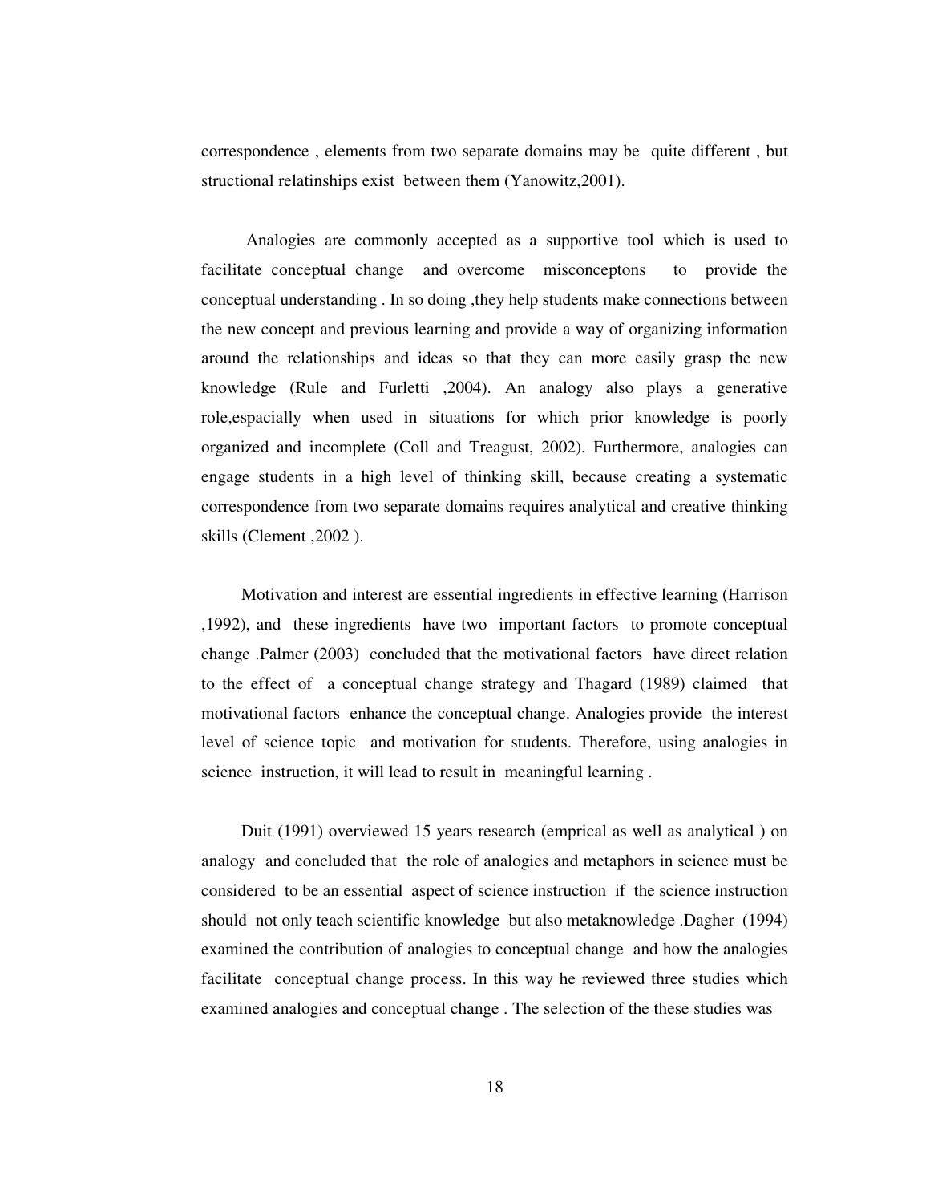correspondence , elements from two separate domains may be quite different , but structional relatinships exist between them (Yanowitz,2001).

Analogies are commonly accepted as a supportive tool which is used to facilitate conceptual change and overcome misconceptons to provide the conceptual understanding . In so doing ,they help students make connections between the new concept and previous learning and provide a way of organizing information around the relationships and ideas so that they can more easily grasp the new knowledge (Rule and Furletti ,2004). An analogy also plays a generative role,espacially when used in situations for which prior knowledge is poorly organized and incomplete (Coll and Treagust, 2002). Furthermore, analogies can engage students in a high level of thinking skill, because creating a systematic correspondence from two separate domains requires analytical and creative thinking skills (Clement ,2002 ).

Motivation and interest are essential ingredients in effective learning (Harrison ,1992), and these ingredients have two important factors to promote conceptual change .Palmer (2003) concluded that the motivational factors have direct relation to the effect of a conceptual change strategy and Thagard (1989) claimed that motivational factors enhance the conceptual change. Analogies provide the interest level of science topic and motivation for students. Therefore, using analogies in science instruction, it will lead to result in meaningful learning .

Duit (1991) overviewed 15 years research (emprical as well as analytical ) on analogy and concluded that the role of analogies and metaphors in science must be considered to be an essential aspect of science instruction if the science instruction should not only teach scientific knowledge but also metaknowledge .Dagher (1994) examined the contribution of analogies to conceptual change and how the analogies facilitate conceptual change process. In this way he reviewed three studies which examined analogies and conceptual change . The selection of the these studies was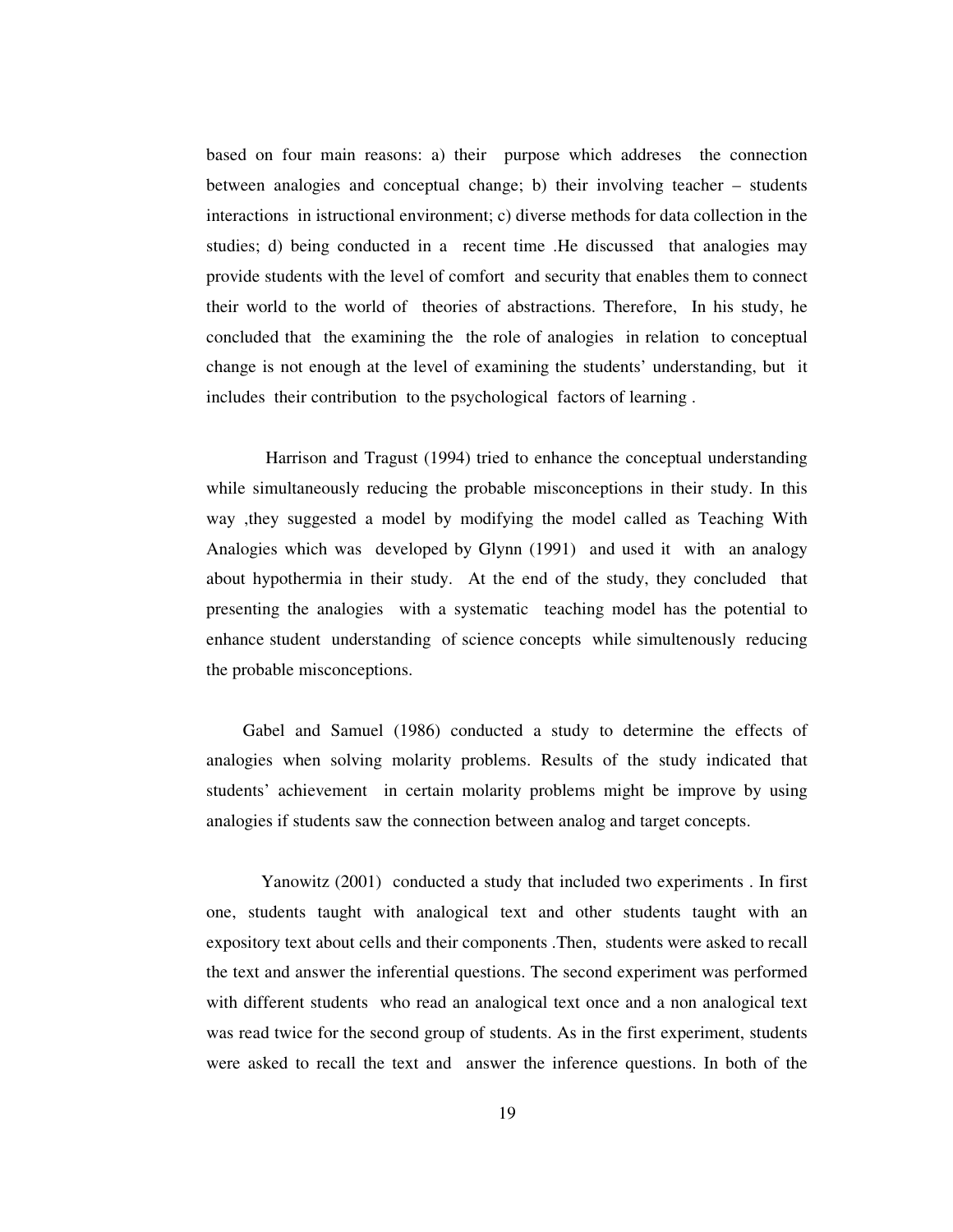based on four main reasons: a) their purpose which addreses the connection between analogies and conceptual change; b) their involving teacher – students interactions in istructional environment; c) diverse methods for data collection in the studies; d) being conducted in a recent time .He discussed that analogies may provide students with the level of comfort and security that enables them to connect their world to the world of theories of abstractions. Therefore, In his study, he concluded that the examining the the role of analogies in relation to conceptual change is not enough at the level of examining the students' understanding, but it includes their contribution to the psychological factors of learning .

Harrison and Tragust (1994) tried to enhance the conceptual understanding while simultaneously reducing the probable misconceptions in their study. In this way ,they suggested a model by modifying the model called as Teaching With Analogies which was developed by Glynn (1991) and used it with an analogy about hypothermia in their study. At the end of the study, they concluded that presenting the analogies with a systematic teaching model has the potential to enhance student understanding of science concepts while simultenously reducing the probable misconceptions.

Gabel and Samuel (1986) conducted a study to determine the effects of analogies when solving molarity problems. Results of the study indicated that students' achievement in certain molarity problems might be improve by using analogies if students saw the connection between analog and target concepts.

Yanowitz (2001) conducted a study that included two experiments . In first one, students taught with analogical text and other students taught with an expository text about cells and their components .Then, students were asked to recall the text and answer the inferential questions. The second experiment was performed with different students who read an analogical text once and a non analogical text was read twice for the second group of students. As in the first experiment, students were asked to recall the text and answer the inference questions. In both of the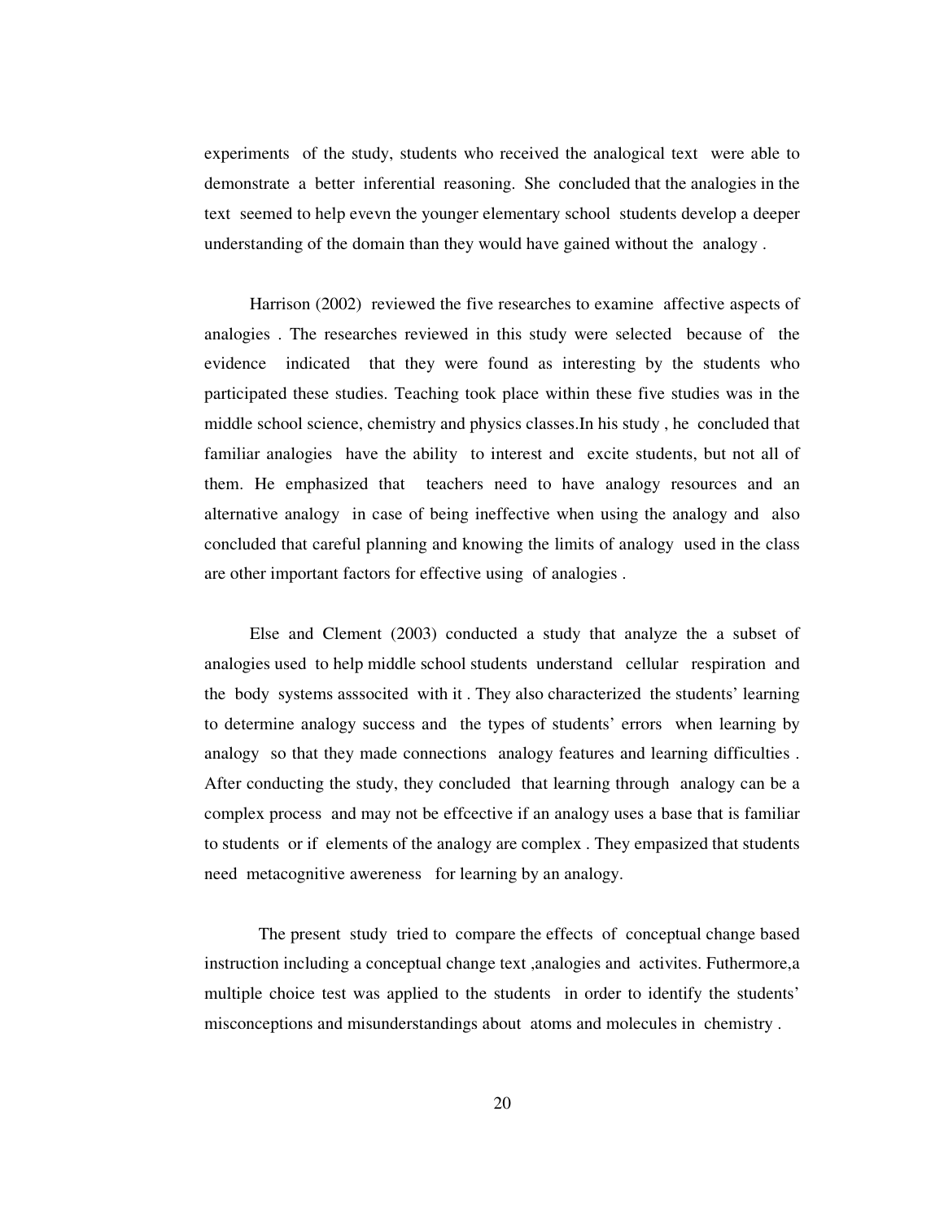experiments of the study, students who received the analogical text were able to demonstrate a better inferential reasoning. She concluded that the analogies in the text seemed to help evevn the younger elementary school students develop a deeper understanding of the domain than they would have gained without the analogy .

Harrison (2002) reviewed the five researches to examine affective aspects of analogies . The researches reviewed in this study were selected because of the evidence indicated that they were found as interesting by the students who participated these studies. Teaching took place within these five studies was in the middle school science, chemistry and physics classes.In his study , he concluded that familiar analogies have the ability to interest and excite students, but not all of them. He emphasized that teachers need to have analogy resources and an alternative analogy in case of being ineffective when using the analogy and also concluded that careful planning and knowing the limits of analogy used in the class are other important factors for effective using of analogies .

Else and Clement (2003) conducted a study that analyze the a subset of analogies used to help middle school students understand cellular respiration and the body systems asssocited with it . They also characterized the students' learning to determine analogy success and the types of students' errors when learning by analogy so that they made connections analogy features and learning difficulties . After conducting the study, they concluded that learning through analogy can be a complex process and may not be effcective if an analogy uses a base that is familiar to students or if elements of the analogy are complex . They empasized that students need metacognitive awereness for learning by an analogy.

The present study tried to compare the effects of conceptual change based instruction including a conceptual change text ,analogies and activites. Futhermore,a multiple choice test was applied to the students in order to identify the students' misconceptions and misunderstandings about atoms and molecules in chemistry .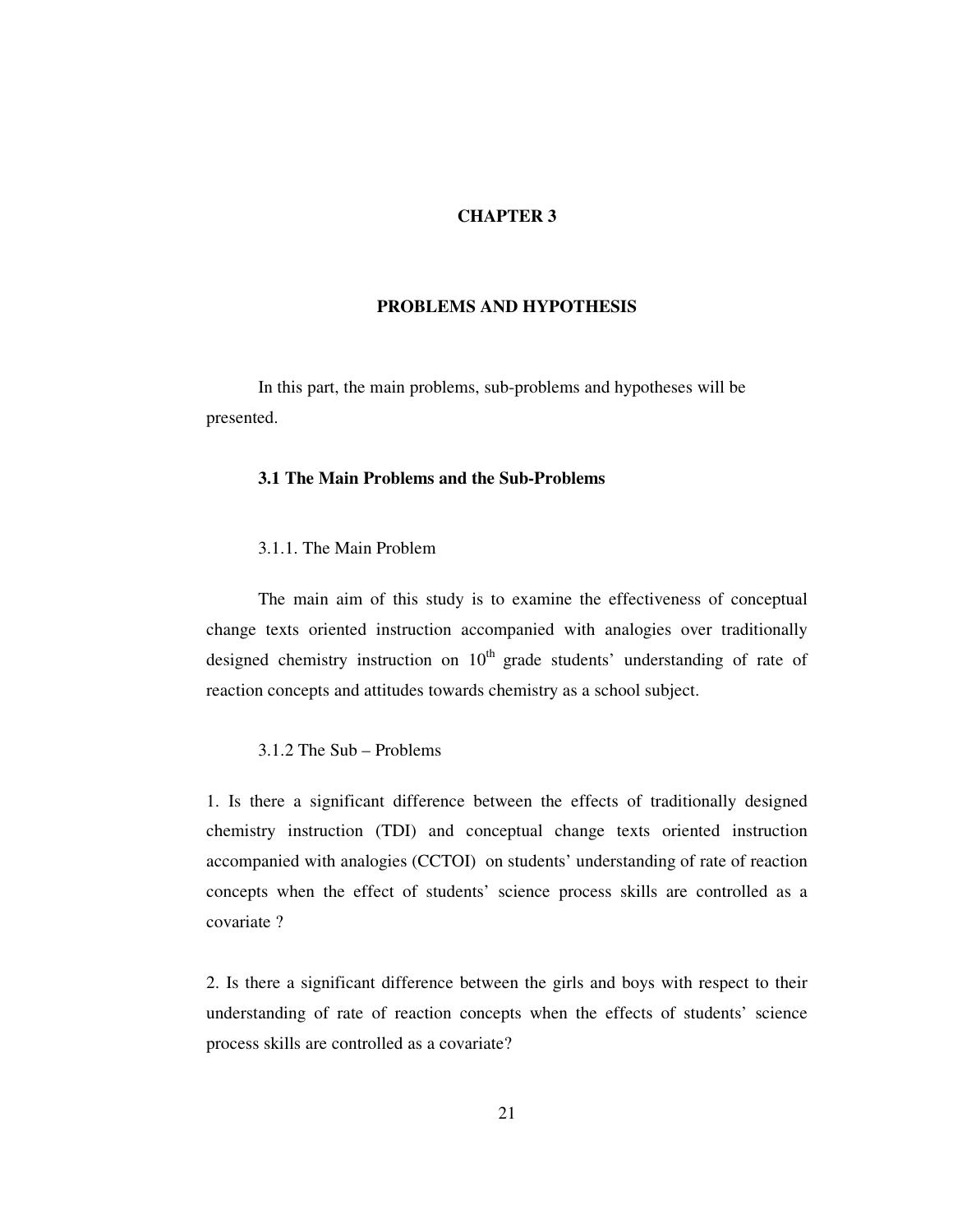# CHAPTER 3

# PROBLEMS AND HYPOTHESIS

In this part, the main problems, sub-problems and hypotheses will be presented.

## 3.1 The Main Problems and the Sub-Problems

### 3.1.1. The Main Problem

The main aim of this study is to examine the effectiveness of conceptual change texts oriented instruction accompanied with analogies over traditionally designed chemistry instruction on $10^{th}$ grade students' understanding of rate of reaction concepts and attitudes towards chemistry as a school subject.

### 3.1.2 The Sub – Problems

1. Is there a significant difference between the effects of traditionally designed chemistry instruction (TDI) and conceptual change texts oriented instruction accompanied with analogies (CCTOI) on students' understanding of rate of reaction concepts when the effect of students' science process skills are controlled as a covariate ?

2. Is there a significant difference between the girls and boys with respect to their understanding of rate of reaction concepts when the effects of students' science process skills are controlled as a covariate?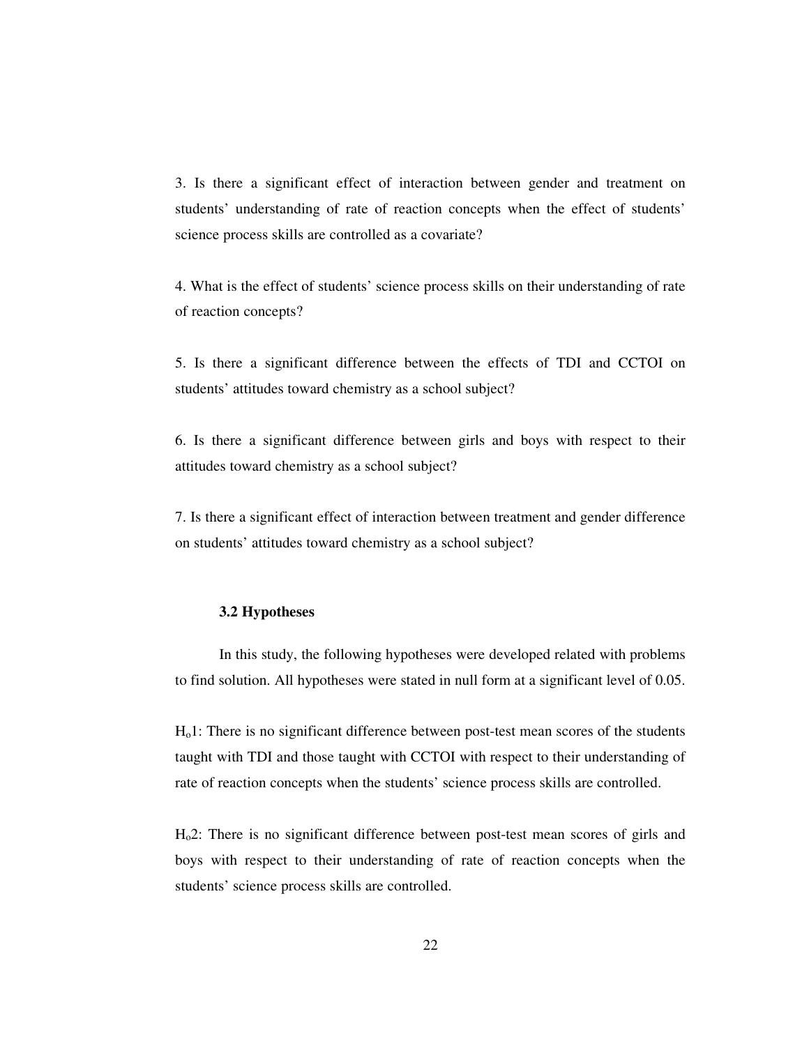3. Is there a significant effect of interaction between gender and treatment on students' understanding of rate of reaction concepts when the effect of students' science process skills are controlled as a covariate?

4. What is the effect of students' science process skills on their understanding of rate of reaction concepts?

5. Is there a significant difference between the effects of TDI and CCTOI on students' attitudes toward chemistry as a school subject?

6. Is there a significant difference between girls and boys with respect to their attitudes toward chemistry as a school subject?

7. Is there a significant effect of interaction between treatment and gender difference on students' attitudes toward chemistry as a school subject?

### 3.2 Hypotheses

In this study, the following hypotheses were developed related with problems to find solution. All hypotheses were stated in null form at a significant level of 0.05.

$H_o1$: There is no significant difference between post-test mean scores of the students taught with TDI and those taught with CCTOI with respect to their understanding of rate of reaction concepts when the students' science process skills are controlled.

$H_o2$: There is no significant difference between post-test mean scores of girls and boys with respect to their understanding of rate of reaction concepts when the students' science process skills are controlled.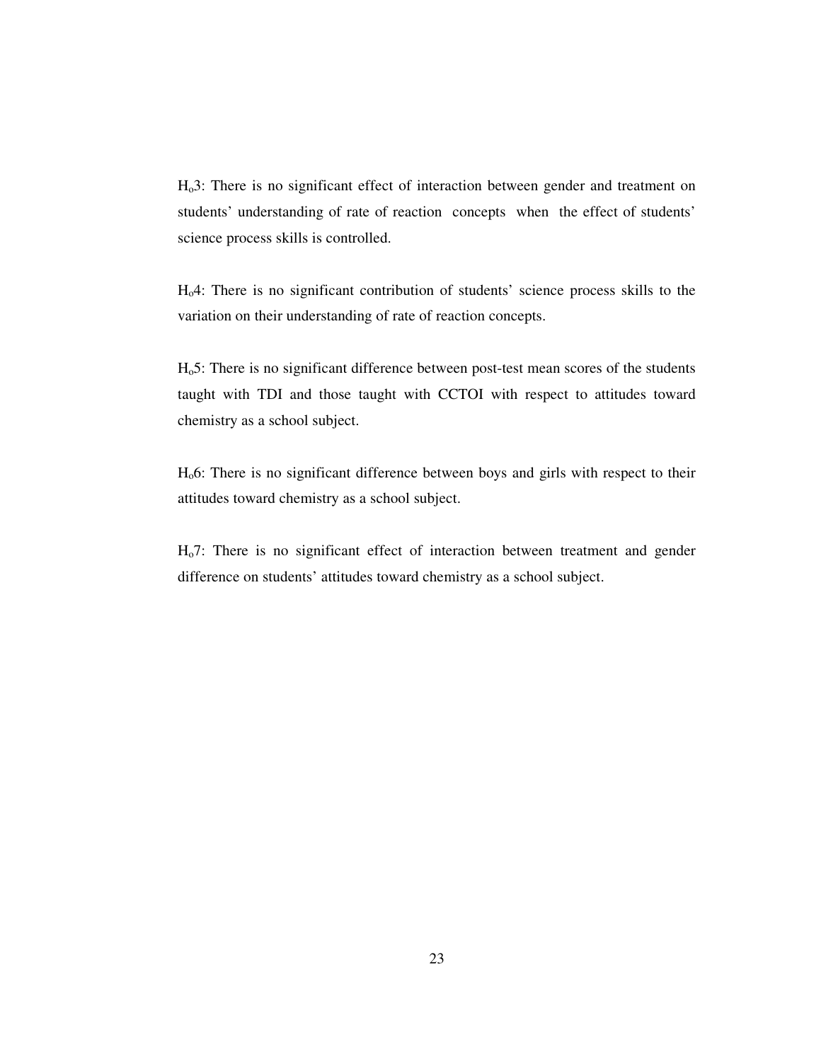$H_o3$: There is no significant effect of interaction between gender and treatment on students' understanding of rate of reaction concepts when the effect of students' science process skills is controlled.

$H_o4$: There is no significant contribution of students' science process skills to the variation on their understanding of rate of reaction concepts.

$H_o5$: There is no significant difference between post-test mean scores of the students taught with TDI and those taught with CCTOI with respect to attitudes toward chemistry as a school subject.

$H_o6$: There is no significant difference between boys and girls with respect to their attitudes toward chemistry as a school subject.

$H_o7$: There is no significant effect of interaction between treatment and gender difference on students' attitudes toward chemistry as a school subject.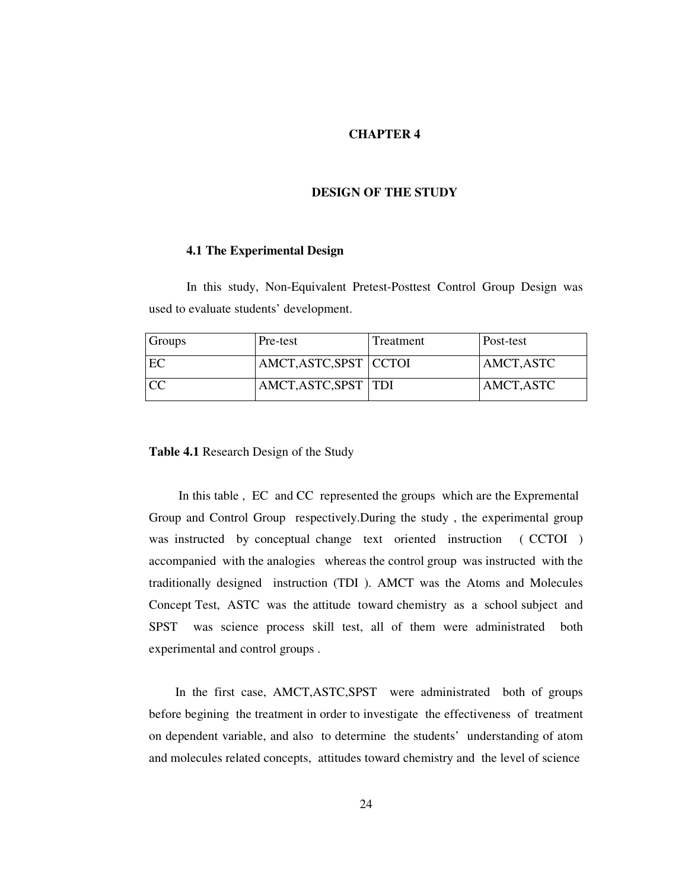# CHAPTER 4

# DESIGN OF THE STUDY

## 4.1 The Experimental Design

In this study, Non-Equivalent Pretest-Posttest Control Group Design was used to evaluate students' development.

| Groups | Pre-test | Treatment | Post-test |
|---|---|---|---|
| EC | AMCT,ASTC,SPST | CCTOI | AMCT,ASTC |
| CC | AMCT,ASTC,SPST | TDI | AMCT,ASTC |

**Table 4.1** Research Design of the Study

In this table , EC and CC represented the groups which are the Expremental Group and Control Group respectively.During the study , the experimental group was instructed by conceptual change text oriented instruction ( CCTOI ) accompanied with the analogies whereas the control group was instructed with the traditionally designed instruction (TDI ). AMCT was the Atoms and Molecules Concept Test, ASTC was the attitude toward chemistry as a school subject and SPST was science process skill test, all of them were administrated both experimental and control groups .

In the first case, AMCT,ASTC,SPST were administrated both of groups before begining the treatment in order to investigate the effectiveness of treatment on dependent variable, and also to determine the students' understanding of atom and molecules related concepts, attitudes toward chemistry and the level of science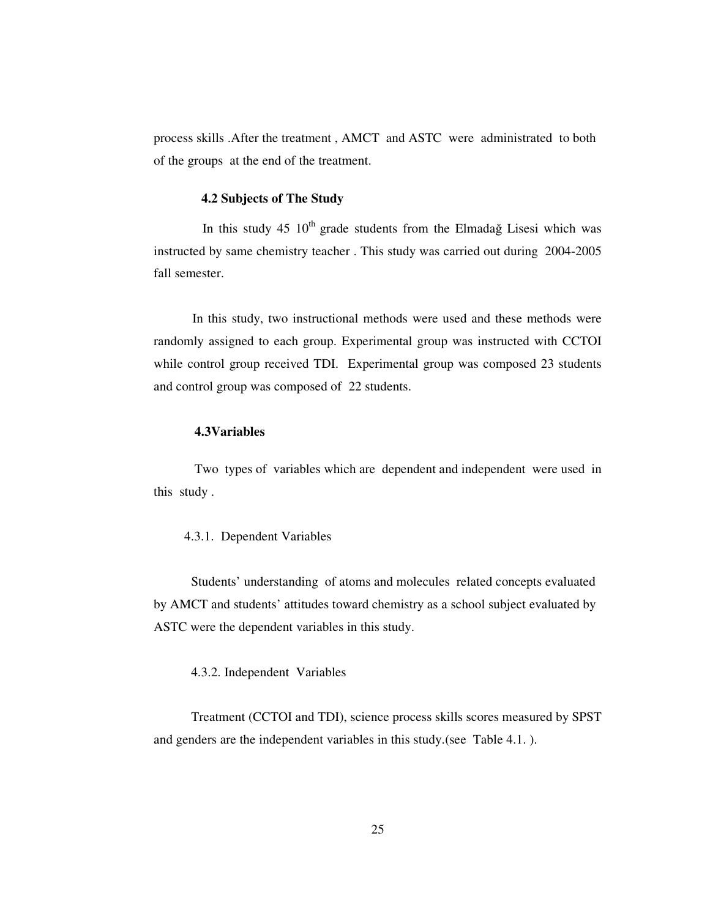process skills .After the treatment , AMCT and ASTC were administrated to both of the groups at the end of the treatment.

### 4.2 Subjects of The Study

In this study 45 10th grade students from the Elmadağ Lisesi which was instructed by same chemistry teacher . This study was carried out during 2004-2005 fall semester.

In this study, two instructional methods were used and these methods were randomly assigned to each group. Experimental group was instructed with CCTOI while control group received TDI. Experimental group was composed 23 students and control group was composed of 22 students.

### 4.3Variables

Two types of variables which are dependent and independent were used in this study .

#### 4.3.1. Dependent Variables

Students' understanding of atoms and molecules related concepts evaluated by AMCT and students' attitudes toward chemistry as a school subject evaluated by ASTC were the dependent variables in this study.

#### 4.3.2. Independent Variables

Treatment (CCTOI and TDI), science process skills scores measured by SPST and genders are the independent variables in this study.(see Table 4.1. ).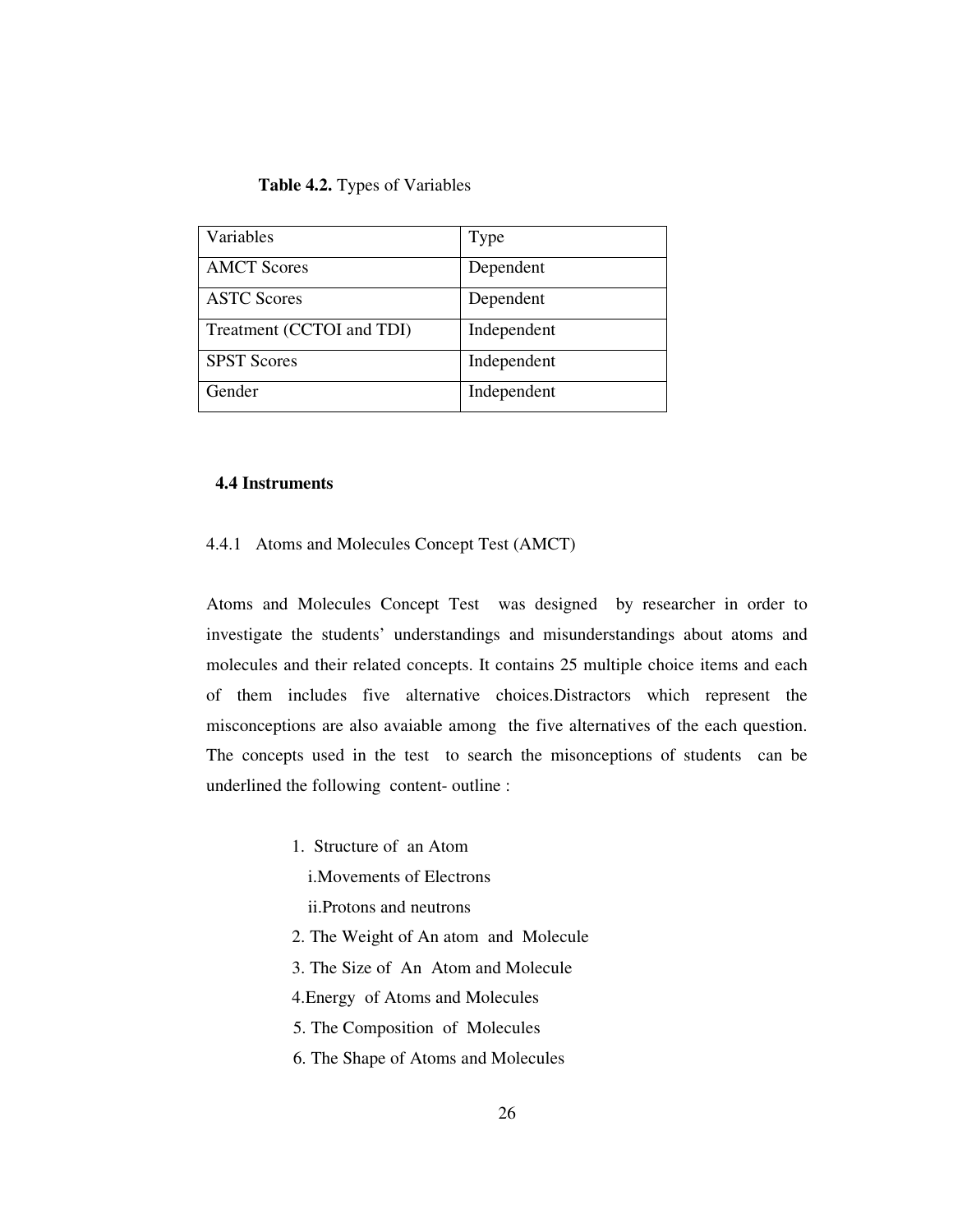**Table 4.2.** Types of Variables

| Variables | Type |
| --- | --- |
| AMCT Scores | Dependent |
| ASTC Scores | Dependent |
| Treatment (CCTOI and TDI) | Independent |
| SPST Scores | Independent |
| Gender | Independent |

## 4.4 Instruments

### 4.4.1 Atoms and Molecules Concept Test (AMCT)

Atoms and Molecules Concept Test was designed by researcher in order to investigate the students' understandings and misunderstandings about atoms and molecules and their related concepts. It contains 25 multiple choice items and each of them includes five alternative choices.Distractors which represent the misconceptions are also avaiable among the five alternatives of the each question. The concepts used in the test to search the misconceptions of students can be underlined the following content- outline :

1. Structure of an Atom
   i.Movements of Electrons
   ii.Protons and neutrons
2. The Weight of An atom and Molecule
3. The Size of An Atom and Molecule
4. Energy of Atoms and Molecules
5. The Composition of Molecules
6. The Shape of Atoms and Molecules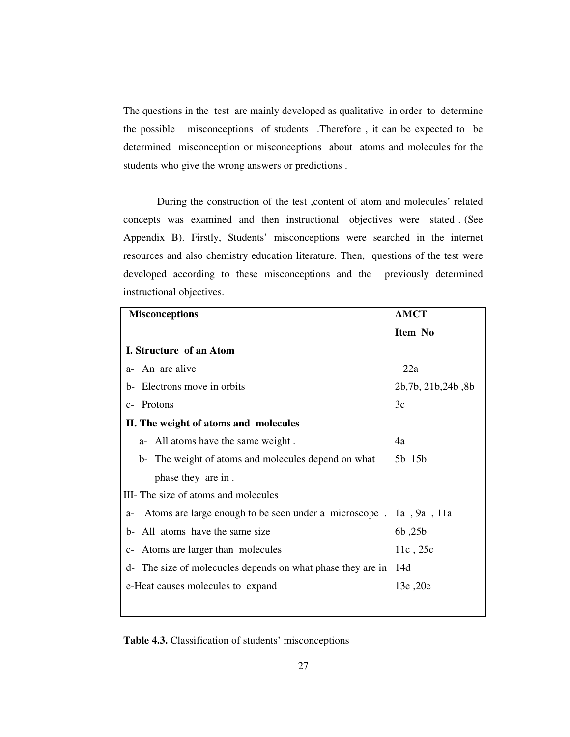The questions in the test are mainly developed as qualitative in order to determine the possible misconceptions of students .Therefore , it can be expected to be determined misconception or misconceptions about atoms and molecules for the students who give the wrong answers or predictions .

During the construction of the test ,content of atom and molecules' related concepts was examined and then instructional objectives were stated . (See Appendix B). Firstly, Students' misconceptions were searched in the internet resources and also chemistry education literature. Then, questions of the test were developed according to these misconceptions and the previously determined instructional objectives.

| **Misconceptions** | **AMCT Item No** |
|---|---|
| **I. Structure of an Atom** | |
| a- An are alive | 22a |
| b- Electrons move in orbits | 2b,7b, 21b,24b ,8b |
| c- Protons | 3c |
| **II. The weight of atoms and molecules** | |
| a- All atoms have the same weight . | 4a |
| b- The weight of atoms and molecules depend on what phase they are in . | 5b 15b |
| III- The size of atoms and molecules | |
| a- Atoms are large enough to be seen under a microscope . | 1a , 9a , 11a |
| b- All atoms have the same size | 6b ,25b |
| c- Atoms are larger than molecules | 11c , 25c |
| d- The size of molecucles depends on what phase they are in | 14d |
| e-Heat causes molecules to expand | 13e ,20e |

**Table 4.3.** Classification of students' misconceptions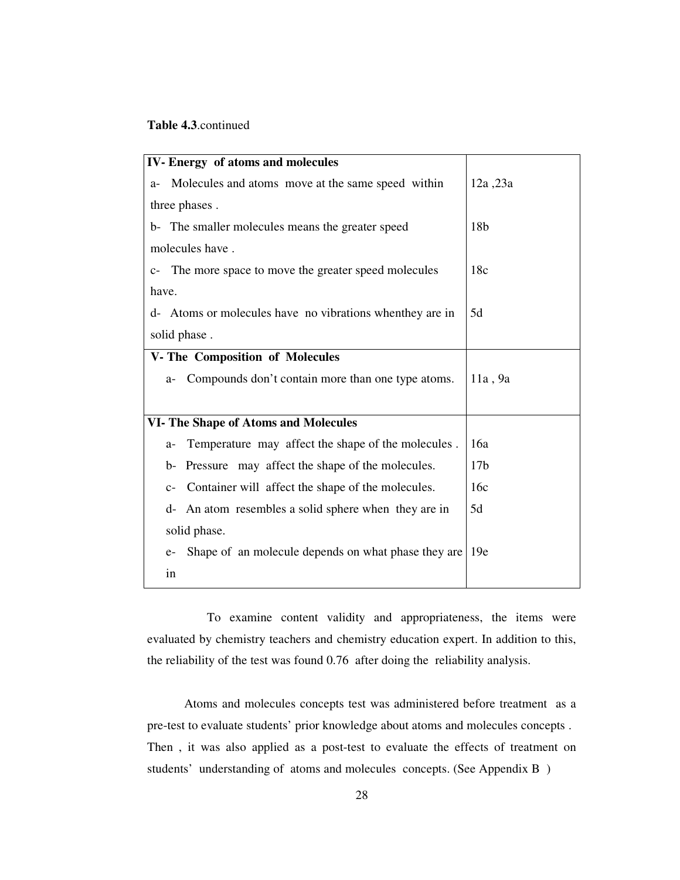**Table 4.3**.continued

| | |
|---|---|
| **IV- Energy of atoms and molecules** | |
| a- Molecules and atoms move at the same speed within three phases . | 12a ,23a |
| b- The smaller molecules means the greater speed molecules have . | 18b |
| c- The more space to move the greater speed molecules have. | 18c |
| d- Atoms or molecules have no vibrations whenthey are in solid phase . | 5d |
| **V- The Composition of Molecules** | |
| a- Compounds don't contain more than one type atoms. | 11a , 9a |
| **VI- The Shape of Atoms and Molecules** | |
| a- Temperature may affect the shape of the molecules . | 16a |
| b- Pressure may affect the shape of the molecules. | 17b |
| c- Container will affect the shape of the molecules. | 16c |
| d- An atom resembles a solid sphere when they are in solid phase. | 5d |
| e- Shape of an molecule depends on what phase they are in | 19e |

To examine content validity and appropriateness, the items were evaluated by chemistry teachers and chemistry education expert. In addition to this, the reliability of the test was found 0.76 after doing the reliability analysis.

Atoms and molecules concepts test was administered before treatment as a pre-test to evaluate students' prior knowledge about atoms and molecules concepts . Then , it was also applied as a post-test to evaluate the effects of treatment on students' understanding of atoms and molecules concepts. (See Appendix B )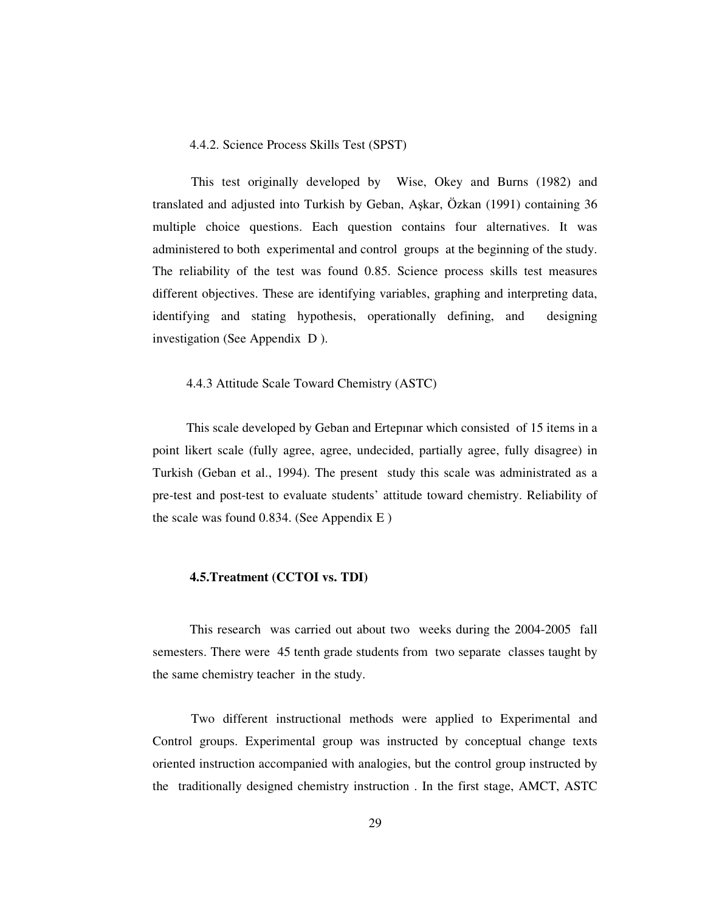#### 4.4.2. Science Process Skills Test (SPST)

This test originally developed by Wise, Okey and Burns (1982) and translated and adjusted into Turkish by Geban, Aşkar, Özkan (1991) containing 36 multiple choice questions. Each question contains four alternatives. It was administered to both experimental and control groups at the beginning of the study. The reliability of the test was found 0.85. Science process skills test measures different objectives. These are identifying variables, graphing and interpreting data, identifying and stating hypothesis, operationally defining, and designing investigation (See Appendix D ).

#### 4.4.3 Attitude Scale Toward Chemistry (ASTC)

This scale developed by Geban and Ertepınar which consisted of 15 items in a point likert scale (fully agree, agree, undecided, partially agree, fully disagree) in Turkish (Geban et al., 1994). The present study this scale was administrated as a pre-test and post-test to evaluate students' attitude toward chemistry. Reliability of the scale was found 0.834. (See Appendix E )

### 4.5.Treatment (CCTOI vs. TDI)

This research was carried out about two weeks during the 2004-2005 fall semesters. There were 45 tenth grade students from two separate classes taught by the same chemistry teacher in the study.

Two different instructional methods were applied to Experimental and Control groups. Experimental group was instructed by conceptual change texts oriented instruction accompanied with analogies, but the control group instructed by the traditionally designed chemistry instruction . In the first stage, AMCT, ASTC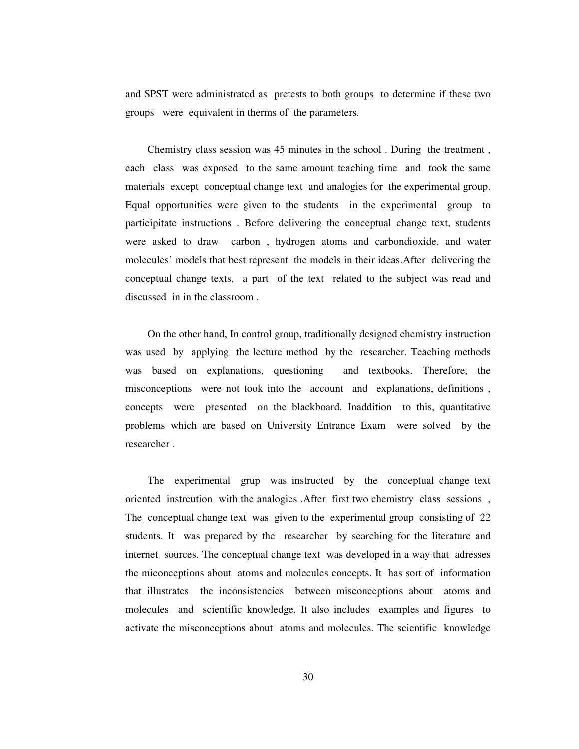and SPST were administrated as pretests to both groups to determine if these two groups were equivalent in therms of the parameters.

Chemistry class session was 45 minutes in the school . During the treatment , each class was exposed to the same amount teaching time and took the same materials except conceptual change text and analogies for the experimental group. Equal opportunities were given to the students in the experimental group to participitate instructions . Before delivering the conceptual change text, students were asked to draw carbon , hydrogen atoms and carbondioxide, and water molecules' models that best represent the models in their ideas.After delivering the conceptual change texts, a part of the text related to the subject was read and discussed in in the classroom .

On the other hand, In control group, traditionally designed chemistry instruction was used by applying the lecture method by the researcher. Teaching methods was based on explanations, questioning and textbooks. Therefore, the misconceptions were not took into the account and explanations, definitions , concepts were presented on the blackboard. Inaddition to this, quantitative problems which are based on University Entrance Exam were solved by the researcher .

The experimental grup was instructed by the conceptual change text oriented instrcution with the analogies .After first two chemistry class sessions , The conceptual change text was given to the experimental group consisting of 22 students. It was prepared by the researcher by searching for the literature and internet sources. The conceptual change text was developed in a way that adresses the miconceptions about atoms and molecules concepts. It has sort of information that illustrates the inconsistencies between misconceptions about atoms and molecules and scientific knowledge. It also includes examples and figures to activate the misconceptions about atoms and molecules. The scientific knowledge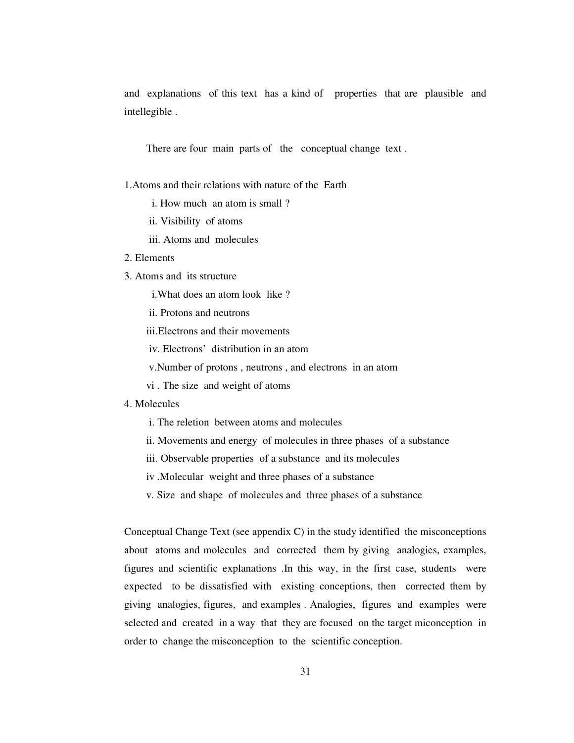and explanations of this text has a kind of properties that are plausible and intellegible .

There are four main parts of the conceptual change text .

1.Atoms and their relations with nature of the Earth

  i. How much an atom is small ?

  ii. Visibility of atoms

  iii. Atoms and molecules

2. Elements

3. Atoms and its structure

  i.What does an atom look like ?

  ii. Protons and neutrons

  iii.Electrons and their movements

  iv. Electrons' distribution in an atom

  v.Number of protons , neutrons , and electrons in an atom

  vi . The size and weight of atoms

4. Molecules

  i. The reletion between atoms and molecules

  ii. Movements and energy of molecules in three phases of a substance

  iii. Observable properties of a substance and its molecules

  iv .Molecular weight and three phases of a substance

  v. Size and shape of molecules and three phases of a substance

Conceptual Change Text (see appendix C) in the study identified the misconceptions about atoms and molecules and corrected them by giving analogies, examples, figures and scientific explanations .In this way, in the first case, students were expected to be dissatisfied with existing conceptions, then corrected them by giving analogies, figures, and examples . Analogies, figures and examples were selected and created in a way that they are focused on the target miconception in order to change the misconception to the scientific conception.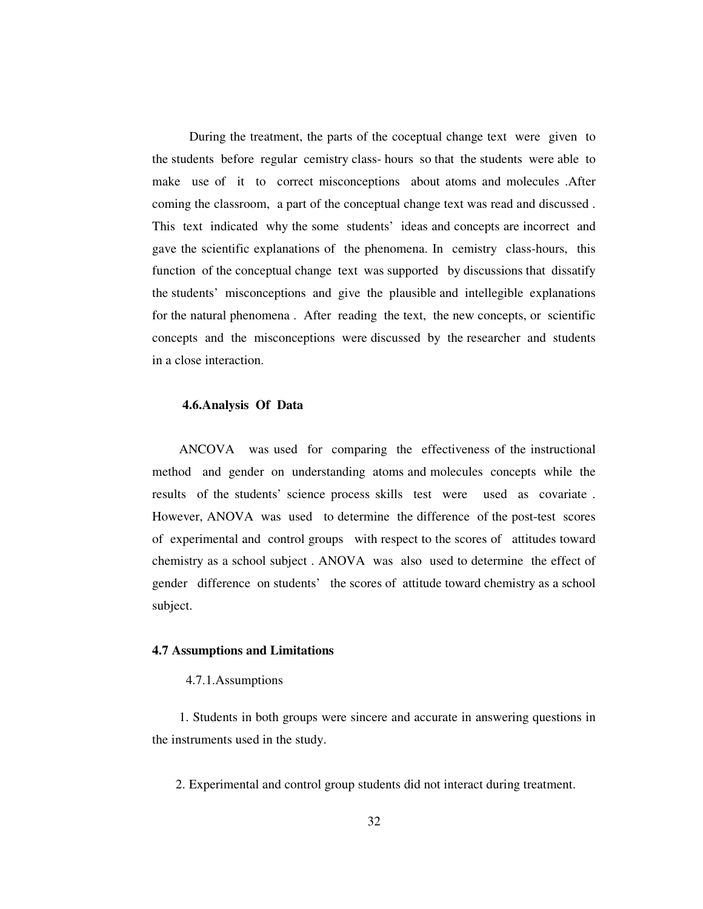During the treatment, the parts of the coceptual change text were given to the students before regular cemistry class- hours so that the students were able to make use of it to correct misconceptions about atoms and molecules .After coming the classroom, a part of the conceptual change text was read and discussed . This text indicated why the some students' ideas and concepts are incorrect and gave the scientific explanations of the phenomena. In cemistry class-hours, this function of the conceptual change text was supported by discussions that dissatify the students' misconceptions and give the plausible and intellegible explanations for the natural phenomena . After reading the text, the new concepts, or scientific concepts and the misconceptions were discussed by the researcher and students in a close interaction.

### 4.6.Analysis Of Data

ANCOVA was used for comparing the effectiveness of the instructional method and gender on understanding atoms and molecules concepts while the results of the students' science process skills test were used as covariate . However, ANOVA was used to determine the difference of the post-test scores of experimental and control groups with respect to the scores of attitudes toward chemistry as a school subject . ANOVA was also used to determine the effect of gender difference on students' the scores of attitude toward chemistry as a school subject.

### 4.7 Assumptions and Limitations

#### 4.7.1.Assumptions

1. Students in both groups were sincere and accurate in answering questions in the instruments used in the study.

2. Experimental and control group students did not interact during treatment.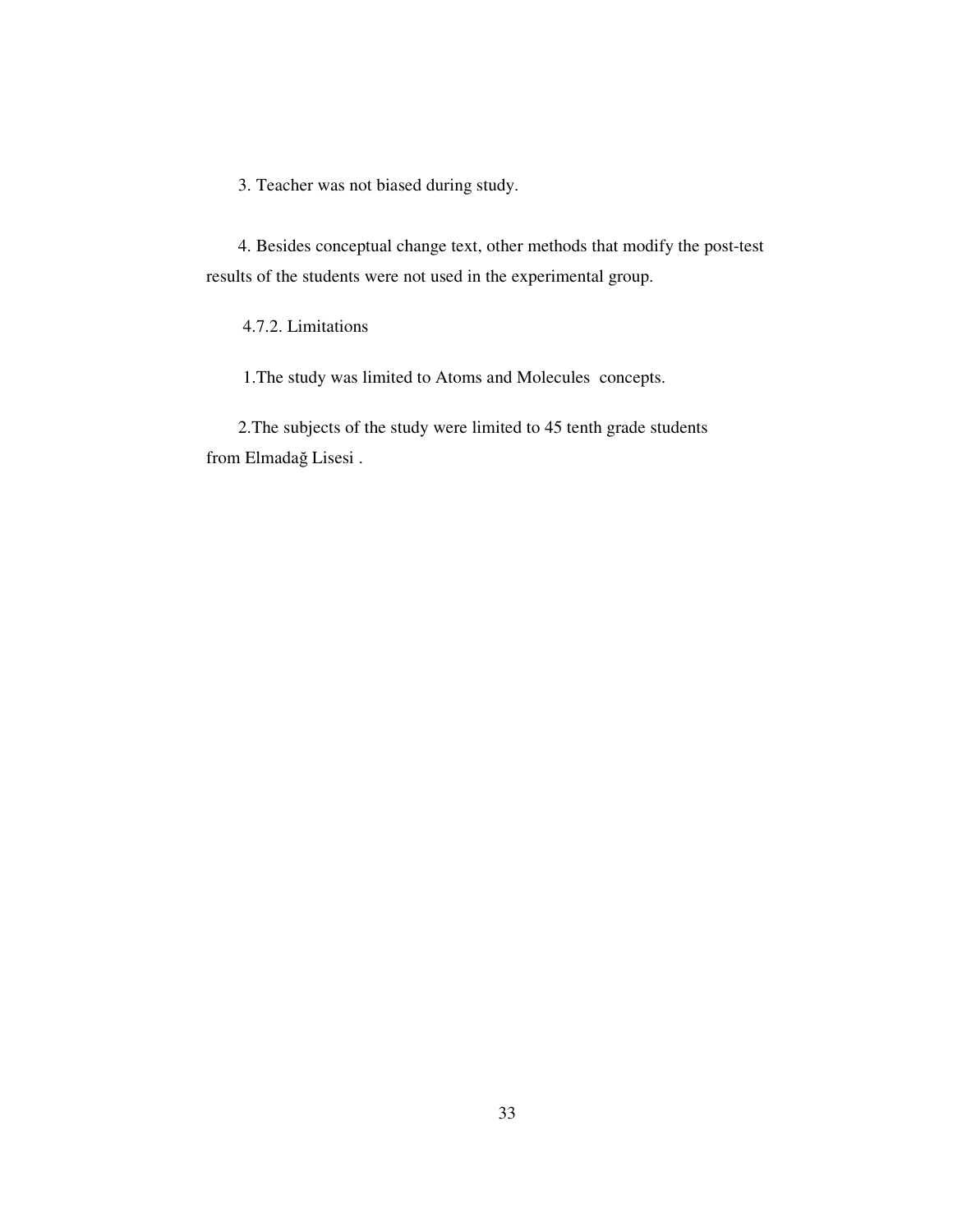3. Teacher was not biased during study.

4. Besides conceptual change text, other methods that modify the post-test results of the students were not used in the experimental group.

### 4.7.2. Limitations

1.The study was limited to Atoms and Molecules concepts.

2.The subjects of the study were limited to 45 tenth grade students from Elmadağ Lisesi .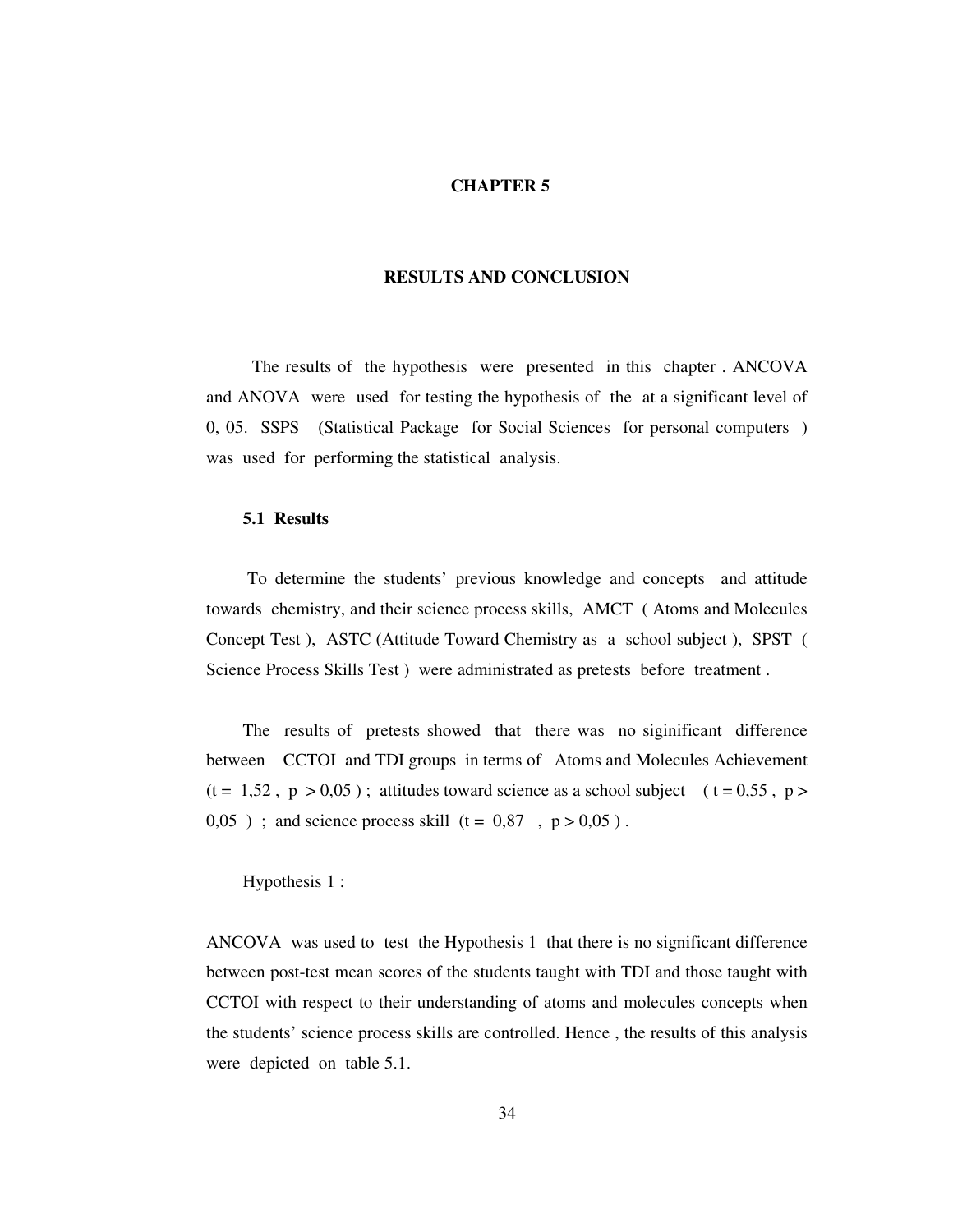# CHAPTER 5

# RESULTS AND CONCLUSION

The results of the hypothesis were presented in this chapter . ANCOVA and ANOVA were used for testing the hypothesis of the at a significant level of 0, 05. SSPS (Statistical Package for Social Sciences for personal computers ) was used for performing the statistical analysis.

## 5.1 Results

To determine the students' previous knowledge and concepts and attitude towards chemistry, and their science process skills, AMCT ( Atoms and Molecules Concept Test ), ASTC (Attitude Toward Chemistry as a school subject ), SPST ( Science Process Skills Test ) were administrated as pretests before treatment .

The results of pretests showed that there was no siginificant difference between CCTOI and TDI groups in terms of Atoms and Molecules Achievement ($t = 1,52$ , $p > 0,05$ ) ; attitudes toward science as a school subject ( $t = 0,55$ , $p > 0,05$ ) ; and science process skill ($t = 0,87$ , $p > 0,05$ ) .

Hypothesis 1 :

ANCOVA was used to test the Hypothesis 1 that there is no significant difference between post-test mean scores of the students taught with TDI and those taught with CCTOI with respect to their understanding of atoms and molecules concepts when the students' science process skills are controlled. Hence , the results of this analysis were depicted on table 5.1.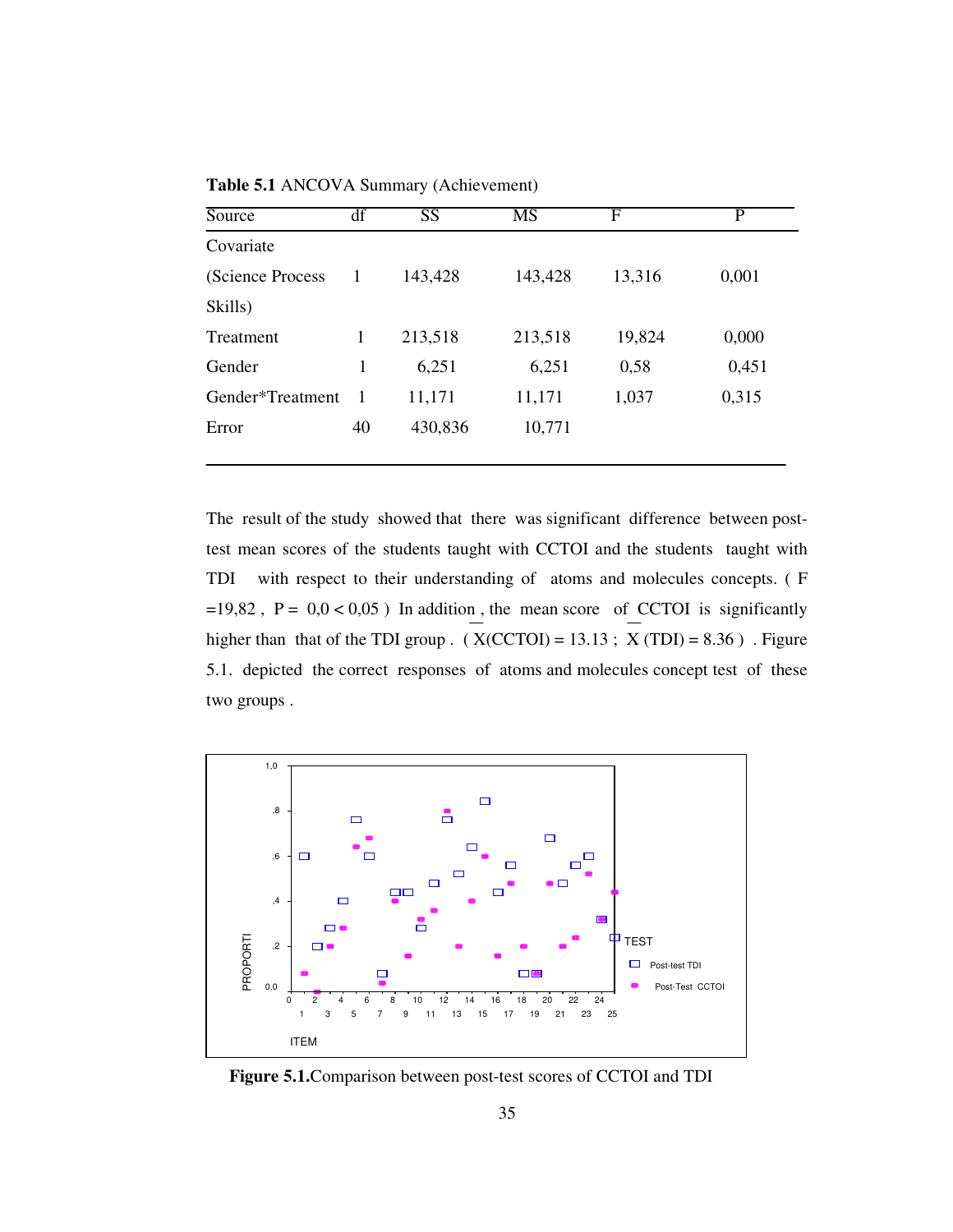**Table 5.1** ANCOVA Summary (Achievement)

| Source | df | SS | MS | F | P |
|---|---|---|---|---|---|
| Covariate | | | | | |
| (Science Process Skills) | 1 | 143,428 | 143,428 | 13,316 | 0,001 |
| Treatment | 1 | 213,518 | 213,518 | 19,824 | 0,000 |
| Gender | 1 | 6,251 | 6,251 | 0,58 | 0,451 |
| Gender*Treatment | 1 | 11,171 | 11,171 | 1,037 | 0,315 |
| Error | 40 | 430,836 | 10,771 | | |

The result of the study showed that there was significant difference between post-test mean scores of the students taught with CCTOI and the students taught with TDI with respect to their understanding of atoms and molecules concepts. ( $F = 19{,}82$ , $P = 0{,}0 < 0{,}05$ ) In addition , the mean score of CCTOI is significantly higher than that of the TDI group . ( $\overline{X}(CCTOI) = 13.13$ ; $\overline{X}(TDI) = 8.36$ ) . Figure 5.1. depicted the correct responses of atoms and molecules concept test of these two groups .

PROPORTI

1,0
,8
,6
,4
,2
0,0

0 2 4 6 8 10 12 14 16 18 20 22 24
1 3 5 7 9 11 13 15 17 19 21 23 25

ITEM

TEST
Post-test TDI
Post-Test CCTOI

**Figure 5.1.**Comparison between post-test scores of CCTOI and TDI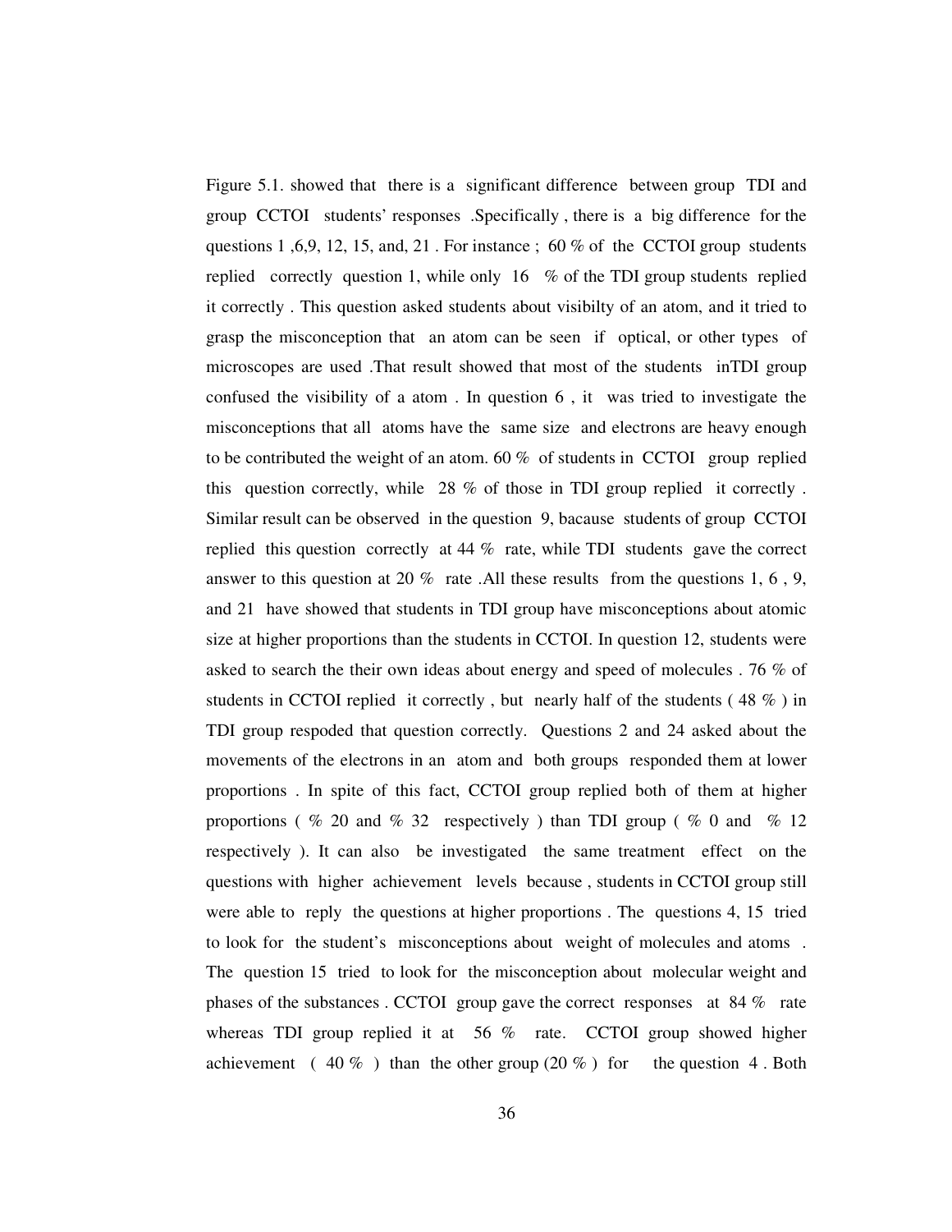Figure 5.1. showed that there is a significant difference between group TDI and group CCTOI students' responses .Specifically , there is a big difference for the questions 1 ,6,9, 12, 15, and, 21 . For instance ; 60 % of the CCTOI group students replied correctly question 1, while only 16 % of the TDI group students replied it correctly . This question asked students about visibilty of an atom, and it tried to grasp the misconception that an atom can be seen if optical, or other types of microscopes are used .That result showed that most of the students inTDI group confused the visibility of a atom . In question 6 , it was tried to investigate the misconceptions that all atoms have the same size and electrons are heavy enough to be contributed the weight of an atom. 60 % of students in CCTOI group replied this question correctly, while 28 % of those in TDI group replied it correctly . Similar result can be observed in the question 9, bacause students of group CCTOI replied this question correctly at 44 % rate, while TDI students gave the correct answer to this question at 20 % rate .All these results from the questions 1, 6 , 9, and 21 have showed that students in TDI group have misconceptions about atomic size at higher proportions than the students in CCTOI. In question 12, students were asked to search the their own ideas about energy and speed of molecules . 76 % of students in CCTOI replied it correctly , but nearly half of the students ( 48 % ) in TDI group respoded that question correctly. Questions 2 and 24 asked about the movements of the electrons in an atom and both groups responded them at lower proportions . In spite of this fact, CCTOI group replied both of them at higher proportions ( % 20 and % 32 respectively ) than TDI group ( % 0 and % 12 respectively ). It can also be investigated the same treatment effect on the questions with higher achievement levels because , students in CCTOI group still were able to reply the questions at higher proportions . The questions 4, 15 tried to look for the student's misconceptions about weight of molecules and atoms . The question 15 tried to look for the misconception about molecular weight and phases of the substances . CCTOI group gave the correct responses at 84 % rate whereas TDI group replied it at 56 % rate. CCTOI group showed higher achievement ( 40 % ) than the other group (20 % ) for the question 4 . Both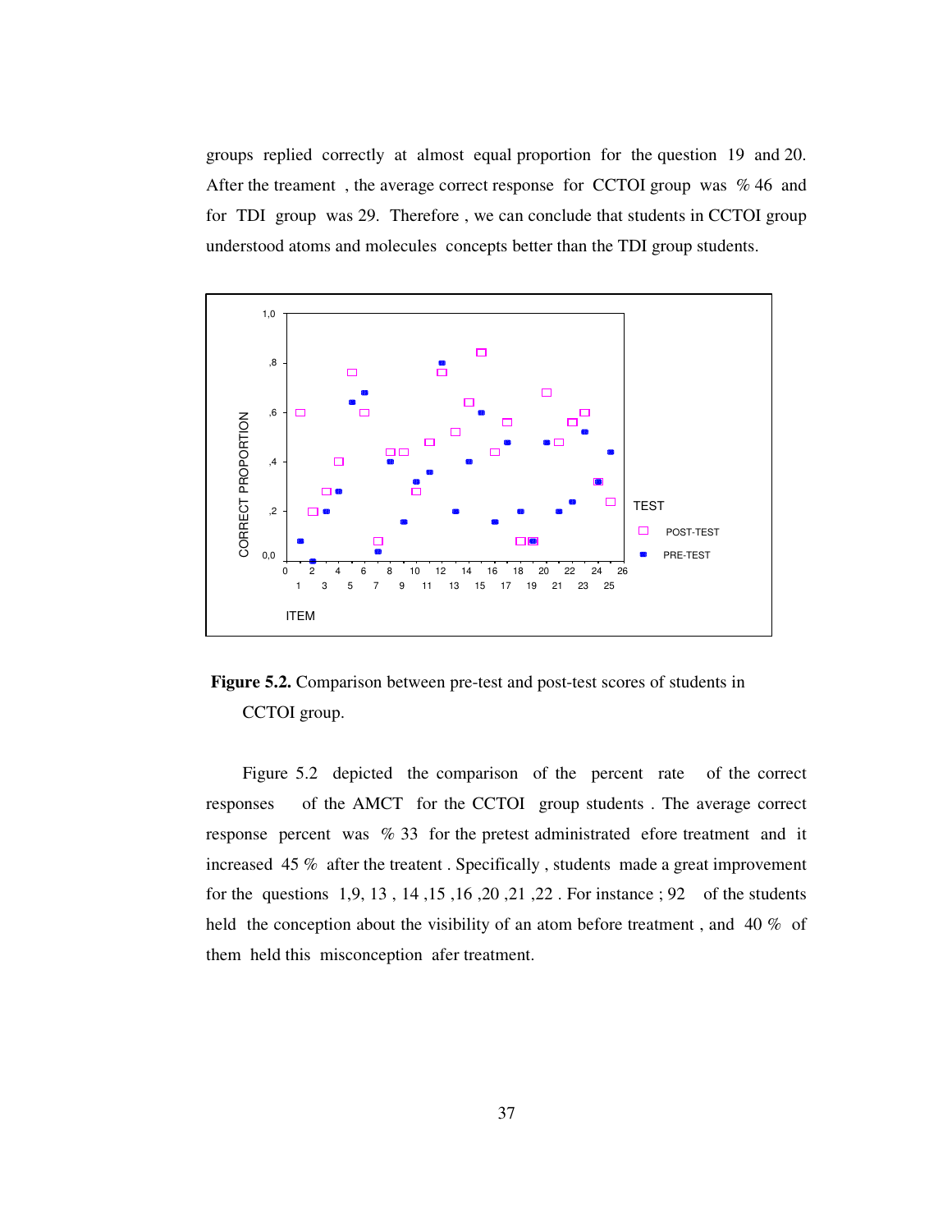groups replied correctly at almost equal proportion for the question 19 and 20. After the treament , the average correct response for CCTOI group was % 46 and for TDI group was 29. Therefore , we can conclude that students in CCTOI group understood atoms and molecules concepts better than the TDI group students.

CORRECT PROPORTION

1,0
,8
,6
,4
,2
0,0

0 2 4 6 8 10 12 14 16 18 20 22 24 26
1 3 5 7 9 11 13 15 17 19 21 23 25

ITEM

TEST
POST-TEST
PRE-TEST

**Figure 5.2.** Comparison between pre-test and post-test scores of students in CCTOI group.

Figure 5.2 depicted the comparison of the percent rate of the correct responses of the AMCT for the CCTOI group students . The average correct response percent was % 33 for the pretest administrated efore treatment and it increased 45 % after the treatent . Specifically , students made a great improvement for the questions 1,9, 13 , 14 ,15 ,16 ,20 ,21 ,22 . For instance ; 92 of the students held the conception about the visibility of an atom before treatment , and 40 % of them held this misconception afer treatment.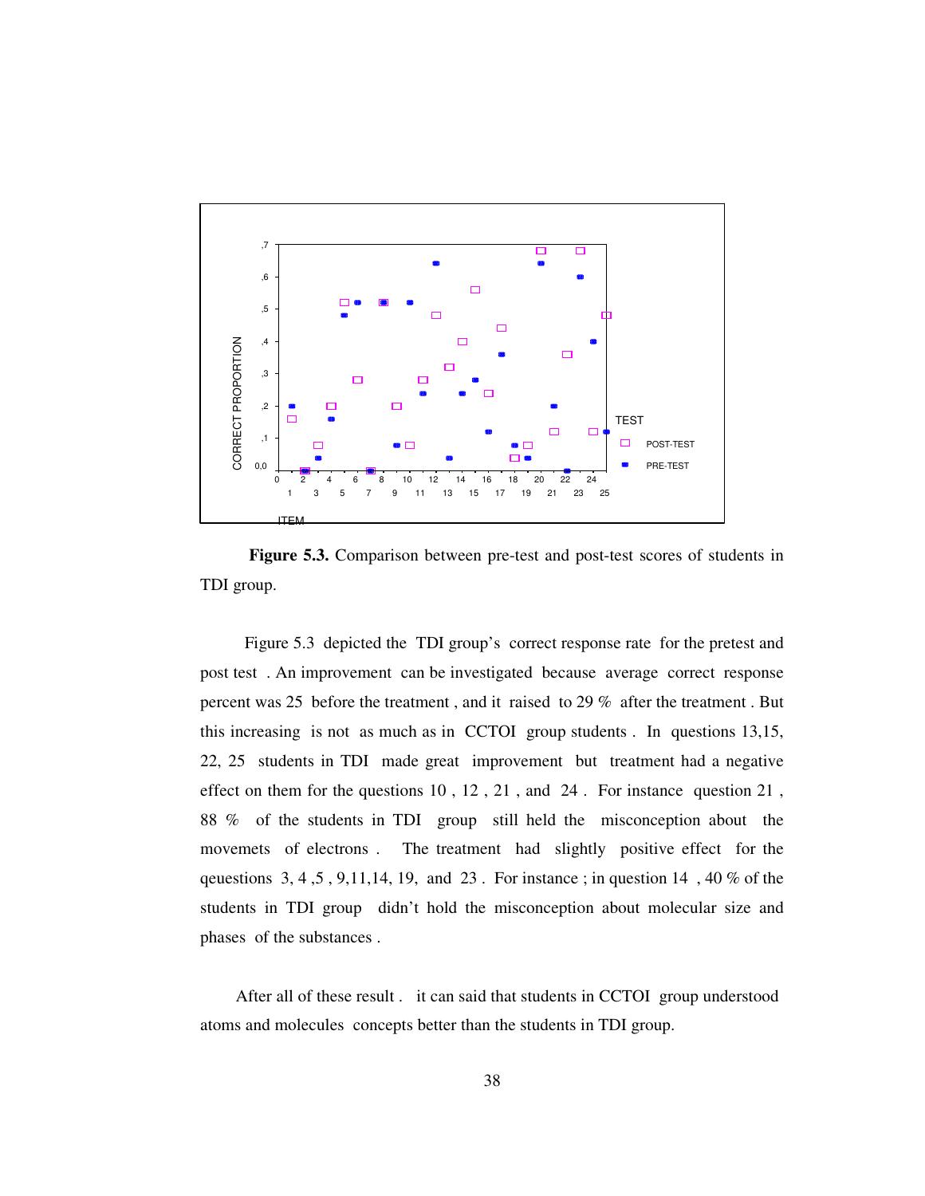,7

,6

,5

,4

,3

,2

,1

0,0

CORRECT PROPORTION

0 2 4 6 8 10 12 14 16 18 20 22 24

1 3 5 7 9 11 13 15 17 19 21 23 25

ITEM

TEST

POST-TEST

PRE-TEST

**Figure 5.3.** Comparison between pre-test and post-test scores of students in TDI group.

Figure 5.3 depicted the TDI group's correct response rate for the pretest and post test . An improvement can be investigated because average correct response percent was 25 before the treatment , and it raised to 29 % after the treatment . But this increasing is not as much as in CCTOI group students . In questions 13,15, 22, 25 students in TDI made great improvement but treatment had a negative effect on them for the questions 10 , 12 , 21 , and 24 . For instance question 21 , 88 % of the students in TDI group still held the misconception about the movemets of electrons . The treatment had slightly positive effect for the qeuestions 3, 4 ,5 , 9,11,14, 19, and 23 . For instance ; in question 14 , 40 % of the students in TDI group didn't hold the misconception about molecular size and phases of the substances .

After all of these result . it can said that students in CCTOI group understood atoms and molecules concepts better than the students in TDI group.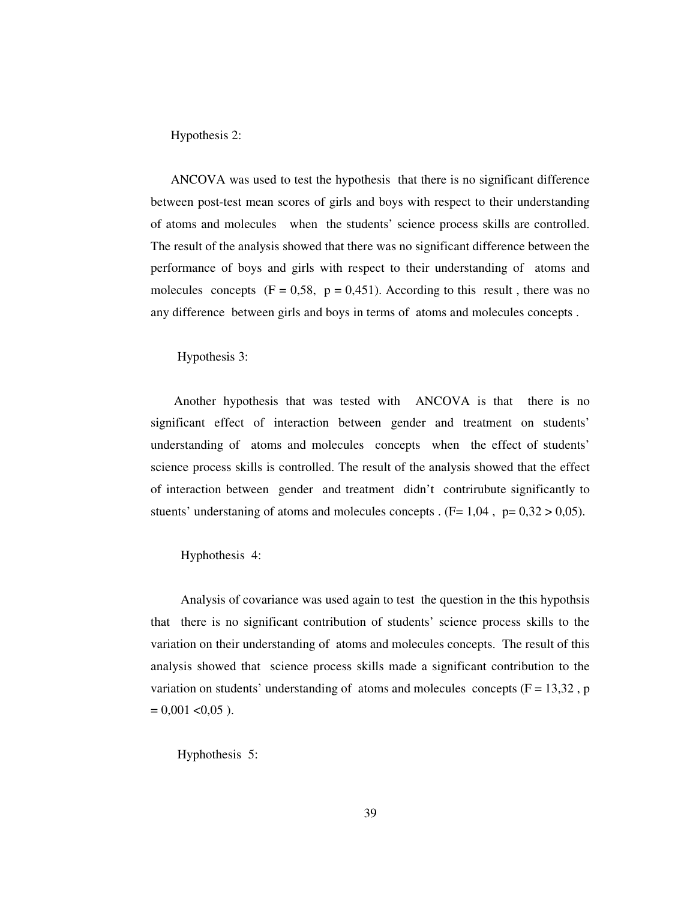Hypothesis 2:

ANCOVA was used to test the hypothesis that there is no significant difference between post-test mean scores of girls and boys with respect to their understanding of atoms and molecules when the students' science process skills are controlled. The result of the analysis showed that there was no significant difference between the performance of boys and girls with respect to their understanding of atoms and molecules concepts ($F = 0,58$, $p = 0,451$). According to this result , there was no any difference between girls and boys in terms of atoms and molecules concepts .

Hypothesis 3:

Another hypothesis that was tested with ANCOVA is that there is no significant effect of interaction between gender and treatment on students' understanding of atoms and molecules concepts when the effect of students' science process skills is controlled. The result of the analysis showed that the effect of interaction between gender and treatment didn't contrirubute significantly to stuents' understaning of atoms and molecules concepts . ($F= 1,04$ , $p= 0,32 > 0,05$).

Hyphothesis 4:

Analysis of covariance was used again to test the question in the this hypothsis that there is no significant contribution of students' science process skills to the variation on their understanding of atoms and molecules concepts. The result of this analysis showed that science process skills made a significant contribution to the variation on students' understanding of atoms and molecules concepts ($F = 13,32$ , $p = 0,001 <0,05$ ).

Hyphothesis 5: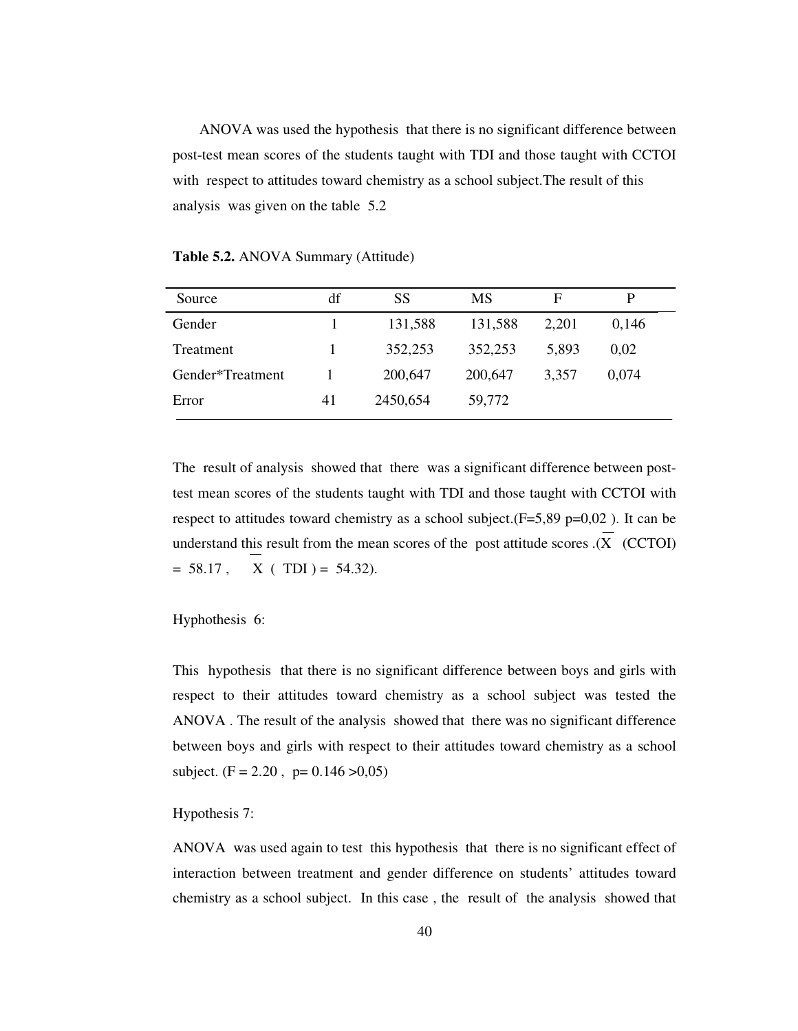ANOVA was used the hypothesis that there is no significant difference between post-test mean scores of the students taught with TDI and those taught with CCTOI with respect to attitudes toward chemistry as a school subject.The result of this analysis was given on the table 5.2

**Table 5.2.** ANOVA Summary (Attitude)

| Source | df | SS | MS | F | P |
|---|---|---|---|---|---|
| Gender | 1 | 131,588 | 131,588 | 2,201 | 0,146 |
| Treatment | 1 | 352,253 | 352,253 | 5,893 | 0,02 |
| Gender*Treatment | 1 | 200,647 | 200,647 | 3,357 | 0,074 |
| Error | 41 | 2450,654 | 59,772 | | |

The result of analysis showed that there was a significant difference between post-test mean scores of the students taught with TDI and those taught with CCTOI with respect to attitudes toward chemistry as a school subject.(F=5,89 p=0,02 ). It can be understand this result from the mean scores of the post attitude scores .($\overline{X}$ (CCTOI) = 58.17 , $\overline{X}$ ( TDI ) = 54.32).

Hyphothesis 6:

This hypothesis that there is no significant difference between boys and girls with respect to their attitudes toward chemistry as a school subject was tested the ANOVA . The result of the analysis showed that there was no significant difference between boys and girls with respect to their attitudes toward chemistry as a school subject. (F = 2.20 , p= 0.146 >0,05)

Hypothesis 7:

ANOVA was used again to test this hypothesis that there is no significant effect of interaction between treatment and gender difference on students' attitudes toward chemistry as a school subject. In this case , the result of the analysis showed that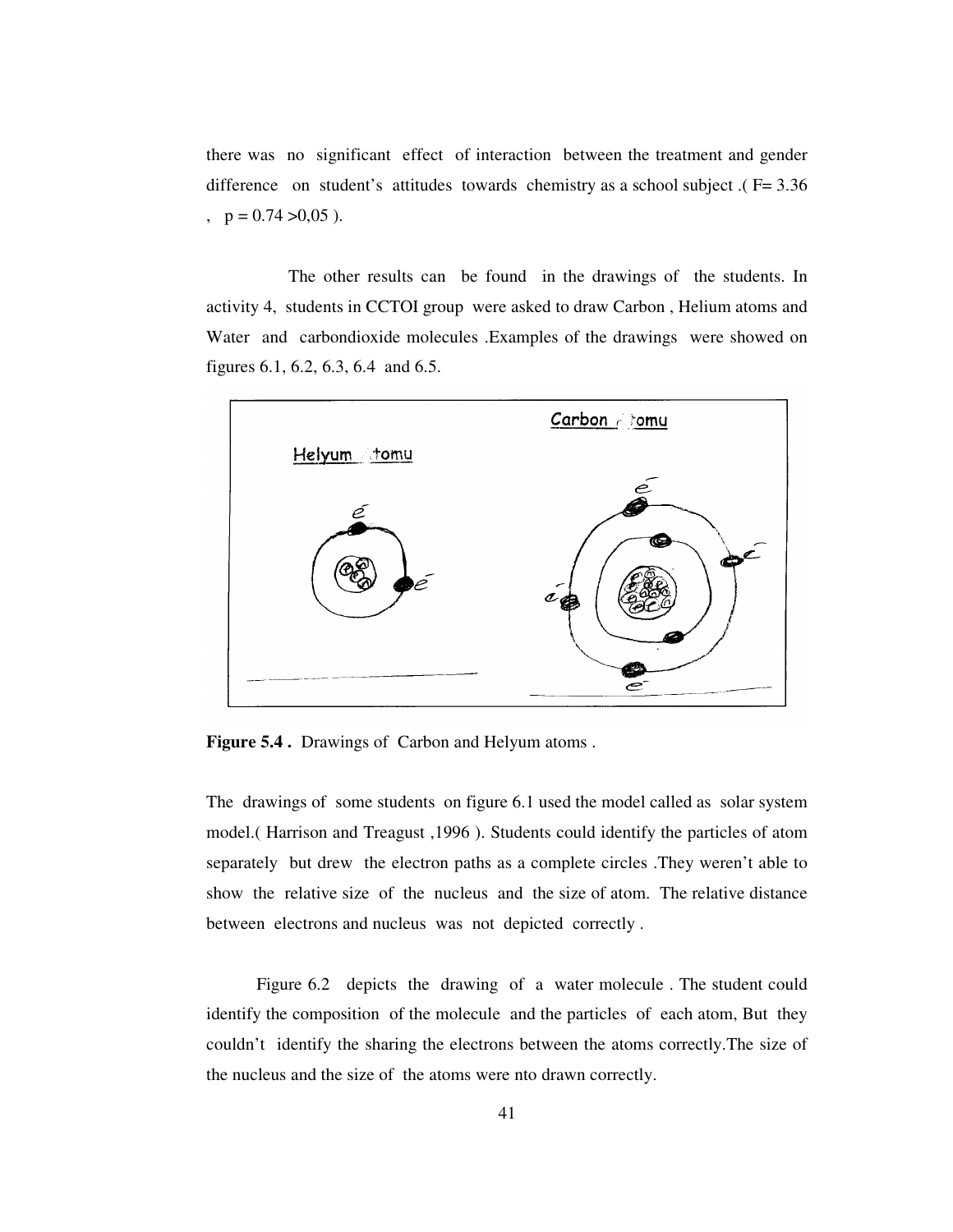there was no significant effect of interaction between the treatment and gender difference on student's attitudes towards chemistry as a school subject .( F= 3.36 , p = 0.74 >0,05 ).

The other results can be found in the drawings of the students. In activity 4, students in CCTOI group were asked to draw Carbon , Helium atoms and Water and carbondioxide molecules .Examples of the drawings were showed on figures 6.1, 6.2, 6.3, 6.4 and 6.5.

Helyum atomu

Carbon atomu

**Figure 5.4 .** Drawings of Carbon and Helyum atoms .

The drawings of some students on figure 6.1 used the model called as solar system model.( Harrison and Treagust ,1996 ). Students could identify the particles of atom separately but drew the electron paths as a complete circles .They weren't able to show the relative size of the nucleus and the size of atom. The relative distance between electrons and nucleus was not depicted correctly .

Figure 6.2 depicts the drawing of a water molecule . The student could identify the composition of the molecule and the particles of each atom, But they couldn't identify the sharing the electrons between the atoms correctly.The size of the nucleus and the size of the atoms were nto drawn correctly.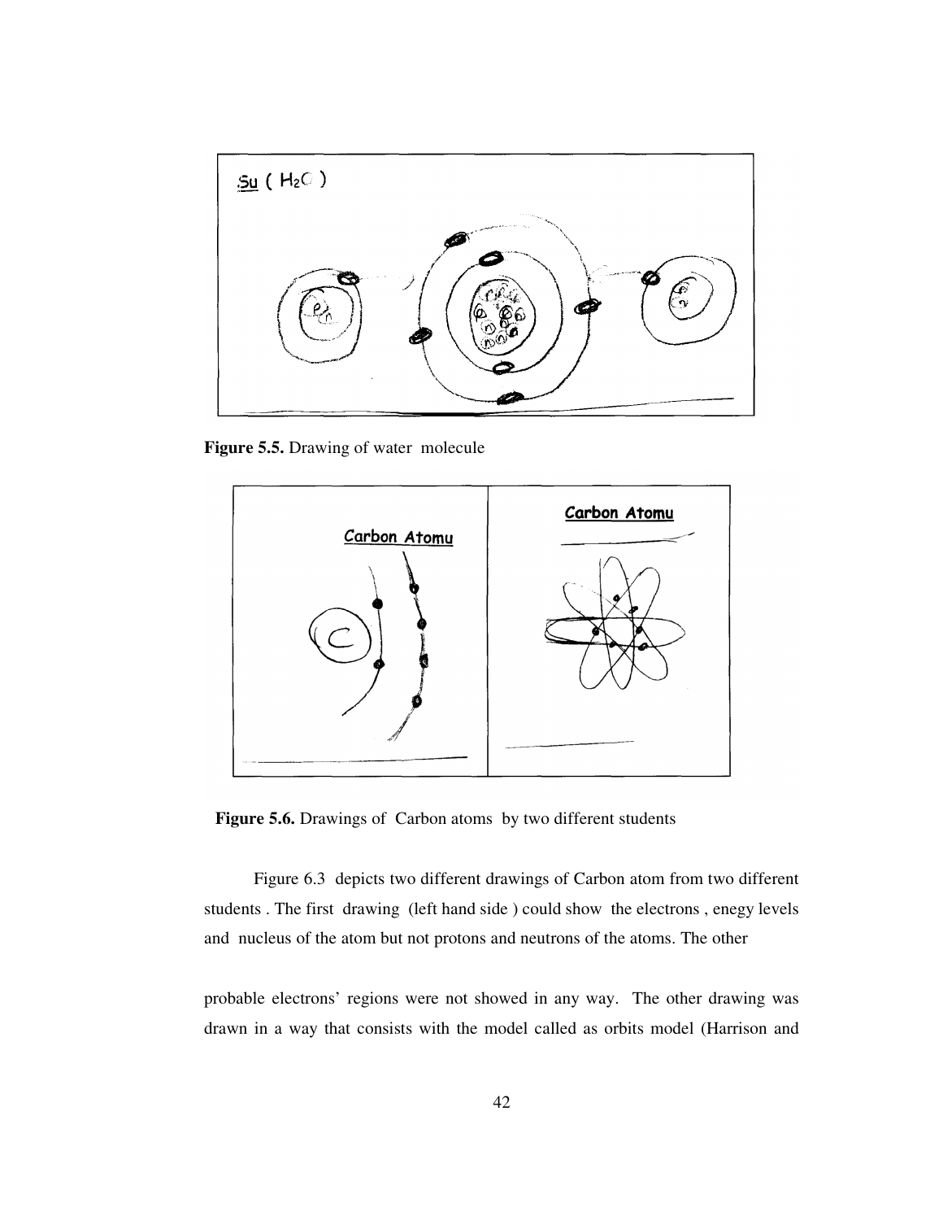**Figure 5.5.** Drawing of water molecule

**Figure 5.6.** Drawings of Carbon atoms by two different students

Figure 6.3 depicts two different drawings of Carbon atom from two different students . The first drawing (left hand side ) could show the electrons , enegy levels and nucleus of the atom but not protons and neutrons of the atoms. The other

probable electrons' regions were not showed in any way. The other drawing was drawn in a way that consists with the model called as orbits model (Harrison and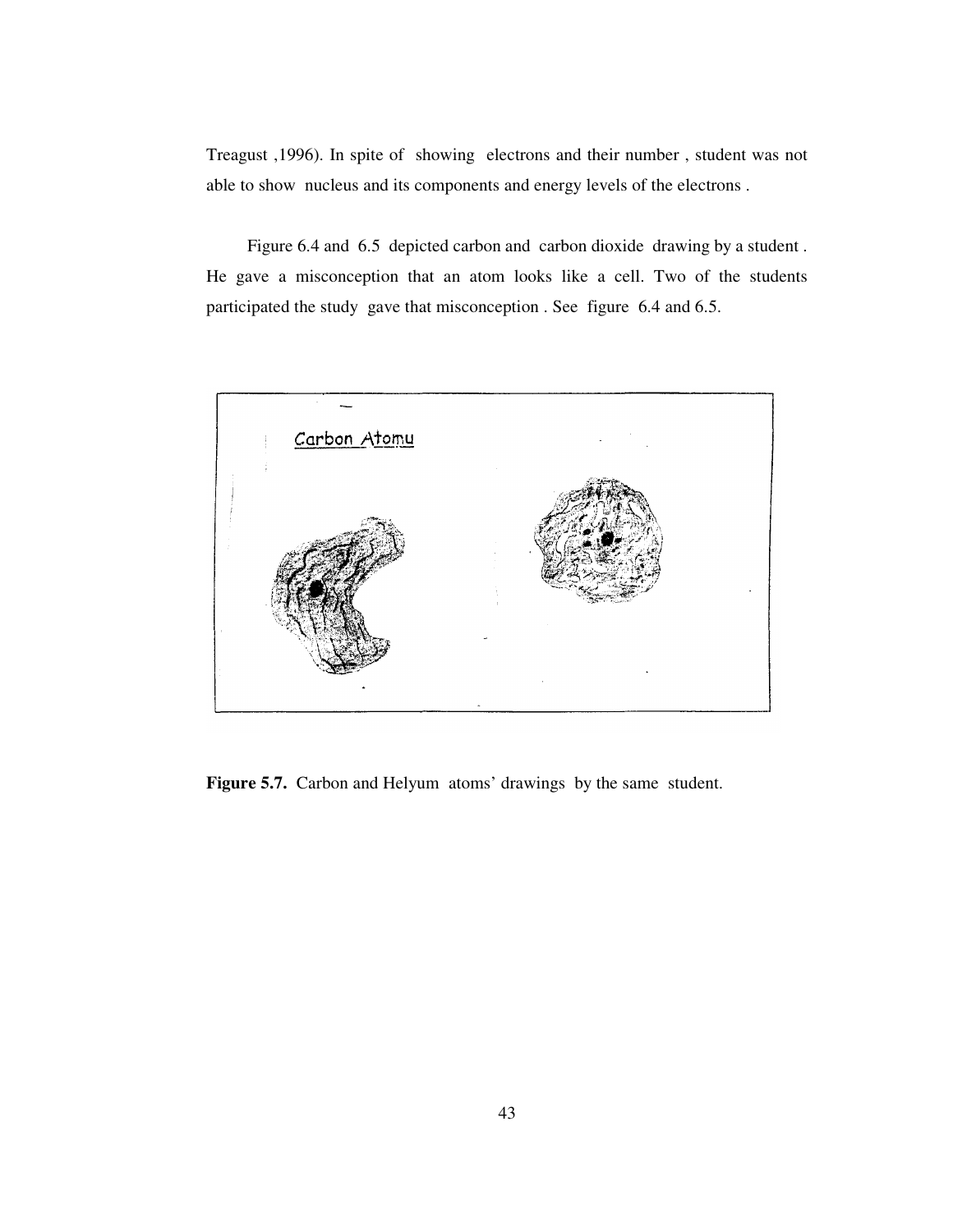Treagust ,1996). In spite of showing electrons and their number , student was not able to show nucleus and its components and energy levels of the electrons .

Figure 6.4 and 6.5 depicted carbon and carbon dioxide drawing by a student . He gave a misconception that an atom looks like a cell. Two of the students participated the study gave that misconception . See figure 6.4 and 6.5.

**Figure 5.7.** Carbon and Helyum atoms' drawings by the same student.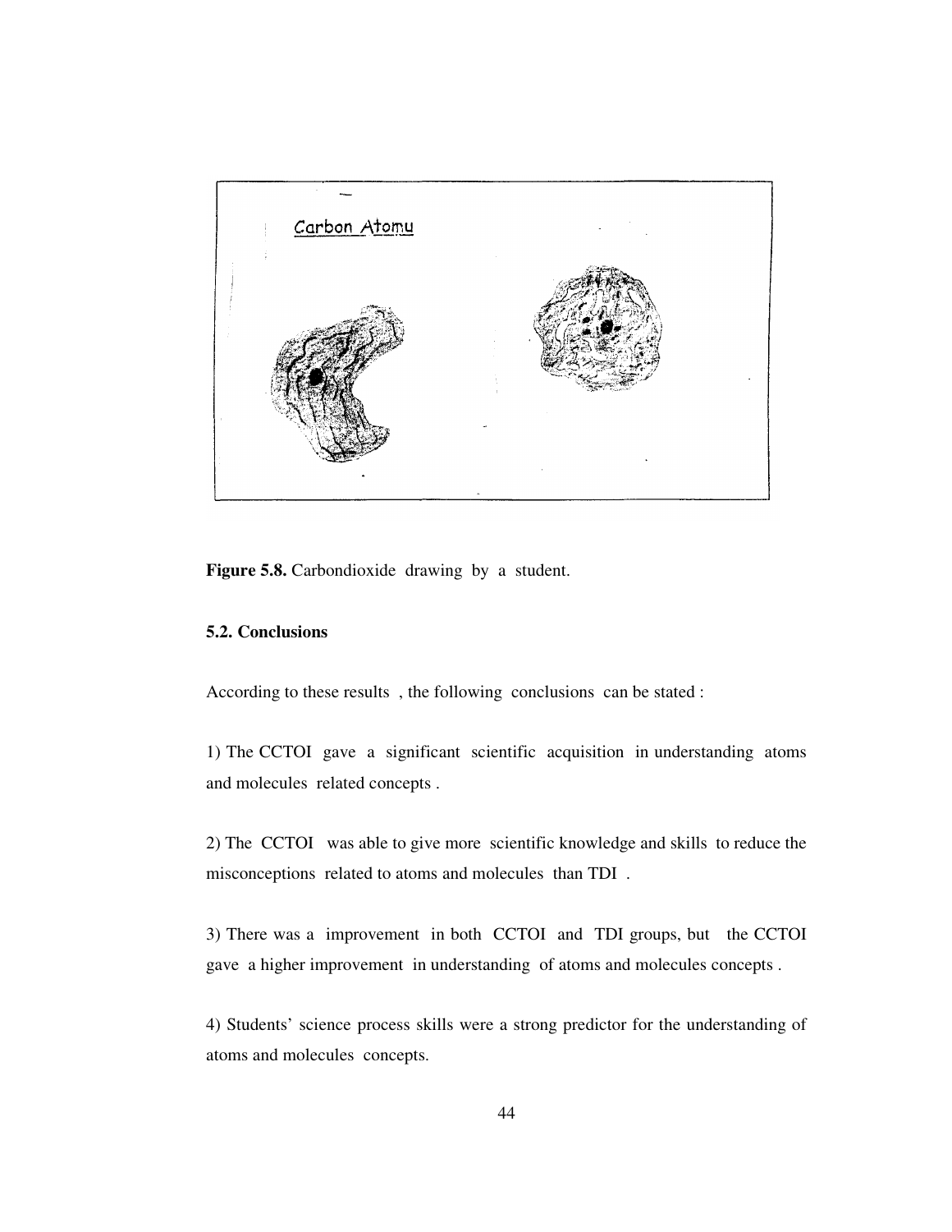Carbon Atomu

**Figure 5.8.** Carbondioxide drawing by a student.

### 5.2. Conclusions

According to these results , the following conclusions can be stated :

1) The CCTOI gave a significant scientific acquisition in understanding atoms and molecules related concepts .

2) The CCTOI was able to give more scientific knowledge and skills to reduce the misconceptions related to atoms and molecules than TDI .

3) There was a improvement in both CCTOI and TDI groups, but the CCTOI gave a higher improvement in understanding of atoms and molecules concepts .

4) Students' science process skills were a strong predictor for the understanding of atoms and molecules concepts.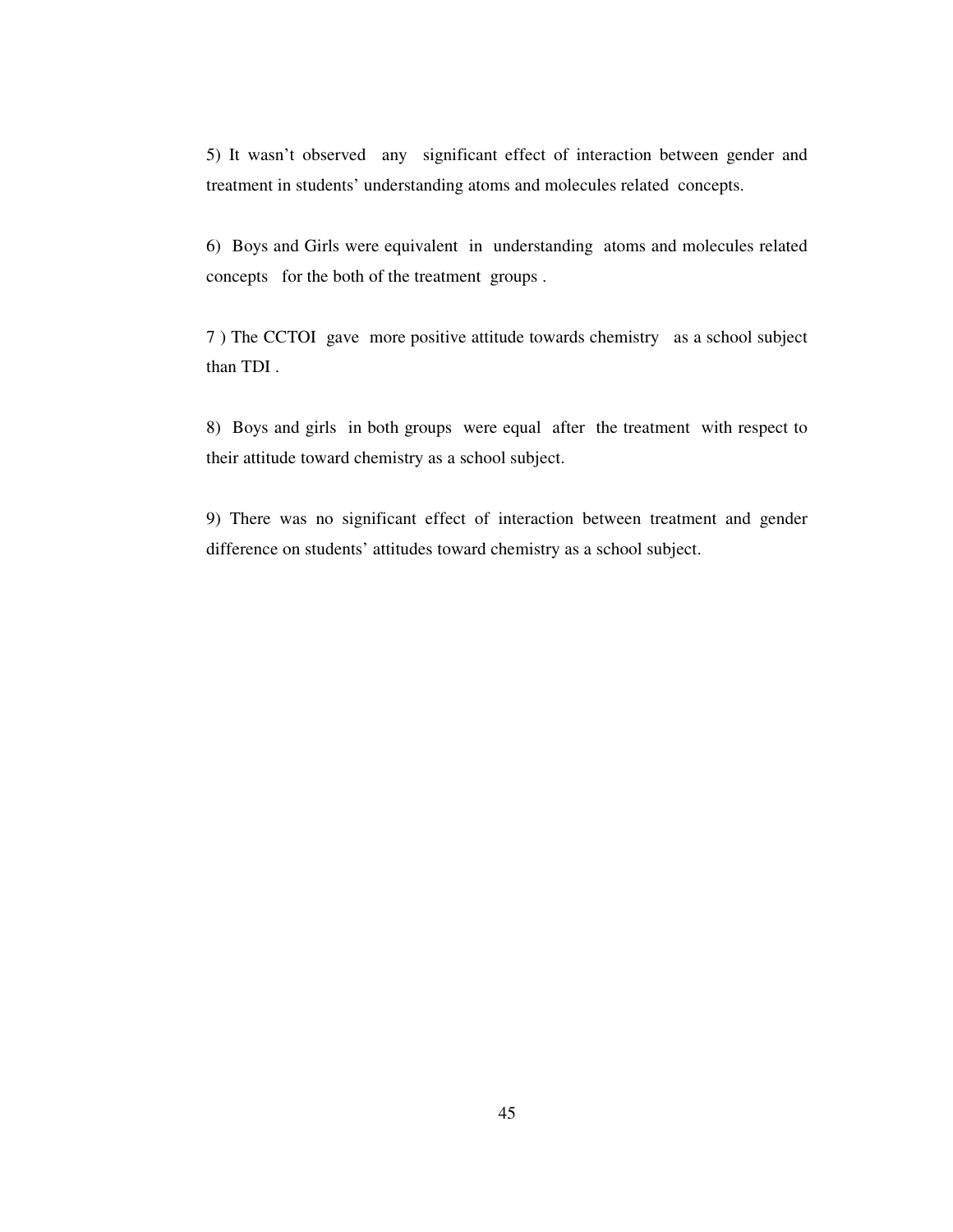5) It wasn't observed any significant effect of interaction between gender and treatment in students' understanding atoms and molecules related concepts.

6) Boys and Girls were equivalent in understanding atoms and molecules related concepts for the both of the treatment groups .

7 ) The CCTOI gave more positive attitude towards chemistry as a school subject than TDI .

8) Boys and girls in both groups were equal after the treatment with respect to their attitude toward chemistry as a school subject.

9) There was no significant effect of interaction between treatment and gender difference on students' attitudes toward chemistry as a school subject.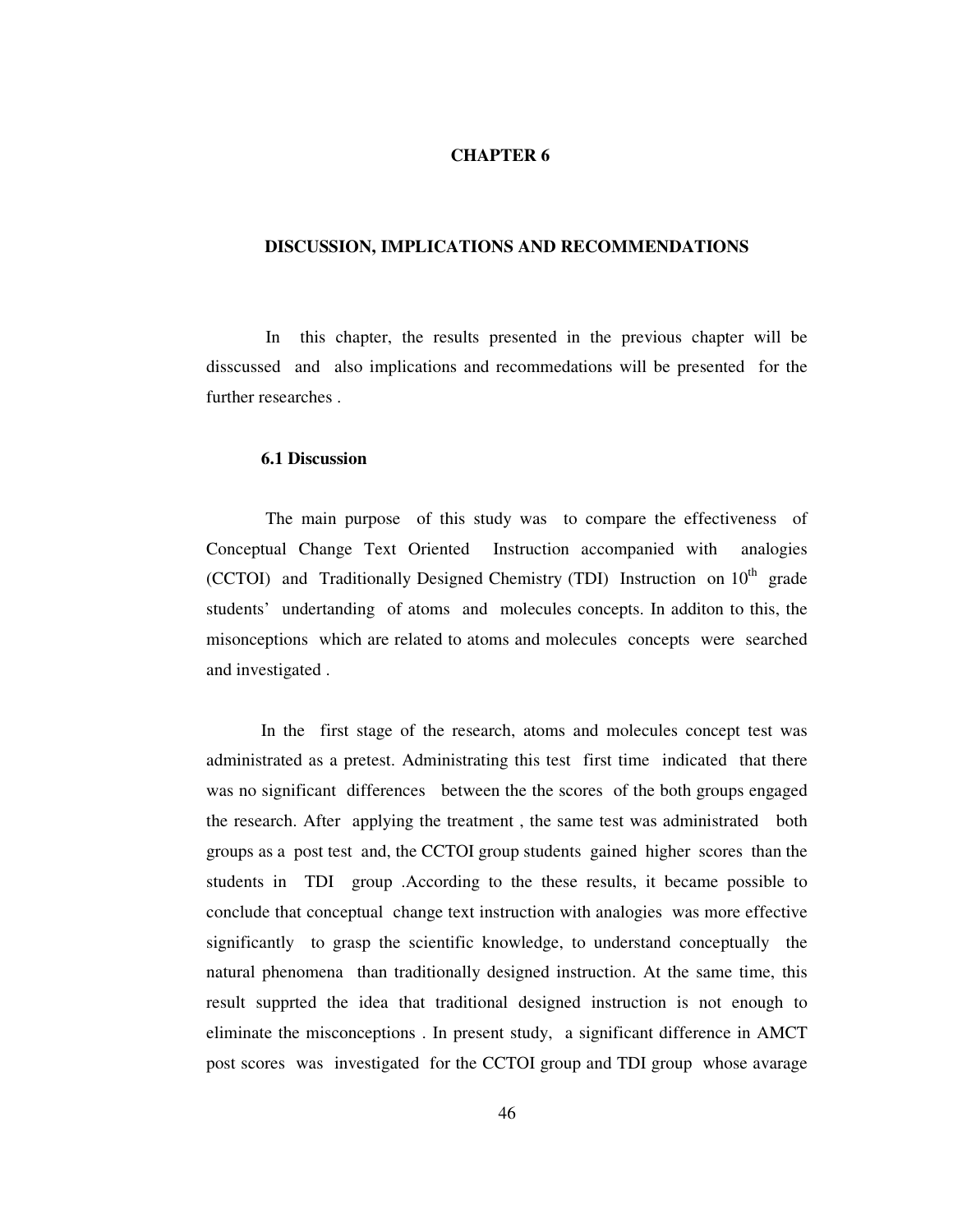# CHAPTER 6

# DISCUSSION, IMPLICATIONS AND RECOMMENDATIONS

In this chapter, the results presented in the previous chapter will be disscussed and also implications and recommedations will be presented for the further researches .

## 6.1 Discussion

The main purpose of this study was to compare the effectiveness of Conceptual Change Text Oriented Instruction accompanied with analogies (CCTOI) and Traditionally Designed Chemistry (TDI) Instruction on $10^{th}$ grade students' undertanding of atoms and molecules concepts. In additon to this, the misonceptions which are related to atoms and molecules concepts were searched and investigated .

In the first stage of the research, atoms and molecules concept test was administrated as a pretest. Administrating this test first time indicated that there was no significant differences between the the scores of the both groups engaged the research. After applying the treatment , the same test was administrated both groups as a post test and, the CCTOI group students gained higher scores than the students in TDI group .According to the these results, it became possible to conclude that conceptual change text instruction with analogies was more effective significantly to grasp the scientific knowledge, to understand conceptually the natural phenomena than traditionally designed instruction. At the same time, this result supprted the idea that traditional designed instruction is not enough to eliminate the misconceptions . In present study, a significant difference in AMCT post scores was investigated for the CCTOI group and TDI group whose avarage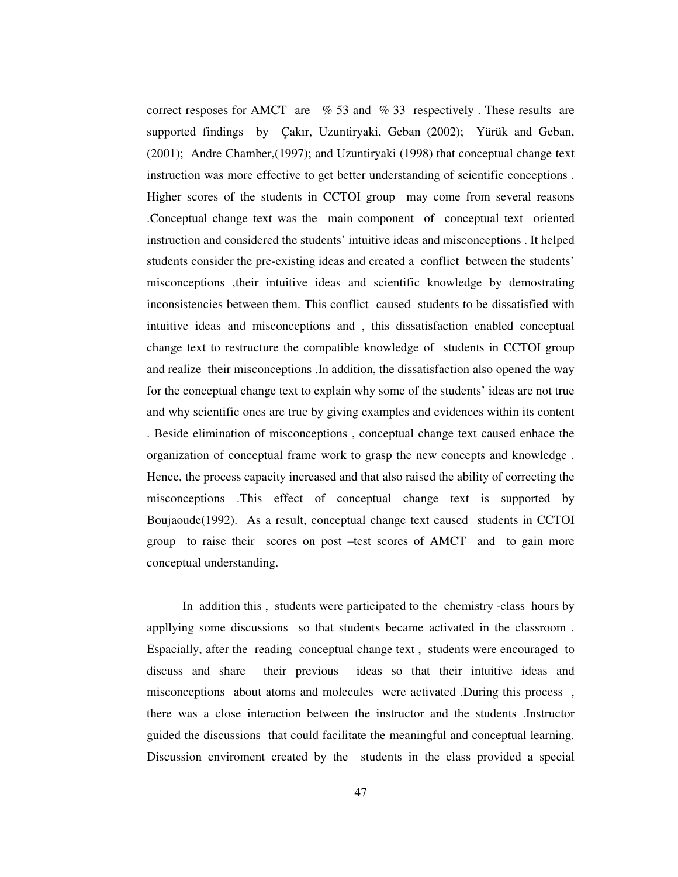correct resposes for AMCT are % 53 and % 33 respectively . These results are supported findings by Çakır, Uzuntiryaki, Geban (2002); Yürük and Geban, (2001); Andre Chamber,(1997); and Uzuntiryaki (1998) that conceptual change text instruction was more effective to get better understanding of scientific conceptions . Higher scores of the students in CCTOI group may come from several reasons .Conceptual change text was the main component of conceptual text oriented instruction and considered the students' intuitive ideas and misconceptions . It helped students consider the pre-existing ideas and created a conflict between the students' misconceptions ,their intuitive ideas and scientific knowledge by demostrating inconsistencies between them. This conflict caused students to be dissatisfied with intuitive ideas and misconceptions and , this dissatisfaction enabled conceptual change text to restructure the compatible knowledge of students in CCTOI group and realize their misconceptions .In addition, the dissatisfaction also opened the way for the conceptual change text to explain why some of the students' ideas are not true and why scientific ones are true by giving examples and evidences within its content . Beside elimination of misconceptions , conceptual change text caused enhace the organization of conceptual frame work to grasp the new concepts and knowledge . Hence, the process capacity increased and that also raised the ability of correcting the misconceptions .This effect of conceptual change text is supported by Boujaoude(1992). As a result, conceptual change text caused students in CCTOI group to raise their scores on post –test scores of AMCT and to gain more conceptual understanding.

In addition this , students were participated to the chemistry -class hours by appllying some discussions so that students became activated in the classroom . Espacially, after the reading conceptual change text , students were encouraged to discuss and share their previous ideas so that their intuitive ideas and misconceptions about atoms and molecules were activated .During this process , there was a close interaction between the instructor and the students .Instructor guided the discussions that could facilitate the meaningful and conceptual learning. Discussion enviroment created by the students in the class provided a special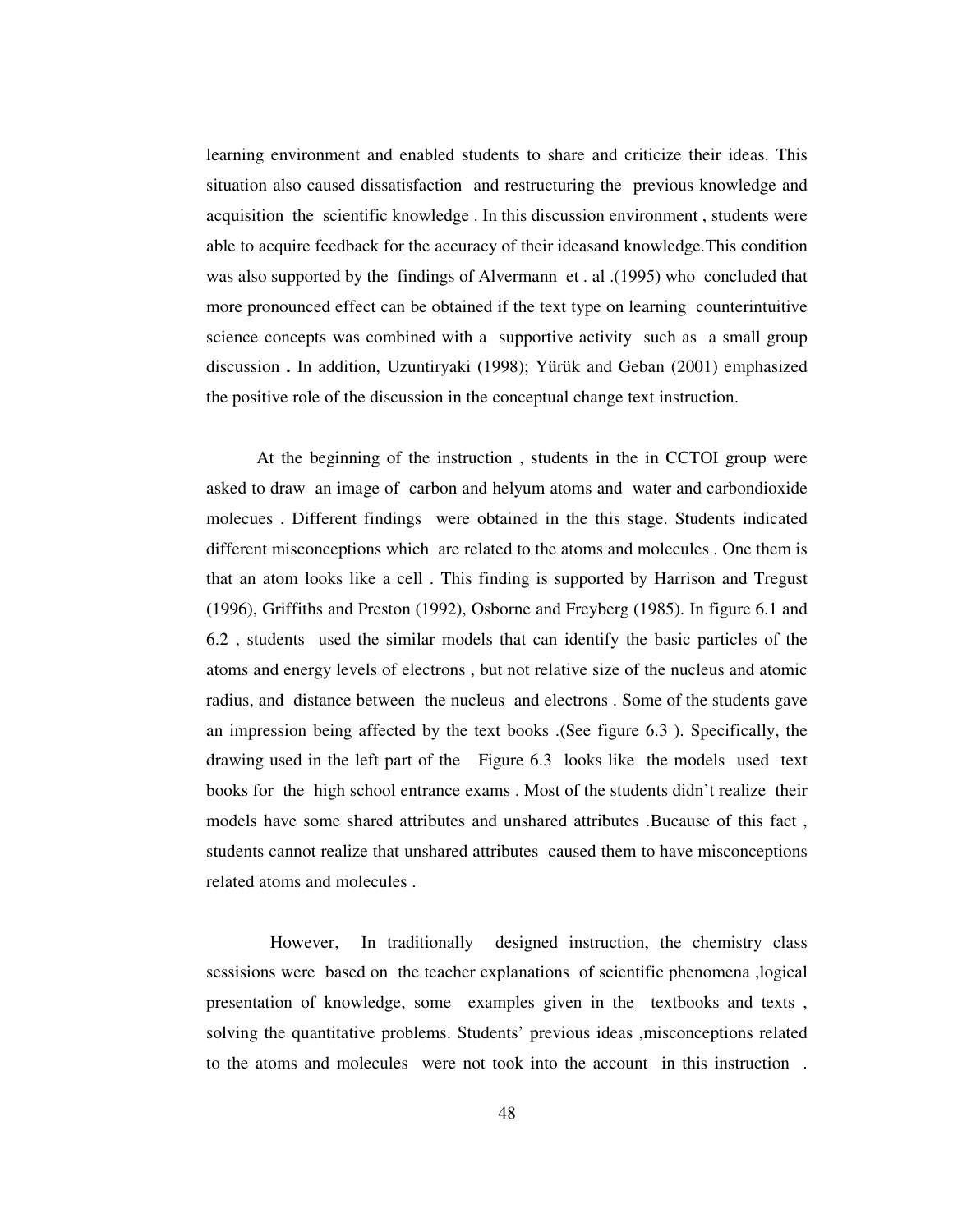learning environment and enabled students to share and criticize their ideas. This situation also caused dissatisfaction and restructuring the previous knowledge and acquisition the scientific knowledge . In this discussion environment , students were able to acquire feedback for the accuracy of their ideasand knowledge.This condition was also supported by the findings of Alvermann et . al .(1995) who concluded that more pronounced effect can be obtained if the text type on learning counterintuitive science concepts was combined with a supportive activity such as a small group discussion **.** In addition, Uzuntiryaki (1998); Yürük and Geban (2001) emphasized the positive role of the discussion in the conceptual change text instruction.

At the beginning of the instruction , students in the in CCTOI group were asked to draw an image of carbon and helyum atoms and water and carbondioxide molecues . Different findings were obtained in the this stage. Students indicated different misconceptions which are related to the atoms and molecules . One them is that an atom looks like a cell . This finding is supported by Harrison and Tregust (1996), Griffiths and Preston (1992), Osborne and Freyberg (1985). In figure 6.1 and 6.2 , students used the similar models that can identify the basic particles of the atoms and energy levels of electrons , but not relative size of the nucleus and atomic radius, and distance between the nucleus and electrons . Some of the students gave an impression being affected by the text books .(See figure 6.3 ). Specifically, the drawing used in the left part of the Figure 6.3 looks like the models used text books for the high school entrance exams . Most of the students didn't realize their models have some shared attributes and unshared attributes .Bucause of this fact , students cannot realize that unshared attributes caused them to have misconceptions related atoms and molecules .

However, In traditionally designed instruction, the chemistry class sessisions were based on the teacher explanations of scientific phenomena ,logical presentation of knowledge, some examples given in the textbooks and texts , solving the quantitative problems. Students' previous ideas ,misconceptions related to the atoms and molecules were not took into the account in this instruction .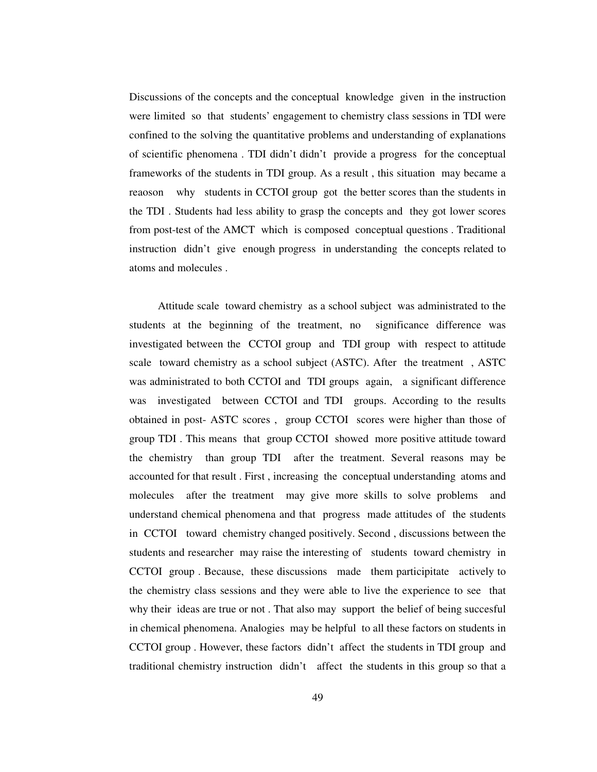Discussions of the concepts and the conceptual knowledge given in the instruction were limited so that students' engagement to chemistry class sessions in TDI were confined to the solving the quantitative problems and understanding of explanations of scientific phenomena . TDI didn't didn't provide a progress for the conceptual frameworks of the students in TDI group. As a result , this situation may became a reaoson why students in CCTOI group got the better scores than the students in the TDI . Students had less ability to grasp the concepts and they got lower scores from post-test of the AMCT which is composed conceptual questions . Traditional instruction didn't give enough progress in understanding the concepts related to atoms and molecules .

Attitude scale toward chemistry as a school subject was administrated to the students at the beginning of the treatment, no significance difference was investigated between the CCTOI group and TDI group with respect to attitude scale toward chemistry as a school subject (ASTC). After the treatment , ASTC was administrated to both CCTOI and TDI groups again, a significant difference was investigated between CCTOI and TDI groups. According to the results obtained in post- ASTC scores , group CCTOI scores were higher than those of group TDI . This means that group CCTOI showed more positive attitude toward the chemistry than group TDI after the treatment. Several reasons may be accounted for that result . First , increasing the conceptual understanding atoms and molecules after the treatment may give more skills to solve problems and understand chemical phenomena and that progress made attitudes of the students in CCTOI toward chemistry changed positively. Second , discussions between the students and researcher may raise the interesting of students toward chemistry in CCTOI group . Because, these discussions made them participitate actively to the chemistry class sessions and they were able to live the experience to see that why their ideas are true or not . That also may support the belief of being succesful in chemical phenomena. Analogies may be helpful to all these factors on students in CCTOI group . However, these factors didn't affect the students in TDI group and traditional chemistry instruction didn't affect the students in this group so that a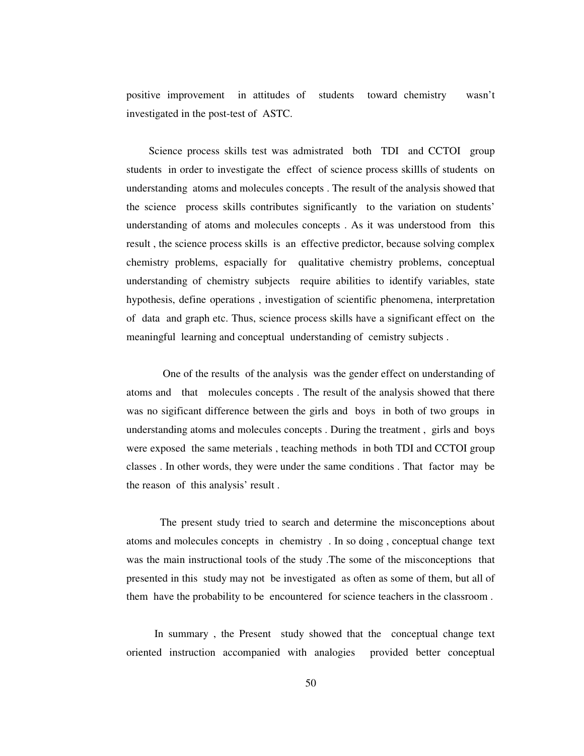positive improvement in attitudes of students toward chemistry wasn't investigated in the post-test of ASTC.

Science process skills test was admistrated both TDI and CCTOI group students in order to investigate the effect of science process skillls of students on understanding atoms and molecules concepts . The result of the analysis showed that the science process skills contributes significantly to the variation on students' understanding of atoms and molecules concepts . As it was understood from this result , the science process skills is an effective predictor, because solving complex chemistry problems, espacially for qualitative chemistry problems, conceptual understanding of chemistry subjects require abilities to identify variables, state hypothesis, define operations , investigation of scientific phenomena, interpretation of data and graph etc. Thus, science process skills have a significant effect on the meaningful learning and conceptual understanding of cemistry subjects .

One of the results of the analysis was the gender effect on understanding of atoms and that molecules concepts . The result of the analysis showed that there was no sigificant difference between the girls and boys in both of two groups in understanding atoms and molecules concepts . During the treatment , girls and boys were exposed the same meterials , teaching methods in both TDI and CCTOI group classes . In other words, they were under the same conditions . That factor may be the reason of this analysis' result .

The present study tried to search and determine the misconceptions about atoms and molecules concepts in chemistry . In so doing , conceptual change text was the main instructional tools of the study .The some of the misconceptions that presented in this study may not be investigated as often as some of them, but all of them have the probability to be encountered for science teachers in the classroom .

In summary , the Present study showed that the conceptual change text oriented instruction accompanied with analogies provided better conceptual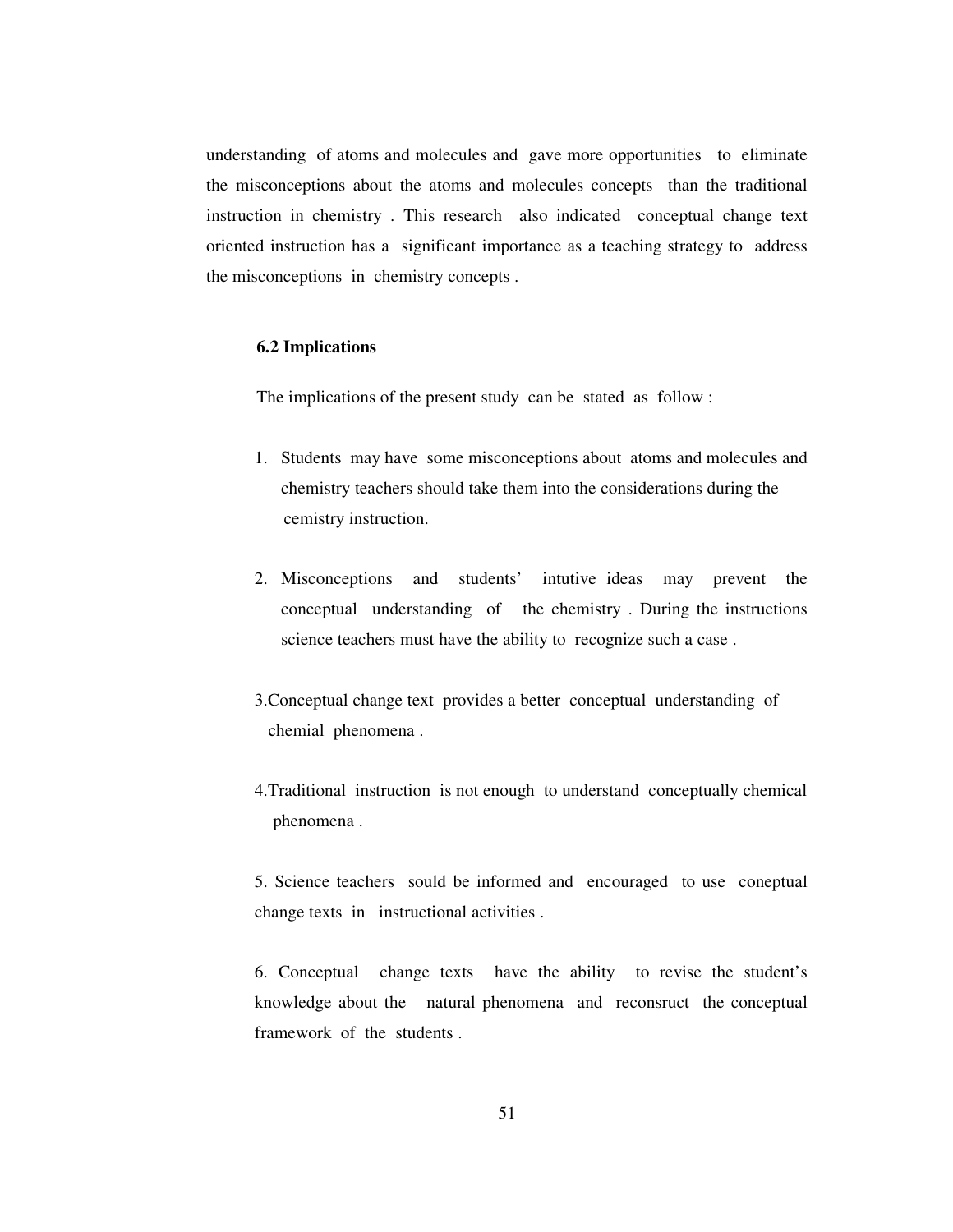understanding of atoms and molecules and gave more opportunities to eliminate the misconceptions about the atoms and molecules concepts than the traditional instruction in chemistry . This research also indicated conceptual change text oriented instruction has a significant importance as a teaching strategy to address the misconceptions in chemistry concepts .

### 6.2 Implications

The implications of the present study can be stated as follow :

1. Students may have some misconceptions about atoms and molecules and chemistry teachers should take them into the considerations during the cemistry instruction.

2. Misconceptions and students' intutive ideas may prevent the conceptual understanding of the chemistry . During the instructions science teachers must have the ability to recognize such a case .

3. Conceptual change text provides a better conceptual understanding of chemial phenomena .

4. Traditional instruction is not enough to understand conceptually chemical phenomena .

5. Science teachers sould be informed and encouraged to use coneptual change texts in instructional activities .

6. Conceptual change texts have the ability to revise the student's knowledge about the natural phenomena and reconsruct the conceptual framework of the students .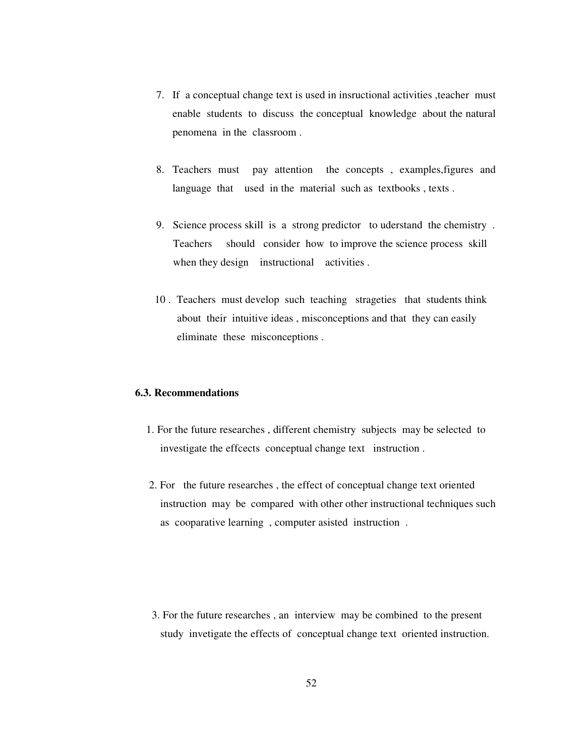7. If a conceptual change text is used in insructional activities ,teacher must enable students to discuss the conceptual knowledge about the natural penomena in the classroom .

8. Teachers must pay attention the concepts , examples,figures and language that used in the material such as textbooks , texts .

9. Science process skill is a strong predictor to uderstand the chemistry . Teachers should consider how to improve the science process skill when they design instructional activities .

10 . Teachers must develop such teaching strageties that students think about their intuitive ideas , misconceptions and that they can easily eliminate these misconceptions .

### 6.3. Recommendations

1. For the future researches , different chemistry subjects may be selected to investigate the effcects conceptual change text instruction .

2. For the future researches , the effect of conceptual change text oriented instruction may be compared with other other instructional techniques such as cooparative learning , computer asisted instruction .

3. For the future researches , an interview may be combined to the present study invetigate the effects of conceptual change text oriented instruction.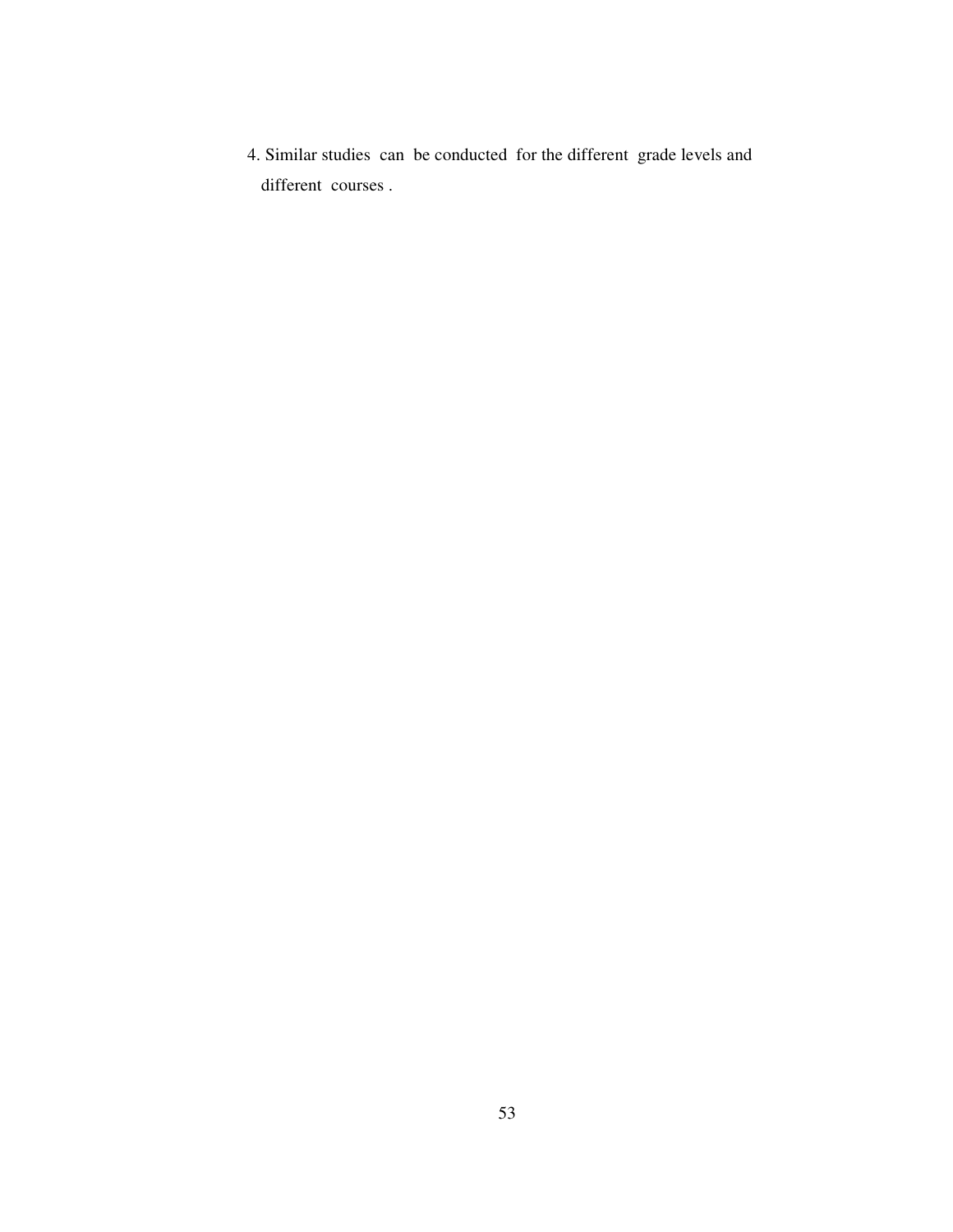4. Similar studies can be conducted for the different grade levels and different courses .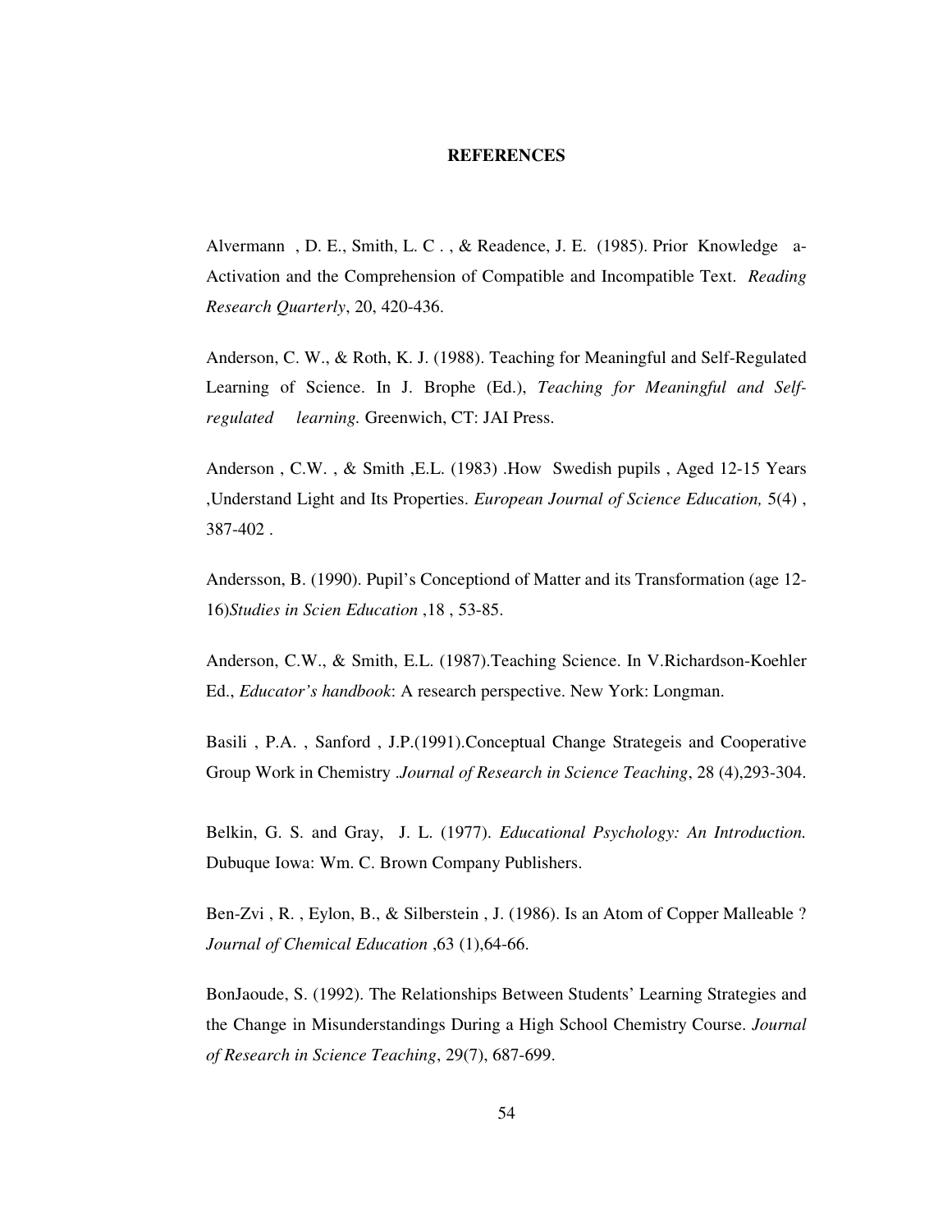**REFERENCES**

Alvermann , D. E., Smith, L. C . , & Readence, J. E. (1985). Prior Knowledge a-Activation and the Comprehension of Compatible and Incompatible Text. *Reading Research Quarterly*, 20, 420-436.

Anderson, C. W., & Roth, K. J. (1988). Teaching for Meaningful and Self-Regulated Learning of Science. In J. Brophe (Ed.), *Teaching for Meaningful and Self-regulated learning.* Greenwich, CT: JAI Press.

Anderson , C.W. , & Smith ,E.L. (1983) .How Swedish pupils , Aged 12-15 Years ,Understand Light and Its Properties. *European Journal of Science Education,* 5(4) , 387-402 .

Andersson, B. (1990). Pupil's Conceptiond of Matter and its Transformation (age 12-16)*Studies in Scien Education* ,18 , 53-85.

Anderson, C.W., & Smith, E.L. (1987).Teaching Science. In V.Richardson-Koehler Ed., *Educator's handbook*: A research perspective. New York: Longman.

Basili , P.A. , Sanford , J.P.(1991).Conceptual Change Strategeis and Cooperative Group Work in Chemistry .*Journal of Research in Science Teaching*, 28 (4),293-304.

Belkin, G. S. and Gray, J. L. (1977). *Educational Psychology: An Introduction.* Dubuque Iowa: Wm. C. Brown Company Publishers.

Ben-Zvi , R. , Eylon, B., & Silberstein , J. (1986). Is an Atom of Copper Malleable ? *Journal of Chemical Education* ,63 (1),64-66.

BonJaoude, S. (1992). The Relationships Between Students' Learning Strategies and the Change in Misunderstandings During a High School Chemistry Course. *Journal of Research in Science Teaching*, 29(7), 687-699.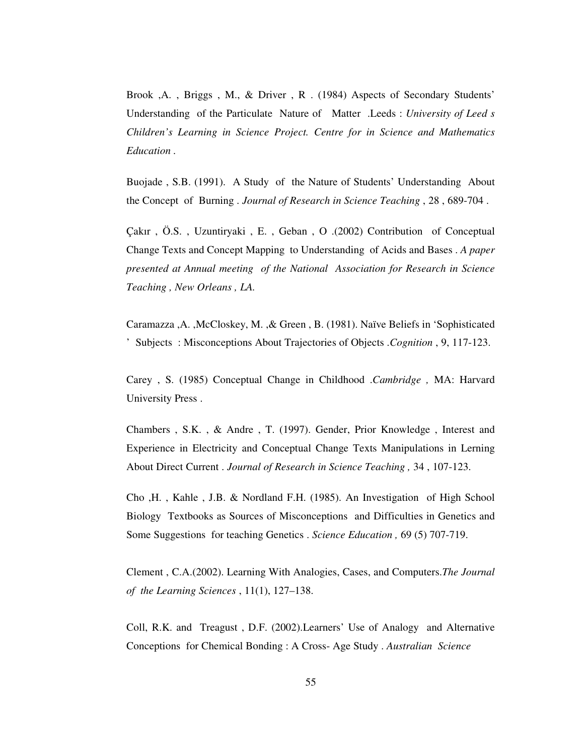Brook ,A. , Briggs , M., & Driver , R . (1984) Aspects of Secondary Students' Understanding of the Particulate Nature of Matter .Leeds : *University of Leed s Children's Learning in Science Project. Centre for in Science and Mathematics Education* .

Buojade , S.B. (1991). A Study of the Nature of Students' Understanding About the Concept of Burning . *Journal of Research in Science Teaching* , 28 , 689-704 .

Çakır , Ö.S. , Uzuntiryaki , E. , Geban , O .(2002) Contribution of Conceptual Change Texts and Concept Mapping to Understanding of Acids and Bases . *A paper presented at Annual meeting of the National Association for Research in Science Teaching , New Orleans , LA.*

Caramazza ,A. ,McCloskey, M. ,& Green , B. (1981). Naïve Beliefs in 'Sophisticated ' Subjects : Misconceptions About Trajectories of Objects .*Cognition* , 9, 117-123.

Carey , S. (1985) Conceptual Change in Childhood .*Cambridge ,* MA: Harvard University Press .

Chambers , S.K. , & Andre , T. (1997). Gender, Prior Knowledge , Interest and Experience in Electricity and Conceptual Change Texts Manipulations in Lerning About Direct Current . *Journal of Research in Science Teaching ,* 34 , 107-123.

Cho ,H. , Kahle , J.B. & Nordland F.H. (1985). An Investigation of High School Biology Textbooks as Sources of Misconceptions and Difficulties in Genetics and Some Suggestions for teaching Genetics . *Science Education ,* 69 (5) 707-719.

Clement , C.A.(2002). Learning With Analogies, Cases, and Computers.*The Journal of the Learning Sciences* , 11(1), 127–138.

Coll, R.K. and Treagust , D.F. (2002).Learners' Use of Analogy and Alternative Conceptions for Chemical Bonding : A Cross- Age Study . *Australian Science*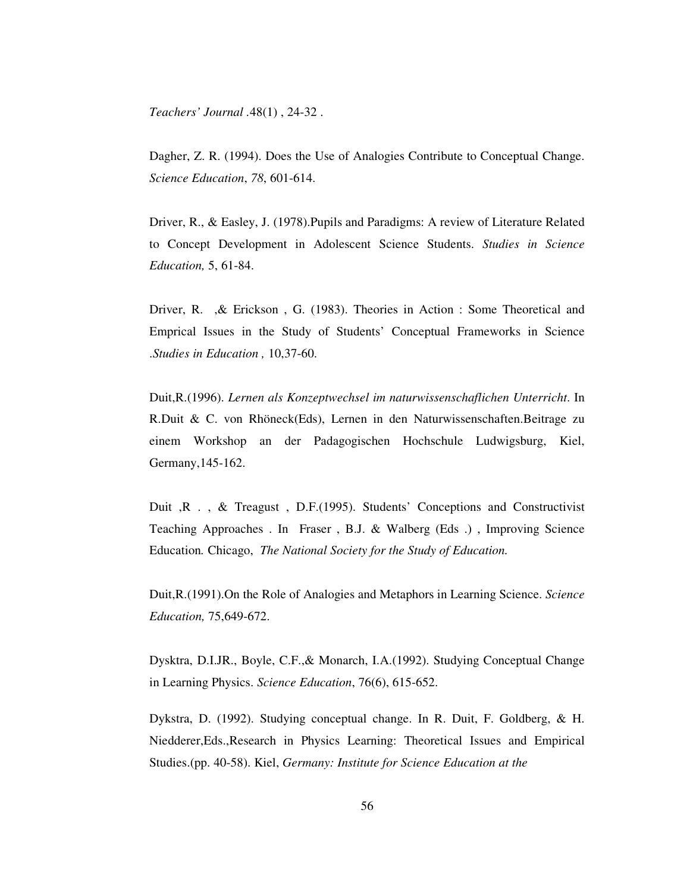*Teachers' Journal* .48(1) , 24-32 .

Dagher, Z. R. (1994). Does the Use of Analogies Contribute to Conceptual Change. *Science Education*, *78*, 601-614.

Driver, R., & Easley, J. (1978).Pupils and Paradigms: A review of Literature Related to Concept Development in Adolescent Science Students. *Studies in Science Education,* 5, 61-84.

Driver, R. ,& Erickson , G. (1983). Theories in Action : Some Theoretical and Emprical Issues in the Study of Students' Conceptual Frameworks in Science *.Studies in Education ,* 10,37-60.

Duit,R.(1996). *Lernen als Konzeptwechsel im naturwissenschaflichen Unterricht*. In R.Duit & C. von Rhöneck(Eds), Lernen in den Naturwissenschaften.Beitrage zu einem Workshop an der Padagogischen Hochschule Ludwigsburg, Kiel, Germany,145-162.

Duit ,R . , & Treagust , D.F.(1995). Students' Conceptions and Constructivist Teaching Approaches . In Fraser , B.J. & Walberg (Eds .) , Improving Science Education*.* Chicago, *The National Society for the Study of Education.*

Duit,R.(1991).On the Role of Analogies and Metaphors in Learning Science. *Science Education,* 75,649-672.

Dysktra, D.I.JR., Boyle, C.F.,& Monarch, I.A.(1992). Studying Conceptual Change in Learning Physics. *Science Education*, 76(6), 615-652.

Dykstra, D. (1992). Studying conceptual change. In R. Duit, F. Goldberg, & H. Niedderer,Eds.,Research in Physics Learning: Theoretical Issues and Empirical Studies.(pp. 40-58). Kiel, *Germany: Institute for Science Education at the*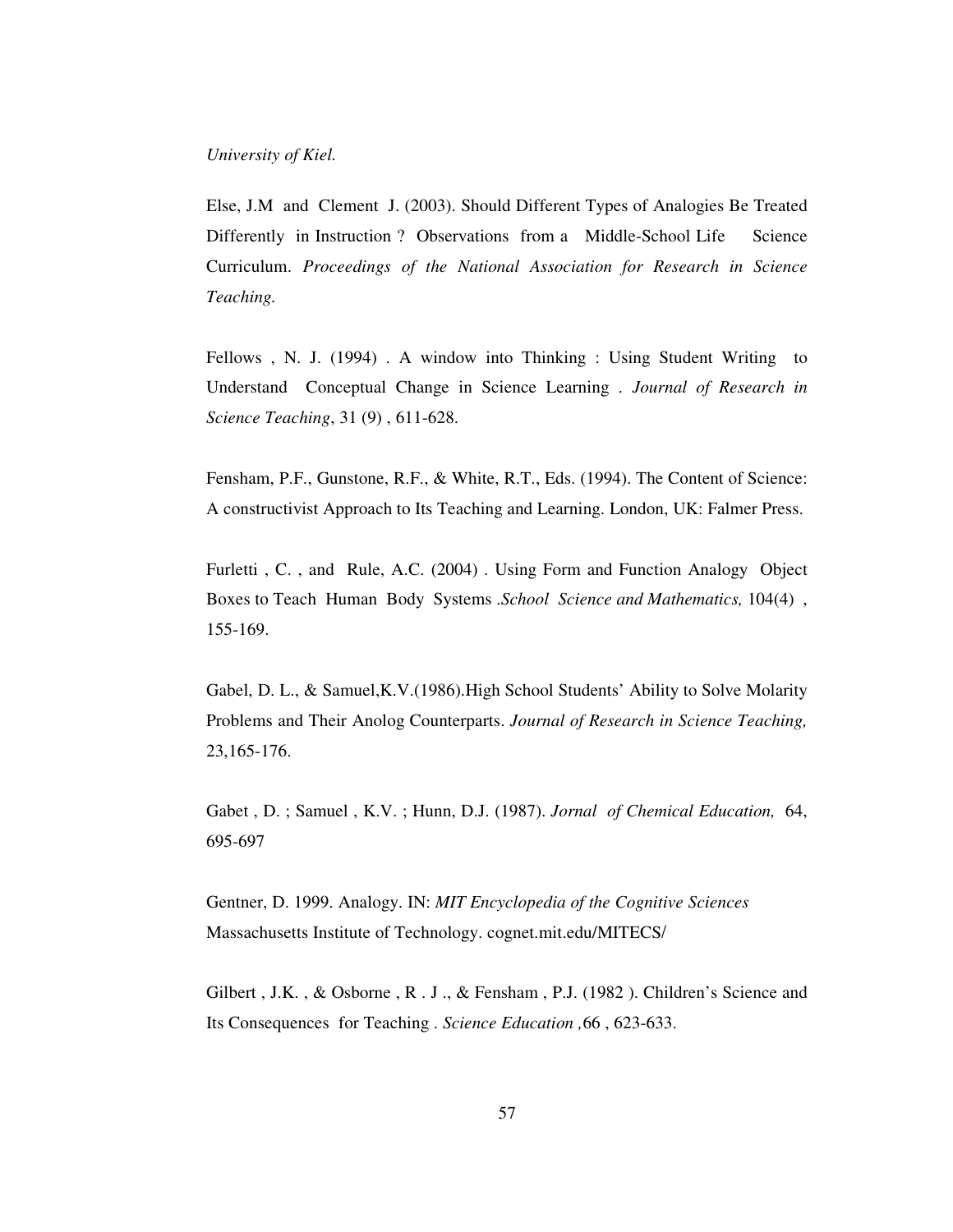*University of Kiel.*

Else, J.M and Clement J. (2003). Should Different Types of Analogies Be Treated Differently in Instruction ? Observations from a Middle-School Life Science Curriculum. *Proceedings of the National Association for Research in Science Teaching.*

Fellows , N. J. (1994) . A window into Thinking : Using Student Writing to Understand Conceptual Change in Science Learning . *Journal of Research in Science Teaching*, 31 (9) , 611-628.

Fensham, P.F., Gunstone, R.F., & White, R.T., Eds. (1994). The Content of Science: A constructivist Approach to Its Teaching and Learning. London, UK: Falmer Press.

Furletti , C. , and Rule, A.C. (2004) . Using Form and Function Analogy Object Boxes to Teach Human Body Systems .*School Science and Mathematics,* 104(4) , 155-169.

Gabel, D. L., & Samuel,K.V.(1986).High School Students' Ability to Solve Molarity Problems and Their Anolog Counterparts. *Journal of Research in Science Teaching,* 23,165-176.

Gabet , D. ; Samuel , K.V. ; Hunn, D.J. (1987). *Jornal of Chemical Education,* 64, 695-697

Gentner, D. 1999. Analogy. IN: *MIT Encyclopedia of the Cognitive Sciences* Massachusetts Institute of Technology. cognet.mit.edu/MITECS/

Gilbert , J.K. , & Osborne , R . J ., & Fensham , P.J. (1982 ). Children's Science and Its Consequences for Teaching . *Science Education ,*66 , 623-633.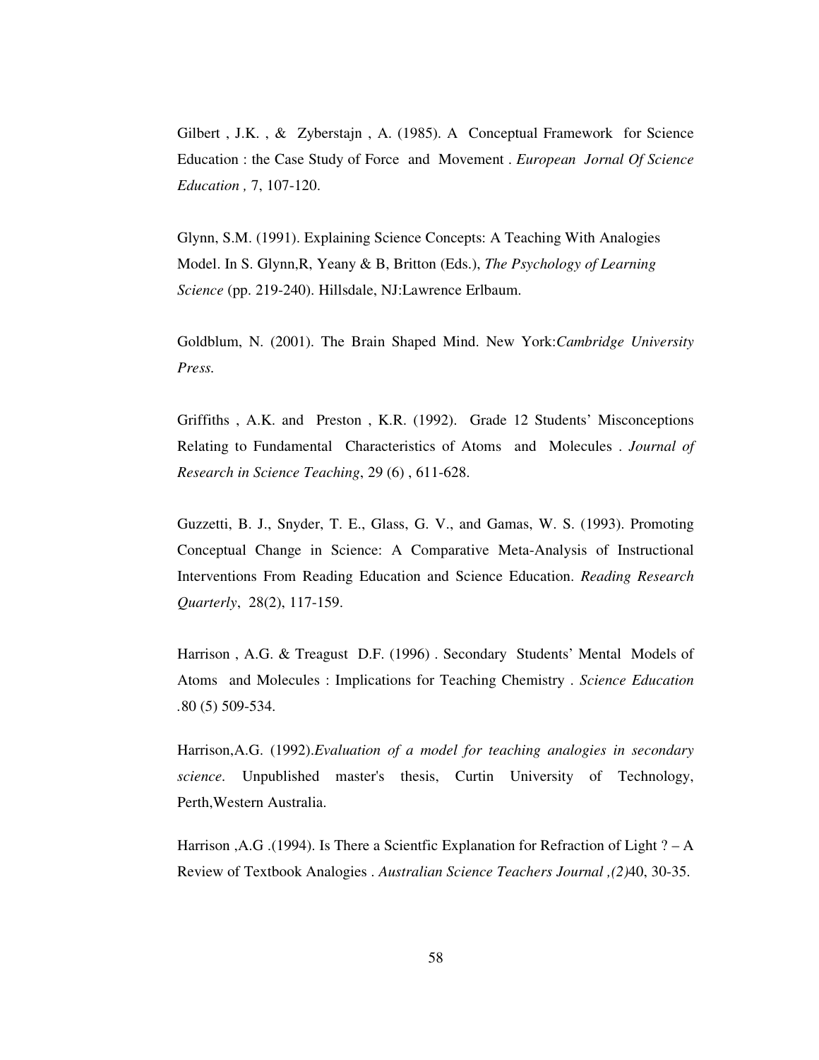Gilbert , J.K. , & Zyberstajn , A. (1985). A Conceptual Framework for Science Education : the Case Study of Force and Movement . *European Jornal Of Science Education ,* 7, 107-120.

Glynn, S.M. (1991). Explaining Science Concepts: A Teaching With Analogies Model. In S. Glynn,R, Yeany & B, Britton (Eds.), *The Psychology of Learning Science* (pp. 219-240). Hillsdale, NJ:Lawrence Erlbaum.

Goldblum, N. (2001). The Brain Shaped Mind. New York:*Cambridge University Press.*

Griffiths , A.K. and Preston , K.R. (1992). Grade 12 Students' Misconceptions Relating to Fundamental Characteristics of Atoms and Molecules . *Journal of Research in Science Teaching*, 29 (6) , 611-628.

Guzzetti, B. J., Snyder, T. E., Glass, G. V., and Gamas, W. S. (1993). Promoting Conceptual Change in Science: A Comparative Meta-Analysis of Instructional Interventions From Reading Education and Science Education. *Reading Research Quarterly*, 28(2), 117-159.

Harrison , A.G. & Treagust D.F. (1996) . Secondary Students' Mental Models of Atoms and Molecules : Implications for Teaching Chemistry . *Science Education* .80 (5) 509-534.

Harrison,A.G. (1992).*Evaluation of a model for teaching analogies in secondary science*. Unpublished master's thesis, Curtin University of Technology, Perth,Western Australia.

Harrison ,A.G .(1994). Is There a Scientfic Explanation for Refraction of Light ? – A Review of Textbook Analogies . *Australian Science Teachers Journal ,(2)*40, 30-35.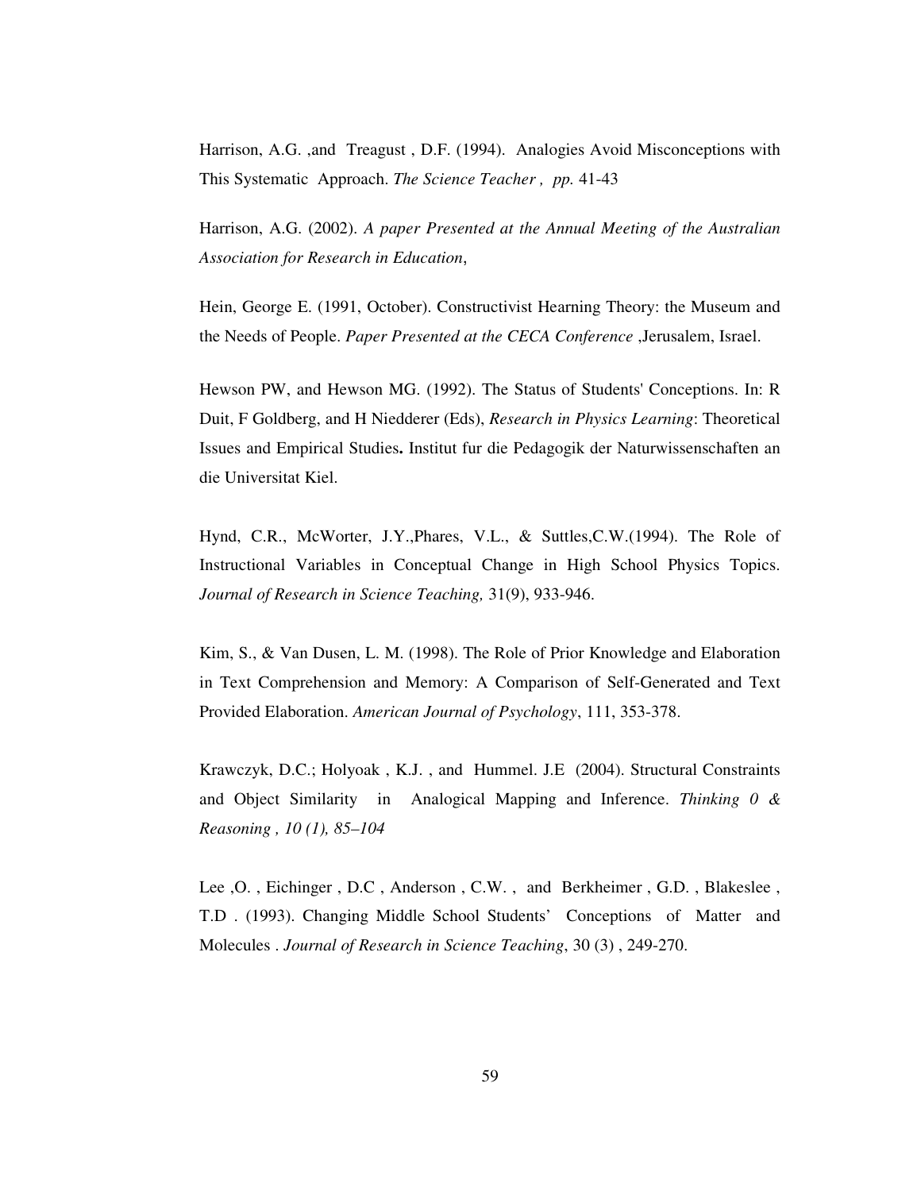Harrison, A.G. ,and Treagust , D.F. (1994). Analogies Avoid Misconceptions with This Systematic Approach. *The Science Teacher , pp.* 41-43

Harrison, A.G. (2002). *A paper Presented at the Annual Meeting of the Australian Association for Research in Education*,

Hein, George E. (1991, October). Constructivist Hearning Theory: the Museum and the Needs of People. *Paper Presented at the CECA Conference* ,Jerusalem, Israel.

Hewson PW, and Hewson MG. (1992). The Status of Students' Conceptions. In: R Duit, F Goldberg, and H Niedderer (Eds), *Research in Physics Learning*: Theoretical Issues and Empirical Studies**.** Institut fur die Pedagogik der Naturwissenschaften an die Universitat Kiel.

Hynd, C.R., McWorter, J.Y.,Phares, V.L., & Suttles,C.W.(1994). The Role of Instructional Variables in Conceptual Change in High School Physics Topics. *Journal of Research in Science Teaching,* 31(9), 933-946.

Kim, S., & Van Dusen, L. M. (1998). The Role of Prior Knowledge and Elaboration in Text Comprehension and Memory: A Comparison of Self-Generated and Text Provided Elaboration. *American Journal of Psychology*, 111, 353-378.

Krawczyk, D.C.; Holyoak , K.J. , and Hummel. J.E (2004). Structural Constraints and Object Similarity in Analogical Mapping and Inference. *Thinking 0 & Reasoning , 10 (1), 85–104*

Lee ,O. , Eichinger , D.C , Anderson , C.W. , and Berkheimer , G.D. , Blakeslee , T.D . (1993). Changing Middle School Students' Conceptions of Matter and Molecules . *Journal of Research in Science Teaching*, 30 (3) , 249-270.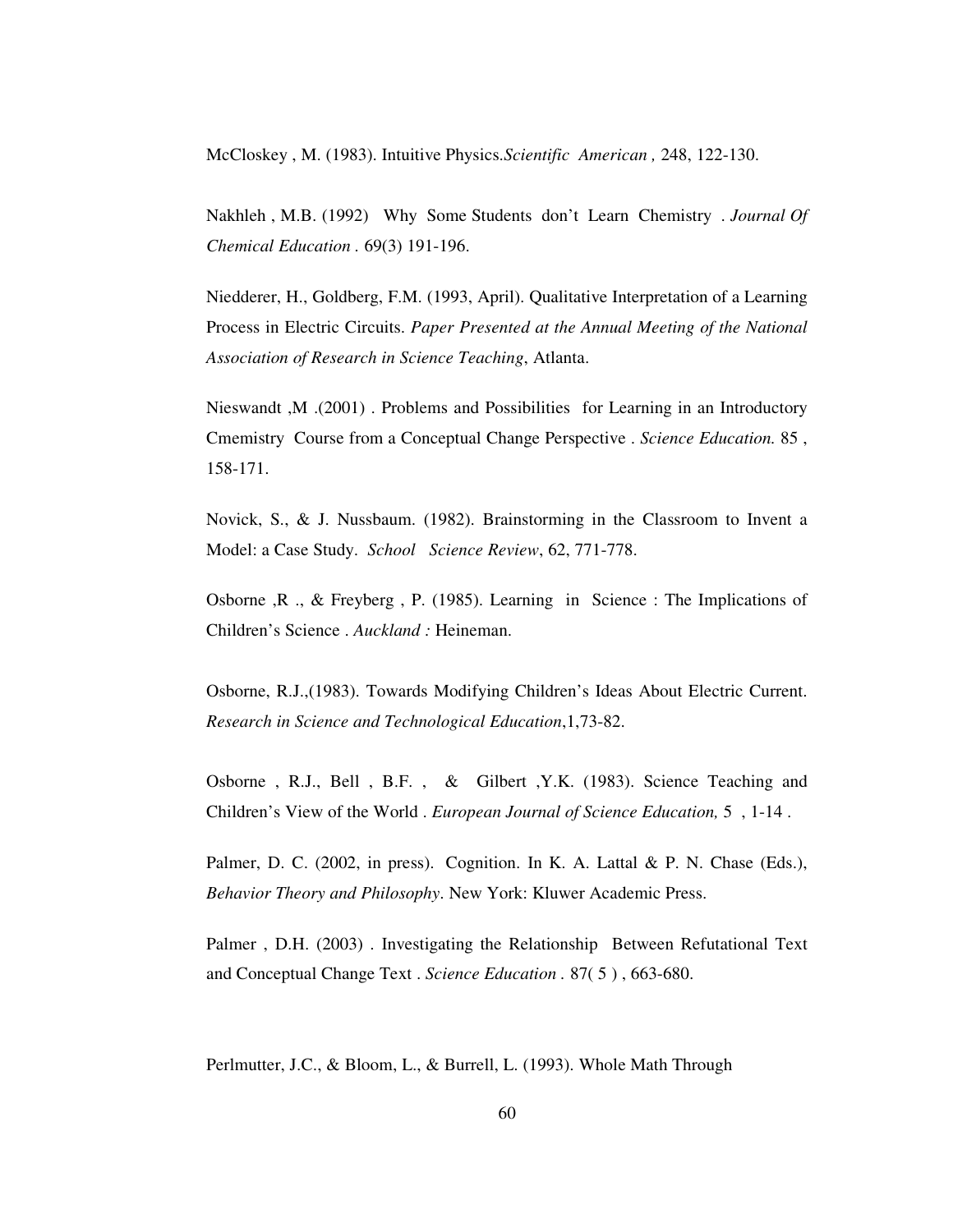McCloskey , M. (1983). Intuitive Physics.*Scientific American ,* 248, 122-130.

Nakhleh , M.B. (1992) Why Some Students don't Learn Chemistry . *Journal Of Chemical Education* . 69(3) 191-196.

Niedderer, H., Goldberg, F.M. (1993, April). Qualitative Interpretation of a Learning Process in Electric Circuits. *Paper Presented at the Annual Meeting of the National Association of Research in Science Teaching*, Atlanta.

Nieswandt ,M .(2001) . Problems and Possibilities for Learning in an Introductory Cmemistry Course from a Conceptual Change Perspective . *Science Education.* 85 , 158-171.

Novick, S., & J. Nussbaum. (1982). Brainstorming in the Classroom to Invent a Model: a Case Study. *School Science Review*, 62, 771-778.

Osborne ,R ., & Freyberg , P. (1985). Learning in Science : The Implications of Children's Science . *Auckland :* Heineman.

Osborne, R.J.,(1983). Towards Modifying Children's Ideas About Electric Current. *Research in Science and Technological Education*,1,73-82.

Osborne , R.J., Bell , B.F. , & Gilbert ,Y.K. (1983). Science Teaching and Children's View of the World . *European Journal of Science Education,* 5 , 1-14 .

Palmer, D. C. (2002, in press). Cognition. In K. A. Lattal & P. N. Chase (Eds.), *Behavior Theory and Philosophy*. New York: Kluwer Academic Press.

Palmer , D.H. (2003) . Investigating the Relationship Between Refutational Text and Conceptual Change Text . *Science Education* . 87( 5 ) , 663-680.

Perlmutter, J.C., & Bloom, L., & Burrell, L. (1993). Whole Math Through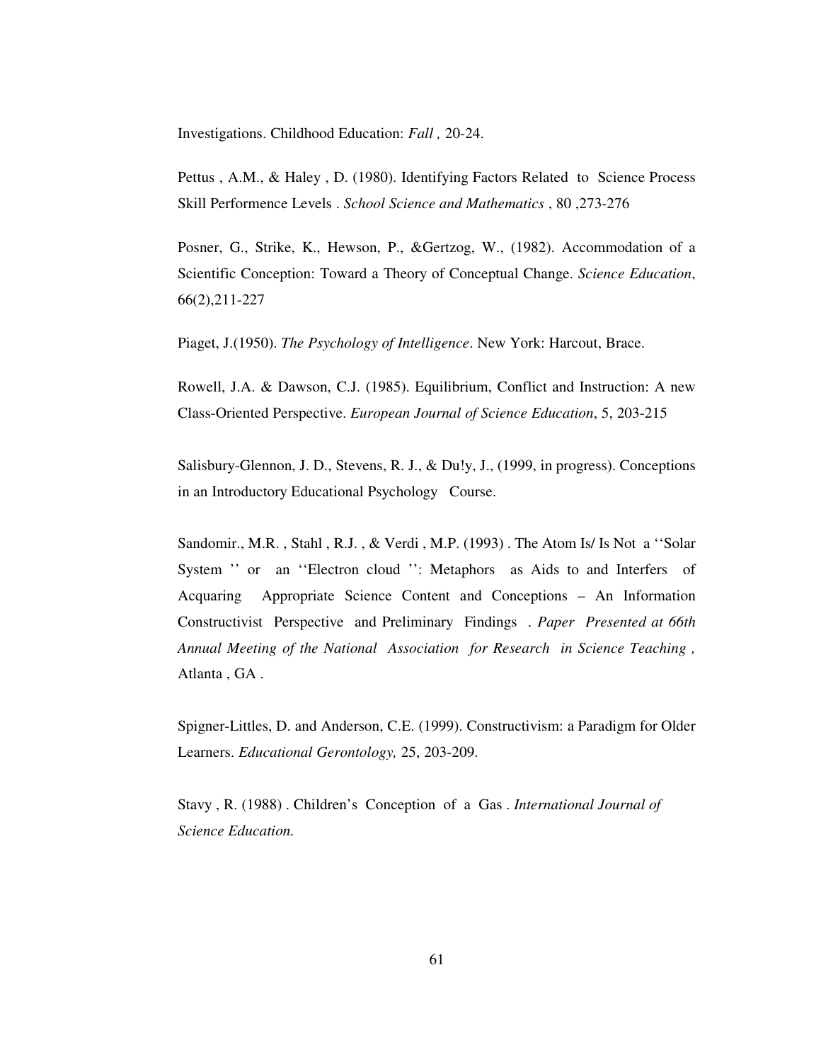Investigations. Childhood Education: *Fall ,* 20-24.

Pettus , A.M., & Haley , D. (1980). Identifying Factors Related to Science Process Skill Performence Levels . *School Science and Mathematics* , 80 ,273-276

Posner, G., Strike, K., Hewson, P., &Gertzog, W., (1982). Accommodation of a Scientific Conception: Toward a Theory of Conceptual Change. *Science Education*, 66(2),211-227

Piaget, J.(1950). *The Psychology of Intelligence*. New York: Harcout, Brace.

Rowell, J.A. & Dawson, C.J. (1985). Equilibrium, Conflict and Instruction: A new Class-Oriented Perspective. *European Journal of Science Education*, 5, 203-215

Salisbury-Glennon, J. D., Stevens, R. J., & Du!y, J., (1999, in progress). Conceptions in an Introductory Educational Psychology Course.

Sandomir., M.R. , Stahl , R.J. , & Verdi , M.P. (1993) . The Atom Is/ Is Not a ''Solar System '' or an ''Electron cloud '': Metaphors as Aids to and Interfers of Acquaring Appropriate Science Content and Conceptions – An Information Constructivist Perspective and Preliminary Findings . *Paper Presented at 66th Annual Meeting of the National Association for Research in Science Teaching ,* Atlanta , GA .

Spigner-Littles, D. and Anderson, C.E. (1999). Constructivism: a Paradigm for Older Learners. *Educational Gerontology,* 25, 203-209.

Stavy , R. (1988) . Children's Conception of a Gas . *International Journal of Science Education.*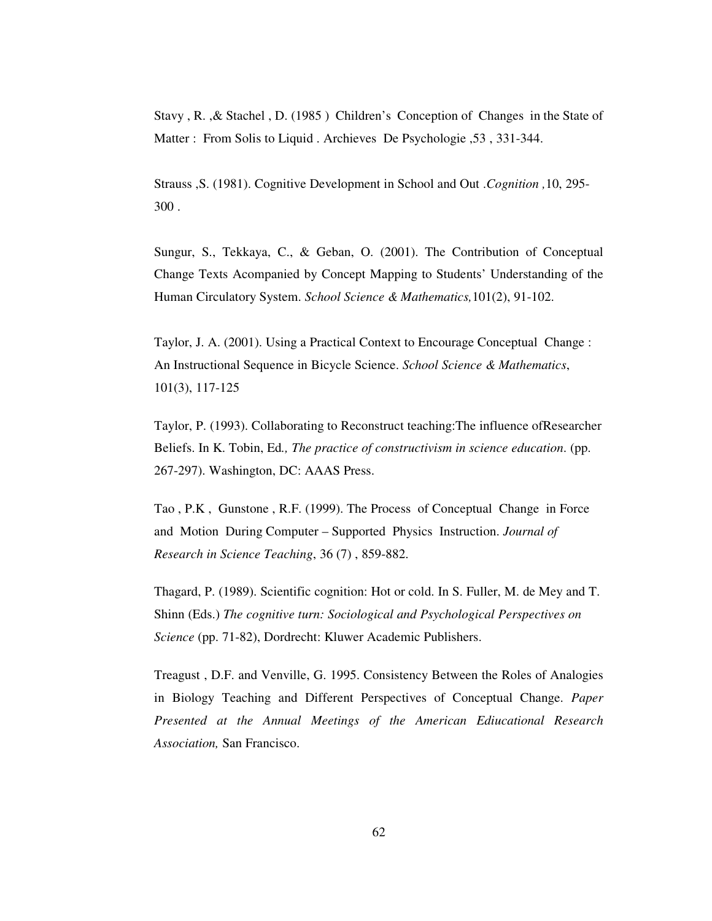Stavy , R. ,& Stachel , D. (1985 ) Children's Conception of Changes in the State of Matter : From Solis to Liquid . Archieves De Psychologie ,53 , 331-344.

Strauss ,S. (1981). Cognitive Development in School and Out .*Cognition* ,10, 295-300 .

Sungur, S., Tekkaya, C., & Geban, O. (2001). The Contribution of Conceptual Change Texts Acompanied by Concept Mapping to Students' Understanding of the Human Circulatory System. *School Science & Mathematics,*101(2), 91-102.

Taylor, J. A. (2001). Using a Practical Context to Encourage Conceptual Change : An Instructional Sequence in Bicycle Science. *School Science & Mathematics*, 101(3), 117-125

Taylor, P. (1993). Collaborating to Reconstruct teaching:The influence ofResearcher Beliefs. In K. Tobin, Ed*., The practice of constructivism in science education*. (pp. 267-297). Washington, DC: AAAS Press.

Tao , P.K , Gunstone , R.F. (1999). The Process of Conceptual Change in Force and Motion During Computer – Supported Physics Instruction. *Journal of Research in Science Teaching*, 36 (7) , 859-882.

Thagard, P. (1989). Scientific cognition: Hot or cold. In S. Fuller, M. de Mey and T. Shinn (Eds.) *The cognitive turn: Sociological and Psychological Perspectives on Science* (pp. 71-82), Dordrecht: Kluwer Academic Publishers.

Treagust , D.F. and Venville, G. 1995. Consistency Between the Roles of Analogies in Biology Teaching and Different Perspectives of Conceptual Change. *Paper Presented at the Annual Meetings of the American Ediucational Research Association,* San Francisco.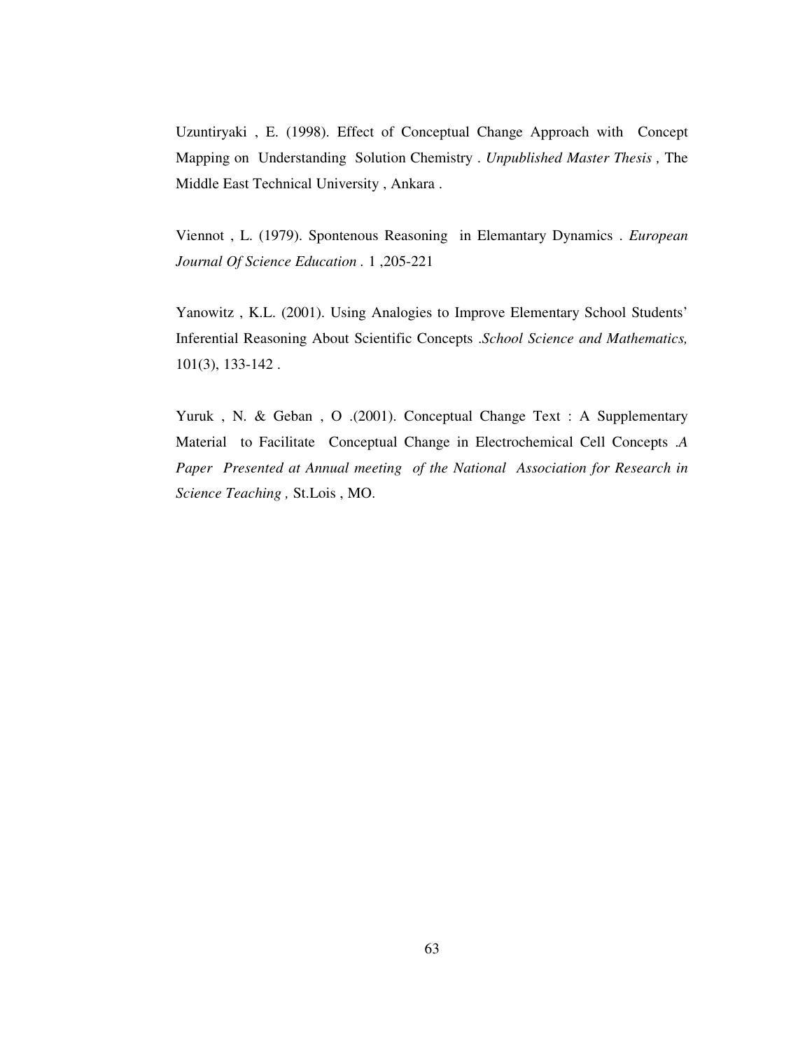Uzuntiryaki , E. (1998). Effect of Conceptual Change Approach with Concept Mapping on Understanding Solution Chemistry . *Unpublished Master Thesis ,* The Middle East Technical University , Ankara .

Viennot , L. (1979). Spontenous Reasoning in Elemantary Dynamics . *European Journal Of Science Education* . 1 ,205-221

Yanowitz , K.L. (2001). Using Analogies to Improve Elementary School Students' Inferential Reasoning About Scientific Concepts .*School Science and Mathematics,* 101(3), 133-142 .

Yuruk , N. & Geban , O .(2001). Conceptual Change Text : A Supplementary Material to Facilitate Conceptual Change in Electrochemical Cell Concepts .*A Paper Presented at Annual meeting of the National Association for Research in Science Teaching ,* St.Lois , MO.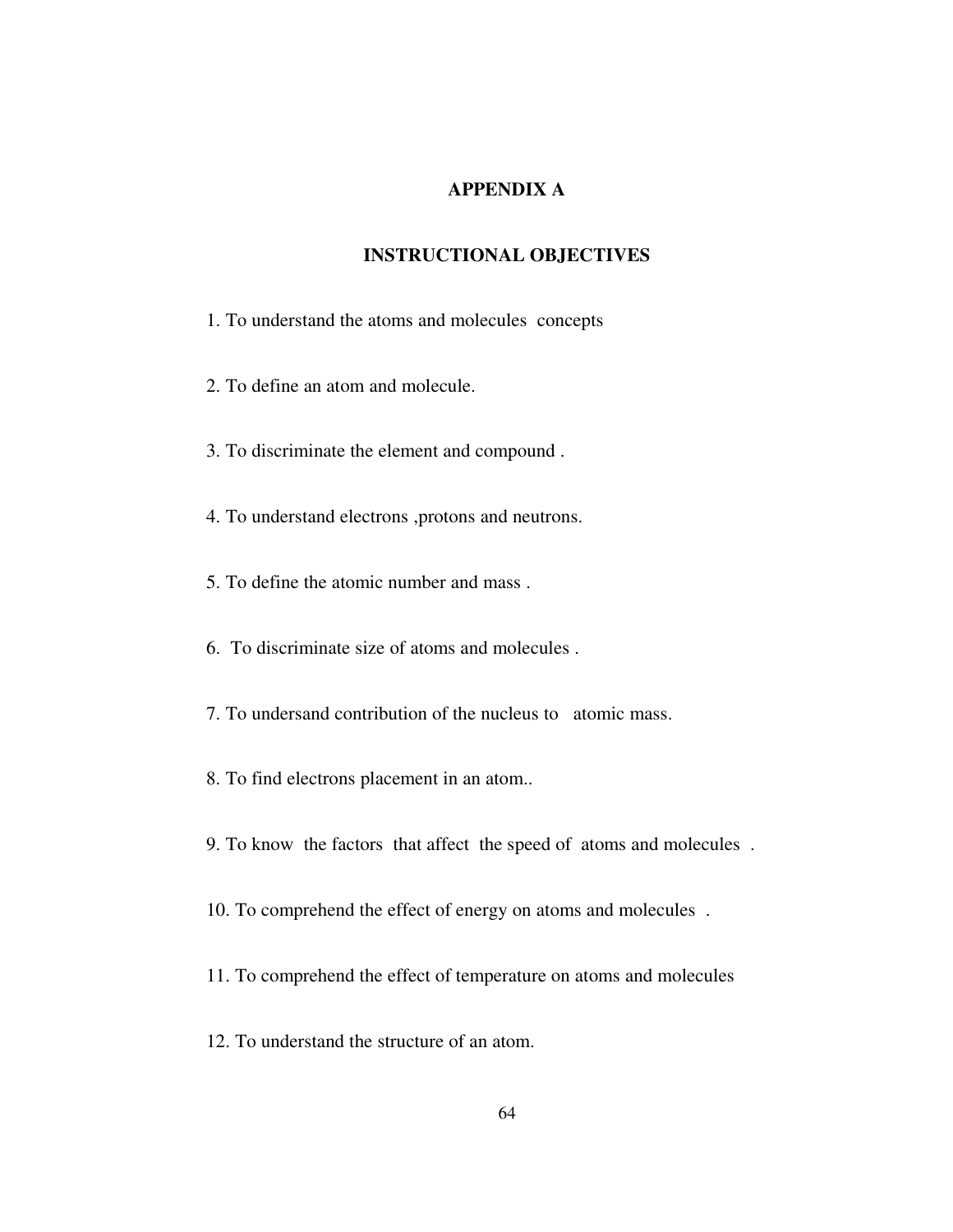# APPENDIX A

## INSTRUCTIONAL OBJECTIVES

1. To understand the atoms and molecules concepts

2. To define an atom and molecule.

3. To discriminate the element and compound .

4. To understand electrons ,protons and neutrons.

5. To define the atomic number and mass .

6. To discriminate size of atoms and molecules .

7. To undersand contribution of the nucleus to atomic mass.

8. To find electrons placement in an atom..

9. To know the factors that affect the speed of atoms and molecules .

10. To comprehend the effect of energy on atoms and molecules .

11. To comprehend the effect of temperature on atoms and molecules

12. To understand the structure of an atom.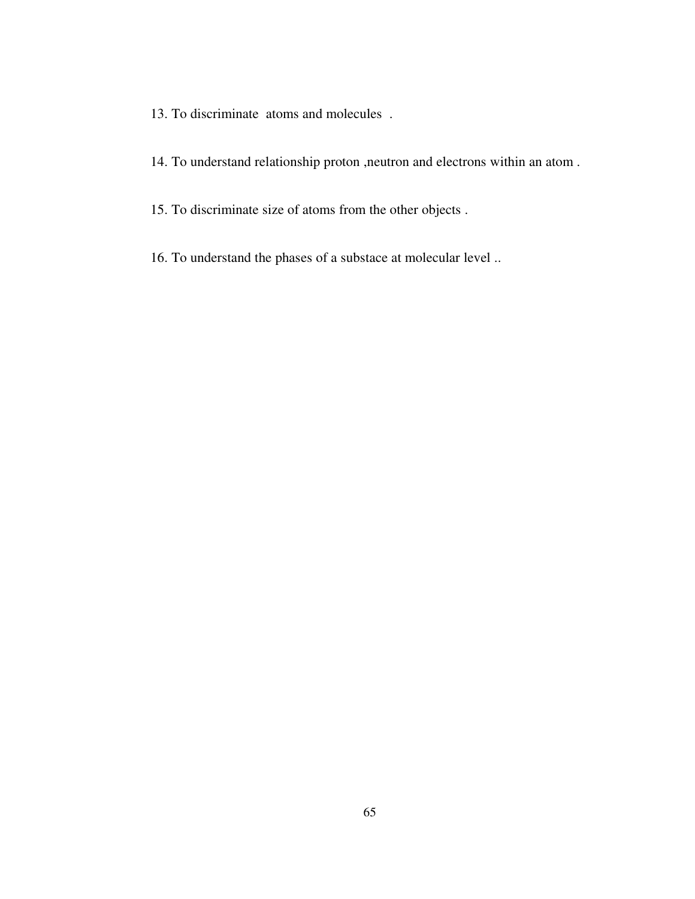13. To discriminate atoms and molecules .

14. To understand relationship proton ,neutron and electrons within an atom .

15. To discriminate size of atoms from the other objects .

16. To understand the phases of a substace at molecular level ..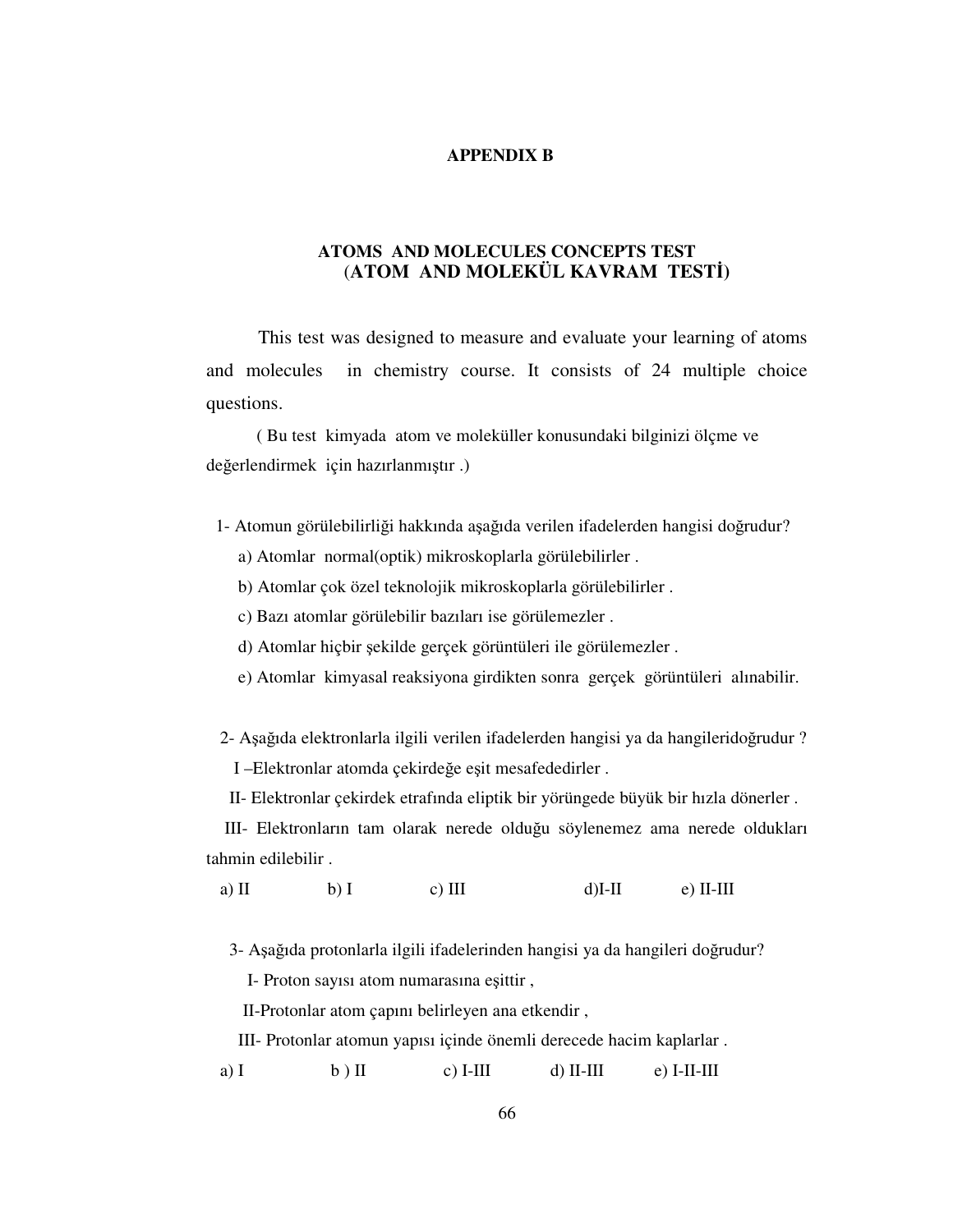# APPENDIX B

## ATOMS AND MOLECULES CONCEPTS TEST
## (ATOM AND MOLEKÜL KAVRAM TESTİ)

This test was designed to measure and evaluate your learning of atoms and molecules in chemistry course. It consists of 24 multiple choice questions.

( Bu test kimyada atom ve moleküller konusundaki bilginizi ölçme ve değerlendirmek için hazırlanmıştır .)

1- Atomun görülebilirliği hakkında aşağıda verilen ifadelerden hangisi doğrudur?

a) Atomlar normal(optik) mikroskoplarla görülebilirler .

b) Atomlar çok özel teknolojik mikroskoplarla görülebilirler .

c) Bazı atomlar görülebilir bazıları ise görülemezler .

d) Atomlar hiçbir şekilde gerçek görüntüleri ile görülemezler .

e) Atomlar kimyasal reaksiyona girdikten sonra gerçek görüntüleri alınabilir.

2- Aşağıda elektronlarla ilgili verilen ifadelerden hangisi ya da hangileridoğrudur ?

I –Elektronlar atomda çekirdeğe eşit mesafededirler .

II- Elektronlar çekirdek etrafında eliptik bir yörüngede büyük bir hızla dönerler .

III- Elektronların tam olarak nerede olduğu söylenemez ama nerede oldukları tahmin edilebilir .

a) II   b) I   c) III   d)I-II   e) II-III

3- Aşağıda protonlarla ilgili ifadelerinden hangisi ya da hangileri doğrudur?

I- Proton sayısı atom numarasına eşittir ,

II-Protonlar atom çapını belirleyen ana etkendir ,

III- Protonlar atomun yapısı içinde önemli derecede hacim kaplarlar .

a) I   b ) II   c) I-III   d) II-III   e) I-II-III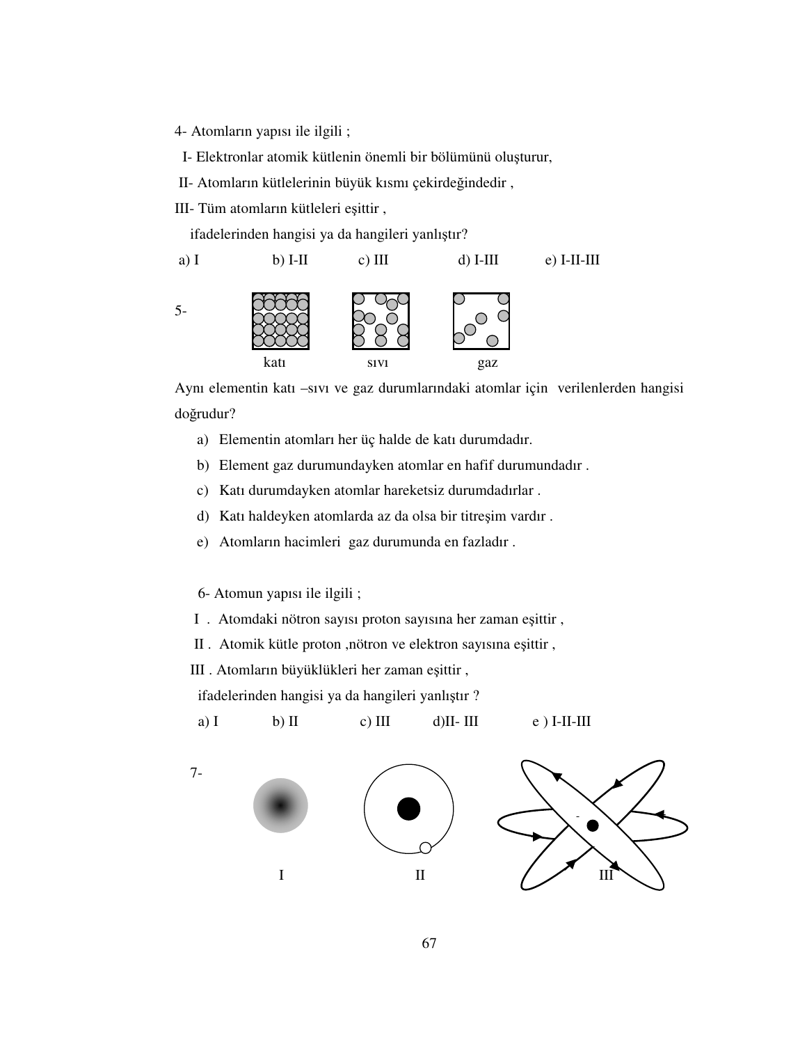4- Atomların yapısı ile ilgili ;

I- Elektronlar atomik kütlenin önemli bir bölümünü oluşturur,

II- Atomların kütlelerinin büyük kısmı çekirdeğindedir ,

III- Tüm atomların kütleleri eşittir ,

ifadelerinden hangisi ya da hangileri yanlıştır?

a) I  b) I-II  c) III  d) I-III  e) I-II-III

5-

katı  sıvı  gaz

Aynı elementin katı –sıvı ve gaz durumlarındaki atomlar için verilenlerden hangisi doğrudur?

a) Elementin atomları her üç halde de katı durumdadır.
b) Element gaz durumundayken atomlar en hafif durumundadır .
c) Katı durumdayken atomlar hareketsiz durumdadırlar .
d) Katı haldeyken atomlarda az da olsa bir titreşim vardır .
e) Atomların hacimleri gaz durumunda en fazladır .

6- Atomun yapısı ile ilgili ;

I . Atomdaki nötron sayısı proton sayısına her zaman eşittir ,

II . Atomik kütle proton ,nötron ve elektron sayısına eşittir ,

III . Atomların büyüklükleri her zaman eşittir ,

ifadelerinden hangisi ya da hangileri yanlıştır ?

a) I  b) II  c) III  d)II- III  e ) I-II-III

7-

I  II  III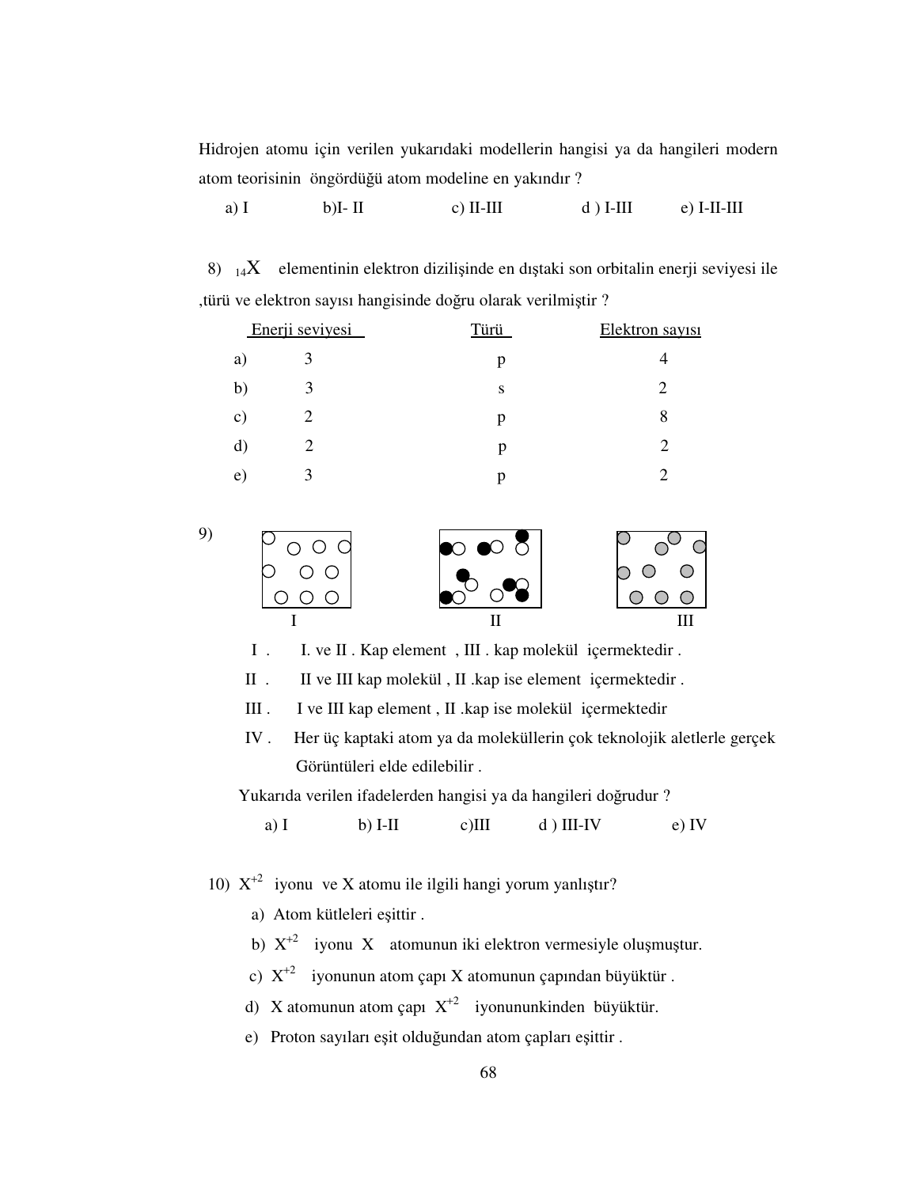Hidrojen atomu için verilen yukarıdaki modellerin hangisi ya da hangileri modern atom teorisinin öngördüğü atom modeline en yakındır ?

a) I b)I- II c) II-III d ) I-III e) I-II-III

8) $_{14}X$ elementinin elektron dizilişinde en dıştaki son orbitalin enerji seviyesi ile ,türü ve elektron sayısı hangisinde doğru olarak verilmiştir ?

| | Enerji seviyesi | Türü | Elektron sayısı |
|---|---|---|---|
| a) | 3 | p | 4 |
| b) | 3 | s | 2 |
| c) | 2 | p | 8 |
| d) | 2 | p | 2 |
| e) | 3 | p | 2 |

9)

I II III

I . I. ve II . Kap element , III . kap molekül içermektedir .

II . II ve III kap molekül , II .kap ise element içermektedir .

III . I ve III kap element , II .kap ise molekül içermektedir

IV . Her üç kaptaki atom ya da moleküllerin çok teknolojik aletlerle gerçek Görüntüleri elde edilebilir .

Yukarıda verilen ifadelerden hangisi ya da hangileri doğrudur ?

a) I b) I-II c)III d ) III-IV e) IV

10) $X^{+2}$ iyonu ve X atomu ile ilgili hangi yorum yanlıştır?

a) Atom kütleleri eşittir .

b) $X^{+2}$ iyonu X atomunun iki elektron vermesiyle oluşmuştur.

c) $X^{+2}$ iyonunun atom çapı X atomunun çapından büyüktür .

d) X atomunun atom çapı $X^{+2}$ iyonununkinden büyüktür.

e) Proton sayıları eşit olduğundan atom çapları eşittir .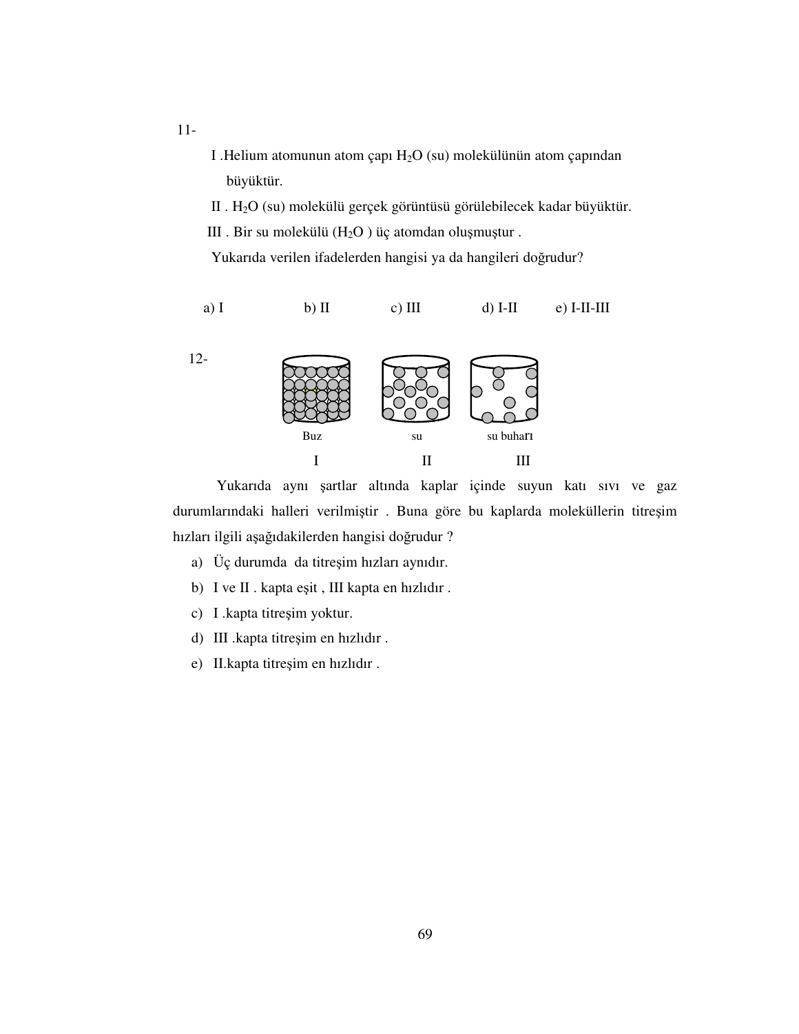11-

I . Helium atomunun atom çapı $H_2O$ (su) molekülünün atom çapından büyüktür.

II . $H_2O$ (su) molekülü gerçek görüntüsü görülebilecek kadar büyüktür.

III . Bir su molekülü ($H_2O$ ) üç atomdan oluşmuştur .

Yukarıda verilen ifadelerden hangisi ya da hangileri doğrudur?

a) I  b) II  c) III  d) I-II  e) I-II-III

12-

Buz  su  su buharı

I  II  III

Yukarıda aynı şartlar altında kaplar içinde suyun katı sıvı ve gaz durumlarındaki halleri verilmiştir . Buna göre bu kaplarda moleküllerin titreşim hızları ilgili aşağıdakilerden hangisi doğrudur ?

a) Üç durumda da titreşim hızları aynıdır.
b) I ve II . kapta eşit , III kapta en hızlıdır .
c) I .kapta titreşim yoktur.
d) III .kapta titreşim en hızlıdır .
e) II.kapta titreşim en hızlıdır .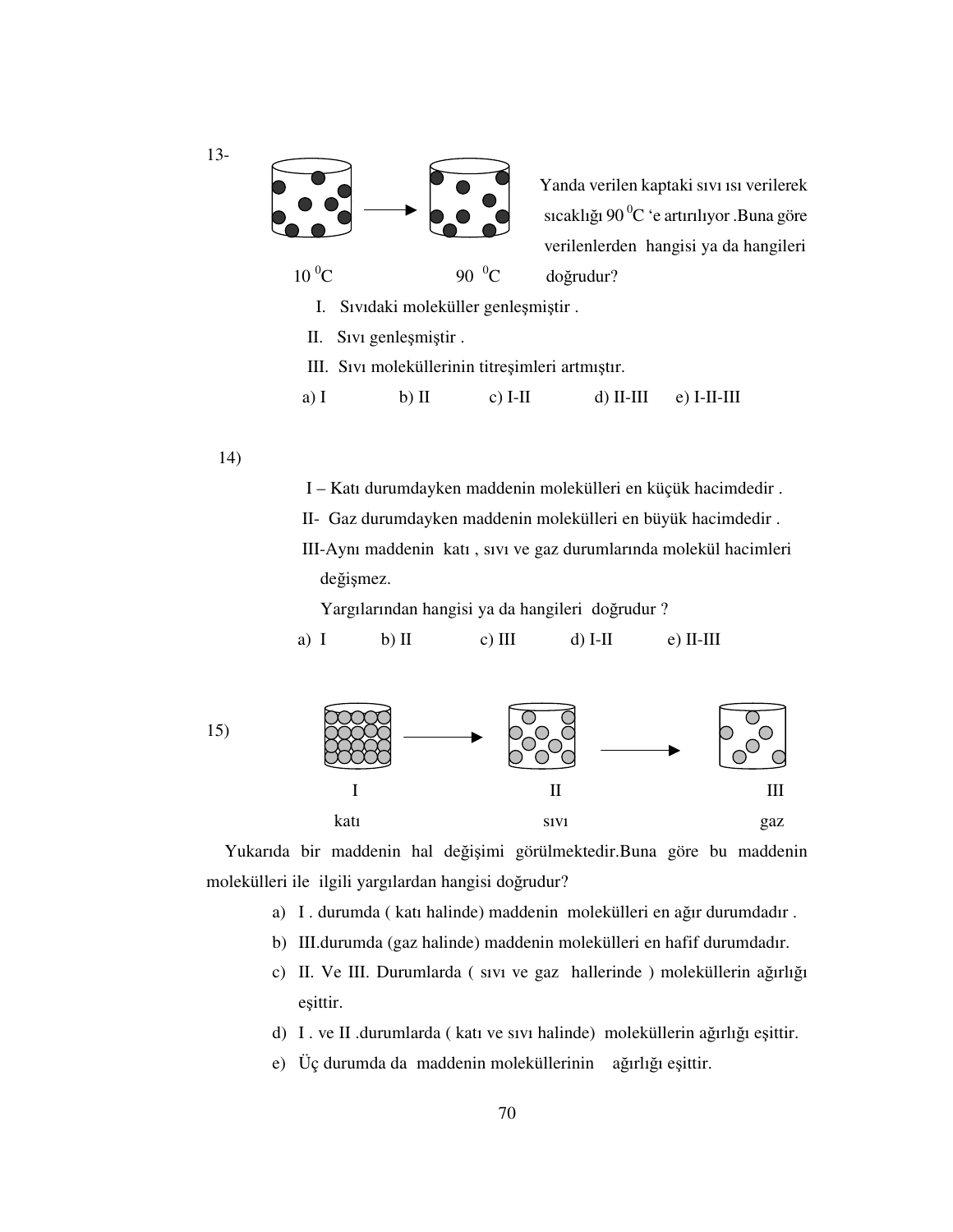13- Yanda verilen kaptaki sıvı ısı verilerek sıcaklığı 90 $^0C$ 'e artırılıyor. Buna göre verilenlerden hangisi ya da hangileri doğrudur?

10 $^0C$ → 90 $^0C$

I. Sıvıdaki moleküller genleşmiştir.

II. Sıvı genleşmiştir.

III. Sıvı moleküllerinin titreşimleri artmıştır.

a) I b) II c) I-II d) II-III e) I-II-III

14)

I – Katı durumdayken maddenin molekülleri en küçük hacimdedir.

II- Gaz durumdayken maddenin molekülleri en büyük hacimdedir.

III-Aynı maddenin katı, sıvı ve gaz durumlarında molekül hacimleri değişmez.

Yargılarından hangisi ya da hangileri doğrudur?

a) I b) II c) III d) I-II e) II-III

15)

I katı → II sıvı → III gaz

Yukarıda bir maddenin hal değişimi görülmektedir. Buna göre bu maddenin molekülleri ile ilgili yargılardan hangisi doğrudur?

a) I. durumda (katı halinde) maddenin molekülleri en ağır durumdadır.
b) III.durumda (gaz halinde) maddenin molekülleri en hafif durumdadır.
c) II. Ve III. Durumlarda (sıvı ve gaz hallerinde) moleküllerin ağırlığı eşittir.
d) I. ve II. durumlarda (katı ve sıvı halinde) moleküllerin ağırlığı eşittir.
e) Üç durumda da maddenin moleküllerinin ağırlığı eşittir.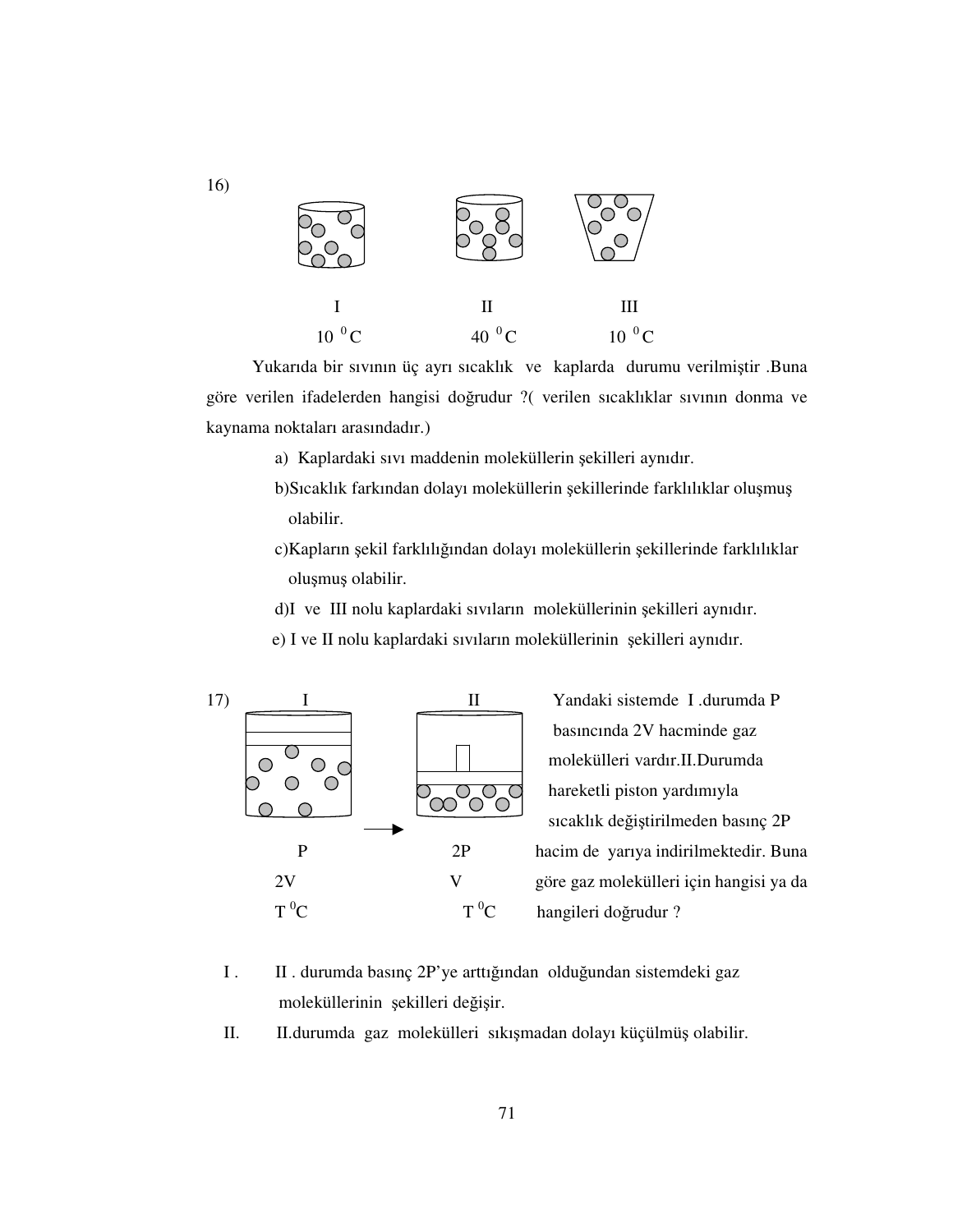16)

I	II	III

10 $^0$C	40 $^0$C	10 $^0$C

Yukarıda bir sıvının üç ayrı sıcaklık ve kaplarda durumu verilmiştir .Buna göre verilen ifadelerden hangisi doğrudur ?( verilen sıcaklıklar sıvının donma ve kaynama noktaları arasındadır.)

a) Kaplardaki sıvı maddenin moleküllerin şekilleri aynıdır.

b)Sıcaklık farkından dolayı moleküllerin şekillerinde farklılıklar oluşmuş olabilir.

c)Kapların şekil farklılığından dolayı moleküllerin şekillerinde farklılıklar oluşmuş olabilir.

d)I ve III nolu kaplardaki sıvıların moleküllerinin şekilleri aynıdır.

e) I ve II nolu kaplardaki sıvıların moleküllerinin şekilleri aynıdır.

17)

I	II

P	2P

2V	V

T $^0$C	T $^0$C

Yandaki sistemde I .durumda P basıncında 2V hacminde gaz molekülleri vardır.II.Durumda hareketli piston yardımıyla sıcaklık değiştirilmeden basınç 2P hacim de yarıya indirilmektedir. Buna göre gaz molekülleri için hangisi ya da hangileri doğrudur ?

I . II . durumda basınç 2P'ye arttığından olduğundan sistemdeki gaz moleküllerinin şekilleri değişir.

II. II.durumda gaz molekülleri sıkışmadan dolayı küçülmüş olabilir.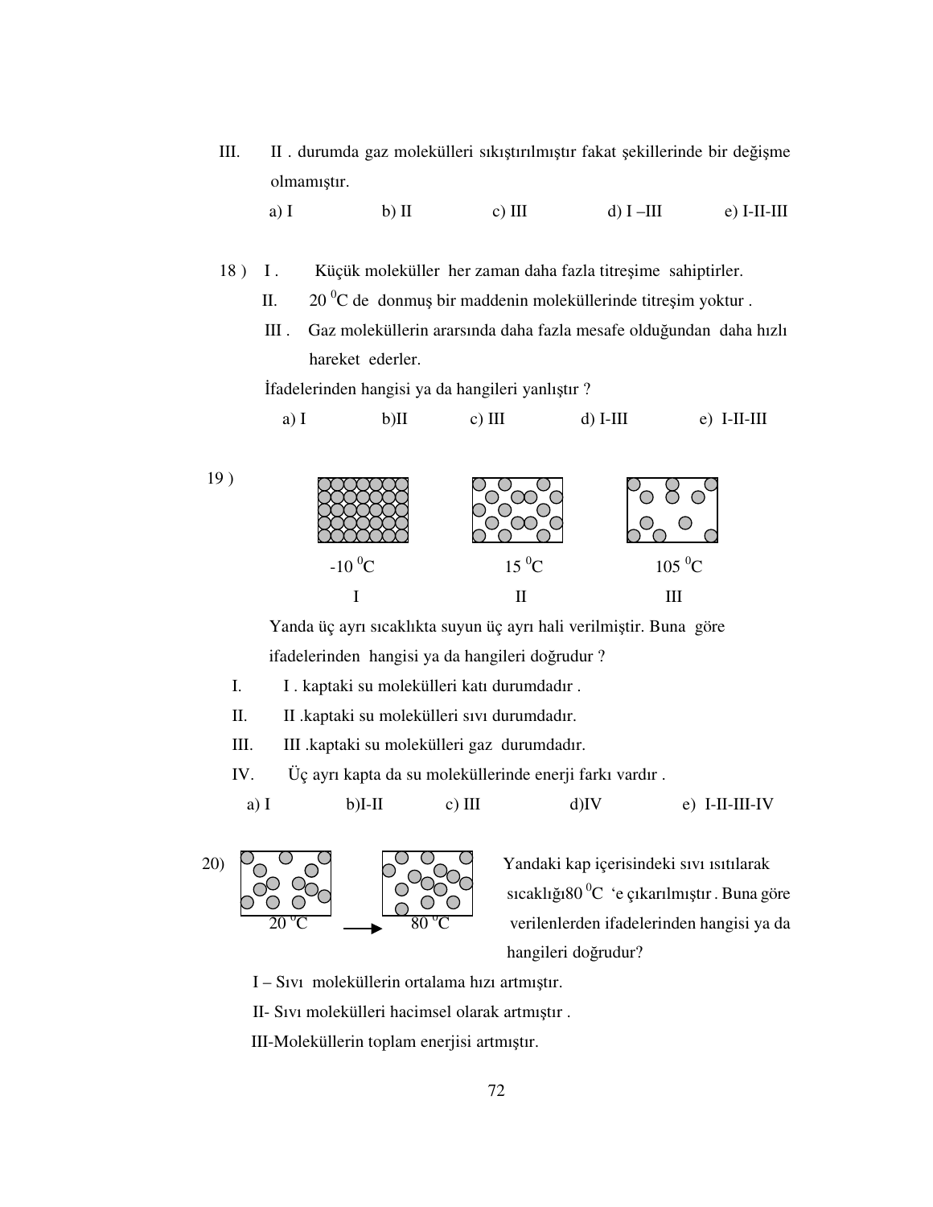III. II . durumda gaz molekülleri sıkıştırılmıştır fakat şekillerinde bir değişme olmamıştır.

a) I  b) II  c) III  d) I –III  e) I-II-III

18 ) I . Küçük moleküller her zaman daha fazla titreşime sahiptirler.

II. 20 $^0$C de donmuş bir maddenin moleküllerinde titreşim yoktur .

III . Gaz moleküllerin ararsında daha fazla mesafe olduğundan daha hızlı hareket ederler.

İfadelerinden hangisi ya da hangileri yanlıştır ?

a) I  b)II  c) III  d) I-III  e) I-II-III

19 )

-10 $^0$C  15 $^0$C  105 $^0$C

I  II  III

Yanda üç ayrı sıcaklıkta suyun üç ayrı hali verilmiştir. Buna göre ifadelerinden hangisi ya da hangileri doğrudur ?

I. I . kaptaki su molekülleri katı durumdadır .

II. II .kaptaki su molekülleri sıvı durumdadır.

III. III .kaptaki su molekülleri gaz durumdadır.

IV. Üç ayrı kapta da su moleküllerinde enerji farkı vardır .

a) I  b)I-II  c) III  d)IV  e) I-II-III-IV

20)

20 $^o$C  80 $^o$C

Yandaki kap içerisindeki sıvı ısıtılarak sıcaklığı80 $^0$C 'e çıkarılmıştır . Buna göre verilenlerden ifadelerinden hangisi ya da hangileri doğrudur?

I – Sıvı moleküllerin ortalama hızı artmıştır.

II- Sıvı molekülleri hacimsel olarak artmıştır .

III-Moleküllerin toplam enerjisi artmıştır.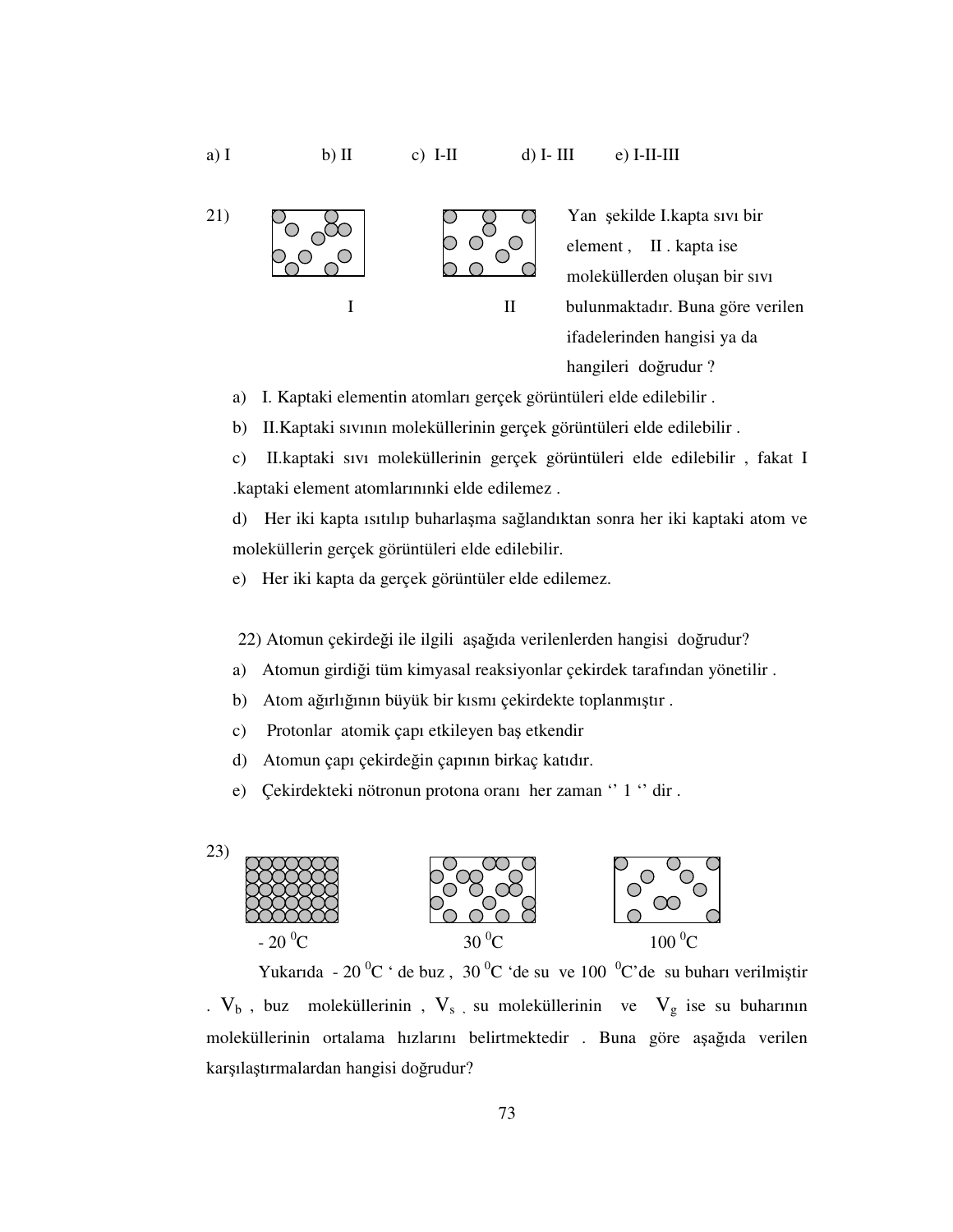a) I b) II c) I-II d) I- III e) I-II-III

21) Yan şekilde I.kapta sıvı bir element , II . kapta ise moleküllerden oluşan bir sıvı bulunmaktadır. Buna göre verilen ifadelerinden hangisi ya da hangileri doğrudur ?

I II

a) I. Kaptaki elementin atomları gerçek görüntüleri elde edilebilir .
b) II.Kaptaki sıvının moleküllerinin gerçek görüntüleri elde edilebilir .
c) II.kaptaki sıvı moleküllerinin gerçek görüntüleri elde edilebilir , fakat I .kaptaki element atomlarınınki elde edilemez .
d) Her iki kapta ısıtılıp buharlaşma sağlandıktan sonra her iki kaptaki atom ve moleküllerin gerçek görüntüleri elde edilebilir.
e) Her iki kapta da gerçek görüntüler elde edilemez.

22) Atomun çekirdeği ile ilgili aşağıda verilenlerden hangisi doğrudur?

a) Atomun girdiği tüm kimyasal reaksiyonlar çekirdek tarafından yönetilir .
b) Atom ağırlığının büyük bir kısmı çekirdekte toplanmıştır .
c) Protonlar atomik çapı etkileyen baş etkendir
d) Atomun çapı çekirdeğin çapının birkaç katıdır.
e) Çekirdekteki nötronun protona oranı her zaman ‘’ 1 ‘’ dir .

23)

- 20 $^0$C 30 $^0$C 100 $^0$C

Yukarıda - 20 $^0$C ‘ de buz , 30 $^0$C ‘de su ve 100 $^0$C’de su buharı verilmiştir . $V_b$ , buz moleküllerinin , $V_s$ , su moleküllerinin ve $V_g$ ise su buharının moleküllerinin ortalama hızlarını belirtmektedir . Buna göre aşağıda verilen karşılaştırmalardan hangisi doğrudur?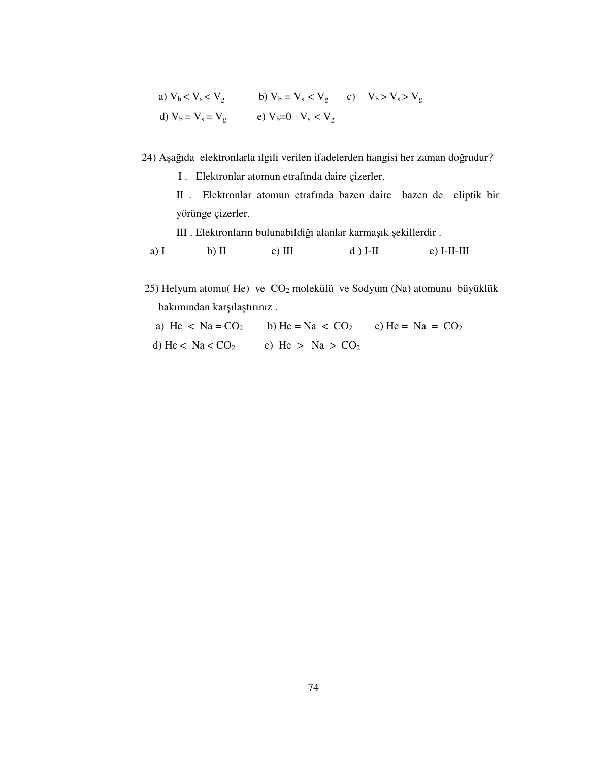a) $V_b < V_s < V_g$ b) $V_b = V_s < V_g$ c) $V_b > V_s > V_g$

d) $V_b = V_s = V_g$ e) $V_b=0$ $V_s < V_g$

24) Aşağıda elektronlarla ilgili verilen ifadelerden hangisi her zaman doğrudur?

I . Elektronlar atomun etrafında daire çizerler.

II . Elektronlar atomun etrafında bazen daire bazen de eliptik bir yörünge çizerler.

III . Elektronların bulunabildiği alanlar karmaşık şekillerdir .

a) I b) II c) III d ) I-II e) I-II-III

25) Helyum atomu( He) ve $CO_2$ molekülü ve Sodyum (Na) atomunu büyüklük bakımından karşılaştırınız .

a) He < Na = $CO_2$ b) He = Na < $CO_2$ c) He = Na = $CO_2$

d) He < Na < $CO_2$ e) He > Na > $CO_2$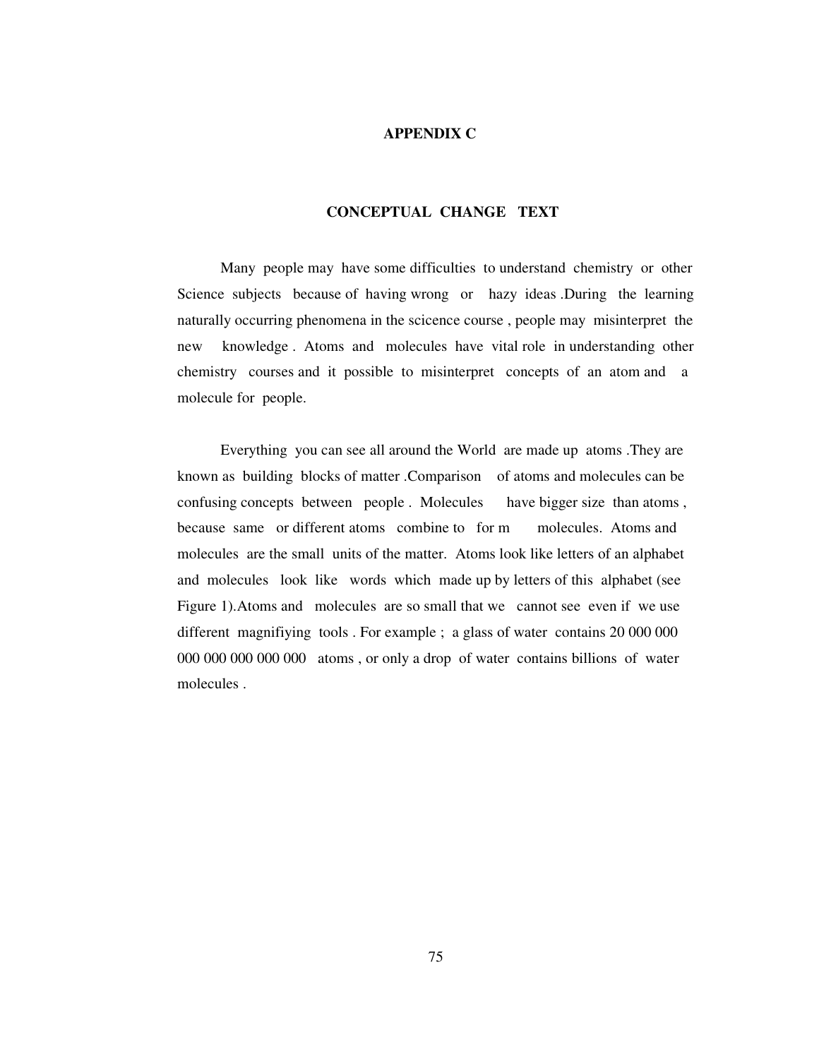# APPENDIX C

## CONCEPTUAL CHANGE TEXT

Many people may have some difficulties to understand chemistry or other Science subjects because of having wrong or hazy ideas .During the learning naturally occurring phenomena in the scicence course , people may misinterpret the new knowledge . Atoms and molecules have vital role in understanding other chemistry courses and it possible to misinterpret concepts of an atom and a molecule for people.

Everything you can see all around the World are made up atoms .They are known as building blocks of matter .Comparison of atoms and molecules can be confusing concepts between people . Molecules have bigger size than atoms , because same or different atoms combine to for m molecules. Atoms and molecules are the small units of the matter. Atoms look like letters of an alphabet and molecules look like words which made up by letters of this alphabet (see Figure 1).Atoms and molecules are so small that we cannot see even if we use different magnifiying tools . For example ; a glass of water contains 20 000 000 000 000 000 000 000 atoms , or only a drop of water contains billions of water molecules .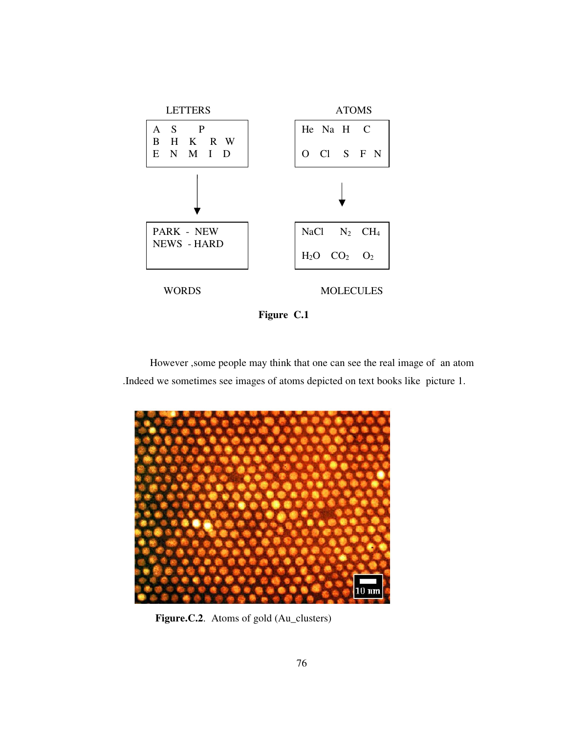LETTERS

A S P
B H K R W
E N M I D

PARK - NEW
NEWS - HARD

WORDS

ATOMS

He Na H C

O Cl S F N

NaCl $N_2$ $CH_4$

$H_2O$ $CO_2$ $O_2$

MOLECULES

**Figure C.1**

However ,some people may think that one can see the real image of an atom .Indeed we sometimes see images of atoms depicted on text books like picture 1.

10 nm

**Figure.C.2**. Atoms of gold (Au_clusters)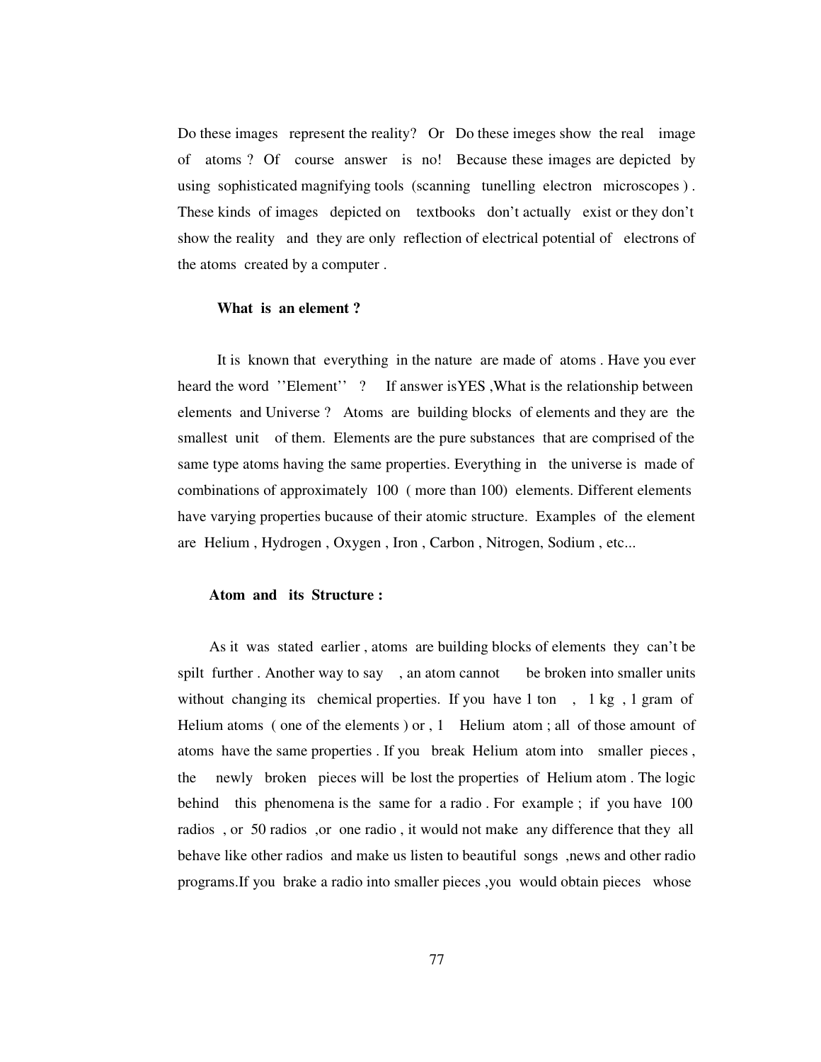Do these images represent the reality? Or Do these imeges show the real image of atoms ? Of course answer is no! Because these images are depicted by using sophisticated magnifying tools (scanning tunelling electron microscopes ) . These kinds of images depicted on textbooks don't actually exist or they don't show the reality and they are only reflection of electrical potential of electrons of the atoms created by a computer .

**What is an element ?**

It is known that everything in the nature are made of atoms . Have you ever heard the word ''Element'' ? If answer isYES ,What is the relationship between elements and Universe ? Atoms are building blocks of elements and they are the smallest unit of them. Elements are the pure substances that are comprised of the same type atoms having the same properties. Everything in the universe is made of combinations of approximately 100 ( more than 100) elements. Different elements have varying properties bucause of their atomic structure. Examples of the element are Helium , Hydrogen , Oxygen , Iron , Carbon , Nitrogen, Sodium , etc...

**Atom and its Structure :**

As it was stated earlier , atoms are building blocks of elements they can't be spilt further . Another way to say , an atom cannot be broken into smaller units without changing its chemical properties. If you have 1 ton , 1 kg , 1 gram of Helium atoms ( one of the elements ) or , 1 Helium atom ; all of those amount of atoms have the same properties . If you break Helium atom into smaller pieces , the newly broken pieces will be lost the properties of Helium atom . The logic behind this phenomena is the same for a radio . For example ; if you have 100 radios , or 50 radios ,or one radio , it would not make any difference that they all behave like other radios and make us listen to beautiful songs ,news and other radio programs.If you brake a radio into smaller pieces ,you would obtain pieces whose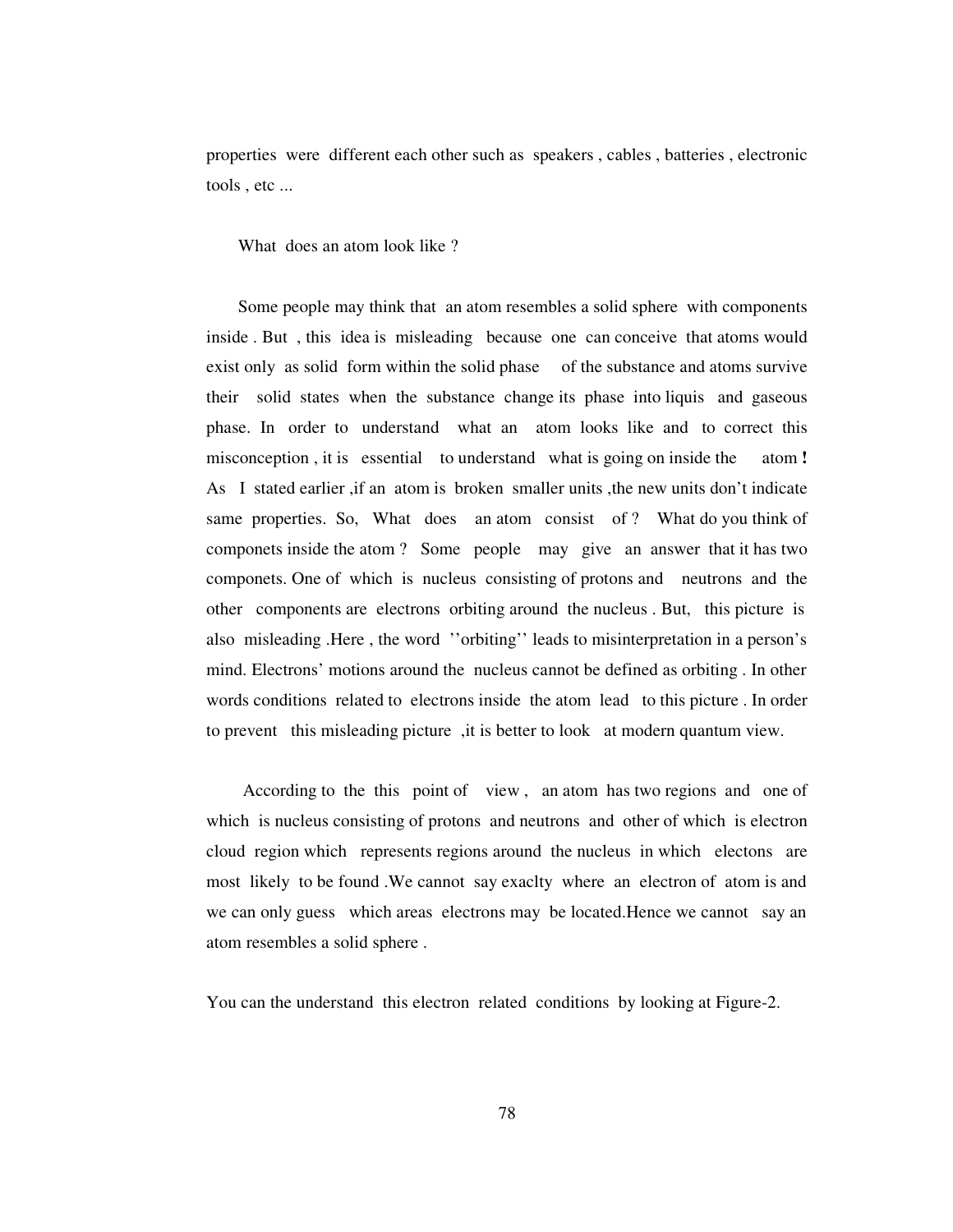properties were different each other such as speakers , cables , batteries , electronic tools , etc ...

What does an atom look like ?

Some people may think that an atom resembles a solid sphere with components inside . But , this idea is misleading because one can conceive that atoms would exist only as solid form within the solid phase of the substance and atoms survive their solid states when the substance change its phase into liquis and gaseous phase. In order to understand what an atom looks like and to correct this misconception , it is essential to understand what is going on inside the atom **!** As I stated earlier ,if an atom is broken smaller units ,the new units don't indicate same properties. So, What does an atom consist of ? What do you think of componets inside the atom ? Some people may give an answer that it has two componets. One of which is nucleus consisting of protons and neutrons and the other components are electrons orbiting around the nucleus . But, this picture is also misleading .Here , the word ''orbiting'' leads to misinterpretation in a person's mind. Electrons' motions around the nucleus cannot be defined as orbiting . In other words conditions related to electrons inside the atom lead to this picture . In order to prevent this misleading picture ,it is better to look at modern quantum view.

According to the this point of view , an atom has two regions and one of which is nucleus consisting of protons and neutrons and other of which is electron cloud region which represents regions around the nucleus in which electons are most likely to be found .We cannot say exaclty where an electron of atom is and we can only guess which areas electrons may be located.Hence we cannot say an atom resembles a solid sphere .

You can the understand this electron related conditions by looking at Figure-2.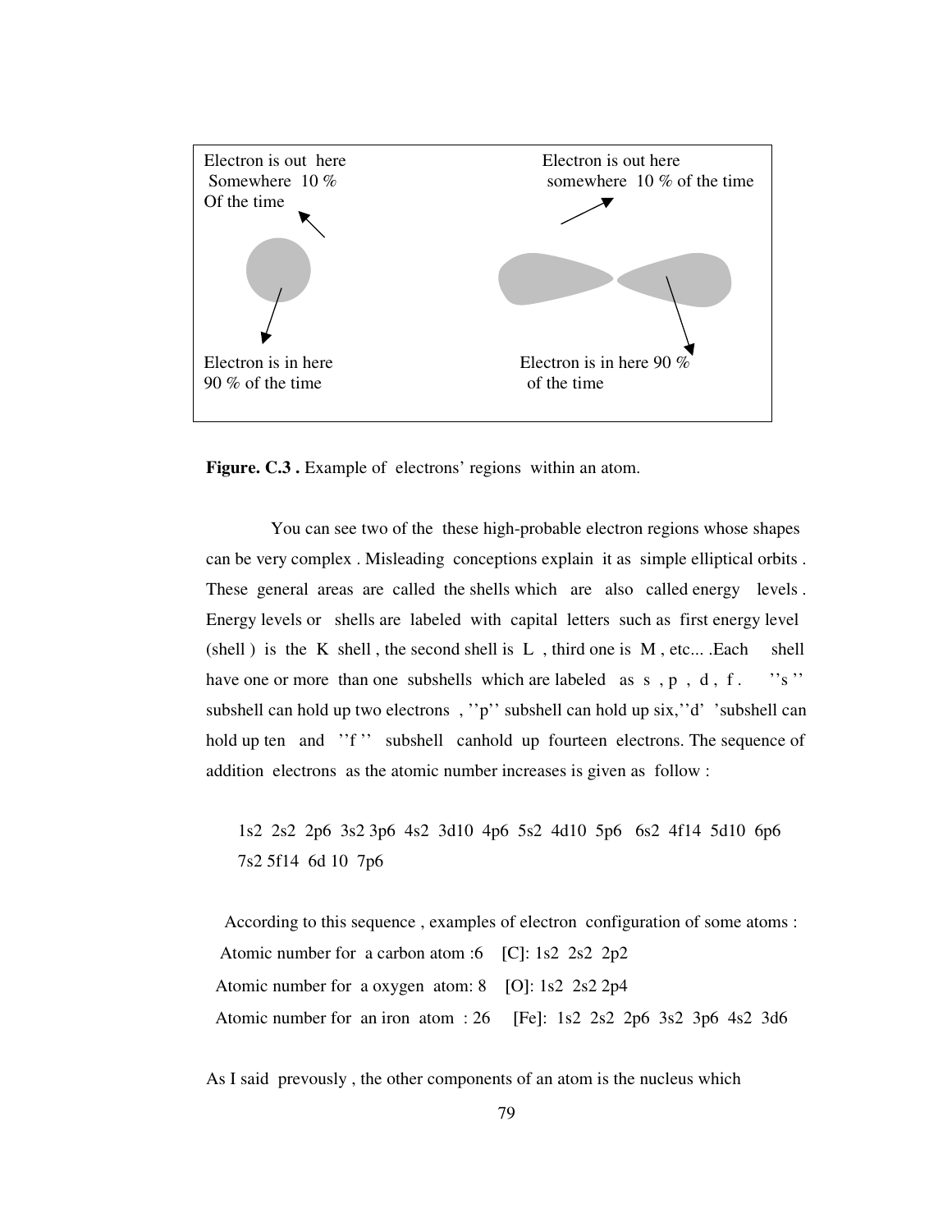Electron is out here
Somewhere 10 %
Of the time

Electron is out here
somewhere 10 % of the time

Electron is in here
90 % of the time

Electron is in here 90 %
of the time

**Figure. C.3 .** Example of electrons' regions within an atom.

You can see two of the these high-probable electron regions whose shapes can be very complex . Misleading conceptions explain it as simple elliptical orbits . These general areas are called the shells which are also called energy levels . Energy levels or shells are labeled with capital letters such as first energy level (shell ) is the K shell , the second shell is L , third one is M , etc... .Each shell have one or more than one subshells which are labeled as s , p , d , f . ''s '' subshell can hold up two electrons , ''p'' subshell can hold up six,''d' 'subshell can hold up ten and ''f '' subshell canhold up fourteen electrons. The sequence of addition electrons as the atomic number increases is given as follow :

$1s^2$ $2s^2$ $2p^6$ $3s^2$ $3p^6$ $4s^2$ $3d^{10}$ $4p^6$ $5s^2$ $4d^{10}$ $5p^6$ $6s^2$ $4f^{14}$ $5d^{10}$ $6p^6$ $7s^2$ $5f^{14}$ $6d^{10}$ $7p^6$

According to this sequence , examples of electron configuration of some atoms :

Atomic number for a carbon atom :6 [C]: $1s^2$ $2s^2$ $2p^2$

Atomic number for a oxygen atom: 8 [O]: $1s^2$ $2s^2$ $2p^4$

Atomic number for an iron atom : 26 [Fe]: $1s^2$ $2s^2$ $2p^6$ $3s^2$ $3p^6$ $4s^2$ $3d^6$

As I said prevously , the other components of an atom is the nucleus which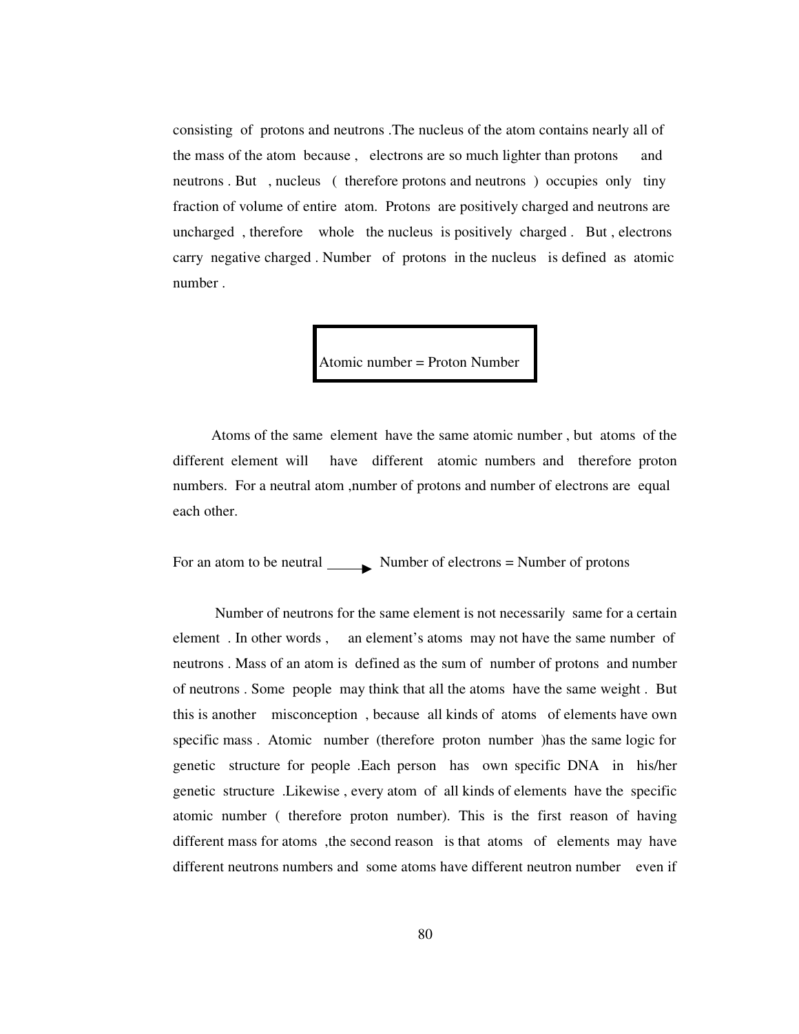consisting of protons and neutrons .The nucleus of the atom contains nearly all of the mass of the atom because , electrons are so much lighter than protons and neutrons . But , nucleus ( therefore protons and neutrons ) occupies only tiny fraction of volume of entire atom. Protons are positively charged and neutrons are uncharged , therefore whole the nucleus is positively charged . But , electrons carry negative charged . Number of protons in the nucleus is defined as atomic number .

| |
|---|
| Atomic number = Proton Number |

Atoms of the same element have the same atomic number , but atoms of the different element will have different atomic numbers and therefore proton numbers. For a neutral atom ,number of protons and number of electrons are equal each other.

For an atom to be neutral $\longrightarrow$ Number of electrons = Number of protons

Number of neutrons for the same element is not necessarily same for a certain element . In other words , an element's atoms may not have the same number of neutrons . Mass of an atom is defined as the sum of number of protons and number of neutrons . Some people may think that all the atoms have the same weight . But this is another misconception , because all kinds of atoms of elements have own specific mass . Atomic number (therefore proton number )has the same logic for genetic structure for people .Each person has own specific DNA in his/her genetic structure .Likewise , every atom of all kinds of elements have the specific atomic number ( therefore proton number). This is the first reason of having different mass for atoms ,the second reason is that atoms of elements may have different neutrons numbers and some atoms have different neutron number even if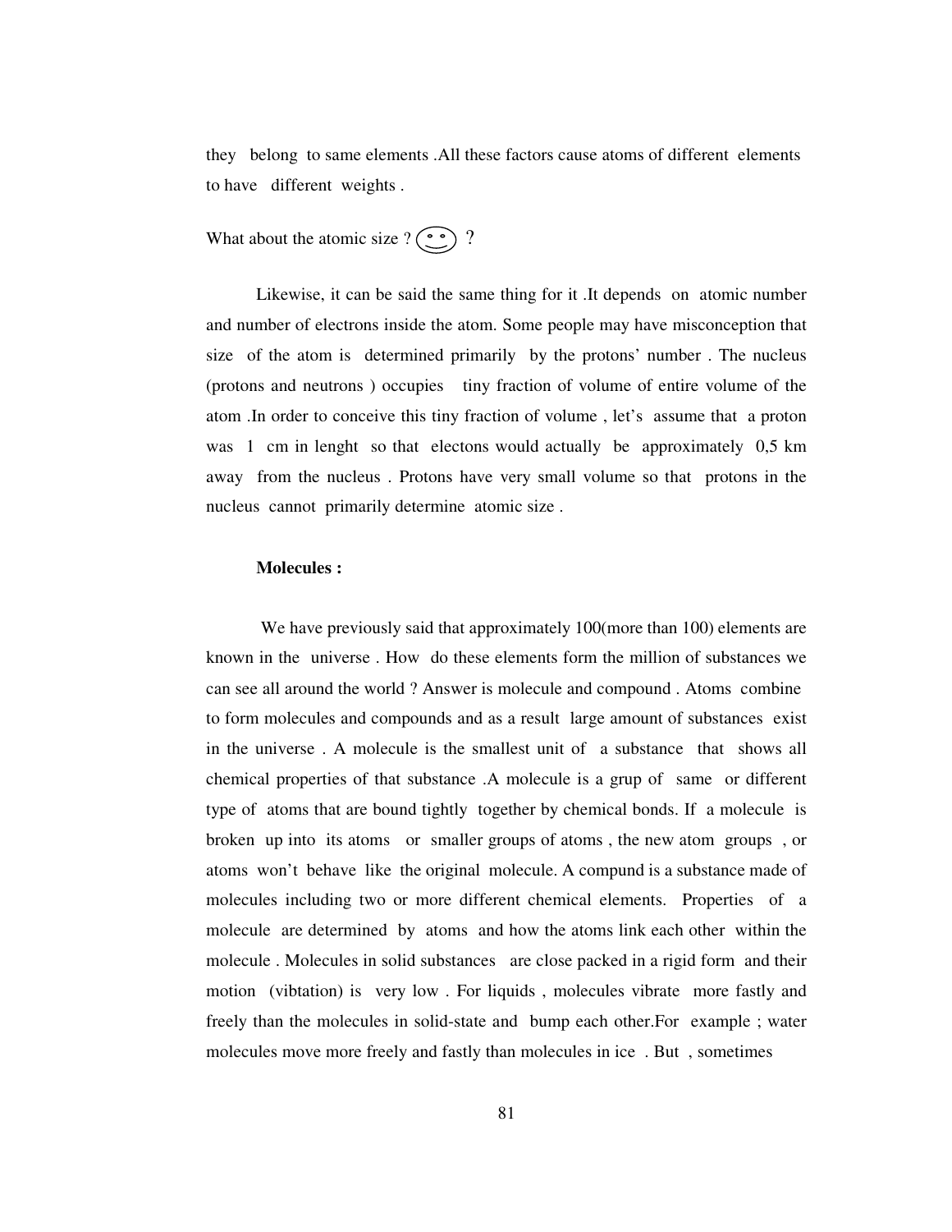they belong to same elements .All these factors cause atoms of different elements to have different weights .

What about the atomic size ? ☺ ?

Likewise, it can be said the same thing for it .It depends on atomic number and number of electrons inside the atom. Some people may have misconception that size of the atom is determined primarily by the protons' number . The nucleus (protons and neutrons ) occupies tiny fraction of volume of entire volume of the atom .In order to conceive this tiny fraction of volume , let's assume that a proton was 1 cm in lenght so that electons would actually be approximately 0,5 km away from the nucleus . Protons have very small volume so that protons in the nucleus cannot primarily determine atomic size .

**Molecules :**

We have previously said that approximately 100(more than 100) elements are known in the universe . How do these elements form the million of substances we can see all around the world ? Answer is molecule and compound . Atoms combine to form molecules and compounds and as a result large amount of substances exist in the universe . A molecule is the smallest unit of a substance that shows all chemical properties of that substance .A molecule is a grup of same or different type of atoms that are bound tightly together by chemical bonds. If a molecule is broken up into its atoms or smaller groups of atoms , the new atom groups , or atoms won't behave like the original molecule. A compund is a substance made of molecules including two or more different chemical elements. Properties of a molecule are determined by atoms and how the atoms link each other within the molecule . Molecules in solid substances are close packed in a rigid form and their motion (vibtation) is very low . For liquids , molecules vibrate more fastly and freely than the molecules in solid-state and bump each other.For example ; water molecules move more freely and fastly than molecules in ice . But , sometimes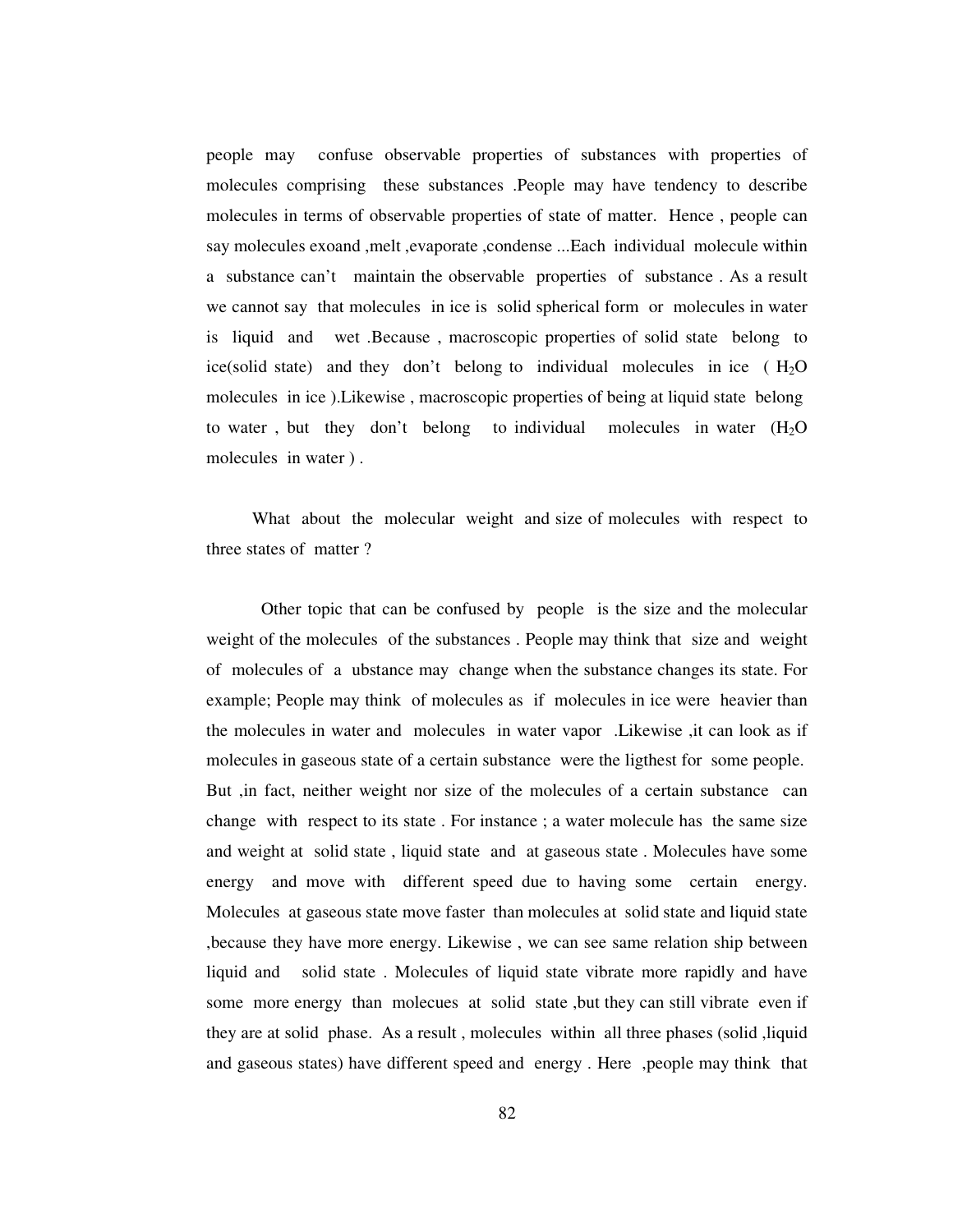people may confuse observable properties of substances with properties of molecules comprising these substances .People may have tendency to describe molecules in terms of observable properties of state of matter. Hence , people can say molecules exoand ,melt ,evaporate ,condense ...Each individual molecule within a substance can't maintain the observable properties of substance . As a result we cannot say that molecules in ice is solid spherical form or molecules in water is liquid and wet .Because , macroscopic properties of solid state belong to ice(solid state) and they don't belong to individual molecules in ice ( $H_2O$ molecules in ice ).Likewise , macroscopic properties of being at liquid state belong to water , but they don't belong to individual molecules in water ($H_2O$ molecules in water ) .

What about the molecular weight and size of molecules with respect to three states of matter ?

Other topic that can be confused by people is the size and the molecular weight of the molecules of the substances . People may think that size and weight of molecules of a ubstance may change when the substance changes its state. For example; People may think of molecules as if molecules in ice were heavier than the molecules in water and molecules in water vapor .Likewise ,it can look as if molecules in gaseous state of a certain substance were the ligthest for some people. But ,in fact, neither weight nor size of the molecules of a certain substance can change with respect to its state . For instance ; a water molecule has the same size and weight at solid state , liquid state and at gaseous state . Molecules have some energy and move with different speed due to having some certain energy. Molecules at gaseous state move faster than molecules at solid state and liquid state ,because they have more energy. Likewise , we can see same relation ship between liquid and solid state . Molecules of liquid state vibrate more rapidly and have some more energy than molecues at solid state ,but they can still vibrate even if they are at solid phase. As a result , molecules within all three phases (solid ,liquid and gaseous states) have different speed and energy . Here ,people may think that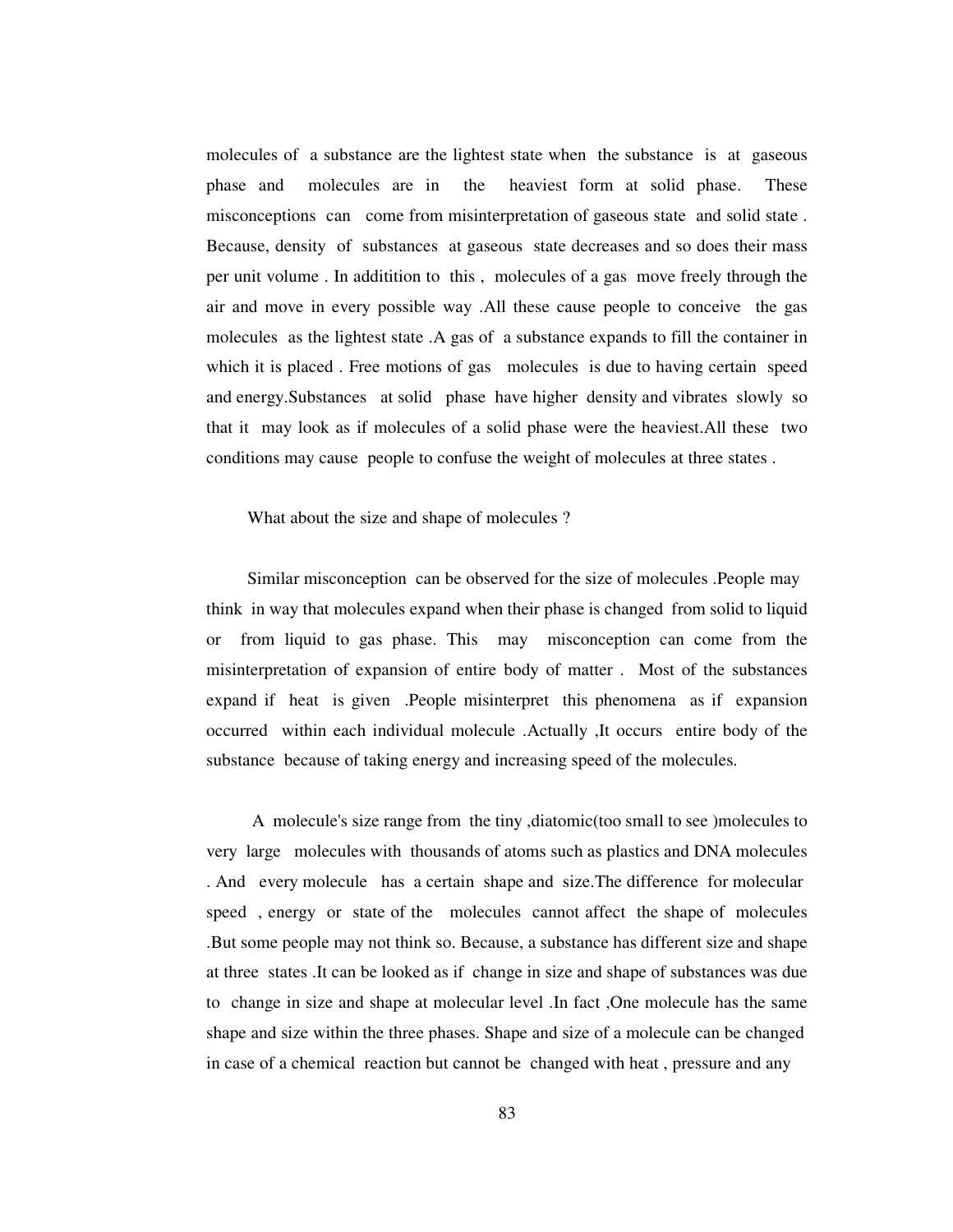molecules of a substance are the lightest state when the substance is at gaseous phase and molecules are in the heaviest form at solid phase. These misconceptions can come from misinterpretation of gaseous state and solid state . Because, density of substances at gaseous state decreases and so does their mass per unit volume . In addittion to this , molecules of a gas move freely through the air and move in every possible way .All these cause people to conceive the gas molecules as the lightest state .A gas of a substance expands to fill the container in which it is placed . Free motions of gas molecules is due to having certain speed and energy.Substances at solid phase have higher density and vibrates slowly so that it may look as if molecules of a solid phase were the heaviest.All these two conditions may cause people to confuse the weight of molecules at three states .

What about the size and shape of molecules ?

Similar misconception can be observed for the size of molecules .People may think in way that molecules expand when their phase is changed from solid to liquid or from liquid to gas phase. This may misconception can come from the misinterpretation of expansion of entire body of matter . Most of the substances expand if heat is given .People misinterpret this phenomena as if expansion occurred within each individual molecule .Actually ,It occurs entire body of the substance because of taking energy and increasing speed of the molecules.

A molecule's size range from the tiny ,diatomic(too small to see )molecules to very large molecules with thousands of atoms such as plastics and DNA molecules . And every molecule has a certain shape and size.The difference for molecular speed , energy or state of the molecules cannot affect the shape of molecules .But some people may not think so. Because, a substance has different size and shape at three states .It can be looked as if change in size and shape of substances was due to change in size and shape at molecular level .In fact ,One molecule has the same shape and size within the three phases. Shape and size of a molecule can be changed in case of a chemical reaction but cannot be changed with heat , pressure and any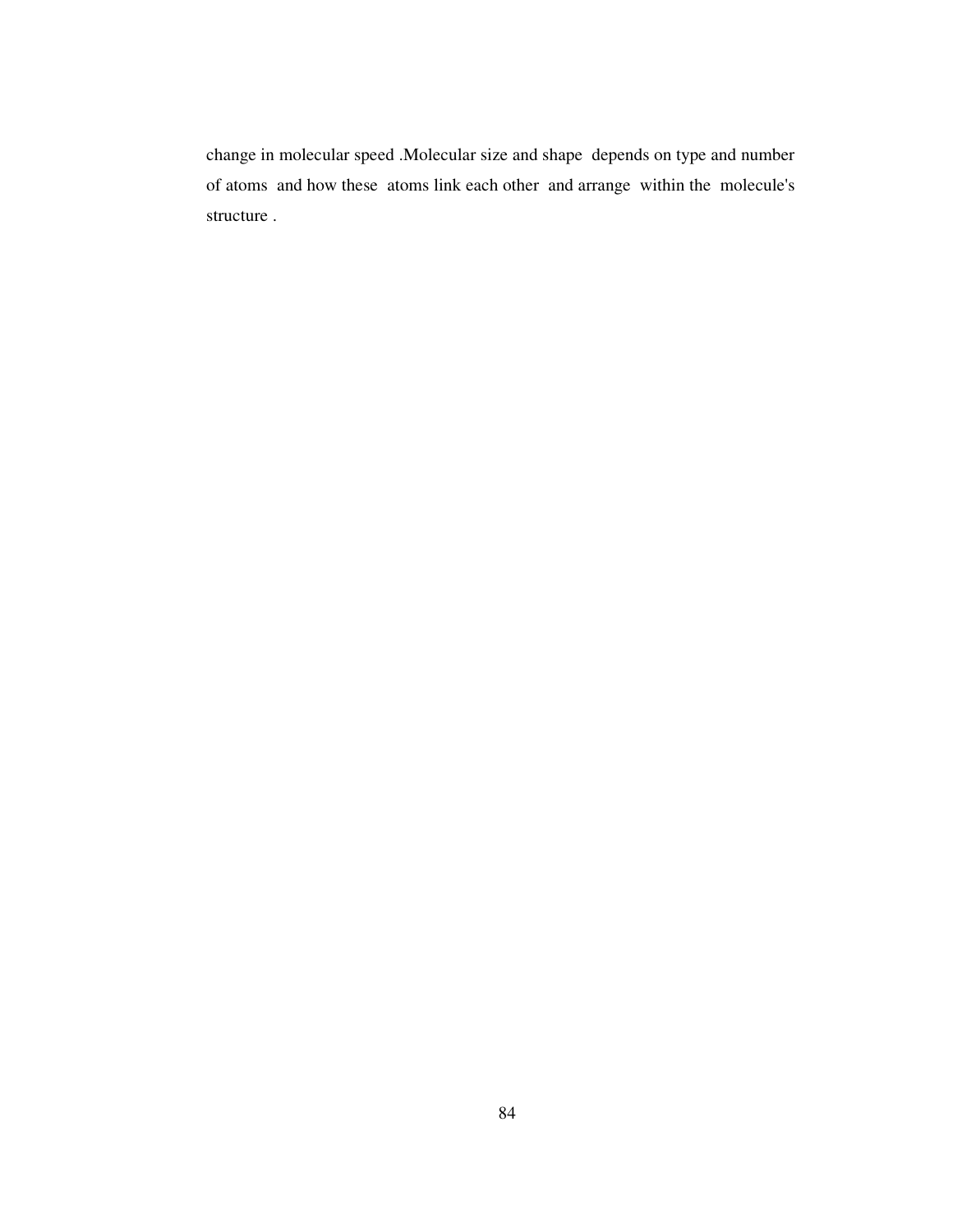change in molecular speed .Molecular size and shape depends on type and number of atoms and how these atoms link each other and arrange within the molecule's structure .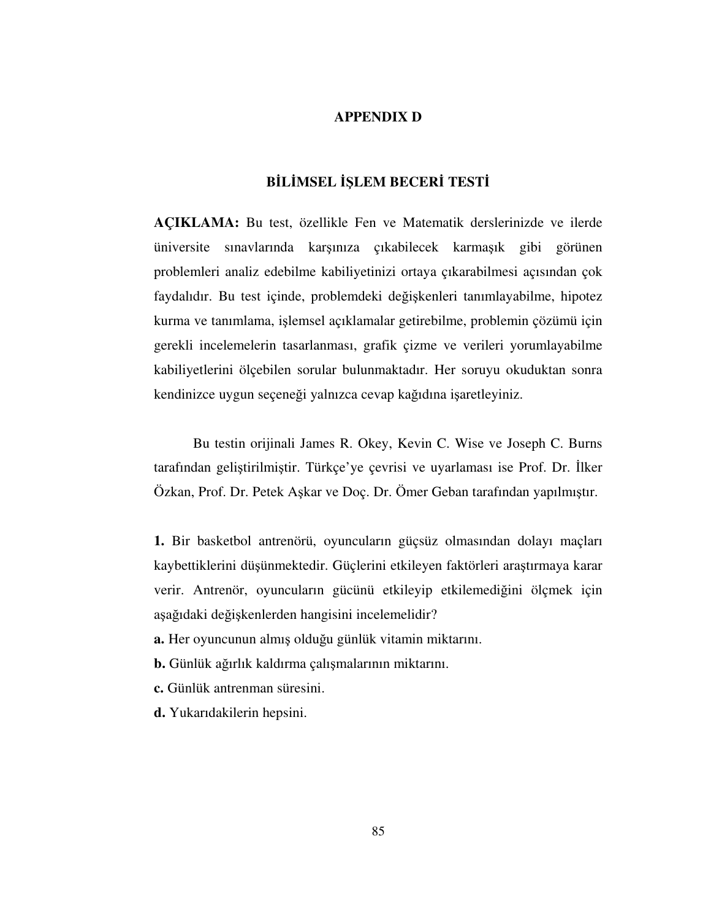# APPENDIX D

## BİLİMSEL İŞLEM BECERİ TESTİ

**AÇIKLAMA:** Bu test, özellikle Fen ve Matematik derslerinizde ve ilerde üniversite sınavlarında karşınıza çıkabilecek karmaşık gibi görünen problemleri analiz edebilme kabiliyetinizi ortaya çıkarabilmesi açısından çok faydalıdır. Bu test içinde, problemdeki değişkenleri tanımlayabilme, hipotez kurma ve tanımlama, işlemsel açıklamalar getirebilme, problemin çözümü için gerekli incelemelerin tasarlanması, grafik çizme ve verileri yorumlayabilme kabiliyetlerini ölçebilen sorular bulunmaktadır. Her soruyu okuduktan sonra kendinizce uygun seçeneği yalnızca cevap kağıdına işaretleyiniz.

Bu testin orijinali James R. Okey, Kevin C. Wise ve Joseph C. Burns tarafından geliştirilmiştir. Türkçe'ye çevrisi ve uyarlaması ise Prof. Dr. İlker Özkan, Prof. Dr. Petek Aşkar ve Doç. Dr. Ömer Geban tarafından yapılmıştır.

**1.** Bir basketbol antrenörü, oyuncuların güçsüz olmasından dolayı maçları kaybettiklerini düşünmektedir. Güçlerini etkileyen faktörleri araştırmaya karar verir. Antrenör, oyuncuların gücünü etkileyip etkilemediğini ölçmek için aşağıdaki değişkenlerden hangisini incelemelidir?

**a.** Her oyuncunun almış olduğu günlük vitamin miktarını.
**b.** Günlük ağırlık kaldırma çalışmalarının miktarını.
**c.** Günlük antrenman süresini.
**d.** Yukarıdakilerin hepsini.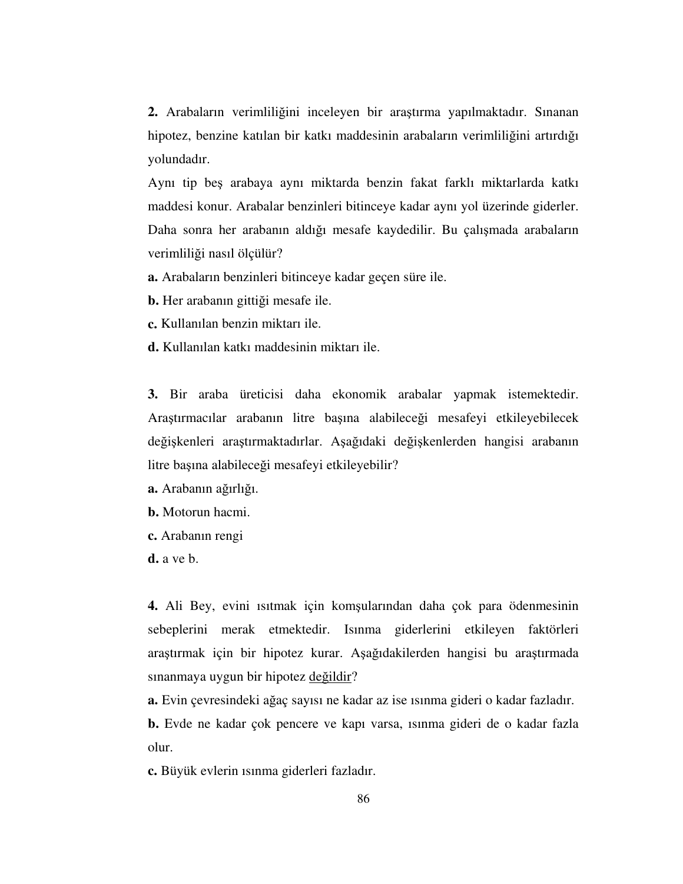**2.** Arabaların verimliliğini inceleyen bir araştırma yapılmaktadır. Sınanan hipotez, benzine katılan bir katkı maddesinin arabaların verimliliğini artırdığı yolundadır.

Aynı tip beş arabaya aynı miktarda benzin fakat farklı miktarlarda katkı maddesi konur. Arabalar benzinleri bitinceye kadar aynı yol üzerinde giderler. Daha sonra her arabanın aldığı mesafe kaydedilir. Bu çalışmada arabaların verimliliği nasıl ölçülür?

**a.** Arabaların benzinleri bitinceye kadar geçen süre ile.

**b.** Her arabanın gittiği mesafe ile.

**c.** Kullanılan benzin miktarı ile.

**d.** Kullanılan katkı maddesinin miktarı ile.

**3.** Bir araba üreticisi daha ekonomik arabalar yapmak istemektedir. Araştırmacılar arabanın litre başına alabileceği mesafeyi etkileyebilecek değişkenleri araştırmaktadırlar. Aşağıdaki değişkenlerden hangisi arabanın litre başına alabileceği mesafeyi etkileyebilir?

**a.** Arabanın ağırlığı.

**b.** Motorun hacmi.

**c.** Arabanın rengi

**d.** a ve b.

**4.** Ali Bey, evini ısıtmak için komşularından daha çok para ödenmesinin sebeplerini merak etmektedir. Isınma giderlerini etkileyen faktörleri araştırmak için bir hipotez kurar. Aşağıdakilerden hangisi bu araştırmada sınanmaya uygun bir hipotez <u>değildir</u>?

**a.** Evin çevresindeki ağaç sayısı ne kadar az ise ısınma gideri o kadar fazladır.

**b.** Evde ne kadar çok pencere ve kapı varsa, ısınma gideri de o kadar fazla olur.

**c.** Büyük evlerin ısınma giderleri fazladır.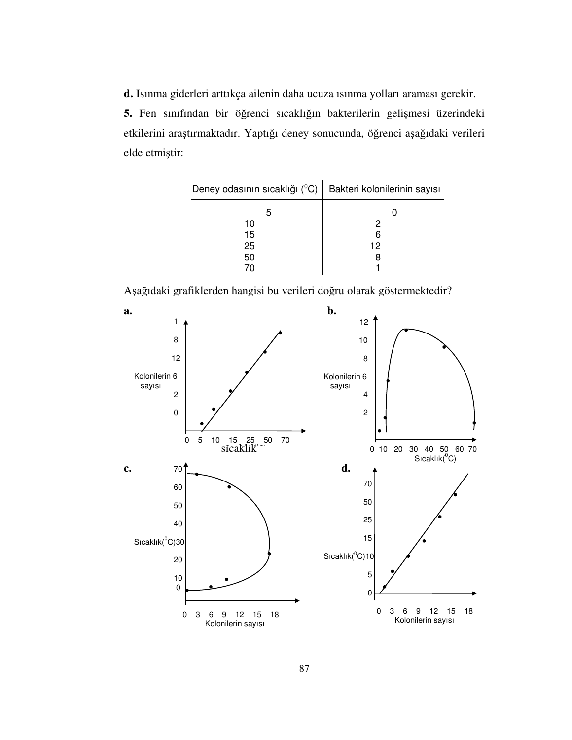**d.** Isınma giderleri arttıkça ailenin daha ucuza ısınma yolları araması gerekir.

**5.** Fen sınıfından bir öğrenci sıcaklığın bakterilerin gelişmesi üzerindeki etkilerini araştırmaktadır. Yaptığı deney sonucunda, öğrenci aşağıdaki verileri elde etmiştir:

| Deney odasının sıcaklığı ($^0$C) | Bakteri kolonilerinin sayısı |
|---|---|
| 5 | 0 |
| 10 | 2 |
| 15 | 6 |
| 25 | 12 |
| 50 | 8 |
| 70 | 1 |

Aşağıdaki grafiklerden hangisi bu verileri doğru olarak göstermektedir?

**a.**

1
8
12
Kolonilerin 6
sayısı
2
0
0 5 10 15 25 50 70
sıcaklık

**b.**

12
10
8
Kolonilerin 6
sayısı
4
2
0 10 20 30 40 50 60 70
Sıcaklık($^0$C)

**c.**

70
60
50
40
Sıcaklık($^0$C)30
20
10
0
0 3 6 9 12 15 18
Kolonilerin sayısı

**d.**

70
50
25
15
Sıcaklık($^0$C)10
5
0
0 3 6 9 12 15 18
Kolonilerin sayısı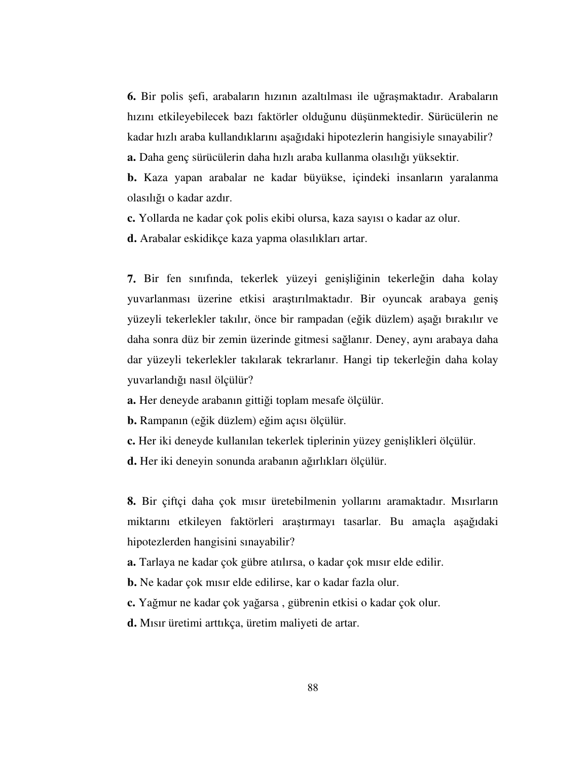**6.** Bir polis şefi, arabaların hızının azaltılması ile uğraşmaktadır. Arabaların hızını etkileyebilecek bazı faktörler olduğunu düşünmektedir. Sürücülerin ne kadar hızlı araba kullandıklarını aşağıdaki hipotezlerin hangisiyle sınayabilir?

**a.** Daha genç sürücülerin daha hızlı araba kullanma olasılığı yüksektir.

**b.** Kaza yapan arabalar ne kadar büyükse, içindeki insanların yaralanma olasılığı o kadar azdır.

**c.** Yollarda ne kadar çok polis ekibi olursa, kaza sayısı o kadar az olur.

**d.** Arabalar eskidikçe kaza yapma olasılıkları artar.

**7.** Bir fen sınıfında, tekerlek yüzeyi genişliğinin tekerleğin daha kolay yuvarlanması üzerine etkisi araştırılmaktadır. Bir oyuncak arabaya geniş yüzeyli tekerlekler takılır, önce bir rampadan (eğik düzlem) aşağı bırakılır ve daha sonra düz bir zemin üzerinde gitmesi sağlanır. Deney, aynı arabaya daha dar yüzeyli tekerlekler takılarak tekrarlanır. Hangi tip tekerleğin daha kolay yuvarlandığı nasıl ölçülür?

**a.** Her deneyde arabanın gittiği toplam mesafe ölçülür.

**b.** Rampanın (eğik düzlem) eğim açısı ölçülür.

**c.** Her iki deneyde kullanılan tekerlek tiplerinin yüzey genişlikleri ölçülür.

**d.** Her iki deneyin sonunda arabanın ağırlıkları ölçülür.

**8.** Bir çiftçi daha çok mısır üretebilmenin yollarını aramaktadır. Mısırların miktarını etkileyen faktörleri araştırmayı tasarlar. Bu amaçla aşağıdaki hipotezlerden hangisini sınayabilir?

**a.** Tarlaya ne kadar çok gübre atılırsa, o kadar çok mısır elde edilir.

**b.** Ne kadar çok mısır elde edilirse, kar o kadar fazla olur.

**c.** Yağmur ne kadar çok yağarsa , gübrenin etkisi o kadar çok olur.

**d.** Mısır üretimi arttıkça, üretim maliyeti de artar.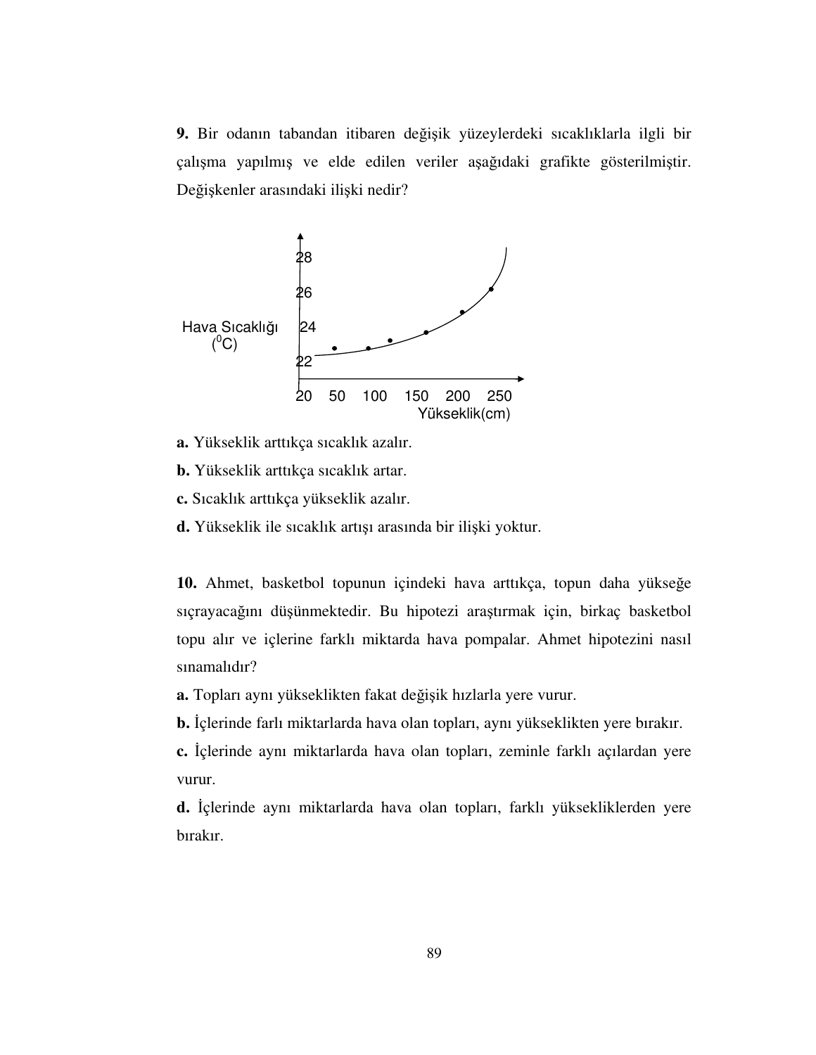**9.** Bir odanın tabandan itibaren değişik yüzeylerdeki sıcaklıklarla ilgli bir çalışma yapılmış ve elde edilen veriler aşağıdaki grafikte gösterilmiştir. Değişkenler arasındaki ilişki nedir?

Hava Sıcaklığı ($^0$C)

28

26

24

22

20 50 100 150 200 250

Yükseklik(cm)

**a.** Yükseklik arttıkça sıcaklık azalır.

**b.** Yükseklik arttıkça sıcaklık artar.

**c.** Sıcaklık arttıkça yükseklik azalır.

**d.** Yükseklik ile sıcaklık artışı arasında bir ilişki yoktur.

**10.** Ahmet, basketbol topunun içindeki hava arttıkça, topun daha yükseğe sıçrayacağını düşünmektedir. Bu hipotezi araştırmak için, birkaç basketbol topu alır ve içlerine farklı miktarda hava pompalar. Ahmet hipotezini nasıl sınamalıdır?

**a.** Topları aynı yükseklikten fakat değişik hızlarla yere vurur.

**b.** İçlerinde farlı miktarlarda hava olan topları, aynı yükseklikten yere bırakır.

**c.** İçlerinde aynı miktarlarda hava olan topları, zeminle farklı açılardan yere vurur.

**d.** İçlerinde aynı miktarlarda hava olan topları, farklı yüksekliklerden yere bırakır.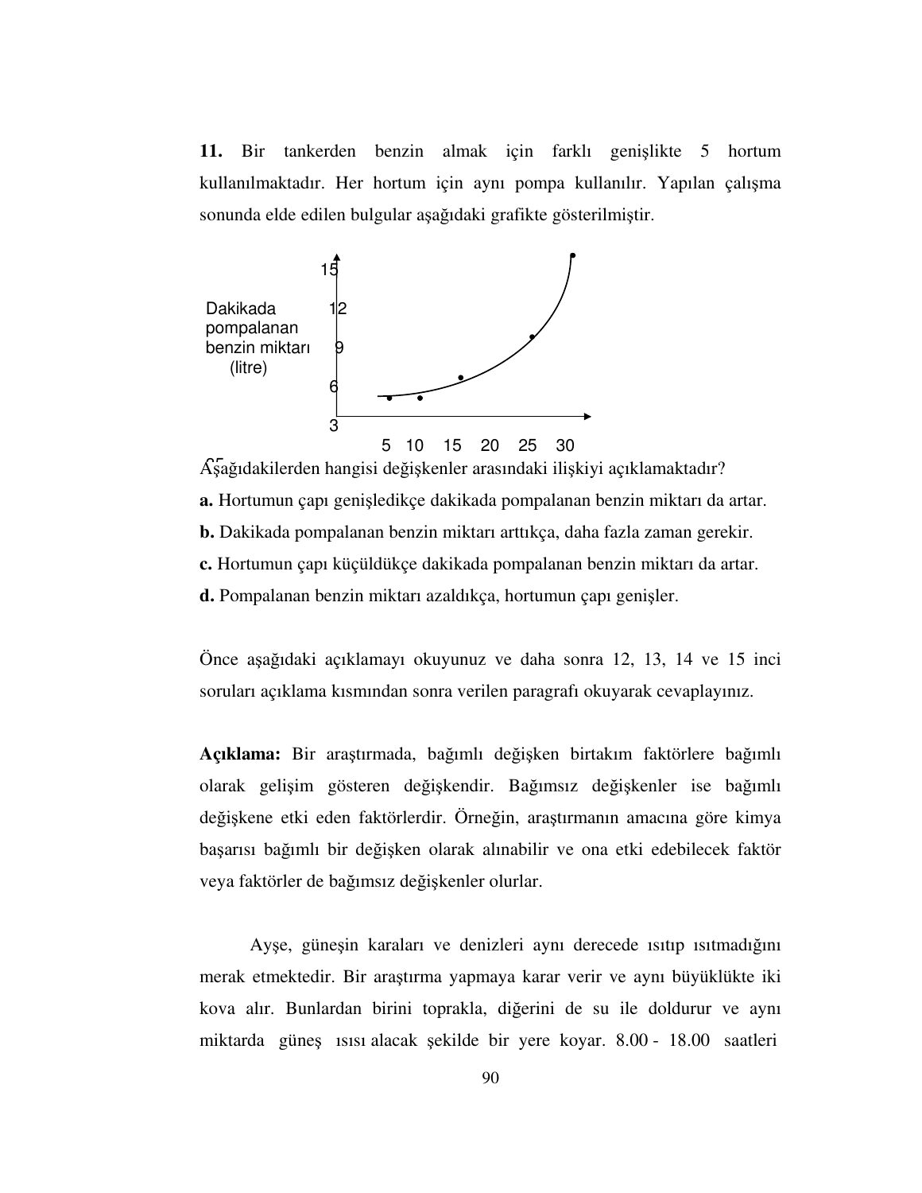**11.** Bir tankerden benzin almak için farklı genişlikte 5 hortum kullanılmaktadır. Her hortum için aynı pompa kullanılır. Yapılan çalışma sonunda elde edilen bulgular aşağıdaki grafikte gösterilmiştir.

Dakikada pompalanan benzin miktarı (litre)

15
12
9
6
3

5 10 15 20 25 30

Aşağıdakilerden hangisi değişkenler arasındaki ilişkiyi açıklamaktadır?

**a.** Hortumun çapı genişledikçe dakikada pompalanan benzin miktarı da artar.

**b.** Dakikada pompalanan benzin miktarı arttıkça, daha fazla zaman gerekir.

**c.** Hortumun çapı küçüldükçe dakikada pompalanan benzin miktarı da artar.

**d.** Pompalanan benzin miktarı azaldıkça, hortumun çapı genişler.

Önce aşağıdaki açıklamayı okuyunuz ve daha sonra 12, 13, 14 ve 15 inci soruları açıklama kısmından sonra verilen paragrafı okuyarak cevaplayınız.

**Açıklama:** Bir araştırmada, bağımlı değişken birtakım faktörlere bağımlı olarak gelişim gösteren değişkendir. Bağımsız değişkenler ise bağımlı değişkene etki eden faktörlerdir. Örneğin, araştırmanın amacına göre kimya başarısı bağımlı bir değişken olarak alınabilir ve ona etki edebilecek faktör veya faktörler de bağımsız değişkenler olurlar.

Ayşe, güneşin karaları ve denizleri aynı derecede ısıtıp ısıtmadığını merak etmektedir. Bir araştırma yapmaya karar verir ve aynı büyüklükte iki kova alır. Bunlardan birini toprakla, diğerini de su ile doldurur ve aynı miktarda güneş ısısı alacak şekilde bir yere koyar. 8.00 - 18.00 saatleri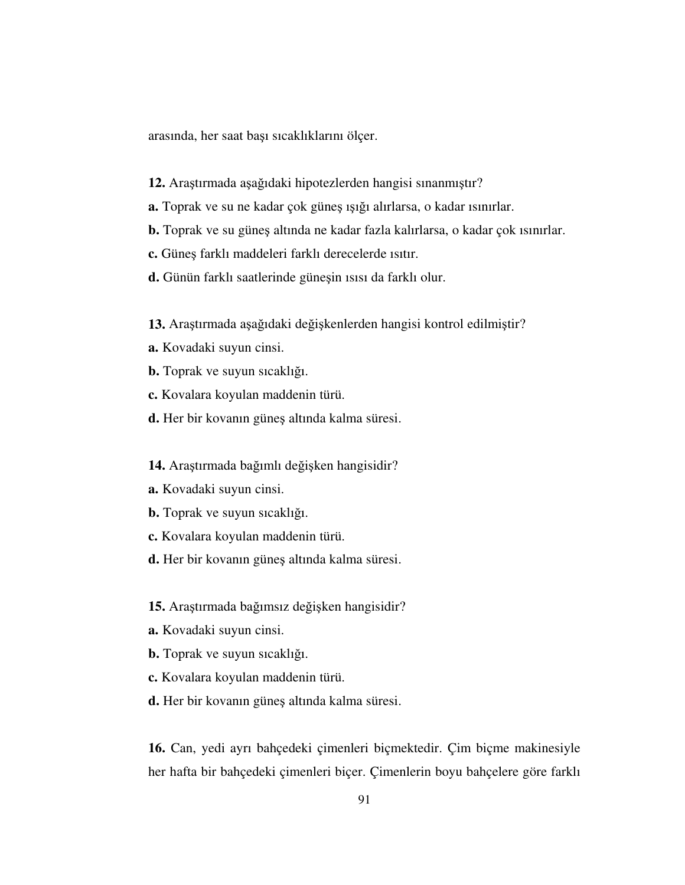arasında, her saat başı sıcaklıklarını ölçer.

**12.** Araştırmada aşağıdaki hipotezlerden hangisi sınanmıştır?
**a.** Toprak ve su ne kadar çok güneş ışığı alırlarsa, o kadar ısınırlar.
**b.** Toprak ve su güneş altında ne kadar fazla kalırlarsa, o kadar çok ısınırlar.
**c.** Güneş farklı maddeleri farklı derecelerde ısıtır.
**d.** Günün farklı saatlerinde güneşin ısısı da farklı olur.

**13.** Araştırmada aşağıdaki değişkenlerden hangisi kontrol edilmiştir?
**a.** Kovadaki suyun cinsi.
**b.** Toprak ve suyun sıcaklığı.
**c.** Kovalara koyulan maddenin türü.
**d.** Her bir kovanın güneş altında kalma süresi.

**14.** Araştırmada bağımlı değişken hangisidir?
**a.** Kovadaki suyun cinsi.
**b.** Toprak ve suyun sıcaklığı.
**c.** Kovalara koyulan maddenin türü.
**d.** Her bir kovanın güneş altında kalma süresi.

**15.** Araştırmada bağımsız değişken hangisidir?
**a.** Kovadaki suyun cinsi.
**b.** Toprak ve suyun sıcaklığı.
**c.** Kovalara koyulan maddenin türü.
**d.** Her bir kovanın güneş altında kalma süresi.

**16.** Can, yedi ayrı bahçedeki çimenleri biçmektedir. Çim biçme makinesiyle her hafta bir bahçedeki çimenleri biçer. Çimenlerin boyu bahçelere göre farklı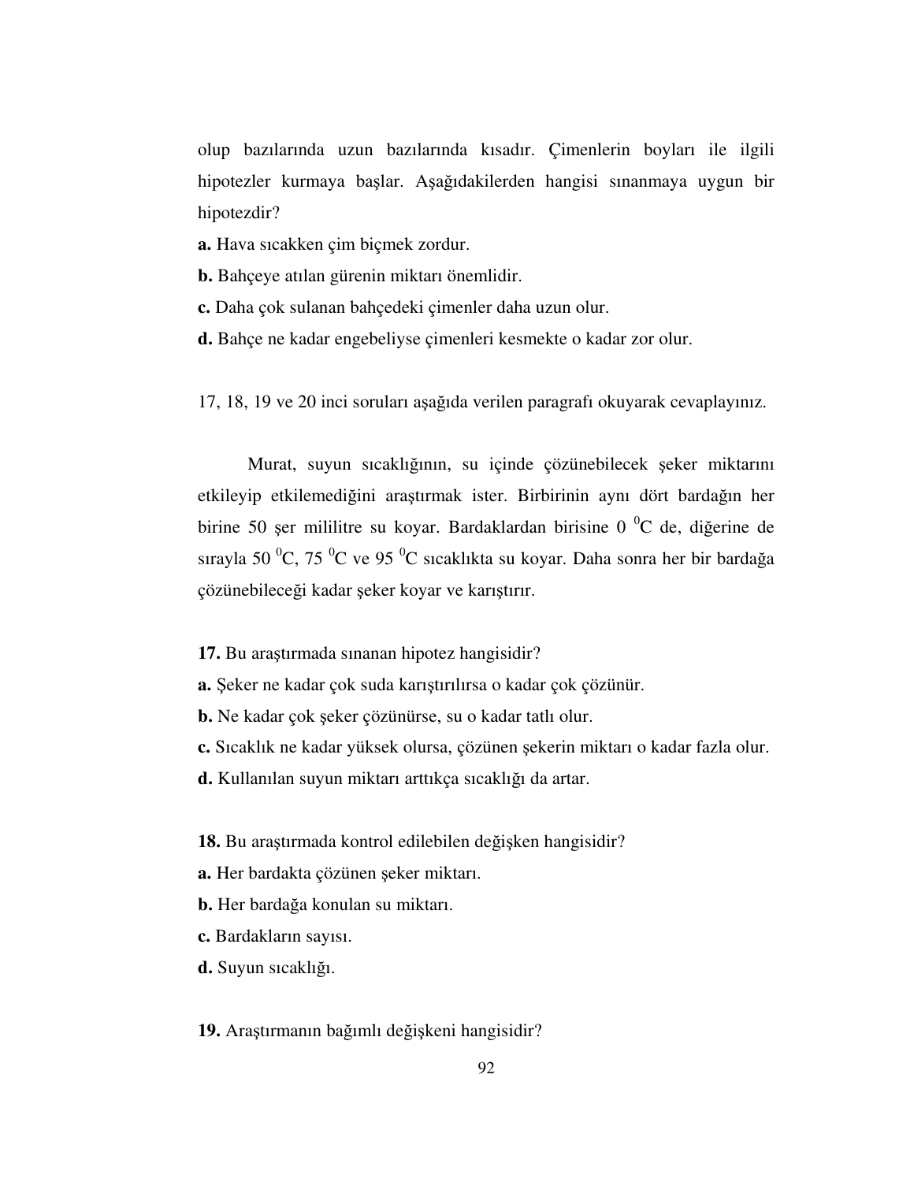olup bazılarında uzun bazılarında kısadır. Çimenlerin boyları ile ilgili hipotezler kurmaya başlar. Aşağıdakilerden hangisi sınanmaya uygun bir hipotezdir?

**a.** Hava sıcakken çim biçmek zordur.

**b.** Bahçeye atılan gürenin miktarı önemlidir.

**c.** Daha çok sulanan bahçedeki çimenler daha uzun olur.

**d.** Bahçe ne kadar engebeliyse çimenleri kesmekte o kadar zor olur.

17, 18, 19 ve 20 inci soruları aşağıda verilen paragrafı okuyarak cevaplayınız.

Murat, suyun sıcaklığının, su içinde çözünebilecek şeker miktarını etkileyip etkilemediğini araştırmak ister. Birbirinin aynı dört bardağın her birine 50 şer mililitre su koyar. Bardaklardan birisine 0 $^{0}$C de, diğerine de sırayla 50 $^{0}$C, 75 $^{0}$C ve 95 $^{0}$C sıcaklıkta su koyar. Daha sonra her bir bardağa çözünebileceği kadar şeker koyar ve karıştırır.

**17.** Bu araştırmada sınanan hipotez hangisidir?

**a.** Şeker ne kadar çok suda karıştırılırsa o kadar çok çözünür.

**b.** Ne kadar çok şeker çözünürse, su o kadar tatlı olur.

**c.** Sıcaklık ne kadar yüksek olursa, çözünen şekerin miktarı o kadar fazla olur.

**d.** Kullanılan suyun miktarı arttıkça sıcaklığı da artar.

**18.** Bu araştırmada kontrol edilebilen değişken hangisidir?

**a.** Her bardakta çözünen şeker miktarı.

**b.** Her bardağa konulan su miktarı.

**c.** Bardakların sayısı.

**d.** Suyun sıcaklığı.

**19.** Araştırmanın bağımlı değişkeni hangisidir?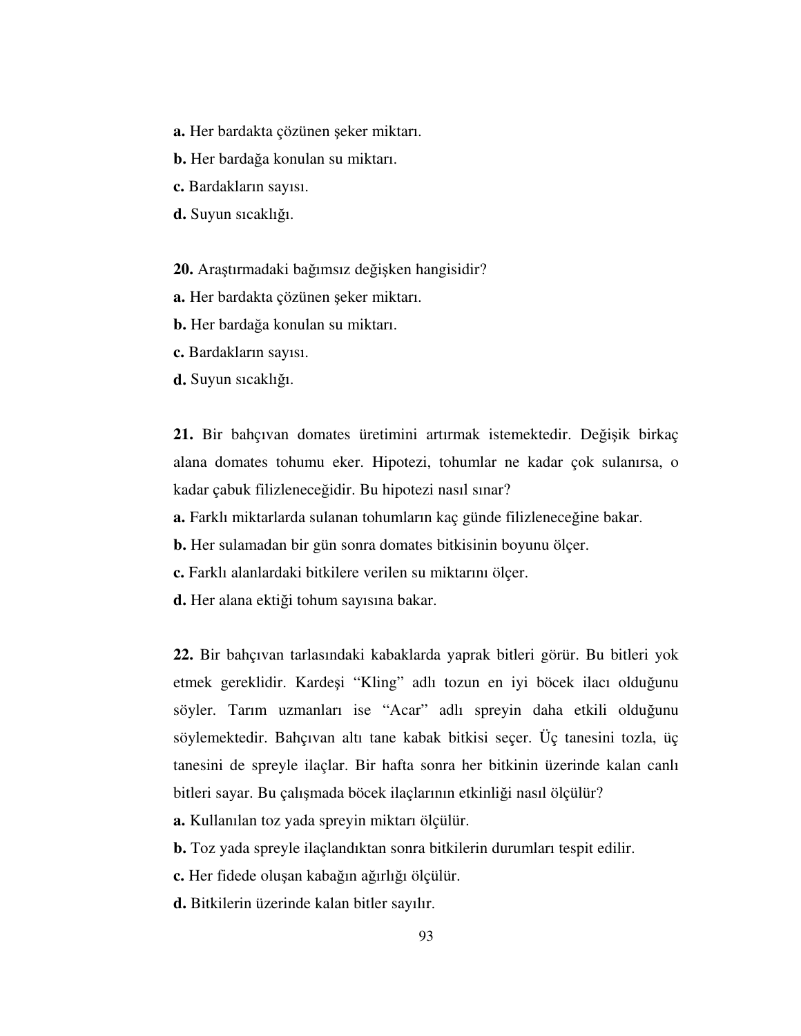**a.** Her bardakta çözünen şeker miktarı.
**b.** Her bardağa konulan su miktarı.
**c.** Bardakların sayısı.
**d.** Suyun sıcaklığı.

**20.** Araştırmadaki bağımsız değişken hangisidir?
**a.** Her bardakta çözünen şeker miktarı.
**b.** Her bardağa konulan su miktarı.
**c.** Bardakların sayısı.
**d.** Suyun sıcaklığı.

**21.** Bir bahçıvan domates üretimini artırmak istemektedir. Değişik birkaç alana domates tohumu eker. Hipotezi, tohumlar ne kadar çok sulanırsa, o kadar çabuk filizleneceğidir. Bu hipotezi nasıl sınar?
**a.** Farklı miktarlarda sulanan tohumların kaç günde filizleneceğine bakar.
**b.** Her sulamadan bir gün sonra domates bitkisinin boyunu ölçer.
**c.** Farklı alanlardaki bitkilere verilen su miktarını ölçer.
**d.** Her alana ektiği tohum sayısına bakar.

**22.** Bir bahçıvan tarlasındaki kabaklarda yaprak bitleri görür. Bu bitleri yok etmek gereklidir. Kardeşi "Kling" adlı tozun en iyi böcek ilacı olduğunu söyler. Tarım uzmanları ise "Acar" adlı spreyin daha etkili olduğunu söylemektedir. Bahçıvan altı tane kabak bitkisi seçer. Üç tanesini tozla, üç tanesini de spreyle ilaçlar. Bir hafta sonra her bitkinin üzerinde kalan canlı bitleri sayar. Bu çalışmada böcek ilaçlarının etkinliği nasıl ölçülür?
**a.** Kullanılan toz yada spreyin miktarı ölçülür.
**b.** Toz yada spreyle ilaçlandıktan sonra bitkilerin durumları tespit edilir.
**c.** Her fidede oluşan kabağın ağırlığı ölçülür.
**d.** Bitkilerin üzerinde kalan bitler sayılır.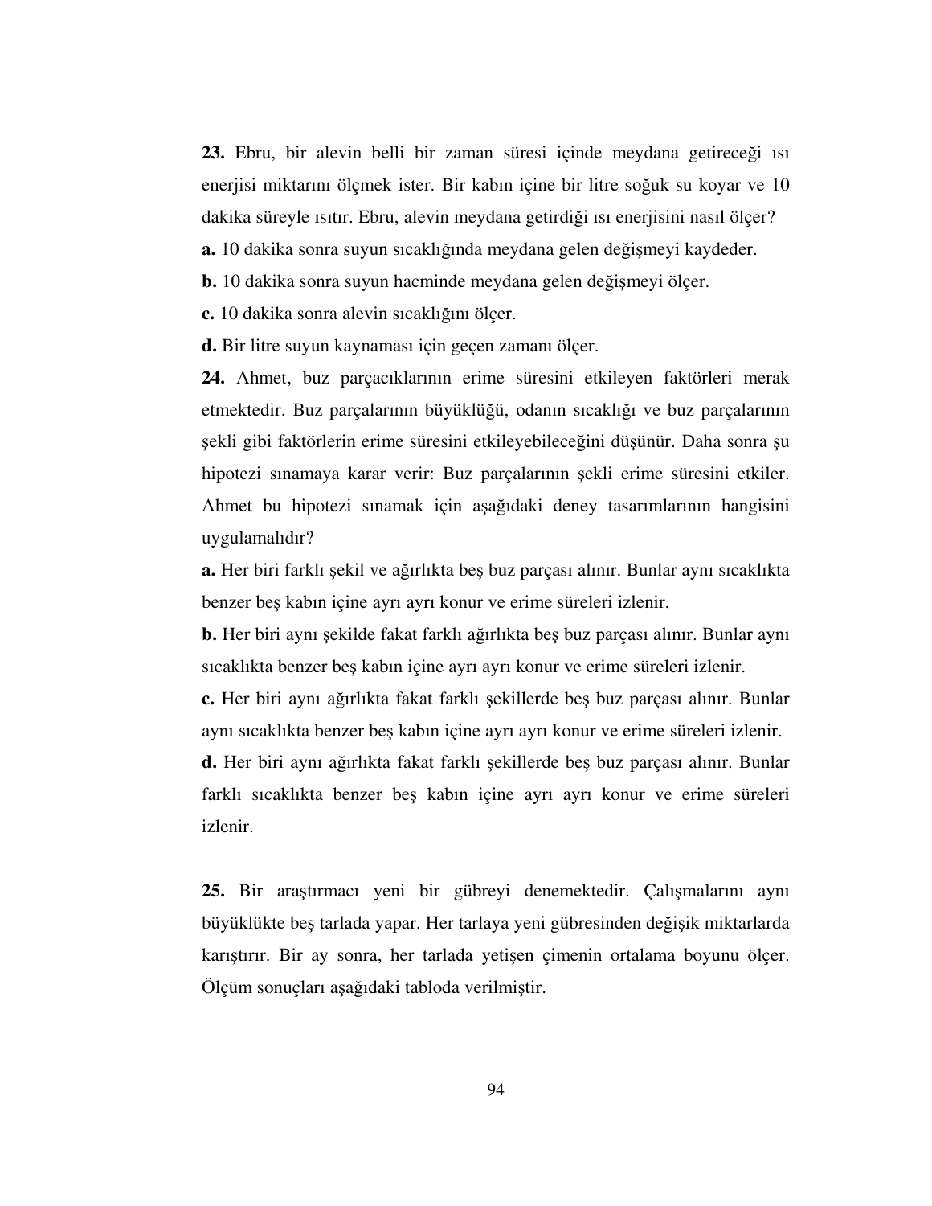**23.** Ebru, bir alevin belli bir zaman süresi içinde meydana getireceği ısı enerjisi miktarını ölçmek ister. Bir kabın içine bir litre soğuk su koyar ve 10 dakika süreyle ısıtır. Ebru, alevin meydana getirdiği ısı enerjisini nasıl ölçer?

**a.** 10 dakika sonra suyun sıcaklığında meydana gelen değişmeyi kaydeder.

**b.** 10 dakika sonra suyun hacminde meydana gelen değişmeyi ölçer.

**c.** 10 dakika sonra alevin sıcaklığını ölçer.

**d.** Bir litre suyun kaynaması için geçen zamanı ölçer.

**24.** Ahmet, buz parçacıklarının erime süresini etkileyen faktörleri merak etmektedir. Buz parçalarının büyüklüğü, odanın sıcaklığı ve buz parçalarının şekli gibi faktörlerin erime süresini etkileyebileceğini düşünür. Daha sonra şu hipotezi sınamaya karar verir: Buz parçalarının şekli erime süresini etkiler. Ahmet bu hipotezi sınamak için aşağıdaki deney tasarımlarının hangisini uygulamalıdır?

**a.** Her biri farklı şekil ve ağırlıkta beş buz parçası alınır. Bunlar aynı sıcaklıkta benzer beş kabın içine ayrı ayrı konur ve erime süreleri izlenir.

**b.** Her biri aynı şekilde fakat farklı ağırlıkta beş buz parçası alınır. Bunlar aynı sıcaklıkta benzer beş kabın içine ayrı ayrı konur ve erime süreleri izlenir.

**c.** Her biri aynı ağırlıkta fakat farklı şekillerde beş buz parçası alınır. Bunlar aynı sıcaklıkta benzer beş kabın içine ayrı ayrı konur ve erime süreleri izlenir.

**d.** Her biri aynı ağırlıkta fakat farklı şekillerde beş buz parçası alınır. Bunlar farklı sıcaklıkta benzer beş kabın içine ayrı ayrı konur ve erime süreleri izlenir.

**25.** Bir araştırmacı yeni bir gübreyi denemektedir. Çalışmalarını aynı büyüklükte beş tarlada yapar. Her tarlaya yeni gübresinden değişik miktarlarda karıştırır. Bir ay sonra, her tarlada yetişen çimenin ortalama boyunu ölçer. Ölçüm sonuçları aşağıdaki tabloda verilmiştir.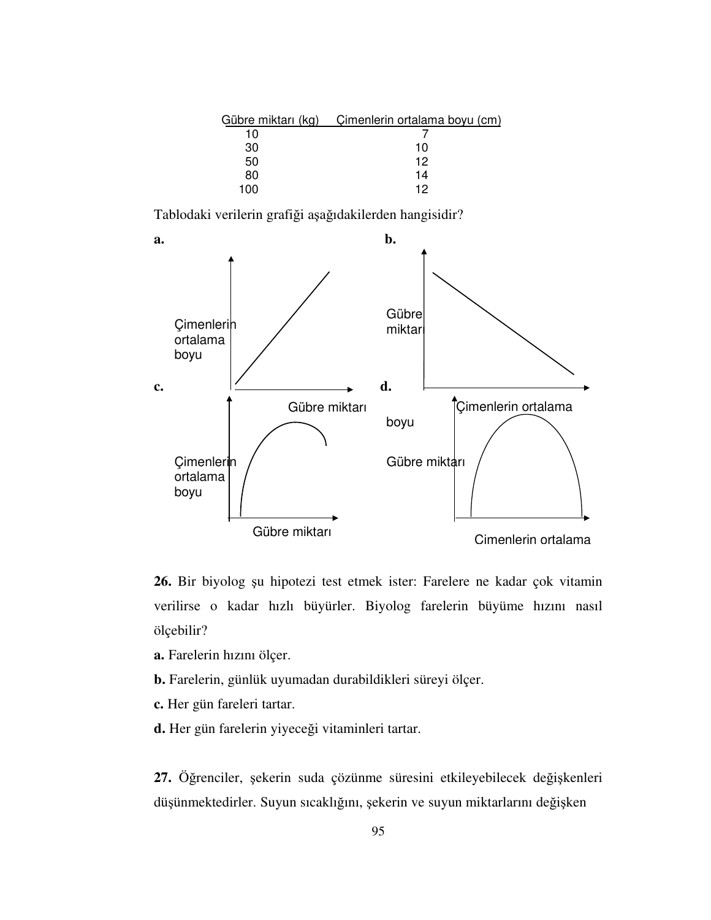| Gübre miktarı (kg) | Çimenlerin ortalama boyu (cm) |
|---|---|
| 10 | 7 |
| 30 | 10 |
| 50 | 12 |
| 80 | 14 |
| 100 | 12 |

Tablodaki verilerin grafiği aşağıdakilerden hangisidir?

**a.**

Çimenlerin ortalama boyu

Gübre miktarı

**b.**

Gübre miktarı

Çimenlerin ortalama boyu

**c.**

Çimenlerin ortalama boyu

Gübre miktarı

**d.**

Gübre miktarı

Cimenlerin ortalama

**26.** Bir biyolog şu hipotezi test etmek ister: Farelere ne kadar çok vitamin verilirse o kadar hızlı büyürler. Biyolog farelerin büyüme hızını nasıl ölçebilir?

**a.** Farelerin hızını ölçer.

**b.** Farelerin, günlük uyumadan durabildikleri süreyi ölçer.

**c.** Her gün fareleri tartar.

**d.** Her gün farelerin yiyeceği vitaminleri tartar.

**27.** Öğrenciler, şekerin suda çözünme süresini etkileyebilecek değişkenleri düşünmektedirler. Suyun sıcaklığını, şekerin ve suyun miktarlarını değişken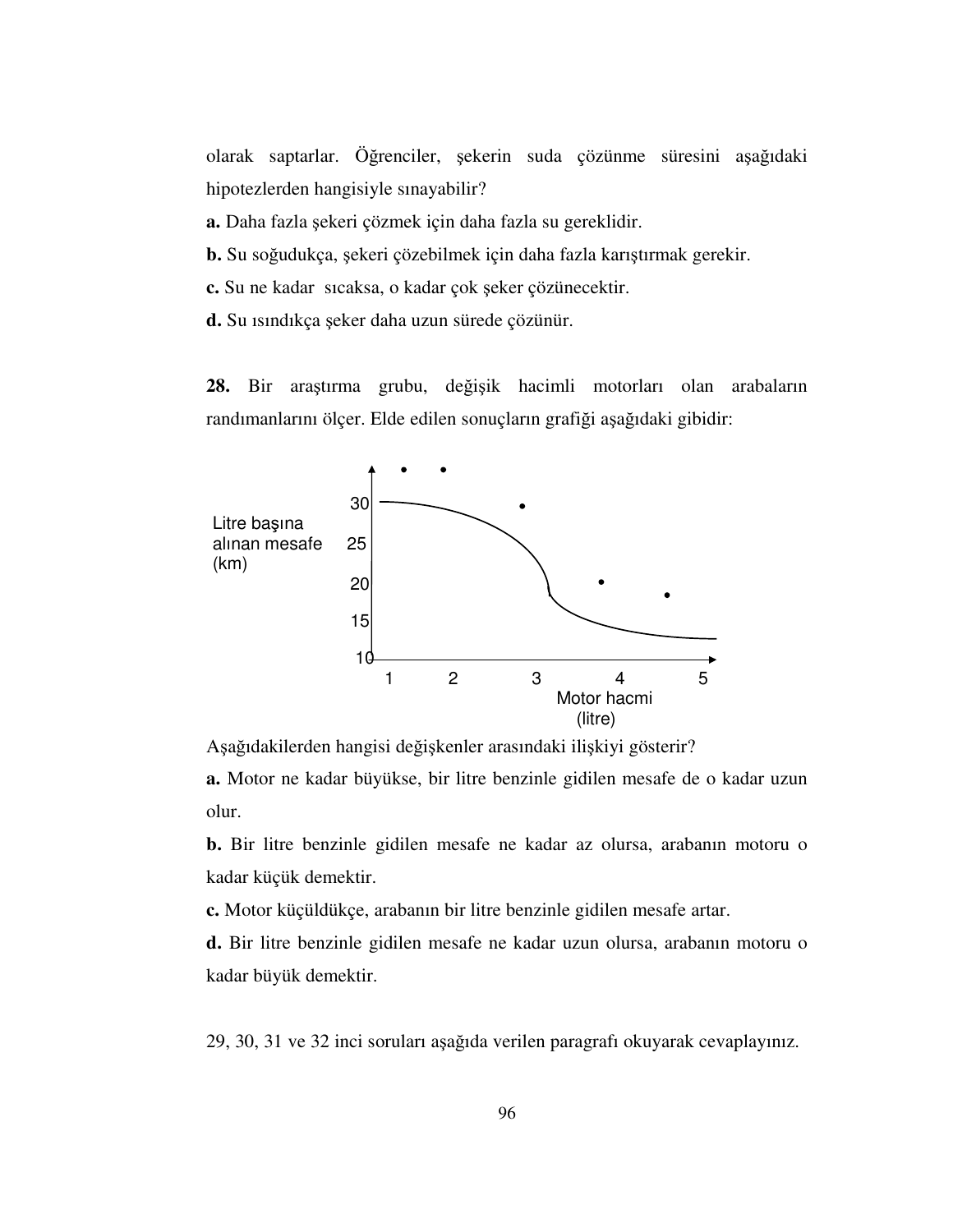olarak saptarlar. Öğrenciler, şekerin suda çözünme süresini aşağıdaki hipotezlerden hangisiyle sınayabilir?

**a.** Daha fazla şekeri çözmek için daha fazla su gereklidir.

**b.** Su soğudukça, şekeri çözebilmek için daha fazla karıştırmak gerekir.

**c.** Su ne kadar sıcaksa, o kadar çok şeker çözünecektir.

**d.** Su ısındıkça şeker daha uzun sürede çözünür.

**28.** Bir araştırma grubu, değişik hacimli motorları olan arabaların randımanlarını ölçer. Elde edilen sonuçların grafiği aşağıdaki gibidir:

Litre başına alınan mesafe (km)

30
25
20
15
10

1 2 3 4 5

Motor hacmi (litre)

Aşağıdakilerden hangisi değişkenler arasındaki ilişkiyi gösterir?

**a.** Motor ne kadar büyükse, bir litre benzinle gidilen mesafe de o kadar uzun olur.

**b.** Bir litre benzinle gidilen mesafe ne kadar az olursa, arabanın motoru o kadar küçük demektir.

**c.** Motor küçüldükçe, arabanın bir litre benzinle gidilen mesafe artar.

**d.** Bir litre benzinle gidilen mesafe ne kadar uzun olursa, arabanın motoru o kadar büyük demektir.

29, 30, 31 ve 32 inci soruları aşağıda verilen paragrafı okuyarak cevaplayınız.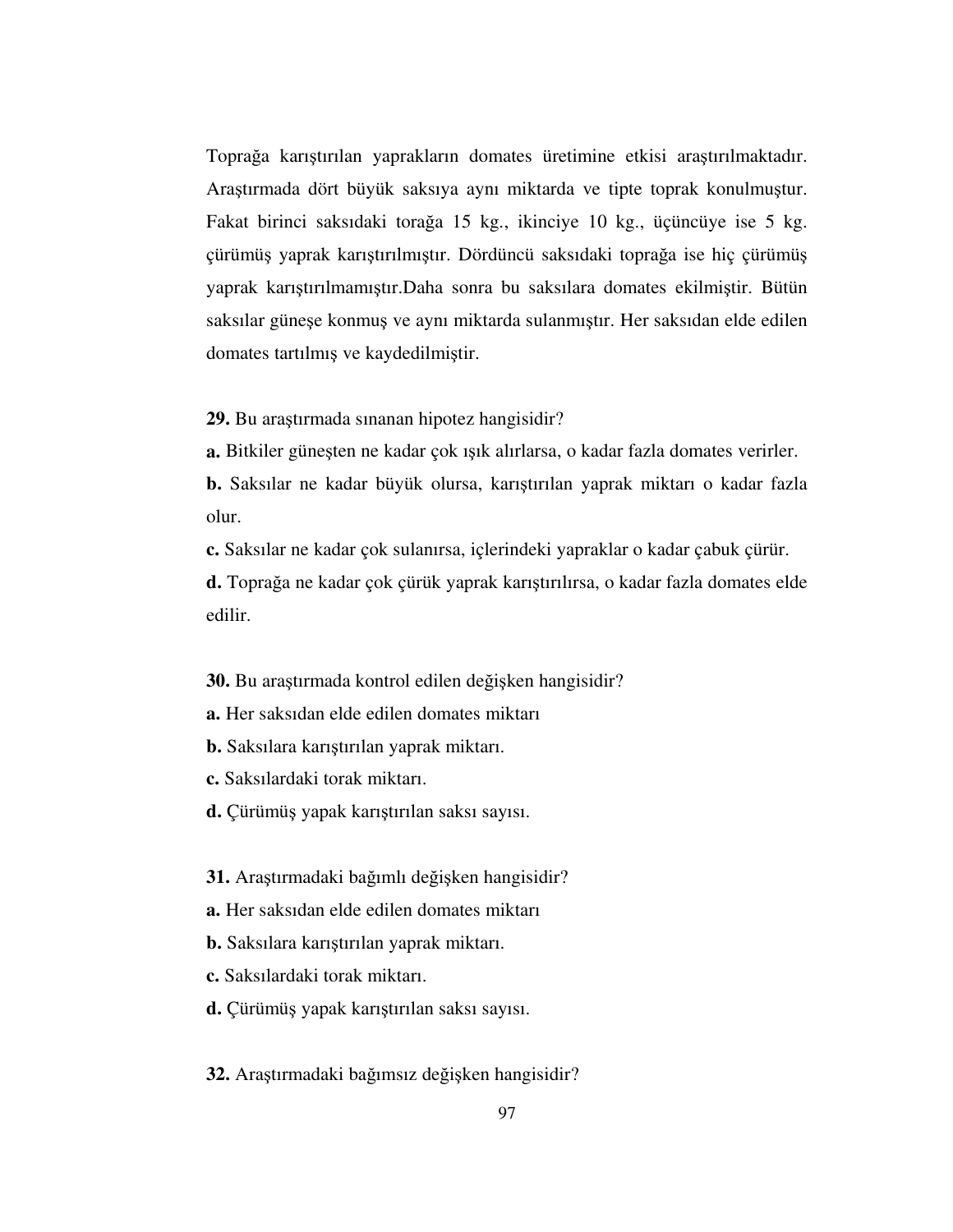Toprağa karıştırılan yaprakların domates üretimine etkisi araştırılmaktadır. Araştırmada dört büyük saksıya aynı miktarda ve tipte toprak konulmuştur. Fakat birinci saksıdaki torağa 15 kg., ikinciye 10 kg., üçüncüye ise 5 kg. çürümüş yaprak karıştırılmıştır. Dördüncü saksıdaki toprağa ise hiç çürümüş yaprak karıştırılmamıştır.Daha sonra bu saksılara domates ekilmiştir. Bütün saksılar güneşe konmuş ve aynı miktarda sulanmıştır. Her saksıdan elde edilen domates tartılmış ve kaydedilmiştir.

**29.** Bu araştırmada sınanan hipotez hangisidir?

**a.** Bitkiler güneşten ne kadar çok ışık alırlarsa, o kadar fazla domates verirler.

**b.** Saksılar ne kadar büyük olursa, karıştırılan yaprak miktarı o kadar fazla olur.

**c.** Saksılar ne kadar çok sulanırsa, içlerindeki yapraklar o kadar çabuk çürür.

**d.** Toprağa ne kadar çok çürük yaprak karıştırılırsa, o kadar fazla domates elde edilir.

**30.** Bu araştırmada kontrol edilen değişken hangisidir?

**a.** Her saksıdan elde edilen domates miktarı

**b.** Saksılara karıştırılan yaprak miktarı.

**c.** Saksılardaki torak miktarı.

**d.** Çürümüş yapak karıştırılan saksı sayısı.

**31.** Araştırmadaki bağımlı değişken hangisidir?

**a.** Her saksıdan elde edilen domates miktarı

**b.** Saksılara karıştırılan yaprak miktarı.

**c.** Saksılardaki torak miktarı.

**d.** Çürümüş yapak karıştırılan saksı sayısı.

**32.** Araştırmadaki bağımsız değişken hangisidir?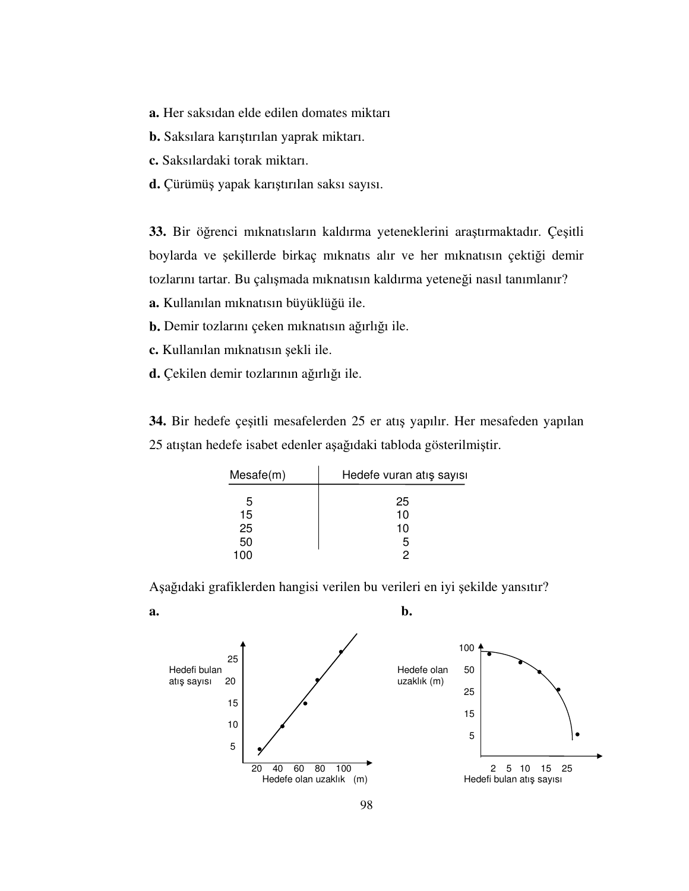**a.** Her saksıdan elde edilen domates miktarı

**b.** Saksılara karıştırılan yaprak miktarı.

**c.** Saksılardaki torak miktarı.

**d.** Çürümüş yapak karıştırılan saksı sayısı.

**33.** Bir öğrenci mıknatısların kaldırma yeteneklerini araştırmaktadır. Çeşitli boylarda ve şekillerde birkaç mıknatıs alır ve her mıknatısın çektiği demir tozlarını tartar. Bu çalışmada mıknatısın kaldırma yeteneği nasıl tanımlanır?

**a.** Kullanılan mıknatısın büyüklüğü ile.

**b.** Demir tozlarını çeken mıknatısın ağırlığı ile.

**c.** Kullanılan mıknatısın şekli ile.

**d.** Çekilen demir tozlarının ağırlığı ile.

**34.** Bir hedefe çeşitli mesafelerden 25 er atış yapılır. Her mesafeden yapılan 25 atıştan hedefe isabet edenler aşağıdaki tabloda gösterilmiştir.

| Mesafe(m) | Hedefe vuran atış sayısı |
|---|---|
| 5 | 25 |
| 15 | 10 |
| 25 | 10 |
| 50 | 5 |
| 100 | 2 |

Aşağıdaki grafiklerden hangisi verilen bu verileri en iyi şekilde yansıtır?

**a.**

Hedefi bulan atış sayısı

25
20
15
10
5

20 40 60 80 100

Hedefe olan uzaklık (m)

**b.**

Hedefe olan uzaklık (m)

100
50
25
15
5

2 5 10 15 25

Hedefi bulan atış sayısı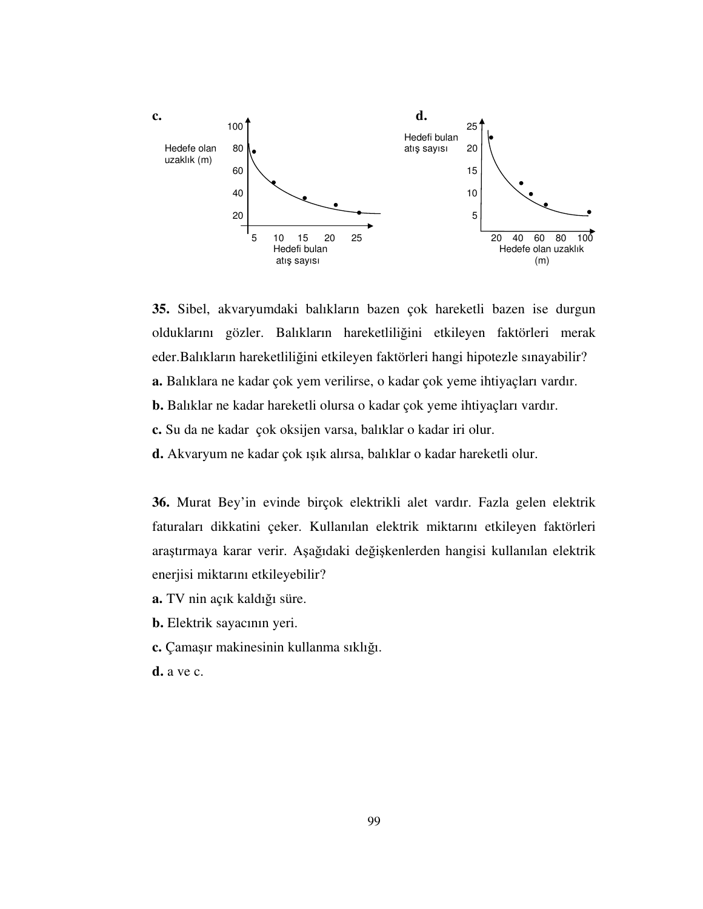**c.**

Hedefe olan uzaklık (m)

100
80
60
40
20

5 10 15 20 25

Hedefi bulan atış sayısı

**d.**

Hedefi bulan atış sayısı

25
20
15
10
5

20 40 60 80 100

Hedefe olan uzaklık (m)

**35.** Sibel, akvaryumdaki balıkların bazen çok hareketli bazen ise durgun olduklarını gözler. Balıkların hareketliliğini etkileyen faktörleri merak eder.Balıkların hareketliliğini etkileyen faktörleri hangi hipotezle sınayabilir?

**a.** Balıklara ne kadar çok yem verilirse, o kadar çok yeme ihtiyaçları vardır.

**b.** Balıklar ne kadar hareketli olursa o kadar çok yeme ihtiyaçları vardır.

**c.** Su da ne kadar  çok oksijen varsa, balıklar o kadar iri olur.

**d.** Akvaryum ne kadar çok ışık alırsa, balıklar o kadar hareketli olur.

**36.** Murat Bey'in evinde birçok elektrikli alet vardır. Fazla gelen elektrik faturaları dikkatini çeker. Kullanılan elektrik miktarını etkileyen faktörleri araştırmaya karar verir. Aşağıdaki değişkenlerden hangisi kullanılan elektrik enerjisi miktarını etkileyebilir?

**a.** TV nin açık kaldığı süre.

**b.** Elektrik sayacının yeri.

**c.** Çamaşır makinesinin kullanma sıklığı.

**d.** a ve c.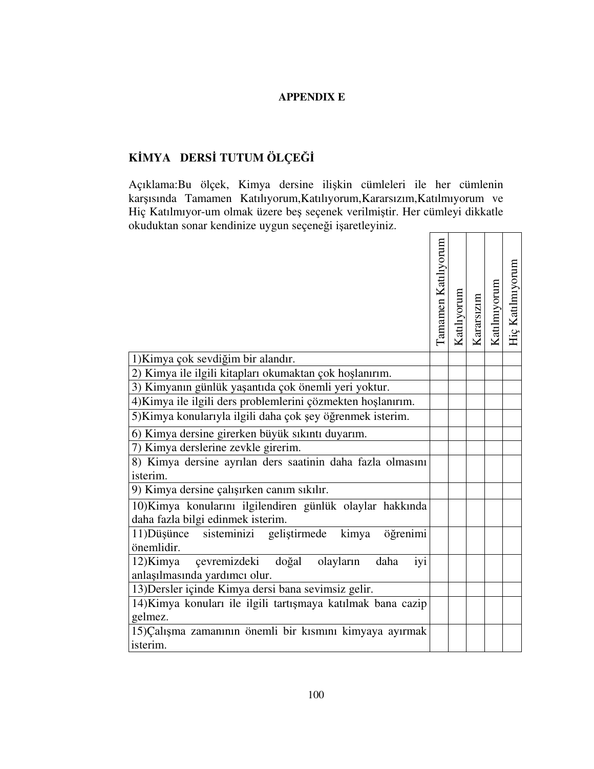# APPENDIX E

## KİMYA DERSİ TUTUM ÖLÇEĞİ

Açıklama:Bu ölçek, Kimya dersine ilişkin cümleleri ile her cümlenin karşısında Tamamen Katılıyorum,Katılıyorum,Kararsızım,Katılmıyorum ve Hiç Katılmıyor-um olmak üzere beş seçenek verilmiştir. Her cümleyi dikkatle okuduktan sonar kendinize uygun seçeneği işaretleyiniz.

| | Tamamen Katılıyorum | Katılıyorum | Kararsızım | Katılmıyorum | Hiç Katılmıyorum |
|---|---|---|---|---|---|
| 1)Kimya çok sevdiğim bir alandır. | | | | | |
| 2) Kimya ile ilgili kitapları okumaktan çok hoşlanırım. | | | | | |
| 3) Kimyanın günlük yaşantıda çok önemli yeri yoktur. | | | | | |
| 4)Kimya ile ilgili ders problemlerini çözmekten hoşlanırım. | | | | | |
| 5)Kimya konularıyla ilgili daha çok şey öğrenmek isterim. | | | | | |
| 6) Kimya dersine girerken büyük sıkıntı duyarım. | | | | | |
| 7) Kimya derslerine zevkle girerim. | | | | | |
| 8) Kimya dersine ayrılan ders saatinin daha fazla olmasını isterim. | | | | | |
| 9) Kimya dersine çalışırken canım sıkılır. | | | | | |
| 10)Kimya konularını ilgilendiren günlük olaylar hakkında daha fazla bilgi edinmek isterim. | | | | | |
| 11)Düşünce sisteminizi geliştirmede kimya öğrenimi önemlidir. | | | | | |
| 12)Kimya çevremizdeki doğal olayların daha iyi anlaşılmasında yardımcı olur. | | | | | |
| 13)Dersler içinde Kimya dersi bana sevimsiz gelir. | | | | | |
| 14)Kimya konuları ile ilgili tartışmaya katılmak bana cazip gelmez. | | | | | |
| 15)Çalışma zamanının önemli bir kısmını kimyaya ayırmak isterim. | | | | | |